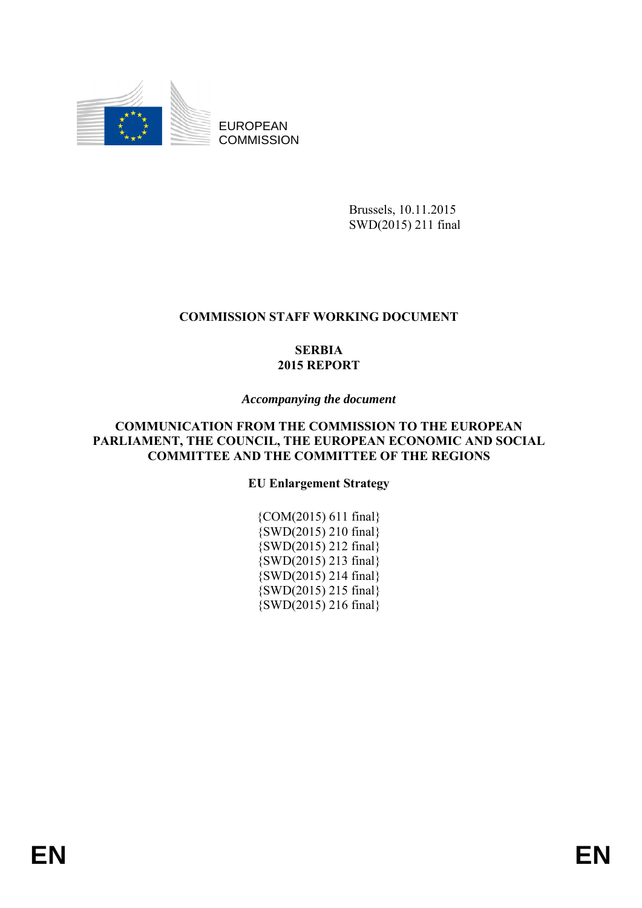EUROPEAN COMMISSION

Brussels, 10.11.2015
SWD(2015) 211 final

# COMMISSION STAFF WORKING DOCUMENT

## SERBIA
## 2015 REPORT

*Accompanying the document*

**COMMUNICATION FROM THE COMMISSION TO THE EUROPEAN PARLIAMENT, THE COUNCIL, THE EUROPEAN ECONOMIC AND SOCIAL COMMITTEE AND THE COMMITTEE OF THE REGIONS**

**EU Enlargement Strategy**

{COM(2015) 611 final}
{SWD(2015) 210 final}
{SWD(2015) 212 final}
{SWD(2015) 213 final}
{SWD(2015) 214 final}
{SWD(2015) 215 final}
{SWD(2015) 216 final}

EN EN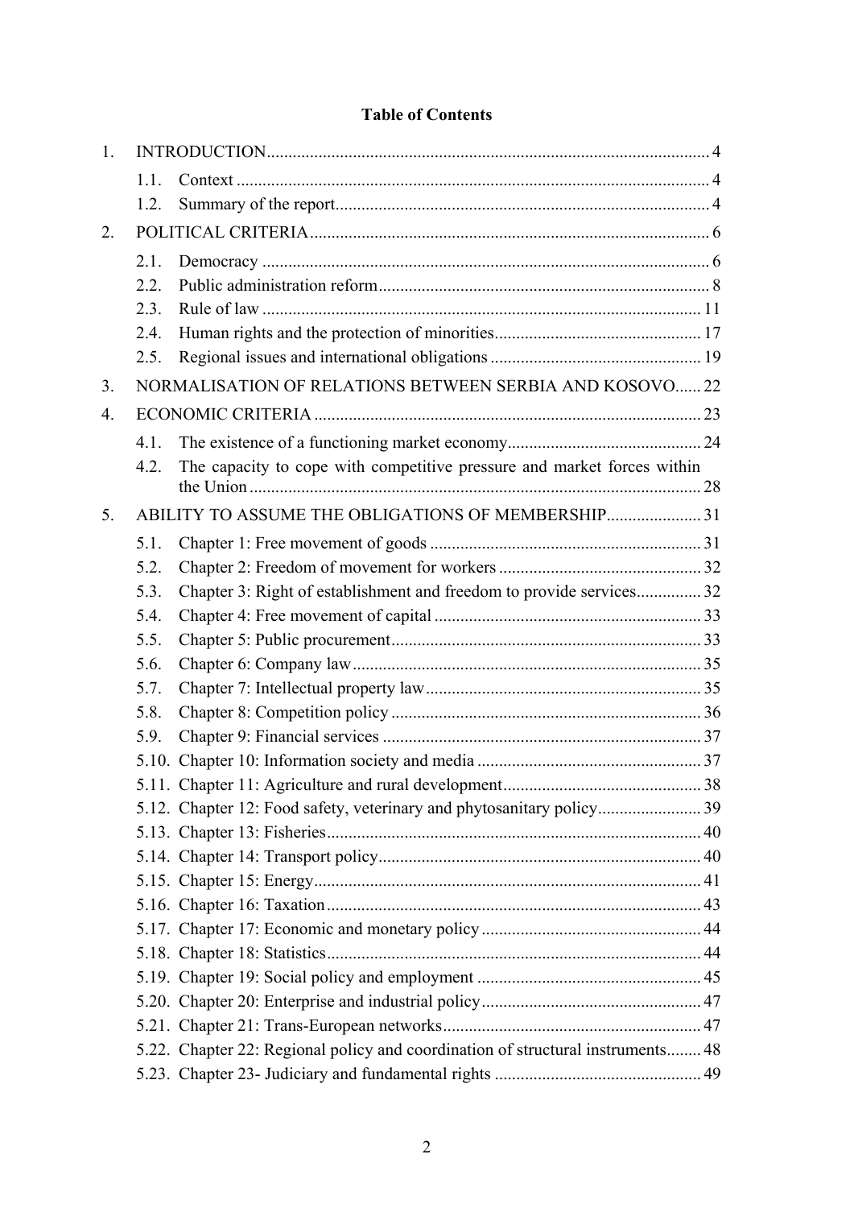**Table of Contents**

1. INTRODUCTION .......... 4
   - 1.1. Context .......... 4
   - 1.2. Summary of the report .......... 4
2. POLITICAL CRITERIA .......... 6
   - 2.1. Democracy .......... 6
   - 2.2. Public administration reform .......... 8
   - 2.3. Rule of law .......... 11
   - 2.4. Human rights and the protection of minorities .......... 17
   - 2.5. Regional issues and international obligations .......... 19
3. NORMALISATION OF RELATIONS BETWEEN SERBIA AND KOSOVO .......... 22
4. ECONOMIC CRITERIA .......... 23
   - 4.1. The existence of a functioning market economy .......... 24
   - 4.2. The capacity to cope with competitive pressure and market forces within the Union .......... 28
5. ABILITY TO ASSUME THE OBLIGATIONS OF MEMBERSHIP .......... 31
   - 5.1. Chapter 1: Free movement of goods .......... 31
   - 5.2. Chapter 2: Freedom of movement for workers .......... 32
   - 5.3. Chapter 3: Right of establishment and freedom to provide services .......... 32
   - 5.4. Chapter 4: Free movement of capital .......... 33
   - 5.5. Chapter 5: Public procurement .......... 33
   - 5.6. Chapter 6: Company law .......... 35
   - 5.7. Chapter 7: Intellectual property law .......... 35
   - 5.8. Chapter 8: Competition policy .......... 36
   - 5.9. Chapter 9: Financial services .......... 37
   - 5.10. Chapter 10: Information society and media .......... 37
   - 5.11. Chapter 11: Agriculture and rural development .......... 38
   - 5.12. Chapter 12: Food safety, veterinary and phytosanitary policy .......... 39
   - 5.13. Chapter 13: Fisheries .......... 40
   - 5.14. Chapter 14: Transport policy .......... 40
   - 5.15. Chapter 15: Energy .......... 41
   - 5.16. Chapter 16: Taxation .......... 43
   - 5.17. Chapter 17: Economic and monetary policy .......... 44
   - 5.18. Chapter 18: Statistics .......... 44
   - 5.19. Chapter 19: Social policy and employment .......... 45
   - 5.20. Chapter 20: Enterprise and industrial policy .......... 47
   - 5.21. Chapter 21: Trans-European networks .......... 47
   - 5.22. Chapter 22: Regional policy and coordination of structural instruments .......... 48
   - 5.23. Chapter 23- Judiciary and fundamental rights .......... 49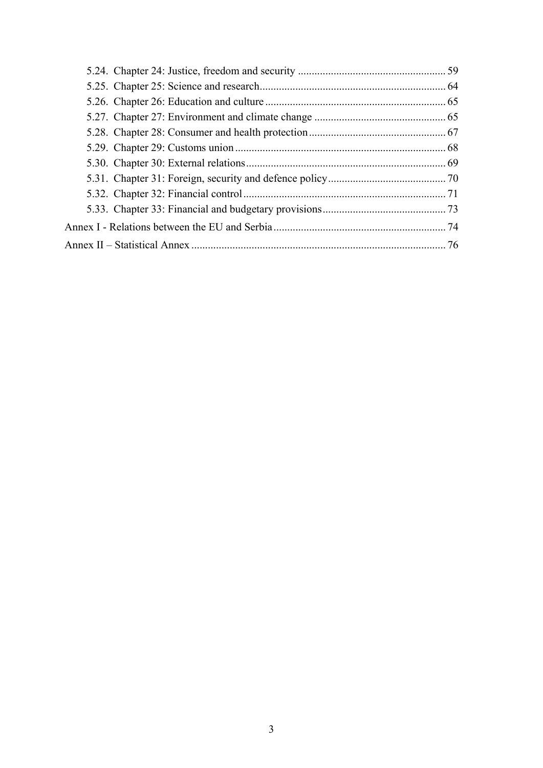5.24. Chapter 24: Justice, freedom and security ..................................................... 59
5.25. Chapter 25: Science and research................................................................... 64
5.26. Chapter 26: Education and culture ................................................................ 65
5.27. Chapter 27: Environment and climate change ............................................... 65
5.28. Chapter 28: Consumer and health protection ................................................. 67
5.29. Chapter 29: Customs union ............................................................................ 68
5.30. Chapter 30: External relations ........................................................................ 69
5.31. Chapter 31: Foreign, security and defence policy .......................................... 70
5.32. Chapter 32: Financial control ......................................................................... 71
5.33. Chapter 33: Financial and budgetary provisions ............................................ 73

Annex I - Relations between the EU and Serbia .............................................................. 74

Annex II – Statistical Annex ............................................................................................ 76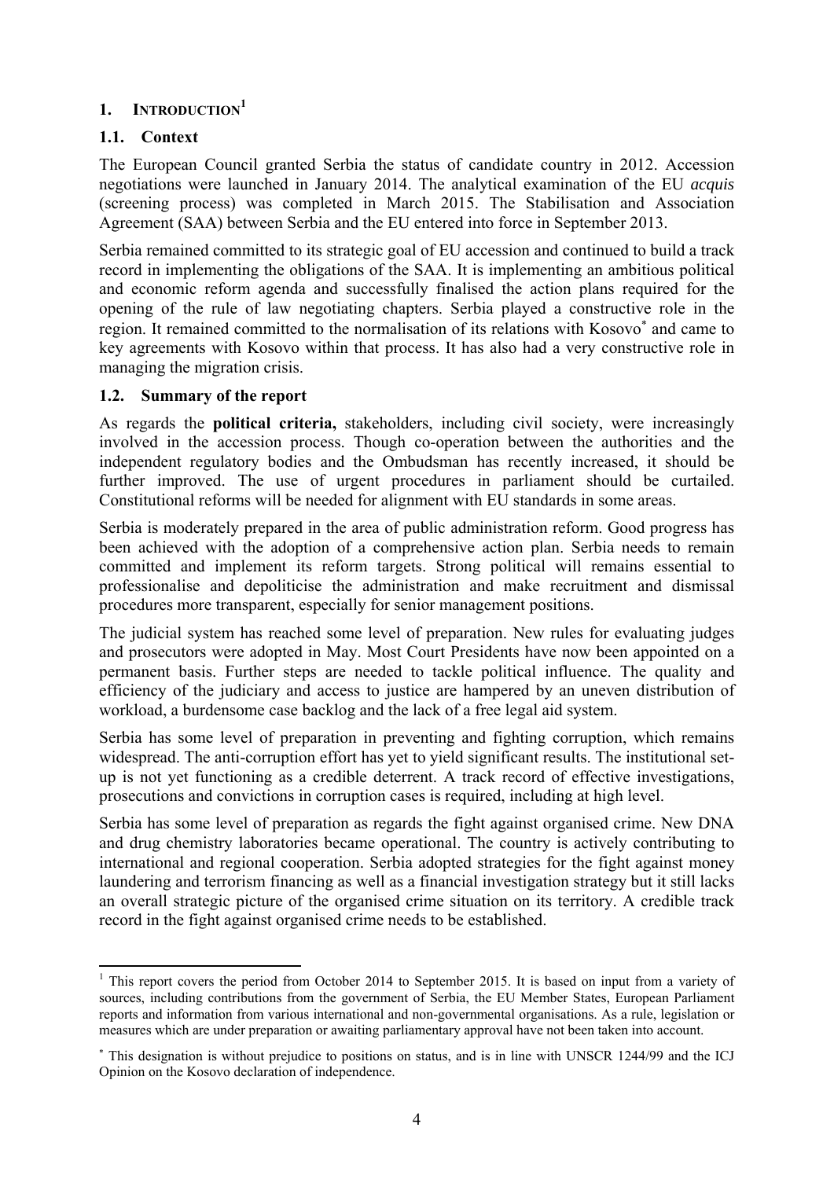# 1. INTRODUCTION[1]

## 1.1. Context

The European Council granted Serbia the status of candidate country in 2012. Accession negotiations were launched in January 2014. The analytical examination of the EU *acquis* (screening process) was completed in March 2015. The Stabilisation and Association Agreement (SAA) between Serbia and the EU entered into force in September 2013.

Serbia remained committed to its strategic goal of EU accession and continued to build a track record in implementing the obligations of the SAA. It is implementing an ambitious political and economic reform agenda and successfully finalised the action plans required for the opening of the rule of law negotiating chapters. Serbia played a constructive role in the region. It remained committed to the normalisation of its relations with Kosovo[*] and came to key agreements with Kosovo within that process. It has also had a very constructive role in managing the migration crisis.

## 1.2. Summary of the report

As regards the **political criteria,** stakeholders, including civil society, were increasingly involved in the accession process. Though co-operation between the authorities and the independent regulatory bodies and the Ombudsman has recently increased, it should be further improved. The use of urgent procedures in parliament should be curtailed. Constitutional reforms will be needed for alignment with EU standards in some areas.

Serbia is moderately prepared in the area of public administration reform. Good progress has been achieved with the adoption of a comprehensive action plan. Serbia needs to remain committed and implement its reform targets. Strong political will remains essential to professionalise and depoliticise the administration and make recruitment and dismissal procedures more transparent, especially for senior management positions.

The judicial system has reached some level of preparation. New rules for evaluating judges and prosecutors were adopted in May. Most Court Presidents have now been appointed on a permanent basis. Further steps are needed to tackle political influence. The quality and efficiency of the judiciary and access to justice are hampered by an uneven distribution of workload, a burdensome case backlog and the lack of a free legal aid system.

Serbia has some level of preparation in preventing and fighting corruption, which remains widespread. The anti-corruption effort has yet to yield significant results. The institutional set-up is not yet functioning as a credible deterrent. A track record of effective investigations, prosecutions and convictions in corruption cases is required, including at high level.

Serbia has some level of preparation as regards the fight against organised crime. New DNA and drug chemistry laboratories became operational. The country is actively contributing to international and regional cooperation. Serbia adopted strategies for the fight against money laundering and terrorism financing as well as a financial investigation strategy but it still lacks an overall strategic picture of the organised crime situation on its territory. A credible track record in the fight against organised crime needs to be established.

---

[1] This report covers the period from October 2014 to September 2015. It is based on input from a variety of sources, including contributions from the government of Serbia, the EU Member States, European Parliament reports and information from various international and non-governmental organisations. As a rule, legislation or measures which are under preparation or awaiting parliamentary approval have not been taken into account.

[*] This designation is without prejudice to positions on status, and is in line with UNSCR 1244/99 and the ICJ Opinion on the Kosovo declaration of independence.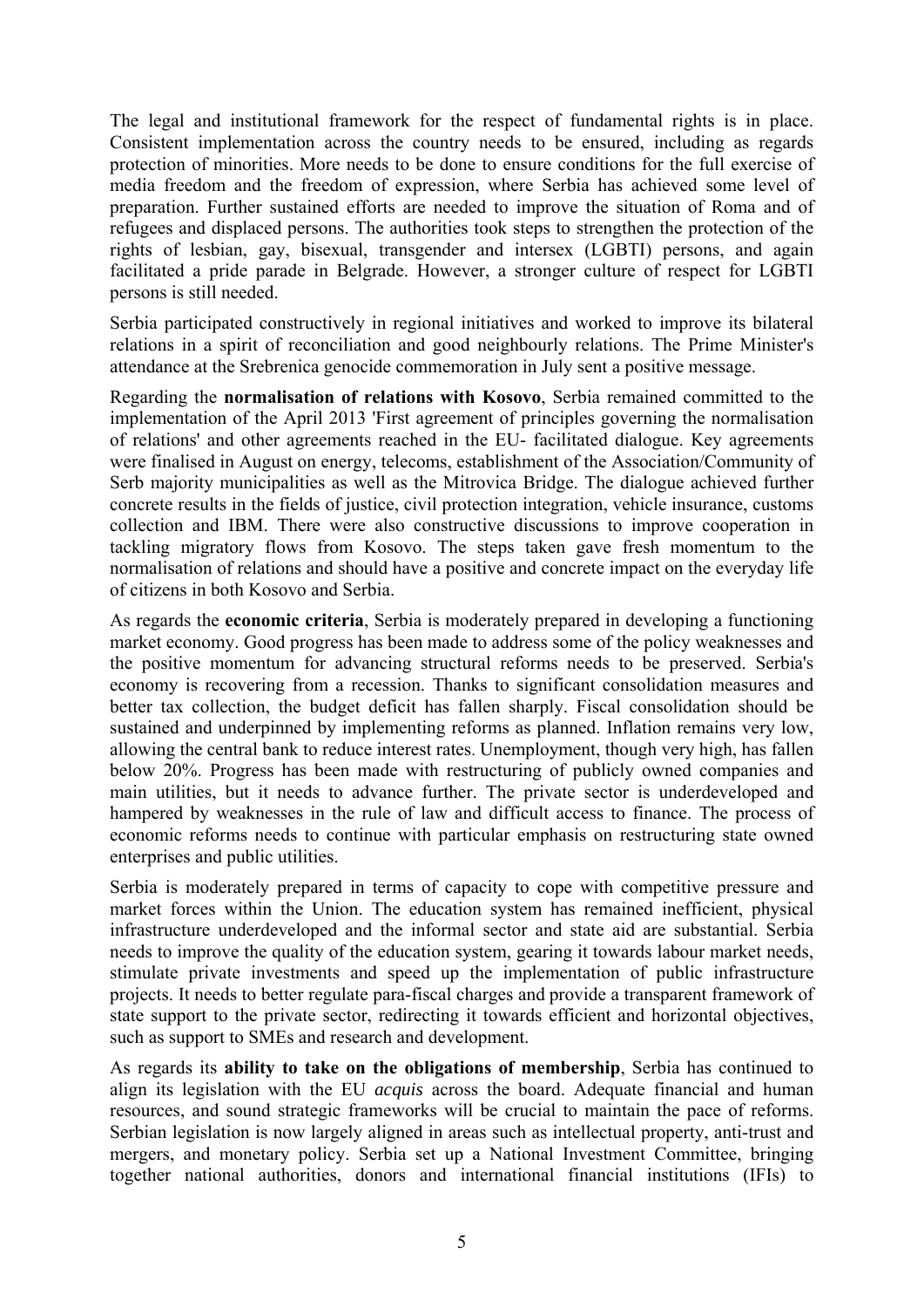The legal and institutional framework for the respect of fundamental rights is in place. Consistent implementation across the country needs to be ensured, including as regards protection of minorities. More needs to be done to ensure conditions for the full exercise of media freedom and the freedom of expression, where Serbia has achieved some level of preparation. Further sustained efforts are needed to improve the situation of Roma and of refugees and displaced persons. The authorities took steps to strengthen the protection of the rights of lesbian, gay, bisexual, transgender and intersex (LGBTI) persons, and again facilitated a pride parade in Belgrade. However, a stronger culture of respect for LGBTI persons is still needed.

Serbia participated constructively in regional initiatives and worked to improve its bilateral relations in a spirit of reconciliation and good neighbourly relations. The Prime Minister's attendance at the Srebrenica genocide commemoration in July sent a positive message.

Regarding the **normalisation of relations with Kosovo**, Serbia remained committed to the implementation of the April 2013 'First agreement of principles governing the normalisation of relations' and other agreements reached in the EU- facilitated dialogue. Key agreements were finalised in August on energy, telecoms, establishment of the Association/Community of Serb majority municipalities as well as the Mitrovica Bridge. The dialogue achieved further concrete results in the fields of justice, civil protection integration, vehicle insurance, customs collection and IBM. There were also constructive discussions to improve cooperation in tackling migratory flows from Kosovo. The steps taken gave fresh momentum to the normalisation of relations and should have a positive and concrete impact on the everyday life of citizens in both Kosovo and Serbia.

As regards the **economic criteria**, Serbia is moderately prepared in developing a functioning market economy. Good progress has been made to address some of the policy weaknesses and the positive momentum for advancing structural reforms needs to be preserved. Serbia's economy is recovering from a recession. Thanks to significant consolidation measures and better tax collection, the budget deficit has fallen sharply. Fiscal consolidation should be sustained and underpinned by implementing reforms as planned. Inflation remains very low, allowing the central bank to reduce interest rates. Unemployment, though very high, has fallen below 20%. Progress has been made with restructuring of publicly owned companies and main utilities, but it needs to advance further. The private sector is underdeveloped and hampered by weaknesses in the rule of law and difficult access to finance. The process of economic reforms needs to continue with particular emphasis on restructuring state owned enterprises and public utilities.

Serbia is moderately prepared in terms of capacity to cope with competitive pressure and market forces within the Union. The education system has remained inefficient, physical infrastructure underdeveloped and the informal sector and state aid are substantial. Serbia needs to improve the quality of the education system, gearing it towards labour market needs, stimulate private investments and speed up the implementation of public infrastructure projects. It needs to better regulate para-fiscal charges and provide a transparent framework of state support to the private sector, redirecting it towards efficient and horizontal objectives, such as support to SMEs and research and development.

As regards its **ability to take on the obligations of membership**, Serbia has continued to align its legislation with the EU *acquis* across the board. Adequate financial and human resources, and sound strategic frameworks will be crucial to maintain the pace of reforms. Serbian legislation is now largely aligned in areas such as intellectual property, anti-trust and mergers, and monetary policy. Serbia set up a National Investment Committee, bringing together national authorities, donors and international financial institutions (IFIs) to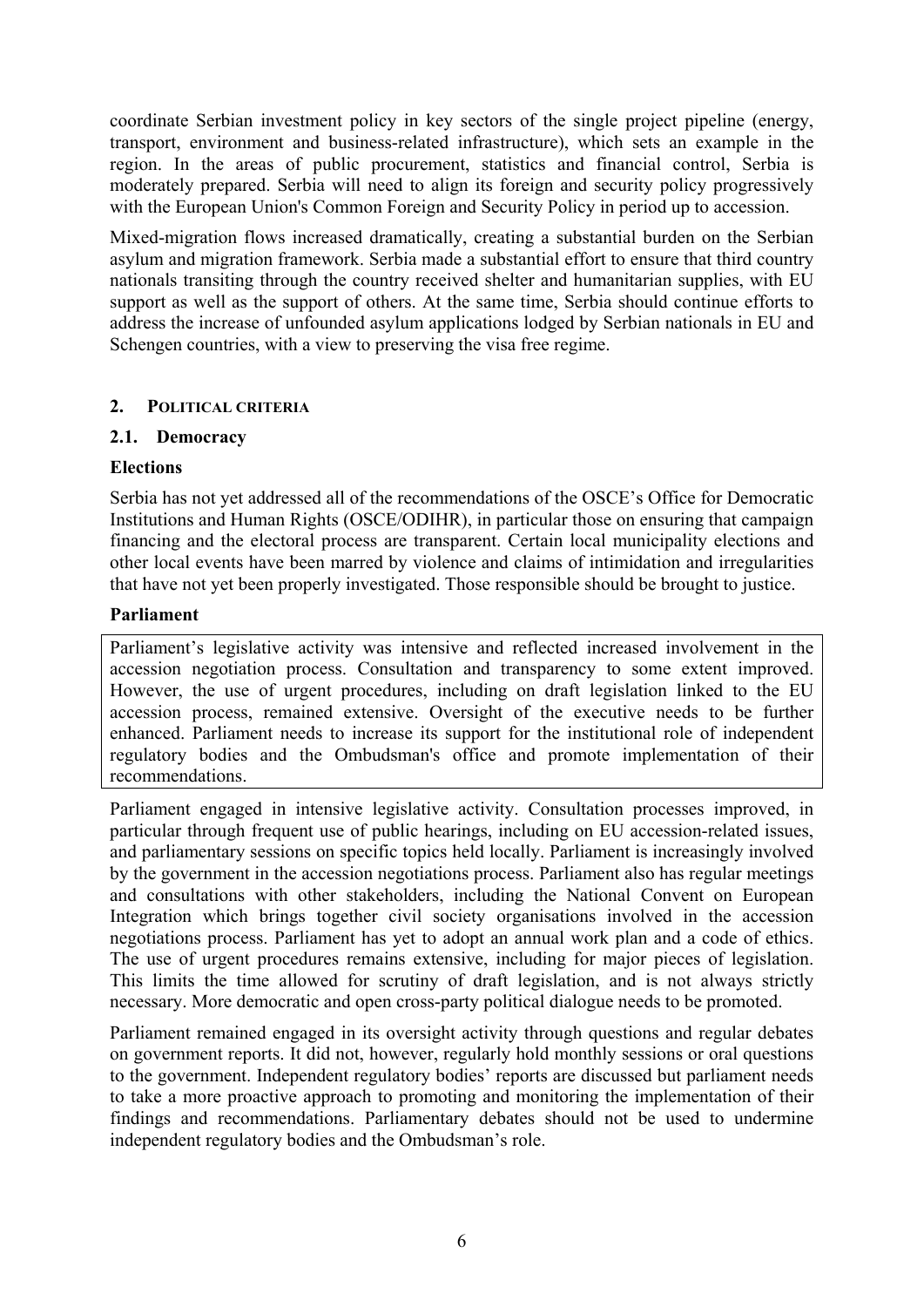coordinate Serbian investment policy in key sectors of the single project pipeline (energy, transport, environment and business-related infrastructure), which sets an example in the region. In the areas of public procurement, statistics and financial control, Serbia is moderately prepared. Serbia will need to align its foreign and security policy progressively with the European Union's Common Foreign and Security Policy in period up to accession.

Mixed-migration flows increased dramatically, creating a substantial burden on the Serbian asylum and migration framework. Serbia made a substantial effort to ensure that third country nationals transiting through the country received shelter and humanitarian supplies, with EU support as well as the support of others. At the same time, Serbia should continue efforts to address the increase of unfounded asylum applications lodged by Serbian nationals in EU and Schengen countries, with a view to preserving the visa free regime.

## 2. POLITICAL CRITERIA

### 2.1. Democracy

**Elections**

Serbia has not yet addressed all of the recommendations of the OSCE's Office for Democratic Institutions and Human Rights (OSCE/ODIHR), in particular those on ensuring that campaign financing and the electoral process are transparent. Certain local municipality elections and other local events have been marred by violence and claims of intimidation and irregularities that have not yet been properly investigated. Those responsible should be brought to justice.

**Parliament**

Parliament's legislative activity was intensive and reflected increased involvement in the accession negotiation process. Consultation and transparency to some extent improved. However, the use of urgent procedures, including on draft legislation linked to the EU accession process, remained extensive. Oversight of the executive needs to be further enhanced. Parliament needs to increase its support for the institutional role of independent regulatory bodies and the Ombudsman's office and promote implementation of their recommendations.

Parliament engaged in intensive legislative activity. Consultation processes improved, in particular through frequent use of public hearings, including on EU accession-related issues, and parliamentary sessions on specific topics held locally. Parliament is increasingly involved by the government in the accession negotiations process. Parliament also has regular meetings and consultations with other stakeholders, including the National Convent on European Integration which brings together civil society organisations involved in the accession negotiations process. Parliament has yet to adopt an annual work plan and a code of ethics. The use of urgent procedures remains extensive, including for major pieces of legislation. This limits the time allowed for scrutiny of draft legislation, and is not always strictly necessary. More democratic and open cross-party political dialogue needs to be promoted.

Parliament remained engaged in its oversight activity through questions and regular debates on government reports. It did not, however, regularly hold monthly sessions or oral questions to the government. Independent regulatory bodies' reports are discussed but parliament needs to take a more proactive approach to promoting and monitoring the implementation of their findings and recommendations. Parliamentary debates should not be used to undermine independent regulatory bodies and the Ombudsman's role.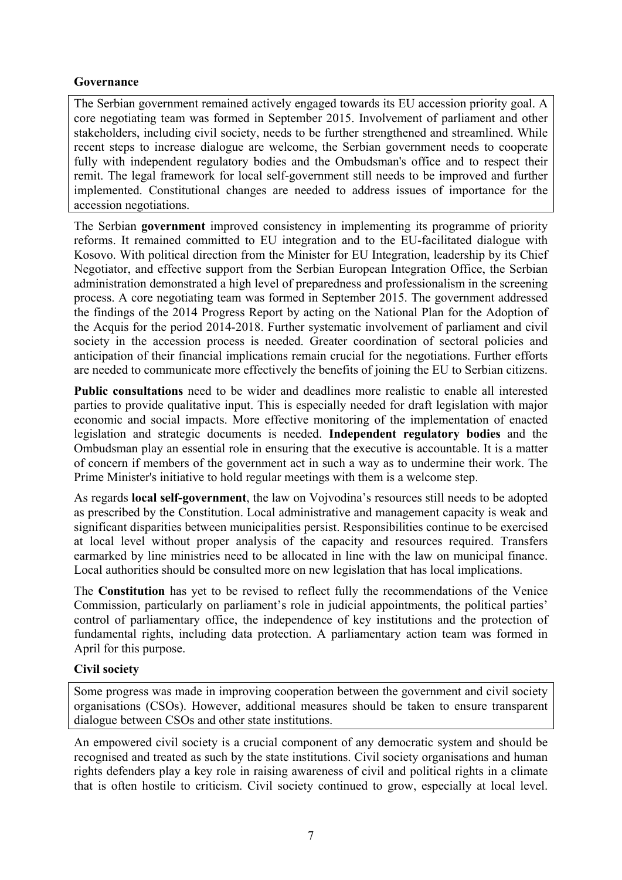**Governance**

The Serbian government remained actively engaged towards its EU accession priority goal. A core negotiating team was formed in September 2015. Involvement of parliament and other stakeholders, including civil society, needs to be further strengthened and streamlined. While recent steps to increase dialogue are welcome, the Serbian government needs to cooperate fully with independent regulatory bodies and the Ombudsman's office and to respect their remit. The legal framework for local self-government still needs to be improved and further implemented. Constitutional changes are needed to address issues of importance for the accession negotiations.

The Serbian **government** improved consistency in implementing its programme of priority reforms. It remained committed to EU integration and to the EU-facilitated dialogue with Kosovo. With political direction from the Minister for EU Integration, leadership by its Chief Negotiator, and effective support from the Serbian European Integration Office, the Serbian administration demonstrated a high level of preparedness and professionalism in the screening process. A core negotiating team was formed in September 2015. The government addressed the findings of the 2014 Progress Report by acting on the National Plan for the Adoption of the Acquis for the period 2014-2018. Further systematic involvement of parliament and civil society in the accession process is needed. Greater coordination of sectoral policies and anticipation of their financial implications remain crucial for the negotiations. Further efforts are needed to communicate more effectively the benefits of joining the EU to Serbian citizens.

**Public consultations** need to be wider and deadlines more realistic to enable all interested parties to provide qualitative input. This is especially needed for draft legislation with major economic and social impacts. More effective monitoring of the implementation of enacted legislation and strategic documents is needed. **Independent regulatory bodies** and the Ombudsman play an essential role in ensuring that the executive is accountable. It is a matter of concern if members of the government act in such a way as to undermine their work. The Prime Minister's initiative to hold regular meetings with them is a welcome step.

As regards **local self-government**, the law on Vojvodina's resources still needs to be adopted as prescribed by the Constitution. Local administrative and management capacity is weak and significant disparities between municipalities persist. Responsibilities continue to be exercised at local level without proper analysis of the capacity and resources required. Transfers earmarked by line ministries need to be allocated in line with the law on municipal finance. Local authorities should be consulted more on new legislation that has local implications.

The **Constitution** has yet to be revised to reflect fully the recommendations of the Venice Commission, particularly on parliament's role in judicial appointments, the political parties' control of parliamentary office, the independence of key institutions and the protection of fundamental rights, including data protection. A parliamentary action team was formed in April for this purpose.

**Civil society**

Some progress was made in improving cooperation between the government and civil society organisations (CSOs). However, additional measures should be taken to ensure transparent dialogue between CSOs and other state institutions.

An empowered civil society is a crucial component of any democratic system and should be recognised and treated as such by the state institutions. Civil society organisations and human rights defenders play a key role in raising awareness of civil and political rights in a climate that is often hostile to criticism. Civil society continued to grow, especially at local level.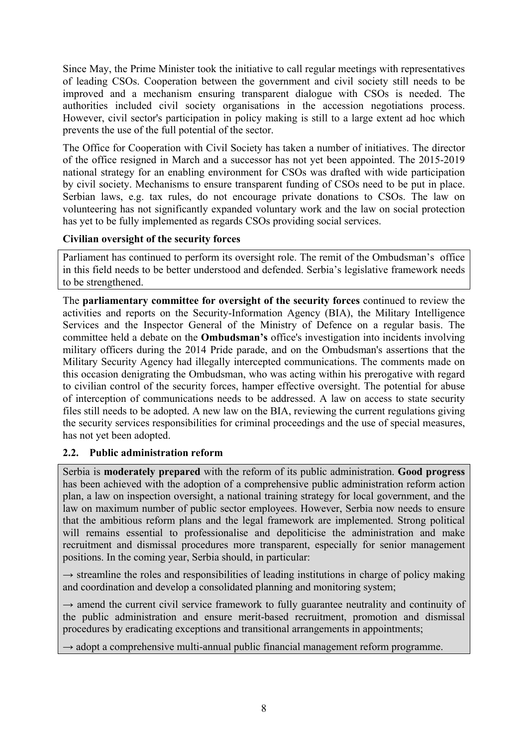Since May, the Prime Minister took the initiative to call regular meetings with representatives of leading CSOs. Cooperation between the government and civil society still needs to be improved and a mechanism ensuring transparent dialogue with CSOs is needed. The authorities included civil society organisations in the accession negotiations process. However, civil sector's participation in policy making is still to a large extent ad hoc which prevents the use of the full potential of the sector.

The Office for Cooperation with Civil Society has taken a number of initiatives. The director of the office resigned in March and a successor has not yet been appointed. The 2015-2019 national strategy for an enabling environment for CSOs was drafted with wide participation by civil society. Mechanisms to ensure transparent funding of CSOs need to be put in place. Serbian laws, e.g. tax rules, do not encourage private donations to CSOs. The law on volunteering has not significantly expanded voluntary work and the law on social protection has yet to be fully implemented as regards CSOs providing social services.

**Civilian oversight of the security forces**

Parliament has continued to perform its oversight role. The remit of the Ombudsman's office in this field needs to be better understood and defended. Serbia's legislative framework needs to be strengthened.

The **parliamentary committee for oversight of the security forces** continued to review the activities and reports on the Security-Information Agency (BIA), the Military Intelligence Services and the Inspector General of the Ministry of Defence on a regular basis. The committee held a debate on the **Ombudsman's** office's investigation into incidents involving military officers during the 2014 Pride parade, and on the Ombudsman's assertions that the Military Security Agency had illegally intercepted communications. The comments made on this occasion denigrating the Ombudsman, who was acting within his prerogative with regard to civilian control of the security forces, hamper effective oversight. The potential for abuse of interception of communications needs to be addressed. A law on access to state security files still needs to be adopted. A new law on the BIA, reviewing the current regulations giving the security services responsibilities for criminal proceedings and the use of special measures, has not yet been adopted.

## 2.2. Public administration reform

Serbia is **moderately prepared** with the reform of its public administration. **Good progress** has been achieved with the adoption of a comprehensive public administration reform action plan, a law on inspection oversight, a national training strategy for local government, and the law on maximum number of public sector employees. However, Serbia now needs to ensure that the ambitious reform plans and the legal framework are implemented. Strong political will remains essential to professionalise and depoliticise the administration and make recruitment and dismissal procedures more transparent, especially for senior management positions. In the coming year, Serbia should, in particular:

→ streamline the roles and responsibilities of leading institutions in charge of policy making and coordination and develop a consolidated planning and monitoring system;

→ amend the current civil service framework to fully guarantee neutrality and continuity of the public administration and ensure merit-based recruitment, promotion and dismissal procedures by eradicating exceptions and transitional arrangements in appointments;

→ adopt a comprehensive multi-annual public financial management reform programme.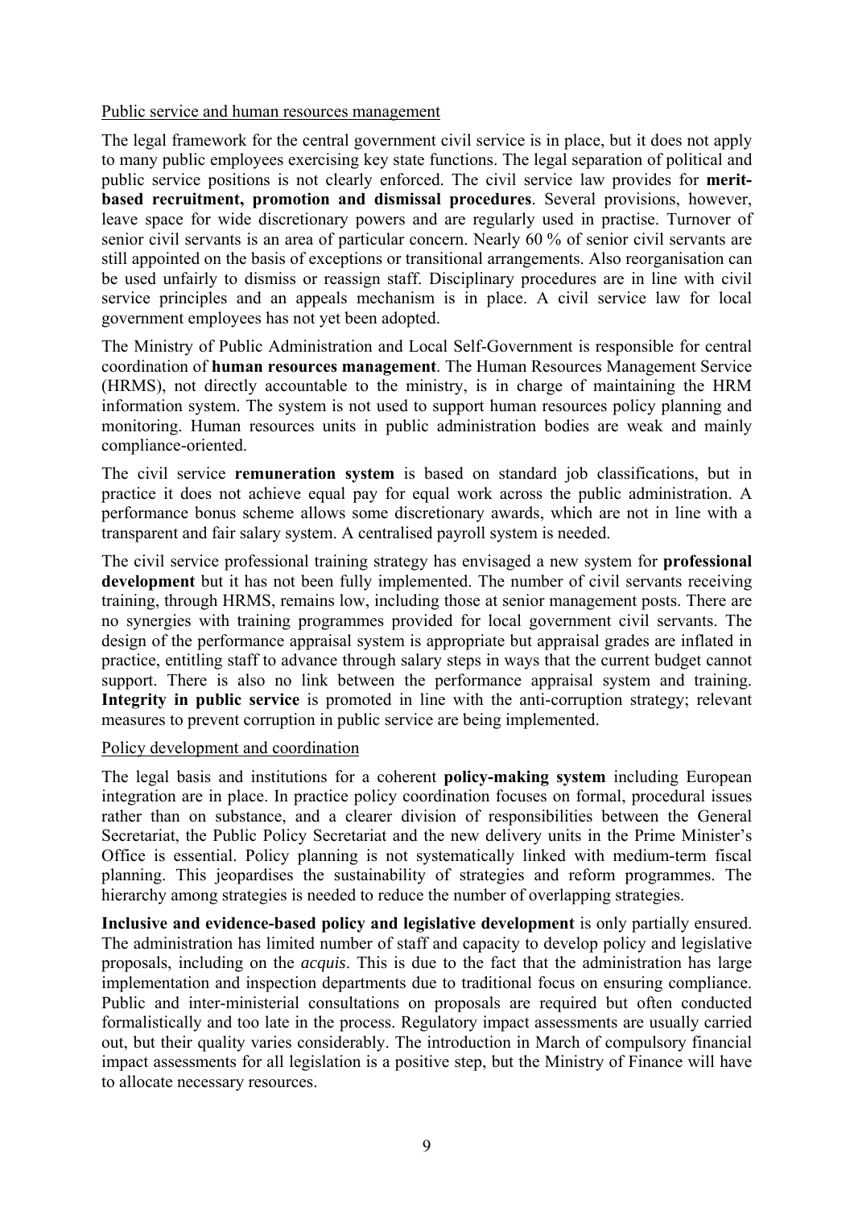Public service and human resources management

The legal framework for the central government civil service is in place, but it does not apply to many public employees exercising key state functions. The legal separation of political and public service positions is not clearly enforced. The civil service law provides for **merit-based recruitment, promotion and dismissal procedures**. Several provisions, however, leave space for wide discretionary powers and are regularly used in practise. Turnover of senior civil servants is an area of particular concern. Nearly 60 % of senior civil servants are still appointed on the basis of exceptions or transitional arrangements. Also reorganisation can be used unfairly to dismiss or reassign staff. Disciplinary procedures are in line with civil service principles and an appeals mechanism is in place. A civil service law for local government employees has not yet been adopted.

The Ministry of Public Administration and Local Self-Government is responsible for central coordination of **human resources management**. The Human Resources Management Service (HRMS), not directly accountable to the ministry, is in charge of maintaining the HRM information system. The system is not used to support human resources policy planning and monitoring. Human resources units in public administration bodies are weak and mainly compliance-oriented.

The civil service **remuneration system** is based on standard job classifications, but in practice it does not achieve equal pay for equal work across the public administration. A performance bonus scheme allows some discretionary awards, which are not in line with a transparent and fair salary system. A centralised payroll system is needed.

The civil service professional training strategy has envisaged a new system for **professional development** but it has not been fully implemented. The number of civil servants receiving training, through HRMS, remains low, including those at senior management posts. There are no synergies with training programmes provided for local government civil servants. The design of the performance appraisal system is appropriate but appraisal grades are inflated in practice, entitling staff to advance through salary steps in ways that the current budget cannot support. There is also no link between the performance appraisal system and training. **Integrity in public service** is promoted in line with the anti-corruption strategy; relevant measures to prevent corruption in public service are being implemented.

Policy development and coordination

The legal basis and institutions for a coherent **policy-making system** including European integration are in place. In practice policy coordination focuses on formal, procedural issues rather than on substance, and a clearer division of responsibilities between the General Secretariat, the Public Policy Secretariat and the new delivery units in the Prime Minister's Office is essential. Policy planning is not systematically linked with medium-term fiscal planning. This jeopardises the sustainability of strategies and reform programmes. The hierarchy among strategies is needed to reduce the number of overlapping strategies.

**Inclusive and evidence-based policy and legislative development** is only partially ensured. The administration has limited number of staff and capacity to develop policy and legislative proposals, including on the *acquis*. This is due to the fact that the administration has large implementation and inspection departments due to traditional focus on ensuring compliance. Public and inter-ministerial consultations on proposals are required but often conducted formalistically and too late in the process. Regulatory impact assessments are usually carried out, but their quality varies considerably. The introduction in March of compulsory financial impact assessments for all legislation is a positive step, but the Ministry of Finance will have to allocate necessary resources.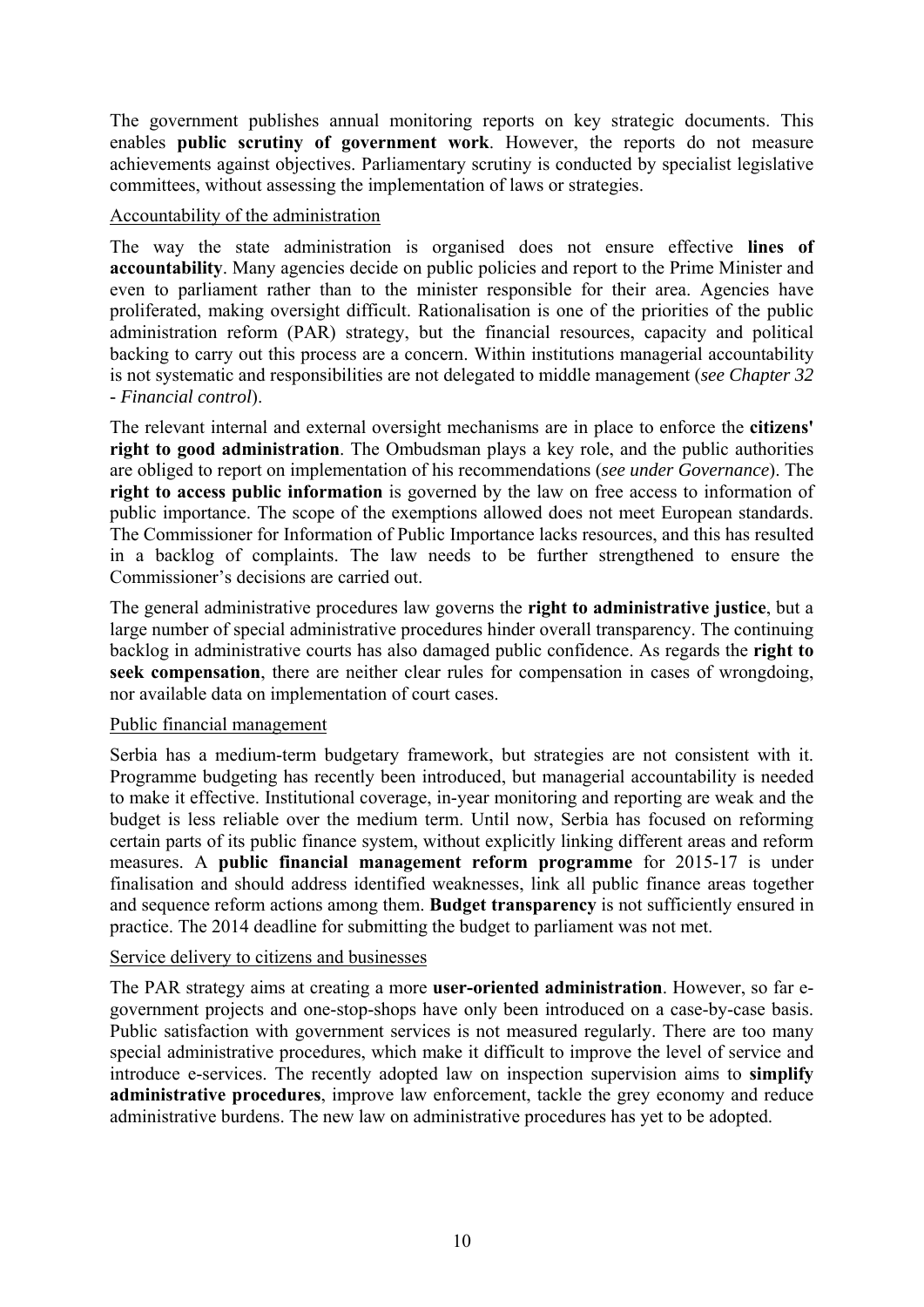The government publishes annual monitoring reports on key strategic documents. This enables **public scrutiny of government work**. However, the reports do not measure achievements against objectives. Parliamentary scrutiny is conducted by specialist legislative committees, without assessing the implementation of laws or strategies.

Accountability of the administration

The way the state administration is organised does not ensure effective **lines of accountability**. Many agencies decide on public policies and report to the Prime Minister and even to parliament rather than to the minister responsible for their area. Agencies have proliferated, making oversight difficult. Rationalisation is one of the priorities of the public administration reform (PAR) strategy, but the financial resources, capacity and political backing to carry out this process are a concern. Within institutions managerial accountability is not systematic and responsibilities are not delegated to middle management (*see Chapter 32 - Financial control*).

The relevant internal and external oversight mechanisms are in place to enforce the **citizens' right to good administration**. The Ombudsman plays a key role, and the public authorities are obliged to report on implementation of his recommendations (*see under Governance*). The **right to access public information** is governed by the law on free access to information of public importance. The scope of the exemptions allowed does not meet European standards. The Commissioner for Information of Public Importance lacks resources, and this has resulted in a backlog of complaints. The law needs to be further strengthened to ensure the Commissioner's decisions are carried out.

The general administrative procedures law governs the **right to administrative justice**, but a large number of special administrative procedures hinder overall transparency. The continuing backlog in administrative courts has also damaged public confidence. As regards the **right to seek compensation**, there are neither clear rules for compensation in cases of wrongdoing, nor available data on implementation of court cases.

Public financial management

Serbia has a medium-term budgetary framework, but strategies are not consistent with it. Programme budgeting has recently been introduced, but managerial accountability is needed to make it effective. Institutional coverage, in-year monitoring and reporting are weak and the budget is less reliable over the medium term. Until now, Serbia has focused on reforming certain parts of its public finance system, without explicitly linking different areas and reform measures. A **public financial management reform programme** for 2015-17 is under finalisation and should address identified weaknesses, link all public finance areas together and sequence reform actions among them. **Budget transparency** is not sufficiently ensured in practice. The 2014 deadline for submitting the budget to parliament was not met.

Service delivery to citizens and businesses

The PAR strategy aims at creating a more **user-oriented administration**. However, so far e-government projects and one-stop-shops have only been introduced on a case-by-case basis. Public satisfaction with government services is not measured regularly. There are too many special administrative procedures, which make it difficult to improve the level of service and introduce e-services. The recently adopted law on inspection supervision aims to **simplify administrative procedures**, improve law enforcement, tackle the grey economy and reduce administrative burdens. The new law on administrative procedures has yet to be adopted.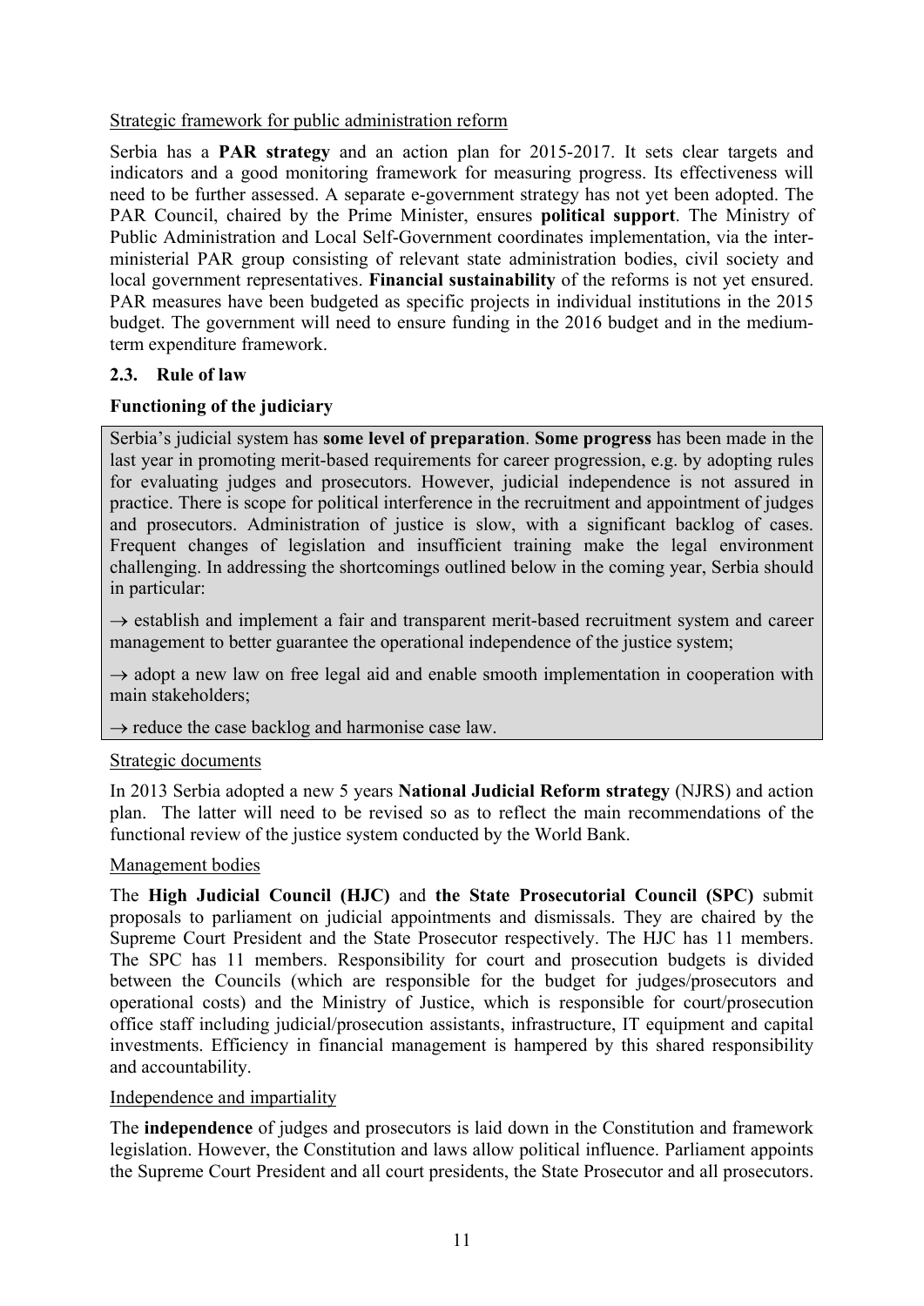Strategic framework for public administration reform

Serbia has a **PAR strategy** and an action plan for 2015-2017. It sets clear targets and indicators and a good monitoring framework for measuring progress. Its effectiveness will need to be further assessed. A separate e-government strategy has not yet been adopted. The PAR Council, chaired by the Prime Minister, ensures **political support**. The Ministry of Public Administration and Local Self-Government coordinates implementation, via the inter-ministerial PAR group consisting of relevant state administration bodies, civil society and local government representatives. **Financial sustainability** of the reforms is not yet ensured. PAR measures have been budgeted as specific projects in individual institutions in the 2015 budget. The government will need to ensure funding in the 2016 budget and in the medium-term expenditure framework.

### 2.3. Rule of law

**Functioning of the judiciary**

Serbia's judicial system has **some level of preparation**. **Some progress** has been made in the last year in promoting merit-based requirements for career progression, e.g. by adopting rules for evaluating judges and prosecutors. However, judicial independence is not assured in practice. There is scope for political interference in the recruitment and appointment of judges and prosecutors. Administration of justice is slow, with a significant backlog of cases. Frequent changes of legislation and insufficient training make the legal environment challenging. In addressing the shortcomings outlined below in the coming year, Serbia should in particular:

→ establish and implement a fair and transparent merit-based recruitment system and career management to better guarantee the operational independence of the justice system;

→ adopt a new law on free legal aid and enable smooth implementation in cooperation with main stakeholders;

→ reduce the case backlog and harmonise case law.

Strategic documents

In 2013 Serbia adopted a new 5 years **National Judicial Reform strategy** (NJRS) and action plan. The latter will need to be revised so as to reflect the main recommendations of the functional review of the justice system conducted by the World Bank.

Management bodies

The **High Judicial Council (HJC)** and **the State Prosecutorial Council (SPC)** submit proposals to parliament on judicial appointments and dismissals. They are chaired by the Supreme Court President and the State Prosecutor respectively. The HJC has 11 members. The SPC has 11 members. Responsibility for court and prosecution budgets is divided between the Councils (which are responsible for the budget for judges/prosecutors and operational costs) and the Ministry of Justice, which is responsible for court/prosecution office staff including judicial/prosecution assistants, infrastructure, IT equipment and capital investments. Efficiency in financial management is hampered by this shared responsibility and accountability.

Independence and impartiality

The **independence** of judges and prosecutors is laid down in the Constitution and framework legislation. However, the Constitution and laws allow political influence. Parliament appoints the Supreme Court President and all court presidents, the State Prosecutor and all prosecutors.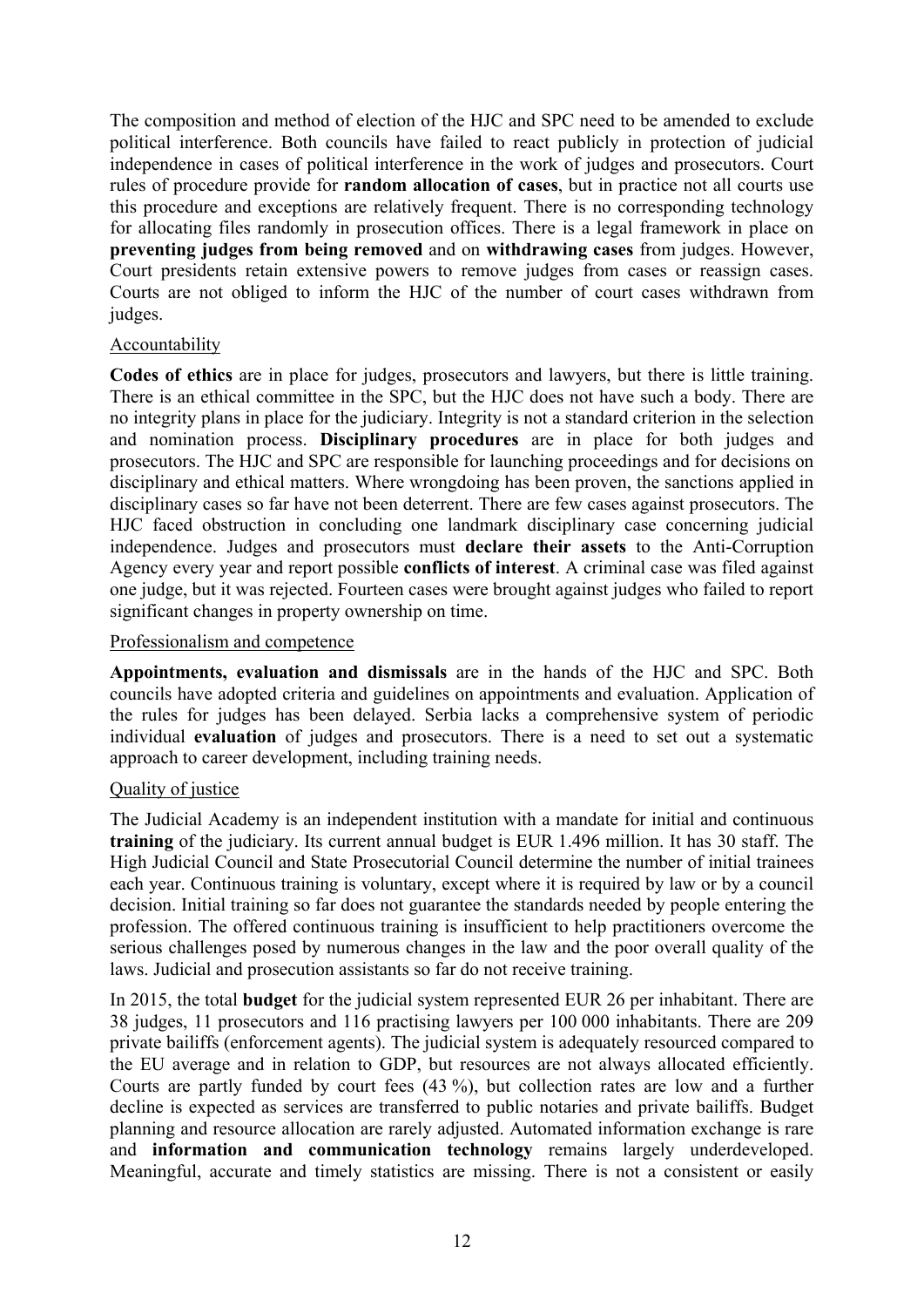The composition and method of election of the HJC and SPC need to be amended to exclude political interference. Both councils have failed to react publicly in protection of judicial independence in cases of political interference in the work of judges and prosecutors. Court rules of procedure provide for **random allocation of cases**, but in practice not all courts use this procedure and exceptions are relatively frequent. There is no corresponding technology for allocating files randomly in prosecution offices. There is a legal framework in place on **preventing judges from being removed** and on **withdrawing cases** from judges. However, Court presidents retain extensive powers to remove judges from cases or reassign cases. Courts are not obliged to inform the HJC of the number of court cases withdrawn from judges.

Accountability

**Codes of ethics** are in place for judges, prosecutors and lawyers, but there is little training. There is an ethical committee in the SPC, but the HJC does not have such a body. There are no integrity plans in place for the judiciary. Integrity is not a standard criterion in the selection and nomination process. **Disciplinary procedures** are in place for both judges and prosecutors. The HJC and SPC are responsible for launching proceedings and for decisions on disciplinary and ethical matters. Where wrongdoing has been proven, the sanctions applied in disciplinary cases so far have not been deterrent. There are few cases against prosecutors. The HJC faced obstruction in concluding one landmark disciplinary case concerning judicial independence. Judges and prosecutors must **declare their assets** to the Anti-Corruption Agency every year and report possible **conflicts of interest**. A criminal case was filed against one judge, but it was rejected. Fourteen cases were brought against judges who failed to report significant changes in property ownership on time.

Professionalism and competence

**Appointments, evaluation and dismissals** are in the hands of the HJC and SPC. Both councils have adopted criteria and guidelines on appointments and evaluation. Application of the rules for judges has been delayed. Serbia lacks a comprehensive system of periodic individual **evaluation** of judges and prosecutors. There is a need to set out a systematic approach to career development, including training needs.

Quality of justice

The Judicial Academy is an independent institution with a mandate for initial and continuous **training** of the judiciary. Its current annual budget is EUR 1.496 million. It has 30 staff. The High Judicial Council and State Prosecutorial Council determine the number of initial trainees each year. Continuous training is voluntary, except where it is required by law or by a council decision. Initial training so far does not guarantee the standards needed by people entering the profession. The offered continuous training is insufficient to help practitioners overcome the serious challenges posed by numerous changes in the law and the poor overall quality of the laws. Judicial and prosecution assistants so far do not receive training.

In 2015, the total **budget** for the judicial system represented EUR 26 per inhabitant. There are 38 judges, 11 prosecutors and 116 practising lawyers per 100 000 inhabitants. There are 209 private bailiffs (enforcement agents). The judicial system is adequately resourced compared to the EU average and in relation to GDP, but resources are not always allocated efficiently. Courts are partly funded by court fees (43 %), but collection rates are low and a further decline is expected as services are transferred to public notaries and private bailiffs. Budget planning and resource allocation are rarely adjusted. Automated information exchange is rare and **information and communication technology** remains largely underdeveloped. Meaningful, accurate and timely statistics are missing. There is not a consistent or easily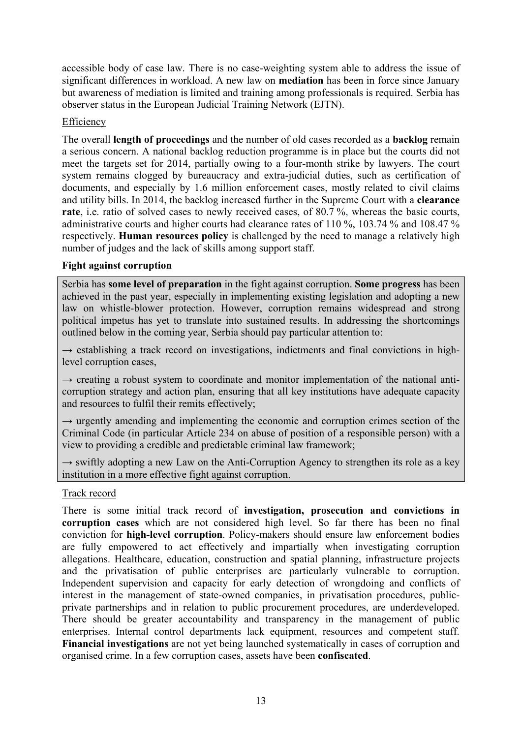accessible body of case law. There is no case-weighting system able to address the issue of significant differences in workload. A new law on **mediation** has been in force since January but awareness of mediation is limited and training among professionals is required. Serbia has observer status in the European Judicial Training Network (EJTN).

Efficiency

The overall **length of proceedings** and the number of old cases recorded as a **backlog** remain a serious concern. A national backlog reduction programme is in place but the courts did not meet the targets set for 2014, partially owing to a four-month strike by lawyers. The court system remains clogged by bureaucracy and extra-judicial duties, such as certification of documents, and especially by 1.6 million enforcement cases, mostly related to civil claims and utility bills. In 2014, the backlog increased further in the Supreme Court with a **clearance rate**, i.e. ratio of solved cases to newly received cases, of 80.7 %, whereas the basic courts, administrative courts and higher courts had clearance rates of 110 %, 103.74 % and 108.47 % respectively. **Human resources policy** is challenged by the need to manage a relatively high number of judges and the lack of skills among support staff.

**Fight against corruption**

Serbia has **some level of preparation** in the fight against corruption. **Some progress** has been achieved in the past year, especially in implementing existing legislation and adopting a new law on whistle-blower protection. However, corruption remains widespread and strong political impetus has yet to translate into sustained results. In addressing the shortcomings outlined below in the coming year, Serbia should pay particular attention to:

→ establishing a track record on investigations, indictments and final convictions in high-level corruption cases,

→ creating a robust system to coordinate and monitor implementation of the national anti-corruption strategy and action plan, ensuring that all key institutions have adequate capacity and resources to fulfil their remits effectively;

→ urgently amending and implementing the economic and corruption crimes section of the Criminal Code (in particular Article 234 on abuse of position of a responsible person) with a view to providing a credible and predictable criminal law framework;

→ swiftly adopting a new Law on the Anti-Corruption Agency to strengthen its role as a key institution in a more effective fight against corruption.

Track record

There is some initial track record of **investigation, prosecution and convictions in corruption cases** which are not considered high level. So far there has been no final conviction for **high-level corruption**. Policy-makers should ensure law enforcement bodies are fully empowered to act effectively and impartially when investigating corruption allegations. Healthcare, education, construction and spatial planning, infrastructure projects and the privatisation of public enterprises are particularly vulnerable to corruption. Independent supervision and capacity for early detection of wrongdoing and conflicts of interest in the management of state-owned companies, in privatisation procedures, public-private partnerships and in relation to public procurement procedures, are underdeveloped. There should be greater accountability and transparency in the management of public enterprises. Internal control departments lack equipment, resources and competent staff. **Financial investigations** are not yet being launched systematically in cases of corruption and organised crime. In a few corruption cases, assets have been **confiscated**.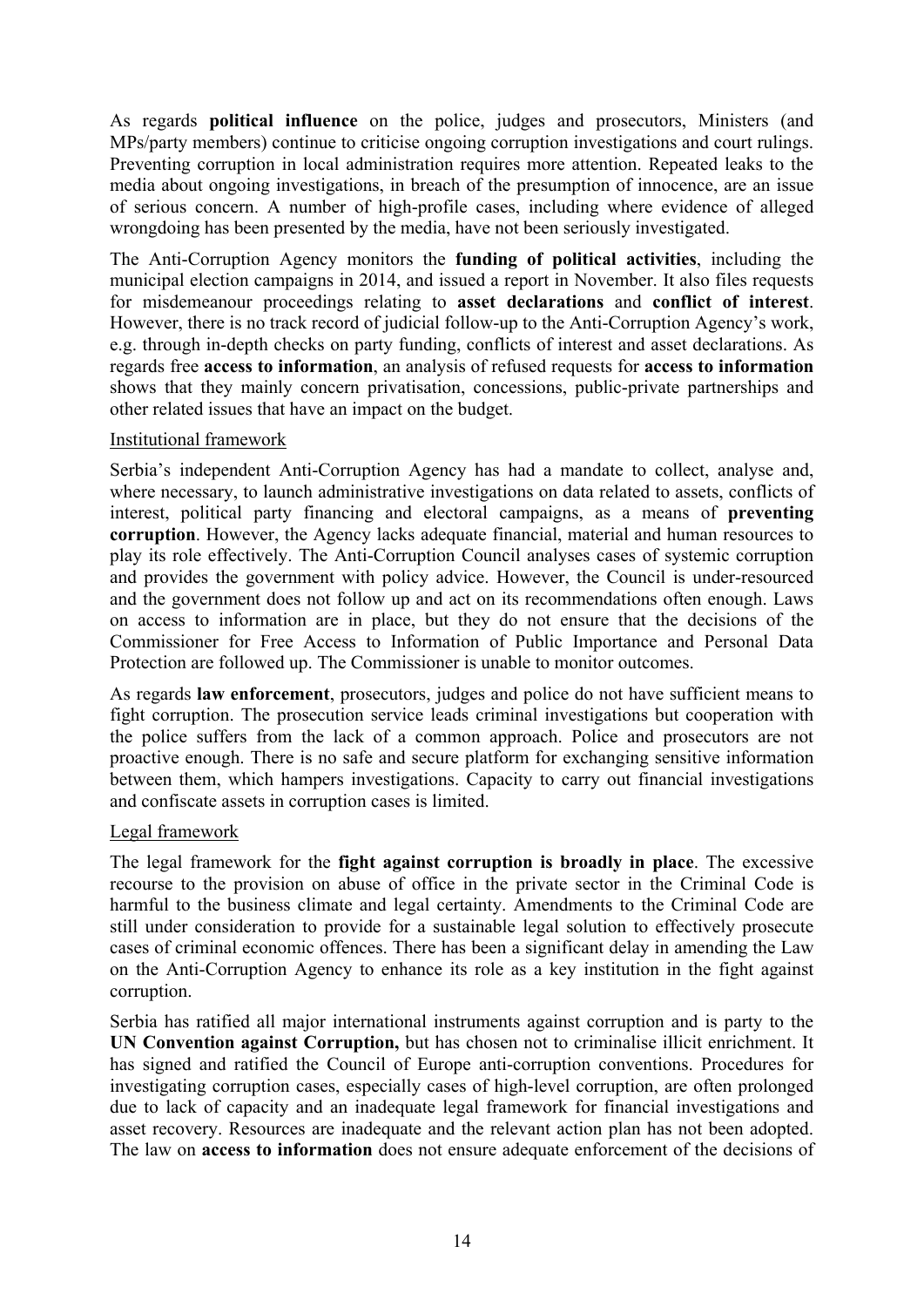As regards **political influence** on the police, judges and prosecutors, Ministers (and MPs/party members) continue to criticise ongoing corruption investigations and court rulings. Preventing corruption in local administration requires more attention. Repeated leaks to the media about ongoing investigations, in breach of the presumption of innocence, are an issue of serious concern. A number of high-profile cases, including where evidence of alleged wrongdoing has been presented by the media, have not been seriously investigated.

The Anti-Corruption Agency monitors the **funding of political activities**, including the municipal election campaigns in 2014, and issued a report in November. It also files requests for misdemeanour proceedings relating to **asset declarations** and **conflict of interest**. However, there is no track record of judicial follow-up to the Anti-Corruption Agency's work, e.g. through in-depth checks on party funding, conflicts of interest and asset declarations. As regards free **access to information**, an analysis of refused requests for **access to information** shows that they mainly concern privatisation, concessions, public-private partnerships and other related issues that have an impact on the budget.

<u>Institutional framework</u>

Serbia's independent Anti-Corruption Agency has had a mandate to collect, analyse and, where necessary, to launch administrative investigations on data related to assets, conflicts of interest, political party financing and electoral campaigns, as a means of **preventing corruption**. However, the Agency lacks adequate financial, material and human resources to play its role effectively. The Anti-Corruption Council analyses cases of systemic corruption and provides the government with policy advice. However, the Council is under-resourced and the government does not follow up and act on its recommendations often enough. Laws on access to information are in place, but they do not ensure that the decisions of the Commissioner for Free Access to Information of Public Importance and Personal Data Protection are followed up. The Commissioner is unable to monitor outcomes.

As regards **law enforcement**, prosecutors, judges and police do not have sufficient means to fight corruption. The prosecution service leads criminal investigations but cooperation with the police suffers from the lack of a common approach. Police and prosecutors are not proactive enough. There is no safe and secure platform for exchanging sensitive information between them, which hampers investigations. Capacity to carry out financial investigations and confiscate assets in corruption cases is limited.

<u>Legal framework</u>

The legal framework for the **fight against corruption is broadly in place**. The excessive recourse to the provision on abuse of office in the private sector in the Criminal Code is harmful to the business climate and legal certainty. Amendments to the Criminal Code are still under consideration to provide for a sustainable legal solution to effectively prosecute cases of criminal economic offences. There has been a significant delay in amending the Law on the Anti-Corruption Agency to enhance its role as a key institution in the fight against corruption.

Serbia has ratified all major international instruments against corruption and is party to the **UN Convention against Corruption,** but has chosen not to criminalise illicit enrichment. It has signed and ratified the Council of Europe anti-corruption conventions. Procedures for investigating corruption cases, especially cases of high-level corruption, are often prolonged due to lack of capacity and an inadequate legal framework for financial investigations and asset recovery. Resources are inadequate and the relevant action plan has not been adopted. The law on **access to information** does not ensure adequate enforcement of the decisions of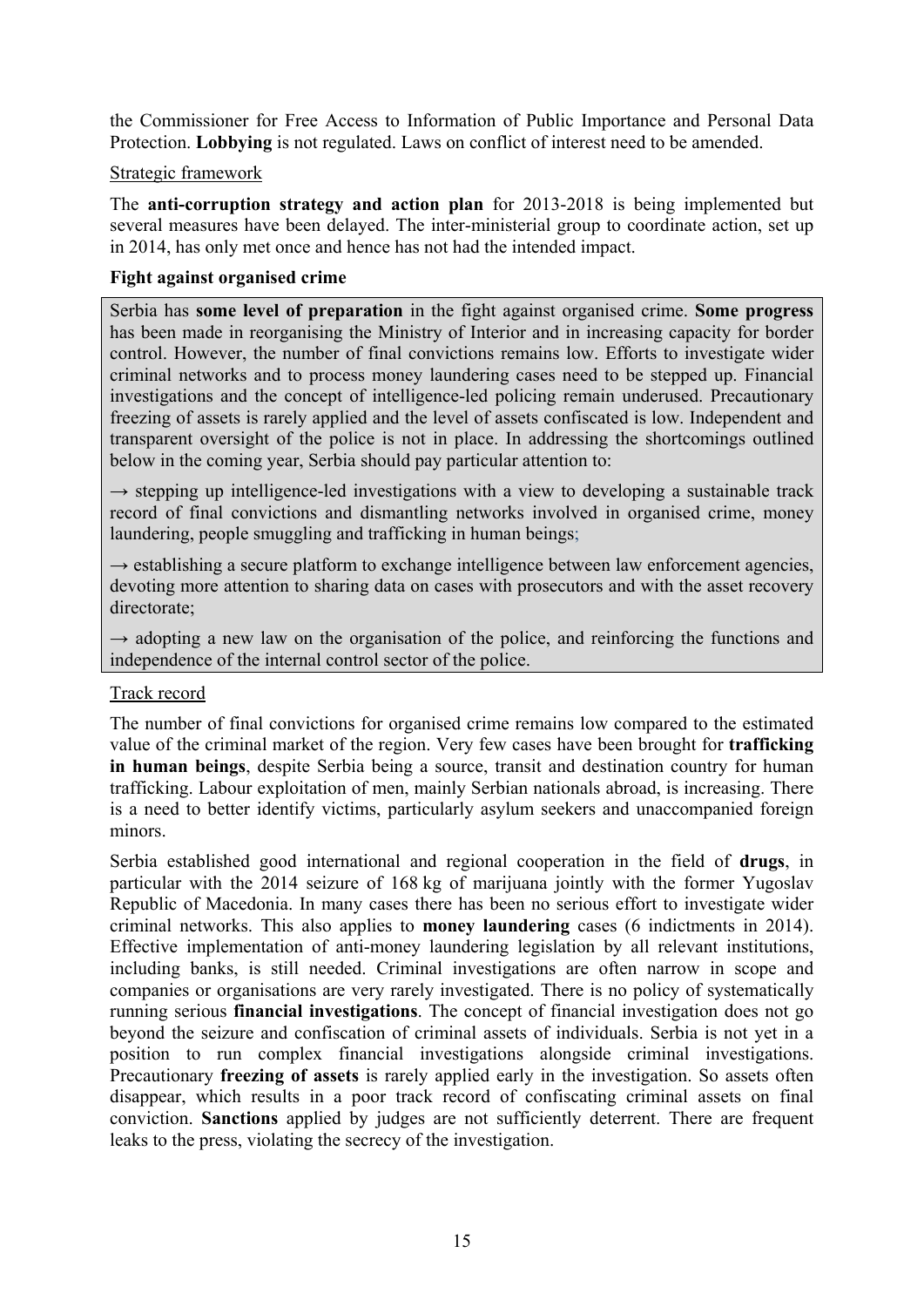the Commissioner for Free Access to Information of Public Importance and Personal Data Protection. **Lobbying** is not regulated. Laws on conflict of interest need to be amended.

Strategic framework

The **anti-corruption strategy and action plan** for 2013-2018 is being implemented but several measures have been delayed. The inter-ministerial group to coordinate action, set up in 2014, has only met once and hence has not had the intended impact.

**Fight against organised crime**

Serbia has **some level of preparation** in the fight against organised crime. **Some progress** has been made in reorganising the Ministry of Interior and in increasing capacity for border control. However, the number of final convictions remains low. Efforts to investigate wider criminal networks and to process money laundering cases need to be stepped up. Financial investigations and the concept of intelligence-led policing remain underused. Precautionary freezing of assets is rarely applied and the level of assets confiscated is low. Independent and transparent oversight of the police is not in place. In addressing the shortcomings outlined below in the coming year, Serbia should pay particular attention to:

→ stepping up intelligence-led investigations with a view to developing a sustainable track record of final convictions and dismantling networks involved in organised crime, money laundering, people smuggling and trafficking in human beings;

→ establishing a secure platform to exchange intelligence between law enforcement agencies, devoting more attention to sharing data on cases with prosecutors and with the asset recovery directorate;

→ adopting a new law on the organisation of the police, and reinforcing the functions and independence of the internal control sector of the police.

Track record

The number of final convictions for organised crime remains low compared to the estimated value of the criminal market of the region. Very few cases have been brought for **trafficking in human beings**, despite Serbia being a source, transit and destination country for human trafficking. Labour exploitation of men, mainly Serbian nationals abroad, is increasing. There is a need to better identify victims, particularly asylum seekers and unaccompanied foreign minors.

Serbia established good international and regional cooperation in the field of **drugs**, in particular with the 2014 seizure of 168 kg of marijuana jointly with the former Yugoslav Republic of Macedonia. In many cases there has been no serious effort to investigate wider criminal networks. This also applies to **money laundering** cases (6 indictments in 2014). Effective implementation of anti-money laundering legislation by all relevant institutions, including banks, is still needed. Criminal investigations are often narrow in scope and companies or organisations are very rarely investigated. There is no policy of systematically running serious **financial investigations**. The concept of financial investigation does not go beyond the seizure and confiscation of criminal assets of individuals. Serbia is not yet in a position to run complex financial investigations alongside criminal investigations. Precautionary **freezing of assets** is rarely applied early in the investigation. So assets often disappear, which results in a poor track record of confiscating criminal assets on final conviction. **Sanctions** applied by judges are not sufficiently deterrent. There are frequent leaks to the press, violating the secrecy of the investigation.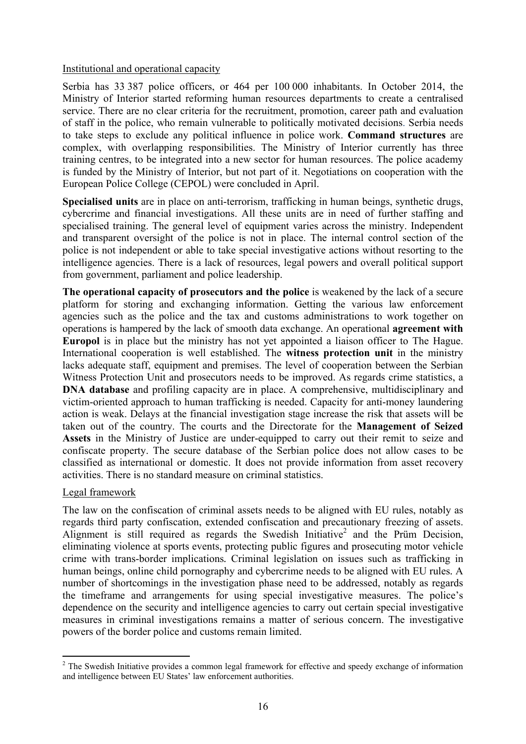Institutional and operational capacity

Serbia has 33 387 police officers, or 464 per 100 000 inhabitants. In October 2014, the Ministry of Interior started reforming human resources departments to create a centralised service. There are no clear criteria for the recruitment, promotion, career path and evaluation of staff in the police, who remain vulnerable to politically motivated decisions. Serbia needs to take steps to exclude any political influence in police work. **Command structures** are complex, with overlapping responsibilities. The Ministry of Interior currently has three training centres, to be integrated into a new sector for human resources. The police academy is funded by the Ministry of Interior, but not part of it. Negotiations on cooperation with the European Police College (CEPOL) were concluded in April.

**Specialised units** are in place on anti-terrorism, trafficking in human beings, synthetic drugs, cybercrime and financial investigations. All these units are in need of further staffing and specialised training. The general level of equipment varies across the ministry. Independent and transparent oversight of the police is not in place. The internal control section of the police is not independent or able to take special investigative actions without resorting to the intelligence agencies. There is a lack of resources, legal powers and overall political support from government, parliament and police leadership.

**The operational capacity of prosecutors and the police** is weakened by the lack of a secure platform for storing and exchanging information. Getting the various law enforcement agencies such as the police and the tax and customs administrations to work together on operations is hampered by the lack of smooth data exchange. An operational **agreement with Europol** is in place but the ministry has not yet appointed a liaison officer to The Hague. International cooperation is well established. The **witness protection unit** in the ministry lacks adequate staff, equipment and premises. The level of cooperation between the Serbian Witness Protection Unit and prosecutors needs to be improved. As regards crime statistics, a **DNA database** and profiling capacity are in place. A comprehensive, multidisciplinary and victim-oriented approach to human trafficking is needed. Capacity for anti-money laundering action is weak. Delays at the financial investigation stage increase the risk that assets will be taken out of the country. The courts and the Directorate for the **Management of Seized Assets** in the Ministry of Justice are under-equipped to carry out their remit to seize and confiscate property. The secure database of the Serbian police does not allow cases to be classified as international or domestic. It does not provide information from asset recovery activities. There is no standard measure on criminal statistics.

Legal framework

The law on the confiscation of criminal assets needs to be aligned with EU rules, notably as regards third party confiscation, extended confiscation and precautionary freezing of assets. Alignment is still required as regards the Swedish Initiative[2] and the Prüm Decision, eliminating violence at sports events, protecting public figures and prosecuting motor vehicle crime with trans-border implications. Criminal legislation on issues such as trafficking in human beings, online child pornography and cybercrime needs to be aligned with EU rules. A number of shortcomings in the investigation phase need to be addressed, notably as regards the timeframe and arrangements for using special investigative measures. The police's dependence on the security and intelligence agencies to carry out certain special investigative measures in criminal investigations remains a matter of serious concern. The investigative powers of the border police and customs remain limited.

[2] The Swedish Initiative provides a common legal framework for effective and speedy exchange of information and intelligence between EU States' law enforcement authorities.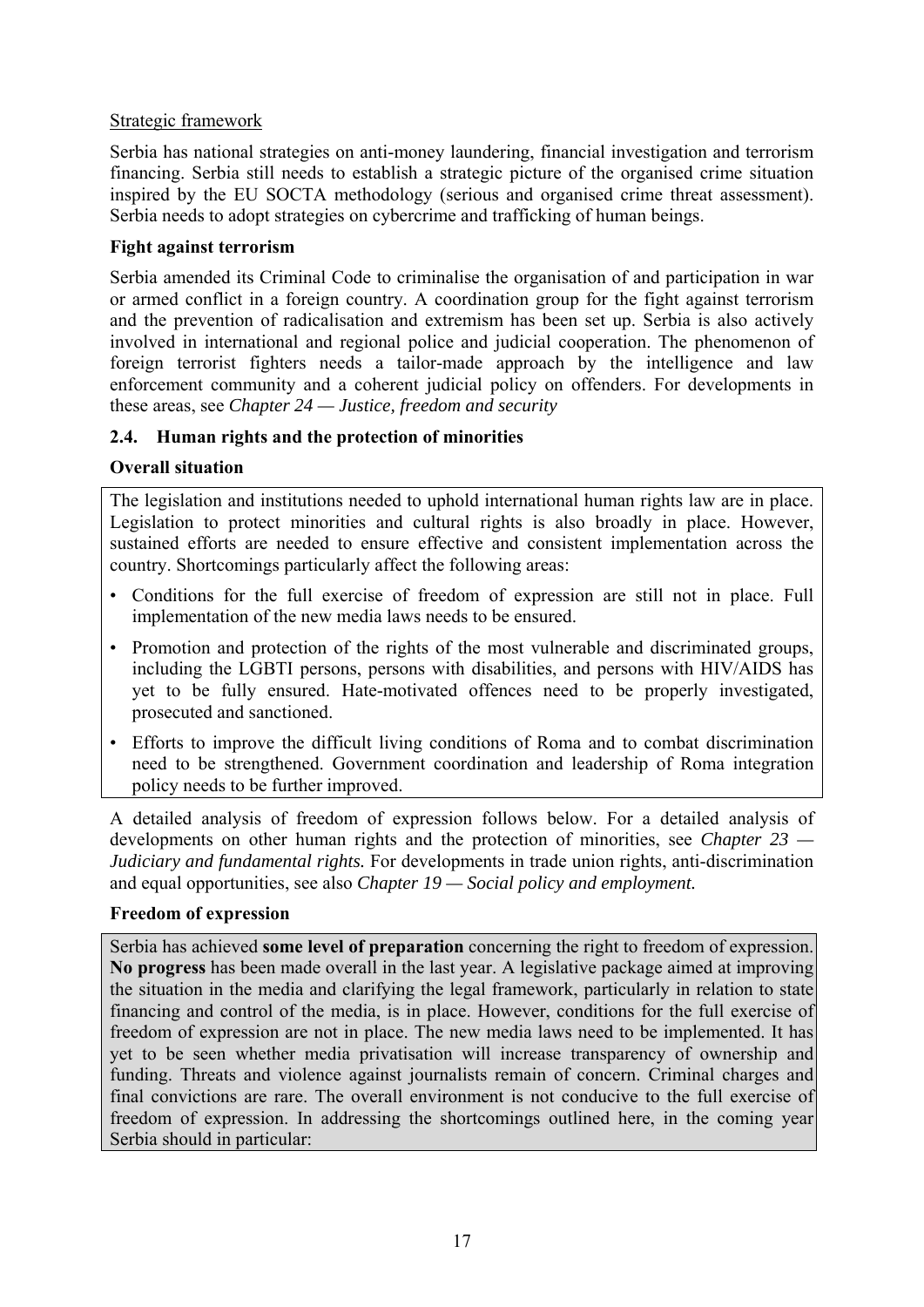Strategic framework

Serbia has national strategies on anti-money laundering, financial investigation and terrorism financing. Serbia still needs to establish a strategic picture of the organised crime situation inspired by the EU SOCTA methodology (serious and organised crime threat assessment). Serbia needs to adopt strategies on cybercrime and trafficking of human beings.

**Fight against terrorism**

Serbia amended its Criminal Code to criminalise the organisation of and participation in war or armed conflict in a foreign country. A coordination group for the fight against terrorism and the prevention of radicalisation and extremism has been set up. Serbia is also actively involved in international and regional police and judicial cooperation. The phenomenon of foreign terrorist fighters needs a tailor-made approach by the intelligence and law enforcement community and a coherent judicial policy on offenders. For developments in these areas, see *Chapter 24 — Justice, freedom and security*

## 2.4. Human rights and the protection of minorities

**Overall situation**

The legislation and institutions needed to uphold international human rights law are in place. Legislation to protect minorities and cultural rights is also broadly in place. However, sustained efforts are needed to ensure effective and consistent implementation across the country. Shortcomings particularly affect the following areas:

- Conditions for the full exercise of freedom of expression are still not in place. Full implementation of the new media laws needs to be ensured.
- Promotion and protection of the rights of the most vulnerable and discriminated groups, including the LGBTI persons, persons with disabilities, and persons with HIV/AIDS has yet to be fully ensured. Hate-motivated offences need to be properly investigated, prosecuted and sanctioned.
- Efforts to improve the difficult living conditions of Roma and to combat discrimination need to be strengthened. Government coordination and leadership of Roma integration policy needs to be further improved.

A detailed analysis of freedom of expression follows below. For a detailed analysis of developments on other human rights and the protection of minorities, see *Chapter 23 — Judiciary and fundamental rights.* For developments in trade union rights, anti-discrimination and equal opportunities, see also *Chapter 19 — Social policy and employment.*

**Freedom of expression**

Serbia has achieved **some level of preparation** concerning the right to freedom of expression. **No progress** has been made overall in the last year. A legislative package aimed at improving the situation in the media and clarifying the legal framework, particularly in relation to state financing and control of the media, is in place. However, conditions for the full exercise of freedom of expression are not in place. The new media laws need to be implemented. It has yet to be seen whether media privatisation will increase transparency of ownership and funding. Threats and violence against journalists remain of concern. Criminal charges and final convictions are rare. The overall environment is not conducive to the full exercise of freedom of expression. In addressing the shortcomings outlined here, in the coming year Serbia should in particular: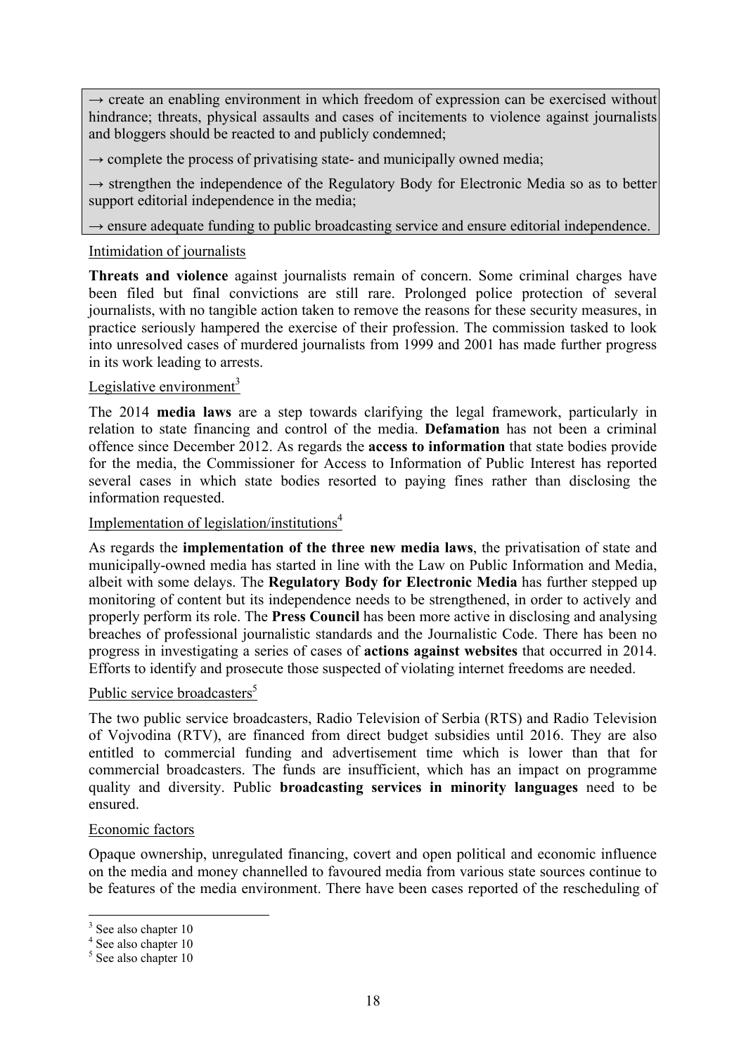→ create an enabling environment in which freedom of expression can be exercised without hindrance; threats, physical assaults and cases of incitements to violence against journalists and bloggers should be reacted to and publicly condemned;

→ complete the process of privatising state- and municipally owned media;

→ strengthen the independence of the Regulatory Body for Electronic Media so as to better support editorial independence in the media;

→ ensure adequate funding to public broadcasting service and ensure editorial independence.

Intimidation of journalists

**Threats and violence** against journalists remain of concern. Some criminal charges have been filed but final convictions are still rare. Prolonged police protection of several journalists, with no tangible action taken to remove the reasons for these security measures, in practice seriously hampered the exercise of their profession. The commission tasked to look into unresolved cases of murdered journalists from 1999 and 2001 has made further progress in its work leading to arrests.

Legislative environment[3]

The 2014 **media laws** are a step towards clarifying the legal framework, particularly in relation to state financing and control of the media. **Defamation** has not been a criminal offence since December 2012. As regards the **access to information** that state bodies provide for the media, the Commissioner for Access to Information of Public Interest has reported several cases in which state bodies resorted to paying fines rather than disclosing the information requested.

Implementation of legislation/institutions[4]

As regards the **implementation of the three new media laws**, the privatisation of state and municipally-owned media has started in line with the Law on Public Information and Media, albeit with some delays. The **Regulatory Body for Electronic Media** has further stepped up monitoring of content but its independence needs to be strengthened, in order to actively and properly perform its role. The **Press Council** has been more active in disclosing and analysing breaches of professional journalistic standards and the Journalistic Code. There has been no progress in investigating a series of cases of **actions against websites** that occurred in 2014. Efforts to identify and prosecute those suspected of violating internet freedoms are needed.

Public service broadcasters[5]

The two public service broadcasters, Radio Television of Serbia (RTS) and Radio Television of Vojvodina (RTV), are financed from direct budget subsidies until 2016. They are also entitled to commercial funding and advertisement time which is lower than that for commercial broadcasters. The funds are insufficient, which has an impact on programme quality and diversity. Public **broadcasting services in minority languages** need to be ensured.

Economic factors

Opaque ownership, unregulated financing, covert and open political and economic influence on the media and money channelled to favoured media from various state sources continue to be features of the media environment. There have been cases reported of the rescheduling of

[3] See also chapter 10

[4] See also chapter 10

[5] See also chapter 10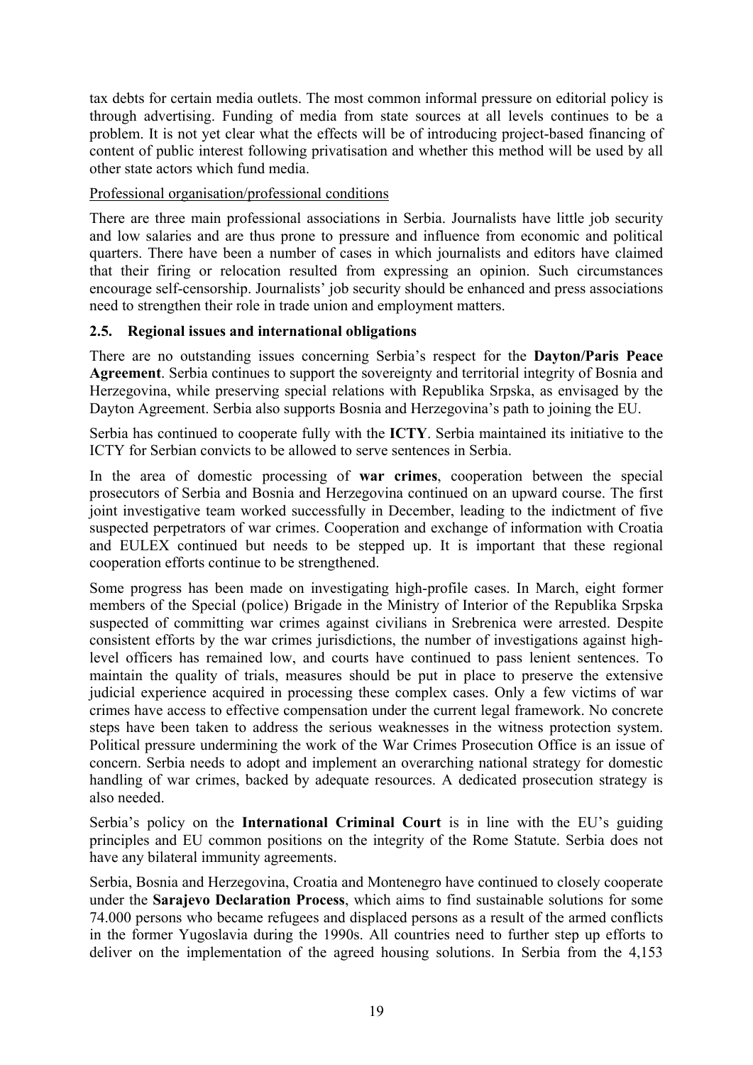tax debts for certain media outlets. The most common informal pressure on editorial policy is through advertising. Funding of media from state sources at all levels continues to be a problem. It is not yet clear what the effects will be of introducing project-based financing of content of public interest following privatisation and whether this method will be used by all other state actors which fund media.

Professional organisation/professional conditions

There are three main professional associations in Serbia. Journalists have little job security and low salaries and are thus prone to pressure and influence from economic and political quarters. There have been a number of cases in which journalists and editors have claimed that their firing or relocation resulted from expressing an opinion. Such circumstances encourage self-censorship. Journalists' job security should be enhanced and press associations need to strengthen their role in trade union and employment matters.

### 2.5. Regional issues and international obligations

There are no outstanding issues concerning Serbia's respect for the **Dayton/Paris Peace Agreement**. Serbia continues to support the sovereignty and territorial integrity of Bosnia and Herzegovina, while preserving special relations with Republika Srpska, as envisaged by the Dayton Agreement. Serbia also supports Bosnia and Herzegovina's path to joining the EU.

Serbia has continued to cooperate fully with the **ICTY**. Serbia maintained its initiative to the ICTY for Serbian convicts to be allowed to serve sentences in Serbia.

In the area of domestic processing of **war crimes**, cooperation between the special prosecutors of Serbia and Bosnia and Herzegovina continued on an upward course. The first joint investigative team worked successfully in December, leading to the indictment of five suspected perpetrators of war crimes. Cooperation and exchange of information with Croatia and EULEX continued but needs to be stepped up. It is important that these regional cooperation efforts continue to be strengthened.

Some progress has been made on investigating high-profile cases. In March, eight former members of the Special (police) Brigade in the Ministry of Interior of the Republika Srpska suspected of committing war crimes against civilians in Srebrenica were arrested. Despite consistent efforts by the war crimes jurisdictions, the number of investigations against high-level officers has remained low, and courts have continued to pass lenient sentences. To maintain the quality of trials, measures should be put in place to preserve the extensive judicial experience acquired in processing these complex cases. Only a few victims of war crimes have access to effective compensation under the current legal framework. No concrete steps have been taken to address the serious weaknesses in the witness protection system. Political pressure undermining the work of the War Crimes Prosecution Office is an issue of concern. Serbia needs to adopt and implement an overarching national strategy for domestic handling of war crimes, backed by adequate resources. A dedicated prosecution strategy is also needed.

Serbia's policy on the **International Criminal Court** is in line with the EU's guiding principles and EU common positions on the integrity of the Rome Statute. Serbia does not have any bilateral immunity agreements.

Serbia, Bosnia and Herzegovina, Croatia and Montenegro have continued to closely cooperate under the **Sarajevo Declaration Process**, which aims to find sustainable solutions for some 74.000 persons who became refugees and displaced persons as a result of the armed conflicts in the former Yugoslavia during the 1990s. All countries need to further step up efforts to deliver on the implementation of the agreed housing solutions. In Serbia from the 4,153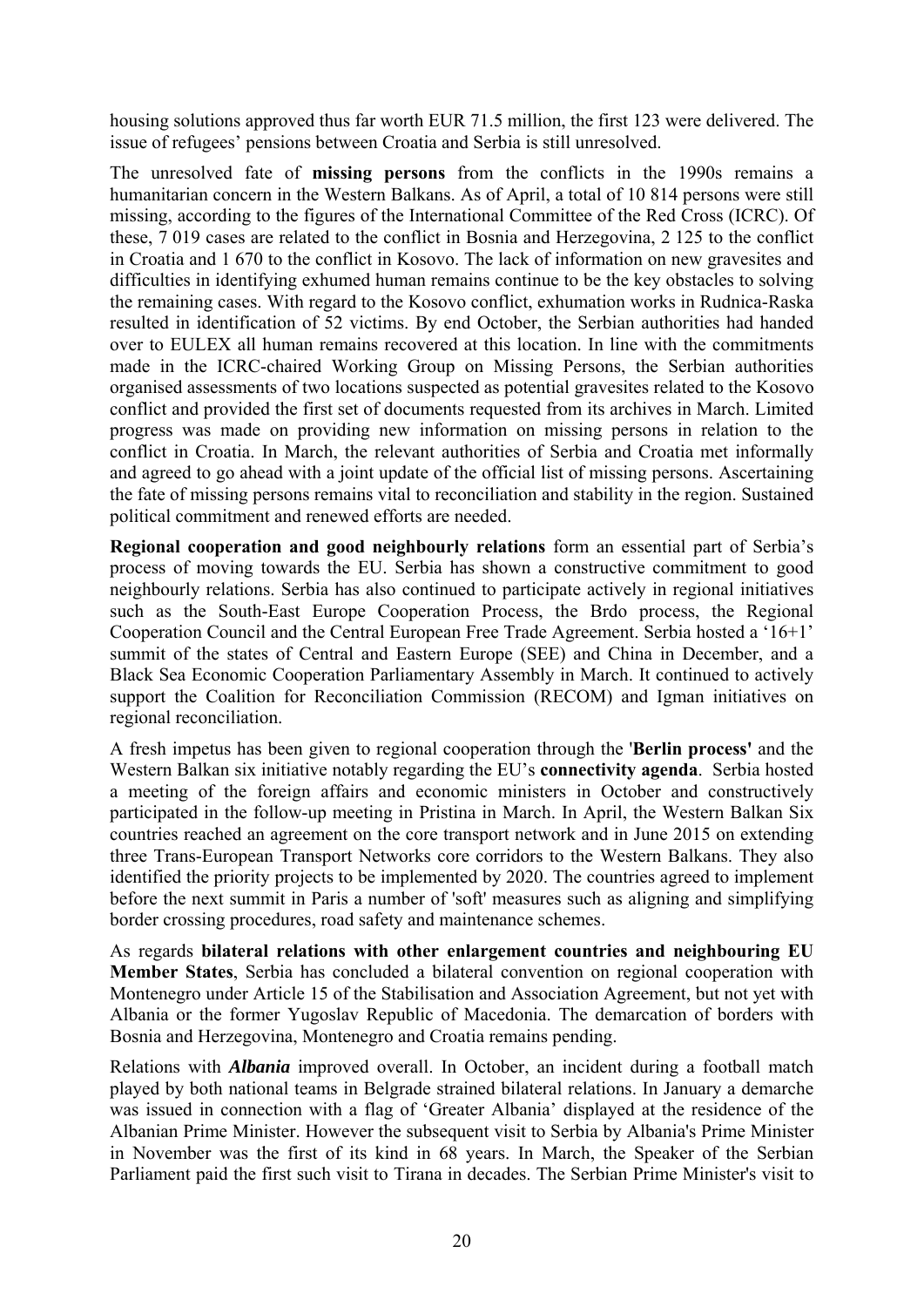housing solutions approved thus far worth EUR 71.5 million, the first 123 were delivered. The issue of refugees' pensions between Croatia and Serbia is still unresolved.

The unresolved fate of **missing persons** from the conflicts in the 1990s remains a humanitarian concern in the Western Balkans. As of April, a total of 10 814 persons were still missing, according to the figures of the International Committee of the Red Cross (ICRC). Of these, 7 019 cases are related to the conflict in Bosnia and Herzegovina, 2 125 to the conflict in Croatia and 1 670 to the conflict in Kosovo. The lack of information on new gravesites and difficulties in identifying exhumed human remains continue to be the key obstacles to solving the remaining cases. With regard to the Kosovo conflict, exhumation works in Rudnica-Raska resulted in identification of 52 victims. By end October, the Serbian authorities had handed over to EULEX all human remains recovered at this location. In line with the commitments made in the ICRC-chaired Working Group on Missing Persons, the Serbian authorities organised assessments of two locations suspected as potential gravesites related to the Kosovo conflict and provided the first set of documents requested from its archives in March. Limited progress was made on providing new information on missing persons in relation to the conflict in Croatia. In March, the relevant authorities of Serbia and Croatia met informally and agreed to go ahead with a joint update of the official list of missing persons. Ascertaining the fate of missing persons remains vital to reconciliation and stability in the region. Sustained political commitment and renewed efforts are needed.

**Regional cooperation and good neighbourly relations** form an essential part of Serbia's process of moving towards the EU. Serbia has shown a constructive commitment to good neighbourly relations. Serbia has also continued to participate actively in regional initiatives such as the South-East Europe Cooperation Process, the Brdo process, the Regional Cooperation Council and the Central European Free Trade Agreement. Serbia hosted a '16+1' summit of the states of Central and Eastern Europe (SEE) and China in December, and a Black Sea Economic Cooperation Parliamentary Assembly in March. It continued to actively support the Coalition for Reconciliation Commission (RECOM) and Igman initiatives on regional reconciliation.

A fresh impetus has been given to regional cooperation through the '**Berlin process'** and the Western Balkan six initiative notably regarding the EU's **connectivity agenda**. Serbia hosted a meeting of the foreign affairs and economic ministers in October and constructively participated in the follow-up meeting in Pristina in March. In April, the Western Balkan Six countries reached an agreement on the core transport network and in June 2015 on extending three Trans-European Transport Networks core corridors to the Western Balkans. They also identified the priority projects to be implemented by 2020. The countries agreed to implement before the next summit in Paris a number of 'soft' measures such as aligning and simplifying border crossing procedures, road safety and maintenance schemes.

As regards **bilateral relations with other enlargement countries and neighbouring EU Member States**, Serbia has concluded a bilateral convention on regional cooperation with Montenegro under Article 15 of the Stabilisation and Association Agreement, but not yet with Albania or the former Yugoslav Republic of Macedonia. The demarcation of borders with Bosnia and Herzegovina, Montenegro and Croatia remains pending.

Relations with ***Albania*** improved overall. In October, an incident during a football match played by both national teams in Belgrade strained bilateral relations. In January a demarche was issued in connection with a flag of 'Greater Albania' displayed at the residence of the Albanian Prime Minister. However the subsequent visit to Serbia by Albania's Prime Minister in November was the first of its kind in 68 years. In March, the Speaker of the Serbian Parliament paid the first such visit to Tirana in decades. The Serbian Prime Minister's visit to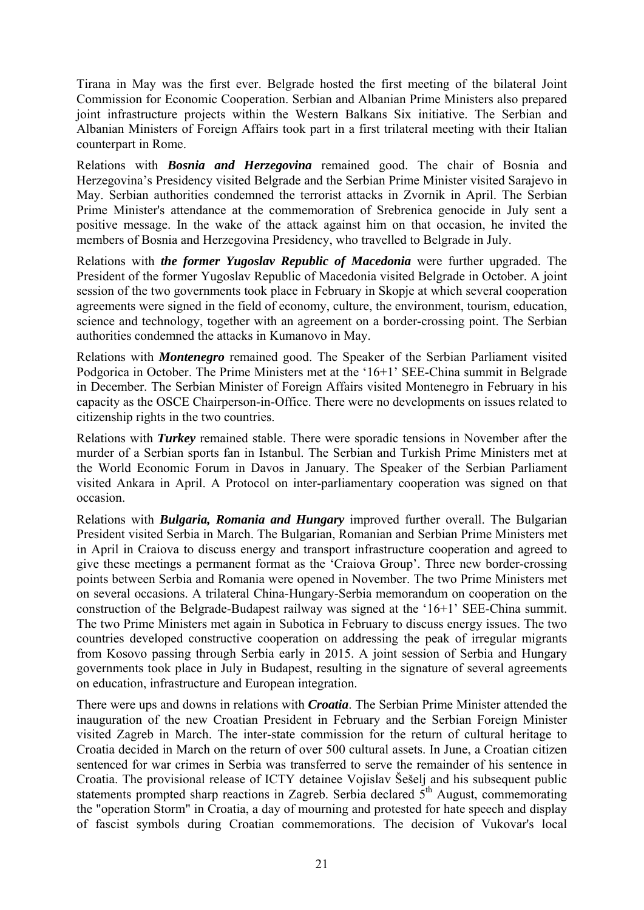Tirana in May was the first ever. Belgrade hosted the first meeting of the bilateral Joint Commission for Economic Cooperation. Serbian and Albanian Prime Ministers also prepared joint infrastructure projects within the Western Balkans Six initiative. The Serbian and Albanian Ministers of Foreign Affairs took part in a first trilateral meeting with their Italian counterpart in Rome.

Relations with ***Bosnia and Herzegovina*** remained good. The chair of Bosnia and Herzegovina's Presidency visited Belgrade and the Serbian Prime Minister visited Sarajevo in May. Serbian authorities condemned the terrorist attacks in Zvornik in April. The Serbian Prime Minister's attendance at the commemoration of Srebrenica genocide in July sent a positive message. In the wake of the attack against him on that occasion, he invited the members of Bosnia and Herzegovina Presidency, who travelled to Belgrade in July.

Relations with ***the former Yugoslav Republic of Macedonia*** were further upgraded. The President of the former Yugoslav Republic of Macedonia visited Belgrade in October. A joint session of the two governments took place in February in Skopje at which several cooperation agreements were signed in the field of economy, culture, the environment, tourism, education, science and technology, together with an agreement on a border-crossing point. The Serbian authorities condemned the attacks in Kumanovo in May.

Relations with ***Montenegro*** remained good. The Speaker of the Serbian Parliament visited Podgorica in October. The Prime Ministers met at the '16+1' SEE-China summit in Belgrade in December. The Serbian Minister of Foreign Affairs visited Montenegro in February in his capacity as the OSCE Chairperson-in-Office. There were no developments on issues related to citizenship rights in the two countries.

Relations with ***Turkey*** remained stable. There were sporadic tensions in November after the murder of a Serbian sports fan in Istanbul. The Serbian and Turkish Prime Ministers met at the World Economic Forum in Davos in January. The Speaker of the Serbian Parliament visited Ankara in April. A Protocol on inter-parliamentary cooperation was signed on that occasion.

Relations with ***Bulgaria, Romania and Hungary*** improved further overall. The Bulgarian President visited Serbia in March. The Bulgarian, Romanian and Serbian Prime Ministers met in April in Craiova to discuss energy and transport infrastructure cooperation and agreed to give these meetings a permanent format as the 'Craiova Group'. Three new border-crossing points between Serbia and Romania were opened in November. The two Prime Ministers met on several occasions. A trilateral China-Hungary-Serbia memorandum on cooperation on the construction of the Belgrade-Budapest railway was signed at the '16+1' SEE-China summit. The two Prime Ministers met again in Subotica in February to discuss energy issues. The two countries developed constructive cooperation on addressing the peak of irregular migrants from Kosovo passing through Serbia early in 2015. A joint session of Serbia and Hungary governments took place in July in Budapest, resulting in the signature of several agreements on education, infrastructure and European integration.

There were ups and downs in relations with ***Croatia***. The Serbian Prime Minister attended the inauguration of the new Croatian President in February and the Serbian Foreign Minister visited Zagreb in March. The inter-state commission for the return of cultural heritage to Croatia decided in March on the return of over 500 cultural assets. In June, a Croatian citizen sentenced for war crimes in Serbia was transferred to serve the remainder of his sentence in Croatia. The provisional release of ICTY detainee Vojislav Šešelj and his subsequent public statements prompted sharp reactions in Zagreb. Serbia declared 5th August, commemorating the "operation Storm" in Croatia, a day of mourning and protested for hate speech and display of fascist symbols during Croatian commemorations. The decision of Vukovar's local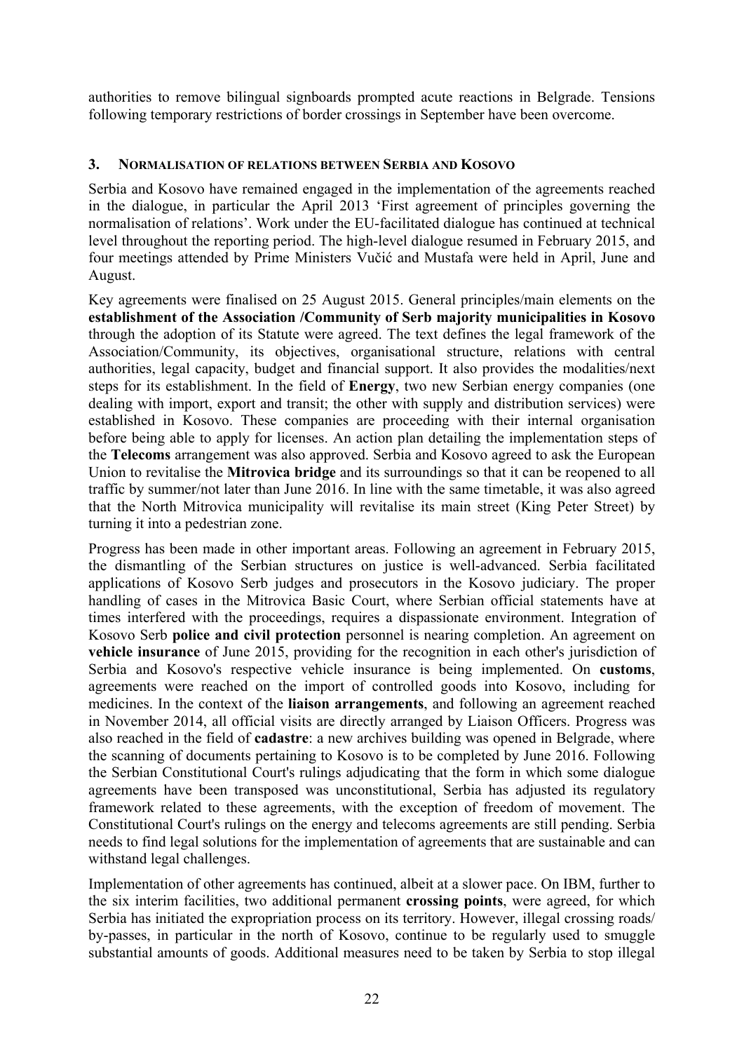authorities to remove bilingual signboards prompted acute reactions in Belgrade. Tensions following temporary restrictions of border crossings in September have been overcome.

## 3. NORMALISATION OF RELATIONS BETWEEN SERBIA AND KOSOVO

Serbia and Kosovo have remained engaged in the implementation of the agreements reached in the dialogue, in particular the April 2013 'First agreement of principles governing the normalisation of relations'. Work under the EU-facilitated dialogue has continued at technical level throughout the reporting period. The high-level dialogue resumed in February 2015, and four meetings attended by Prime Ministers Vučić and Mustafa were held in April, June and August.

Key agreements were finalised on 25 August 2015. General principles/main elements on the **establishment of the Association /Community of Serb majority municipalities in Kosovo** through the adoption of its Statute were agreed. The text defines the legal framework of the Association/Community, its objectives, organisational structure, relations with central authorities, legal capacity, budget and financial support. It also provides the modalities/next steps for its establishment. In the field of **Energy**, two new Serbian energy companies (one dealing with import, export and transit; the other with supply and distribution services) were established in Kosovo. These companies are proceeding with their internal organisation before being able to apply for licenses. An action plan detailing the implementation steps of the **Telecoms** arrangement was also approved. Serbia and Kosovo agreed to ask the European Union to revitalise the **Mitrovica bridge** and its surroundings so that it can be reopened to all traffic by summer/not later than June 2016. In line with the same timetable, it was also agreed that the North Mitrovica municipality will revitalise its main street (King Peter Street) by turning it into a pedestrian zone.

Progress has been made in other important areas. Following an agreement in February 2015, the dismantling of the Serbian structures on justice is well-advanced. Serbia facilitated applications of Kosovo Serb judges and prosecutors in the Kosovo judiciary. The proper handling of cases in the Mitrovica Basic Court, where Serbian official statements have at times interfered with the proceedings, requires a dispassionate environment. Integration of Kosovo Serb **police and civil protection** personnel is nearing completion. An agreement on **vehicle insurance** of June 2015, providing for the recognition in each other's jurisdiction of Serbia and Kosovo's respective vehicle insurance is being implemented. On **customs**, agreements were reached on the import of controlled goods into Kosovo, including for medicines. In the context of the **liaison arrangements**, and following an agreement reached in November 2014, all official visits are directly arranged by Liaison Officers. Progress was also reached in the field of **cadastre**: a new archives building was opened in Belgrade, where the scanning of documents pertaining to Kosovo is to be completed by June 2016. Following the Serbian Constitutional Court's rulings adjudicating that the form in which some dialogue agreements have been transposed was unconstitutional, Serbia has adjusted its regulatory framework related to these agreements, with the exception of freedom of movement. The Constitutional Court's rulings on the energy and telecoms agreements are still pending. Serbia needs to find legal solutions for the implementation of agreements that are sustainable and can withstand legal challenges.

Implementation of other agreements has continued, albeit at a slower pace. On IBM, further to the six interim facilities, two additional permanent **crossing points**, were agreed, for which Serbia has initiated the expropriation process on its territory. However, illegal crossing roads/ by-passes, in particular in the north of Kosovo, continue to be regularly used to smuggle substantial amounts of goods. Additional measures need to be taken by Serbia to stop illegal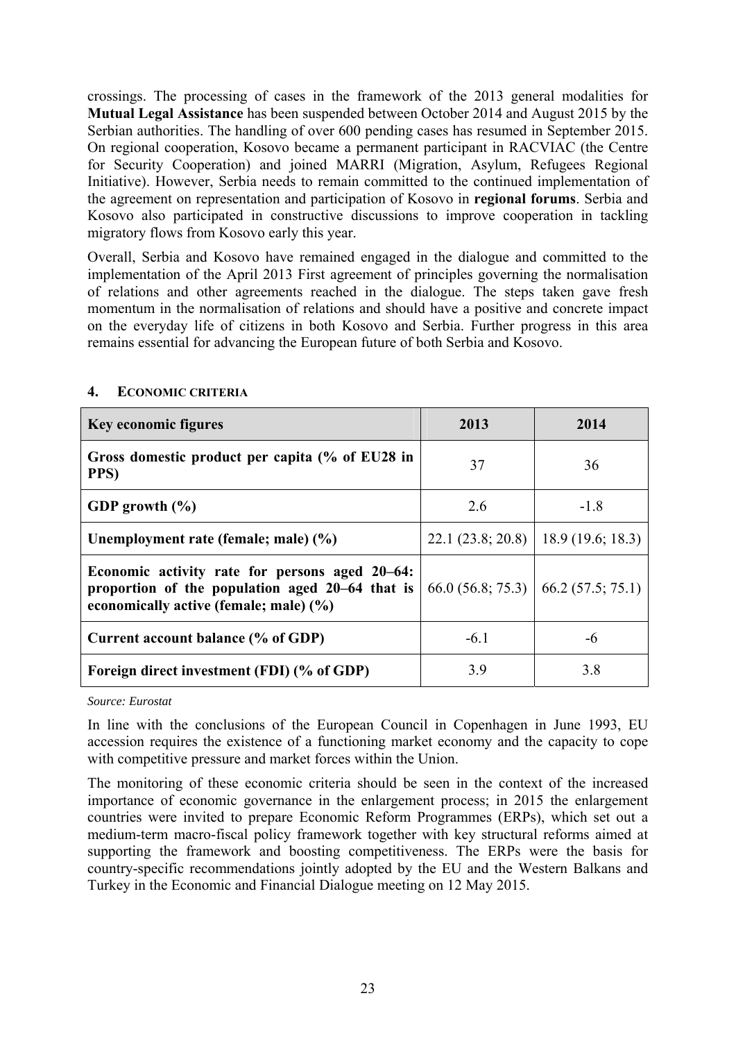crossings. The processing of cases in the framework of the 2013 general modalities for **Mutual Legal Assistance** has been suspended between October 2014 and August 2015 by the Serbian authorities. The handling of over 600 pending cases has resumed in September 2015. On regional cooperation, Kosovo became a permanent participant in RACVIAC (the Centre for Security Cooperation) and joined MARRI (Migration, Asylum, Refugees Regional Initiative). However, Serbia needs to remain committed to the continued implementation of the agreement on representation and participation of Kosovo in **regional forums**. Serbia and Kosovo also participated in constructive discussions to improve cooperation in tackling migratory flows from Kosovo early this year.

Overall, Serbia and Kosovo have remained engaged in the dialogue and committed to the implementation of the April 2013 First agreement of principles governing the normalisation of relations and other agreements reached in the dialogue. The steps taken gave fresh momentum in the normalisation of relations and should have a positive and concrete impact on the everyday life of citizens in both Kosovo and Serbia. Further progress in this area remains essential for advancing the European future of both Serbia and Kosovo.

## 4. ECONOMIC CRITERIA

| Key economic figures | 2013 | 2014 |
|---|---|---|
| **Gross domestic product per capita (% of EU28 in PPS)** | 37 | 36 |
| **GDP growth (%)** | 2.6 | -1.8 |
| **Unemployment rate (female; male) (%)** | 22.1 (23.8; 20.8) | 18.9 (19.6; 18.3) |
| **Economic activity rate for persons aged 20–64: proportion of the population aged 20–64 that is economically active (female; male) (%)** | 66.0 (56.8; 75.3) | 66.2 (57.5; 75.1) |
| **Current account balance (% of GDP)** | -6.1 | -6 |
| **Foreign direct investment (FDI) (% of GDP)** | 3.9 | 3.8 |

*Source: Eurostat*

In line with the conclusions of the European Council in Copenhagen in June 1993, EU accession requires the existence of a functioning market economy and the capacity to cope with competitive pressure and market forces within the Union.

The monitoring of these economic criteria should be seen in the context of the increased importance of economic governance in the enlargement process; in 2015 the enlargement countries were invited to prepare Economic Reform Programmes (ERPs), which set out a medium-term macro-fiscal policy framework together with key structural reforms aimed at supporting the framework and boosting competitiveness. The ERPs were the basis for country-specific recommendations jointly adopted by the EU and the Western Balkans and Turkey in the Economic and Financial Dialogue meeting on 12 May 2015.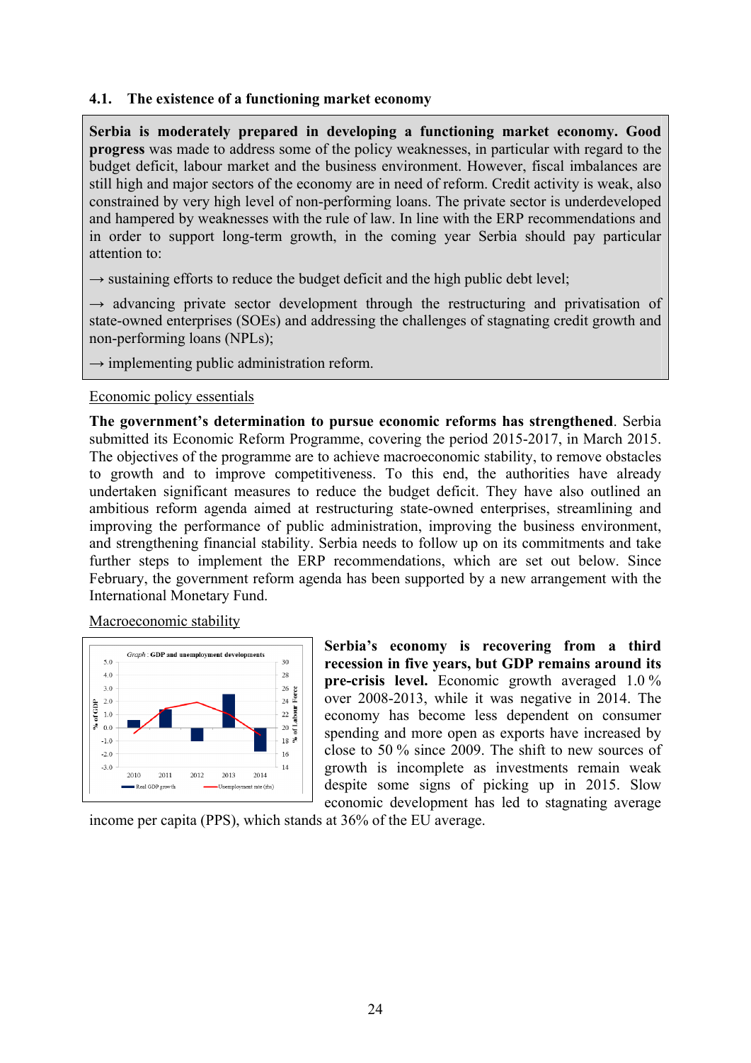### 4.1. The existence of a functioning market economy

**Serbia is moderately prepared in developing a functioning market economy. Good progress** was made to address some of the policy weaknesses, in particular with regard to the budget deficit, labour market and the business environment. However, fiscal imbalances are still high and major sectors of the economy are in need of reform. Credit activity is weak, also constrained by very high level of non-performing loans. The private sector is underdeveloped and hampered by weaknesses with the rule of law. In line with the ERP recommendations and in order to support long-term growth, in the coming year Serbia should pay particular attention to:

→ sustaining efforts to reduce the budget deficit and the high public debt level;

→ advancing private sector development through the restructuring and privatisation of state-owned enterprises (SOEs) and addressing the challenges of stagnating credit growth and non-performing loans (NPLs);

→ implementing public administration reform.

Economic policy essentials

**The government's determination to pursue economic reforms has strengthened**. Serbia submitted its Economic Reform Programme, covering the period 2015-2017, in March 2015. The objectives of the programme are to achieve macroeconomic stability, to remove obstacles to growth and to improve competitiveness. To this end, the authorities have already undertaken significant measures to reduce the budget deficit. They have also outlined an ambitious reform agenda aimed at restructuring state-owned enterprises, streamlining and improving the performance of public administration, improving the business environment, and strengthening financial stability. Serbia needs to follow up on its commitments and take further steps to implement the ERP recommendations, which are set out below. Since February, the government reform agenda has been supported by a new arrangement with the International Monetary Fund.

Macroeconomic stability

*Graph* : **GDP and unemployment developments**

**Serbia's economy is recovering from a third recession in five years, but GDP remains around its pre-crisis level.** Economic growth averaged 1.0 % over 2008-2013, while it was negative in 2014. The economy has become less dependent on consumer spending and more open as exports have increased by close to 50 % since 2009. The shift to new sources of growth is incomplete as investments remain weak despite some signs of picking up in 2015. Slow economic development has led to stagnating average income per capita (PPS), which stands at 36% of the EU average.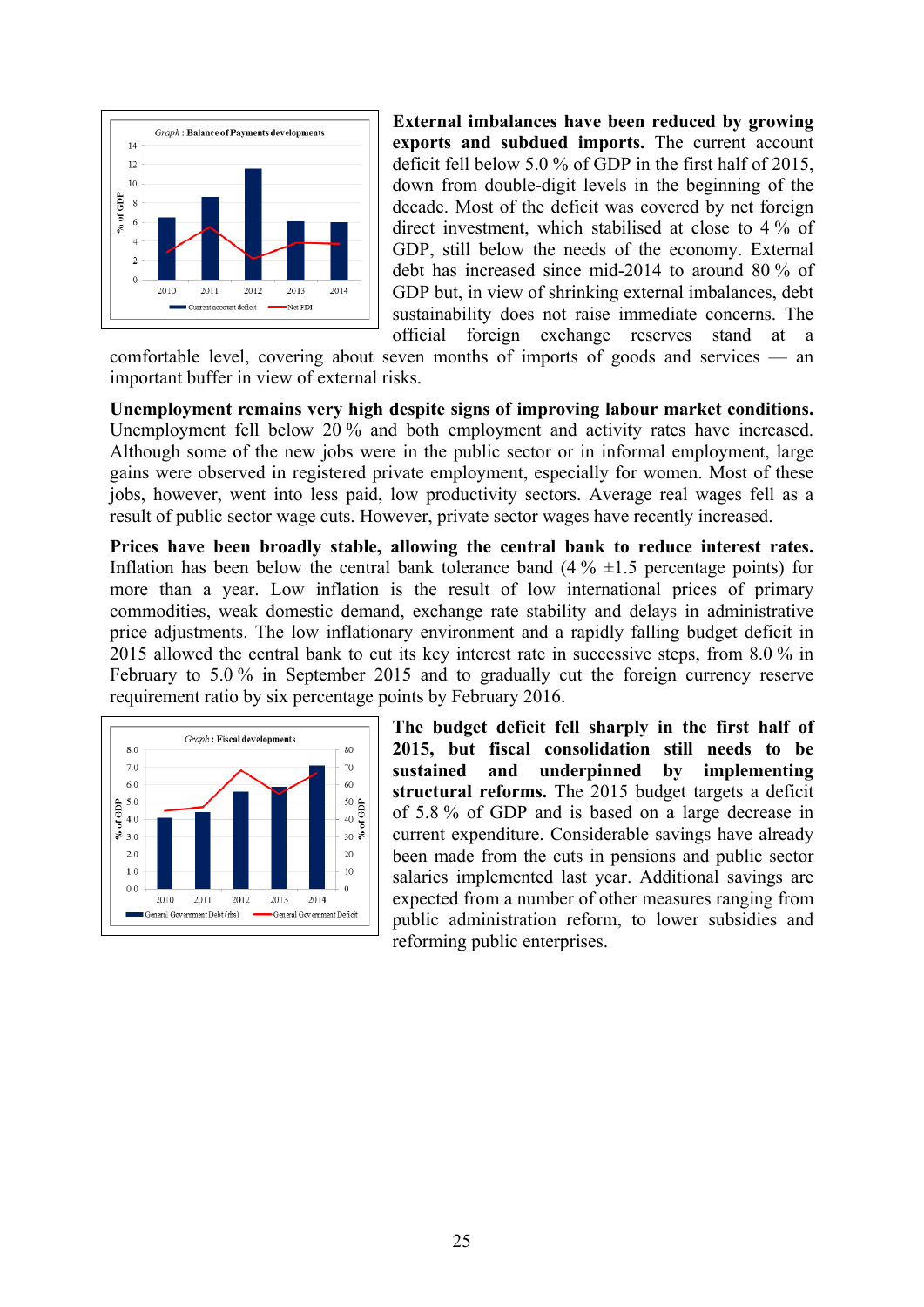Graph : Balance of Payments developments

**External imbalances have been reduced by growing exports and subdued imports.** The current account deficit fell below 5.0 % of GDP in the first half of 2015, down from double-digit levels in the beginning of the decade. Most of the deficit was covered by net foreign direct investment, which stabilised at close to 4 % of GDP, still below the needs of the economy. External debt has increased since mid-2014 to around 80 % of GDP but, in view of shrinking external imbalances, debt sustainability does not raise immediate concerns. The official foreign exchange reserves stand at a comfortable level, covering about seven months of imports of goods and services — an important buffer in view of external risks.

**Unemployment remains very high despite signs of improving labour market conditions.** Unemployment fell below 20 % and both employment and activity rates have increased. Although some of the new jobs were in the public sector or in informal employment, large gains were observed in registered private employment, especially for women. Most of these jobs, however, went into less paid, low productivity sectors. Average real wages fell as a result of public sector wage cuts. However, private sector wages have recently increased.

**Prices have been broadly stable, allowing the central bank to reduce interest rates.** Inflation has been below the central bank tolerance band (4 % ±1.5 percentage points) for more than a year. Low inflation is the result of low international prices of primary commodities, weak domestic demand, exchange rate stability and delays in administrative price adjustments. The low inflationary environment and a rapidly falling budget deficit in 2015 allowed the central bank to cut its key interest rate in successive steps, from 8.0 % in February to 5.0 % in September 2015 and to gradually cut the foreign currency reserve requirement ratio by six percentage points by February 2016.

Graph : Fiscal developments

**The budget deficit fell sharply in the first half of 2015, but fiscal consolidation still needs to be sustained and underpinned by implementing structural reforms.** The 2015 budget targets a deficit of 5.8 % of GDP and is based on a large decrease in current expenditure. Considerable savings have already been made from the cuts in pensions and public sector salaries implemented last year. Additional savings are expected from a number of other measures ranging from public administration reform, to lower subsidies and reforming public enterprises.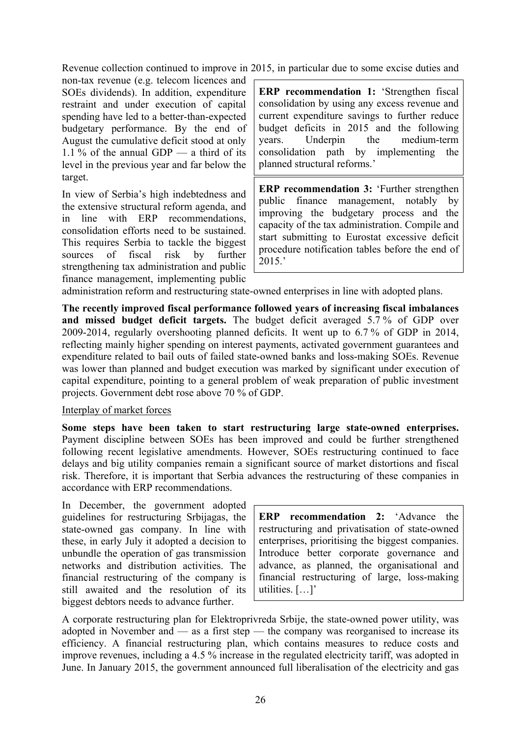Revenue collection continued to improve in 2015, in particular due to some excise duties and non-tax revenue (e.g. telecom licences and SOEs dividends). In addition, expenditure restraint and under execution of capital spending have led to a better-than-expected budgetary performance. By the end of August the cumulative deficit stood at only 1.1 % of the annual GDP — a third of its level in the previous year and far below the target.

> **ERP recommendation 1:** 'Strengthen fiscal consolidation by using any excess revenue and current expenditure savings to further reduce budget deficits in 2015 and the following years. Underpin the medium-term consolidation path by implementing the planned structural reforms.'

> **ERP recommendation 3:** 'Further strengthen public finance management, notably by improving the budgetary process and the capacity of the tax administration. Compile and start submitting to Eurostat excessive deficit procedure notification tables before the end of 2015.'

In view of Serbia's high indebtedness and the extensive structural reform agenda, and in line with ERP recommendations, consolidation efforts need to be sustained. This requires Serbia to tackle the biggest sources of fiscal risk by further strengthening tax administration and public finance management, implementing public administration reform and restructuring state-owned enterprises in line with adopted plans.

**The recently improved fiscal performance followed years of increasing fiscal imbalances and missed budget deficit targets.** The budget deficit averaged 5.7 % of GDP over 2009-2014, regularly overshooting planned deficits. It went up to 6.7 % of GDP in 2014, reflecting mainly higher spending on interest payments, activated government guarantees and expenditure related to bail outs of failed state-owned banks and loss-making SOEs. Revenue was lower than planned and budget execution was marked by significant under execution of capital expenditure, pointing to a general problem of weak preparation of public investment projects. Government debt rose above 70 % of GDP.

<u>Interplay of market forces</u>

**Some steps have been taken to start restructuring large state-owned enterprises.** Payment discipline between SOEs has been improved and could be further strengthened following recent legislative amendments. However, SOEs restructuring continued to face delays and big utility companies remain a significant source of market distortions and fiscal risk. Therefore, it is important that Serbia advances the restructuring of these companies in accordance with ERP recommendations.

In December, the government adopted guidelines for restructuring Srbijagas, the state-owned gas company. In line with these, in early July it adopted a decision to unbundle the operation of gas transmission networks and distribution activities. The financial restructuring of the company is still awaited and the resolution of its biggest debtors needs to advance further.

> **ERP recommendation 2:** 'Advance the restructuring and privatisation of state-owned enterprises, prioritising the biggest companies. Introduce better corporate governance and advance, as planned, the organisational and financial restructuring of large, loss-making utilities. […]'

A corporate restructuring plan for Elektroprivreda Srbije, the state-owned power utility, was adopted in November and — as a first step — the company was reorganised to increase its efficiency. A financial restructuring plan, which contains measures to reduce costs and improve revenues, including a 4.5 % increase in the regulated electricity tariff, was adopted in June. In January 2015, the government announced full liberalisation of the electricity and gas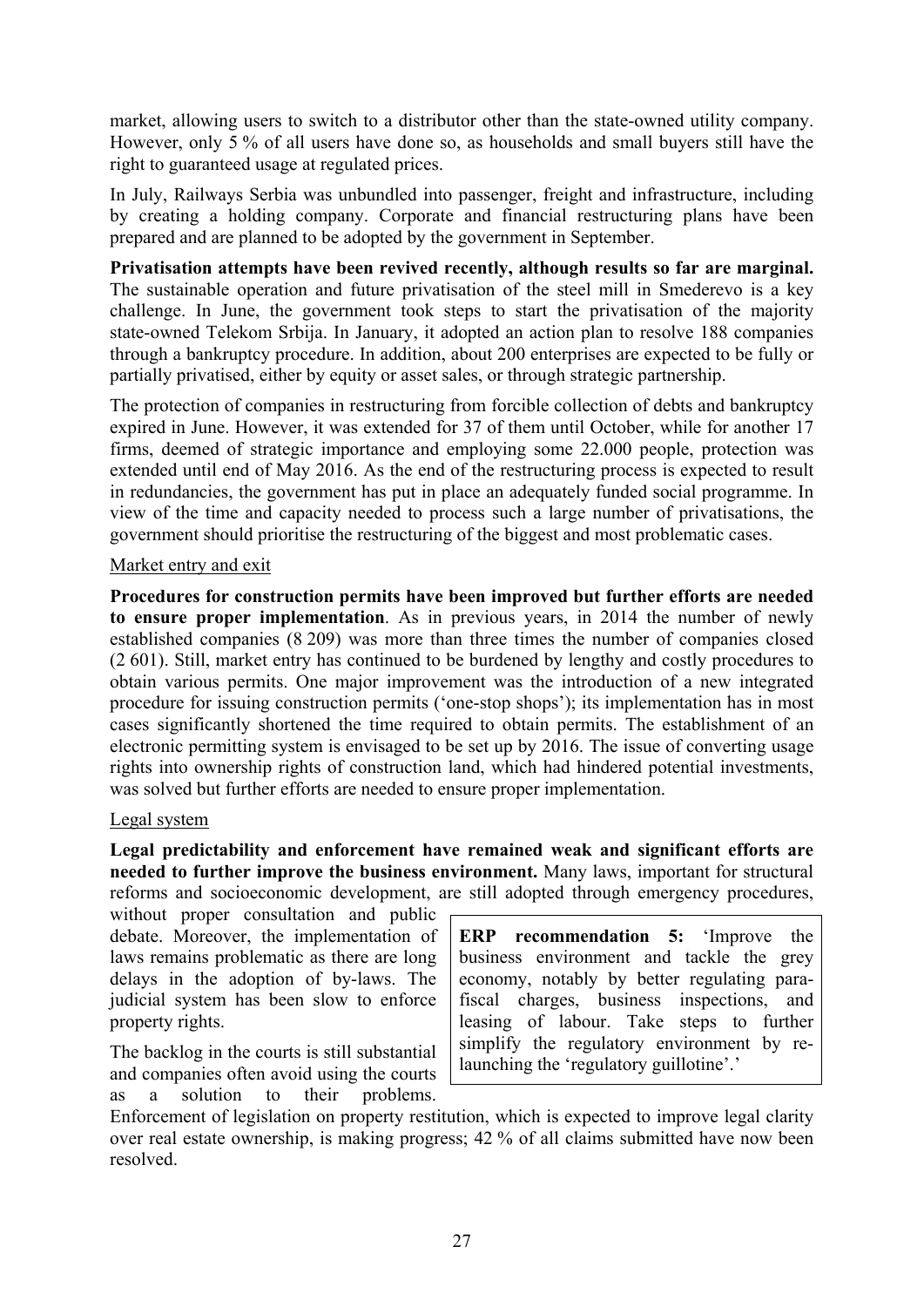market, allowing users to switch to a distributor other than the state-owned utility company. However, only 5 % of all users have done so, as households and small buyers still have the right to guaranteed usage at regulated prices.

In July, Railways Serbia was unbundled into passenger, freight and infrastructure, including by creating a holding company. Corporate and financial restructuring plans have been prepared and are planned to be adopted by the government in September.

**Privatisation attempts have been revived recently, although results so far are marginal.** The sustainable operation and future privatisation of the steel mill in Smederevo is a key challenge. In June, the government took steps to start the privatisation of the majority state-owned Telekom Srbija. In January, it adopted an action plan to resolve 188 companies through a bankruptcy procedure. In addition, about 200 enterprises are expected to be fully or partially privatised, either by equity or asset sales, or through strategic partnership.

The protection of companies in restructuring from forcible collection of debts and bankruptcy expired in June. However, it was extended for 37 of them until October, while for another 17 firms, deemed of strategic importance and employing some 22.000 people, protection was extended until end of May 2016. As the end of the restructuring process is expected to result in redundancies, the government has put in place an adequately funded social programme. In view of the time and capacity needed to process such a large number of privatisations, the government should prioritise the restructuring of the biggest and most problematic cases.

Market entry and exit

**Procedures for construction permits have been improved but further efforts are needed to ensure proper implementation**. As in previous years, in 2014 the number of newly established companies (8 209) was more than three times the number of companies closed (2 601). Still, market entry has continued to be burdened by lengthy and costly procedures to obtain various permits. One major improvement was the introduction of a new integrated procedure for issuing construction permits ('one-stop shops'); its implementation has in most cases significantly shortened the time required to obtain permits. The establishment of an electronic permitting system is envisaged to be set up by 2016. The issue of converting usage rights into ownership rights of construction land, which had hindered potential investments, was solved but further efforts are needed to ensure proper implementation.

Legal system

**Legal predictability and enforcement have remained weak and significant efforts are needed to further improve the business environment.** Many laws, important for structural reforms and socioeconomic development, are still adopted through emergency procedures, without proper consultation and public debate. Moreover, the implementation of laws remains problematic as there are long delays in the adoption of by-laws. The judicial system has been slow to enforce property rights.

> **ERP recommendation 5:** 'Improve the business environment and tackle the grey economy, notably by better regulating para-fiscal charges, business inspections, and leasing of labour. Take steps to further simplify the regulatory environment by re-launching the 'regulatory guillotine'.'

The backlog in the courts is still substantial and companies often avoid using the courts as a solution to their problems. Enforcement of legislation on property restitution, which is expected to improve legal clarity over real estate ownership, is making progress; 42 % of all claims submitted have now been resolved.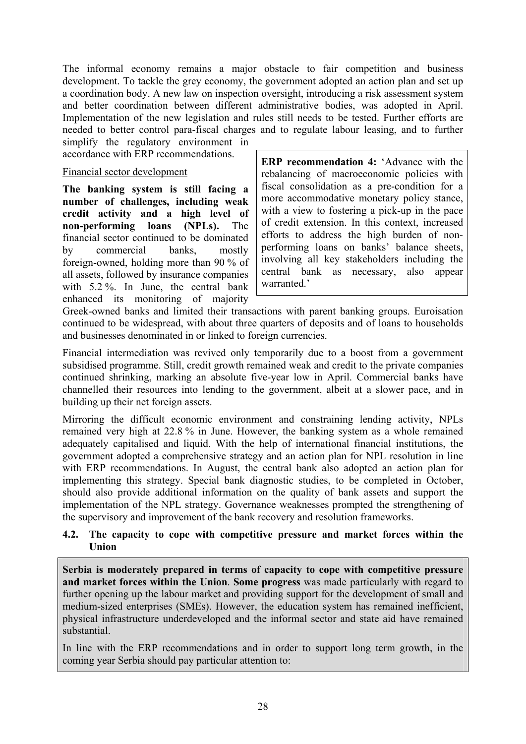The informal economy remains a major obstacle to fair competition and business development. To tackle the grey economy, the government adopted an action plan and set up a coordination body. A new law on inspection oversight, introducing a risk assessment system and better coordination between different administrative bodies, was adopted in April. Implementation of the new legislation and rules still needs to be tested. Further efforts are needed to better control para-fiscal charges and to regulate labour leasing, and to further simplify the regulatory environment in accordance with ERP recommendations.

> **ERP recommendation 4:** 'Advance with the rebalancing of macroeconomic policies with fiscal consolidation as a pre-condition for a more accommodative monetary policy stance, with a view to fostering a pick-up in the pace of credit extension. In this context, increased efforts to address the high burden of non-performing loans on banks' balance sheets, involving all key stakeholders including the central bank as necessary, also appear warranted.'

Financial sector development

**The banking system is still facing a number of challenges, including weak credit activity and a high level of non-performing loans (NPLs).** The financial sector continued to be dominated by commercial banks, mostly foreign-owned, holding more than 90 % of all assets, followed by insurance companies with 5.2 %. In June, the central bank enhanced its monitoring of majority Greek-owned banks and limited their transactions with parent banking groups. Euroisation continued to be widespread, with about three quarters of deposits and of loans to households and businesses denominated in or linked to foreign currencies.

Financial intermediation was revived only temporarily due to a boost from a government subsidised programme. Still, credit growth remained weak and credit to the private companies continued shrinking, marking an absolute five-year low in April. Commercial banks have channelled their resources into lending to the government, albeit at a slower pace, and in building up their net foreign assets.

Mirroring the difficult economic environment and constraining lending activity, NPLs remained very high at 22.8 % in June. However, the banking system as a whole remained adequately capitalised and liquid. With the help of international financial institutions, the government adopted a comprehensive strategy and an action plan for NPL resolution in line with ERP recommendations. In August, the central bank also adopted an action plan for implementing this strategy. Special bank diagnostic studies, to be completed in October, should also provide additional information on the quality of bank assets and support the implementation of the NPL strategy. Governance weaknesses prompted the strengthening of the supervisory and improvement of the bank recovery and resolution frameworks.

### 4.2. The capacity to cope with competitive pressure and market forces within the Union

**Serbia is moderately prepared in terms of capacity to cope with competitive pressure and market forces within the Union**. **Some progress** was made particularly with regard to further opening up the labour market and providing support for the development of small and medium-sized enterprises (SMEs). However, the education system has remained inefficient, physical infrastructure underdeveloped and the informal sector and state aid have remained substantial.

In line with the ERP recommendations and in order to support long term growth, in the coming year Serbia should pay particular attention to: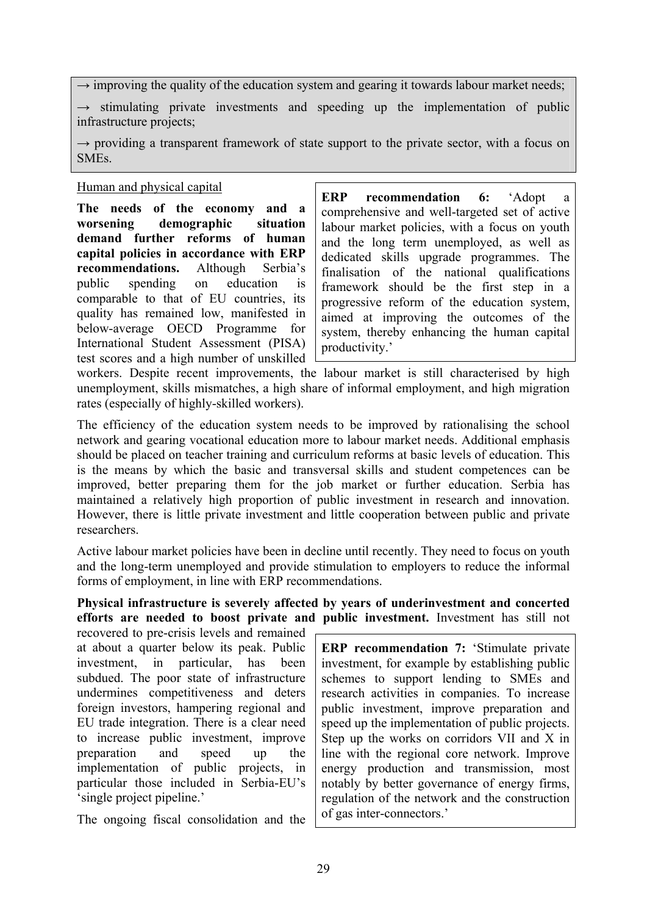→ improving the quality of the education system and gearing it towards labour market needs;

→ stimulating private investments and speeding up the implementation of public infrastructure projects;

→ providing a transparent framework of state support to the private sector, with a focus on SMEs.

Human and physical capital

> **ERP recommendation 6:** 'Adopt a comprehensive and well-targeted set of active labour market policies, with a focus on youth and the long term unemployed, as well as dedicated skills upgrade programmes. The finalisation of the national qualifications framework should be the first step in a progressive reform of the education system, aimed at improving the outcomes of the system, thereby enhancing the human capital productivity.'

**The needs of the economy and a worsening demographic situation demand further reforms of human capital policies in accordance with ERP recommendations.** Although Serbia's public spending on education is comparable to that of EU countries, its quality has remained low, manifested in below-average OECD Programme for International Student Assessment (PISA) test scores and a high number of unskilled workers. Despite recent improvements, the labour market is still characterised by high unemployment, skills mismatches, a high share of informal employment, and high migration rates (especially of highly-skilled workers).

The efficiency of the education system needs to be improved by rationalising the school network and gearing vocational education more to labour market needs. Additional emphasis should be placed on teacher training and curriculum reforms at basic levels of education. This is the means by which the basic and transversal skills and student competences can be improved, better preparing them for the job market or further education. Serbia has maintained a relatively high proportion of public investment in research and innovation. However, there is little private investment and little cooperation between public and private researchers.

Active labour market policies have been in decline until recently. They need to focus on youth and the long-term unemployed and provide stimulation to employers to reduce the informal forms of employment, in line with ERP recommendations.

> **ERP recommendation 7:** 'Stimulate private investment, for example by establishing public schemes to support lending to SMEs and research activities in companies. To increase public investment, improve preparation and speed up the implementation of public projects. Step up the works on corridors VII and X in line with the regional core network. Improve energy production and transmission, most notably by better governance of energy firms, regulation of the network and the construction of gas inter-connectors.'

**Physical infrastructure is severely affected by years of underinvestment and concerted efforts are needed to boost private and public investment.** Investment has still not recovered to pre-crisis levels and remained at about a quarter below its peak. Public investment, in particular, has been subdued. The poor state of infrastructure undermines competitiveness and deters foreign investors, hampering regional and EU trade integration. There is a clear need to increase public investment, improve preparation and speed up the implementation of public projects, in particular those included in Serbia-EU's 'single project pipeline.'

The ongoing fiscal consolidation and the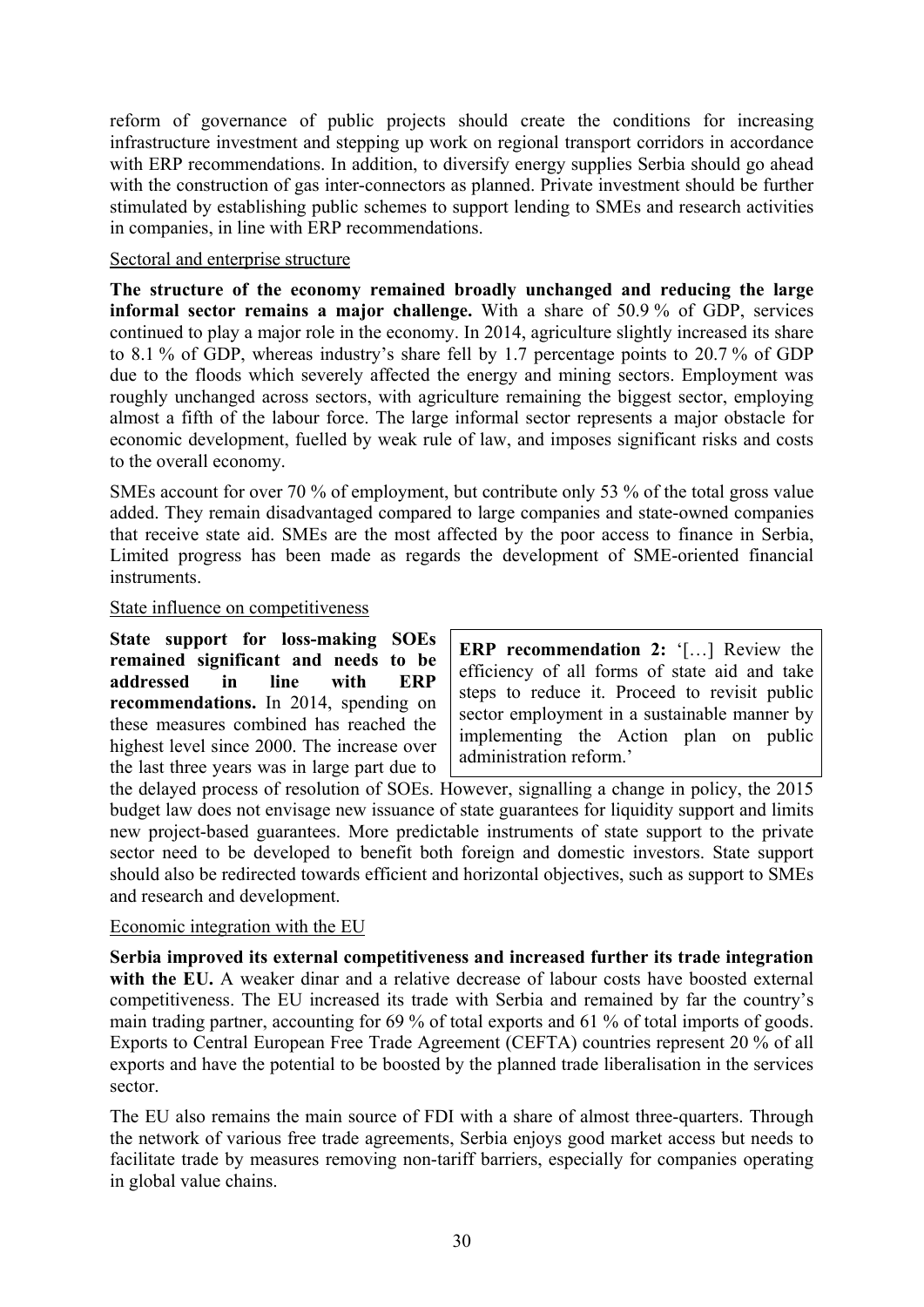reform of governance of public projects should create the conditions for increasing infrastructure investment and stepping up work on regional transport corridors in accordance with ERP recommendations. In addition, to diversify energy supplies Serbia should go ahead with the construction of gas inter-connectors as planned. Private investment should be further stimulated by establishing public schemes to support lending to SMEs and research activities in companies, in line with ERP recommendations.

Sectoral and enterprise structure

**The structure of the economy remained broadly unchanged and reducing the large informal sector remains a major challenge.** With a share of 50.9 % of GDP, services continued to play a major role in the economy. In 2014, agriculture slightly increased its share to 8.1 % of GDP, whereas industry's share fell by 1.7 percentage points to 20.7 % of GDP due to the floods which severely affected the energy and mining sectors. Employment was roughly unchanged across sectors, with agriculture remaining the biggest sector, employing almost a fifth of the labour force. The large informal sector represents a major obstacle for economic development, fuelled by weak rule of law, and imposes significant risks and costs to the overall economy.

SMEs account for over 70 % of employment, but contribute only 53 % of the total gross value added. They remain disadvantaged compared to large companies and state-owned companies that receive state aid. SMEs are the most affected by the poor access to finance in Serbia, Limited progress has been made as regards the development of SME-oriented financial instruments.

State influence on competitiveness

> **ERP recommendation 2:** '[…] Review the efficiency of all forms of state aid and take steps to reduce it. Proceed to revisit public sector employment in a sustainable manner by implementing the Action plan on public administration reform.'

**State support for loss-making SOEs remained significant and needs to be addressed in line with ERP recommendations.** In 2014, spending on these measures combined has reached the highest level since 2000. The increase over the last three years was in large part due to the delayed process of resolution of SOEs. However, signalling a change in policy, the 2015 budget law does not envisage new issuance of state guarantees for liquidity support and limits new project-based guarantees. More predictable instruments of state support to the private sector need to be developed to benefit both foreign and domestic investors. State support should also be redirected towards efficient and horizontal objectives, such as support to SMEs and research and development.

Economic integration with the EU

**Serbia improved its external competitiveness and increased further its trade integration with the EU.** A weaker dinar and a relative decrease of labour costs have boosted external competitiveness. The EU increased its trade with Serbia and remained by far the country's main trading partner, accounting for 69 % of total exports and 61 % of total imports of goods. Exports to Central European Free Trade Agreement (CEFTA) countries represent 20 % of all exports and have the potential to be boosted by the planned trade liberalisation in the services sector.

The EU also remains the main source of FDI with a share of almost three-quarters. Through the network of various free trade agreements, Serbia enjoys good market access but needs to facilitate trade by measures removing non-tariff barriers, especially for companies operating in global value chains.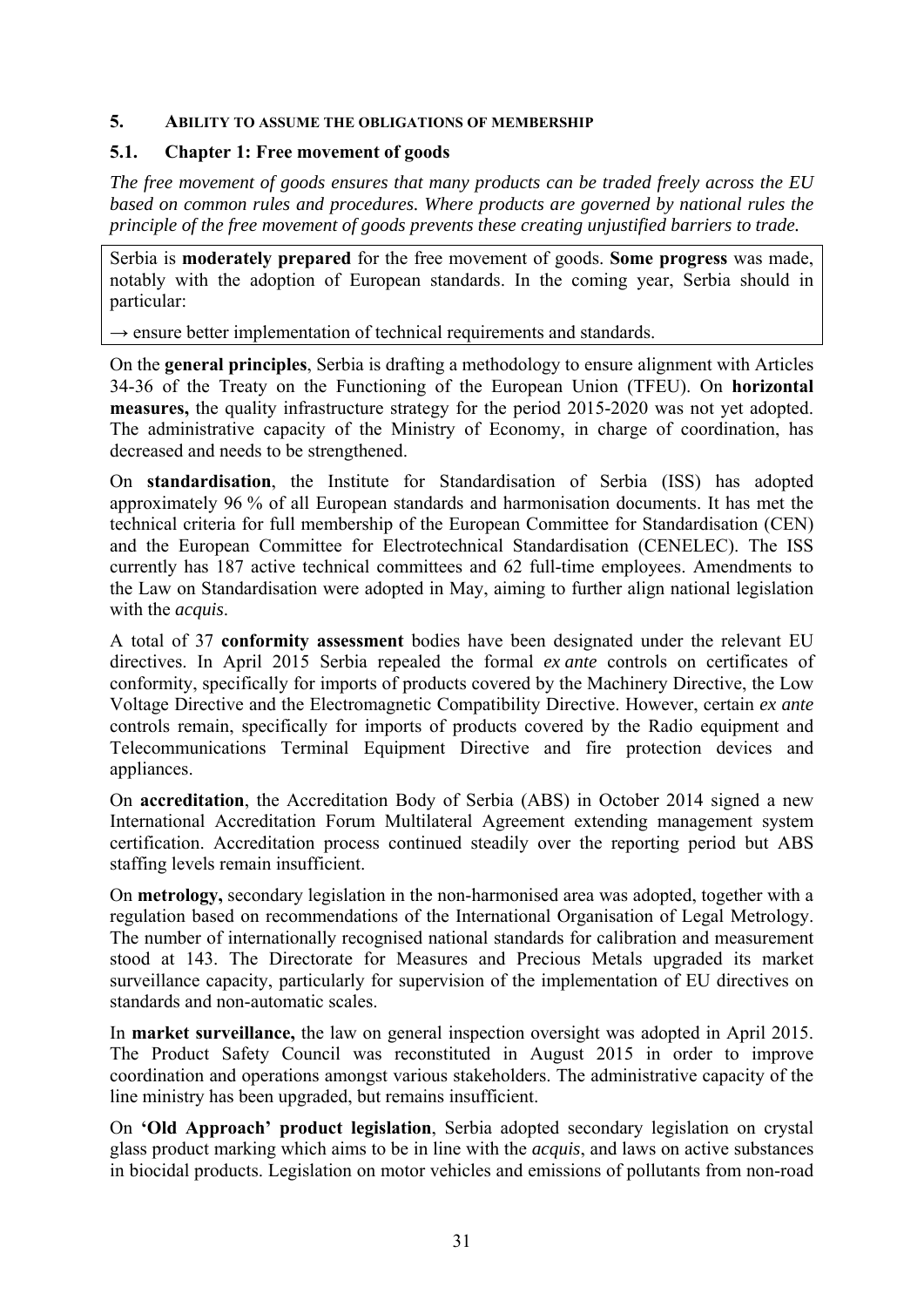## 5. ABILITY TO ASSUME THE OBLIGATIONS OF MEMBERSHIP

### 5.1. Chapter 1: Free movement of goods

*The free movement of goods ensures that many products can be traded freely across the EU based on common rules and procedures. Where products are governed by national rules the principle of the free movement of goods prevents these creating unjustified barriers to trade.*

Serbia is **moderately prepared** for the free movement of goods. **Some progress** was made, notably with the adoption of European standards. In the coming year, Serbia should in particular:

→ ensure better implementation of technical requirements and standards.

On the **general principles**, Serbia is drafting a methodology to ensure alignment with Articles 34-36 of the Treaty on the Functioning of the European Union (TFEU). On **horizontal measures,** the quality infrastructure strategy for the period 2015-2020 was not yet adopted. The administrative capacity of the Ministry of Economy, in charge of coordination, has decreased and needs to be strengthened.

On **standardisation**, the Institute for Standardisation of Serbia (ISS) has adopted approximately 96 % of all European standards and harmonisation documents. It has met the technical criteria for full membership of the European Committee for Standardisation (CEN) and the European Committee for Electrotechnical Standardisation (CENELEC). The ISS currently has 187 active technical committees and 62 full-time employees. Amendments to the Law on Standardisation were adopted in May, aiming to further align national legislation with the *acquis*.

A total of 37 **conformity assessment** bodies have been designated under the relevant EU directives. In April 2015 Serbia repealed the formal *ex ante* controls on certificates of conformity, specifically for imports of products covered by the Machinery Directive, the Low Voltage Directive and the Electromagnetic Compatibility Directive. However, certain *ex ante* controls remain, specifically for imports of products covered by the Radio equipment and Telecommunications Terminal Equipment Directive and fire protection devices and appliances.

On **accreditation**, the Accreditation Body of Serbia (ABS) in October 2014 signed a new International Accreditation Forum Multilateral Agreement extending management system certification. Accreditation process continued steadily over the reporting period but ABS staffing levels remain insufficient.

On **metrology,** secondary legislation in the non-harmonised area was adopted, together with a regulation based on recommendations of the International Organisation of Legal Metrology. The number of internationally recognised national standards for calibration and measurement stood at 143. The Directorate for Measures and Precious Metals upgraded its market surveillance capacity, particularly for supervision of the implementation of EU directives on standards and non-automatic scales.

In **market surveillance,** the law on general inspection oversight was adopted in April 2015. The Product Safety Council was reconstituted in August 2015 in order to improve coordination and operations amongst various stakeholders. The administrative capacity of the line ministry has been upgraded, but remains insufficient.

On **'Old Approach' product legislation**, Serbia adopted secondary legislation on crystal glass product marking which aims to be in line with the *acquis*, and laws on active substances in biocidal products. Legislation on motor vehicles and emissions of pollutants from non-road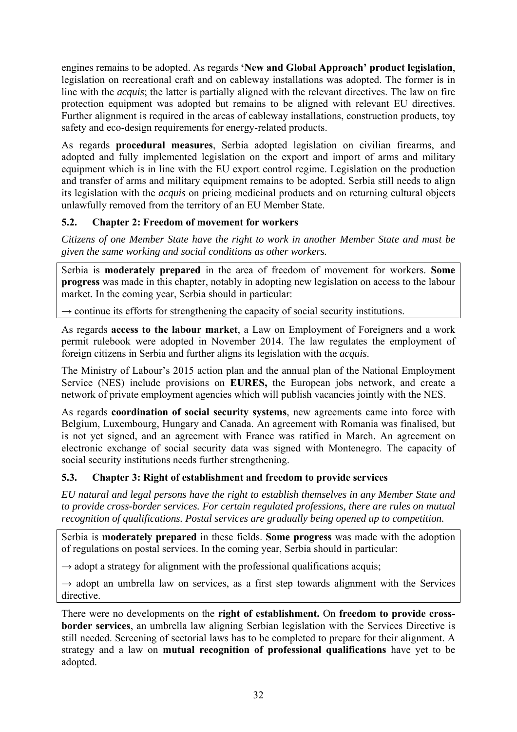engines remains to be adopted. As regards **'New and Global Approach' product legislation**, legislation on recreational craft and on cableway installations was adopted. The former is in line with the *acquis*; the latter is partially aligned with the relevant directives. The law on fire protection equipment was adopted but remains to be aligned with relevant EU directives. Further alignment is required in the areas of cableway installations, construction products, toy safety and eco-design requirements for energy-related products.

As regards **procedural measures**, Serbia adopted legislation on civilian firearms, and adopted and fully implemented legislation on the export and import of arms and military equipment which is in line with the EU export control regime. Legislation on the production and transfer of arms and military equipment remains to be adopted. Serbia still needs to align its legislation with the *acquis* on pricing medicinal products and on returning cultural objects unlawfully removed from the territory of an EU Member State.

### 5.2. Chapter 2: Freedom of movement for workers

*Citizens of one Member State have the right to work in another Member State and must be given the same working and social conditions as other workers.*

Serbia is **moderately prepared** in the area of freedom of movement for workers. **Some progress** was made in this chapter, notably in adopting new legislation on access to the labour market. In the coming year, Serbia should in particular:

→ continue its efforts for strengthening the capacity of social security institutions.

As regards **access to the labour market**, a Law on Employment of Foreigners and a work permit rulebook were adopted in November 2014. The law regulates the employment of foreign citizens in Serbia and further aligns its legislation with the *acquis*.

The Ministry of Labour's 2015 action plan and the annual plan of the National Employment Service (NES) include provisions on **EURES,** the European jobs network, and create a network of private employment agencies which will publish vacancies jointly with the NES.

As regards **coordination of social security systems**, new agreements came into force with Belgium, Luxembourg, Hungary and Canada. An agreement with Romania was finalised, but is not yet signed, and an agreement with France was ratified in March. An agreement on electronic exchange of social security data was signed with Montenegro. The capacity of social security institutions needs further strengthening.

### 5.3. Chapter 3: Right of establishment and freedom to provide services

*EU natural and legal persons have the right to establish themselves in any Member State and to provide cross-border services. For certain regulated professions, there are rules on mutual recognition of qualifications. Postal services are gradually being opened up to competition.*

Serbia is **moderately prepared** in these fields. **Some progress** was made with the adoption of regulations on postal services. In the coming year, Serbia should in particular:

→ adopt a strategy for alignment with the professional qualifications acquis;

→ adopt an umbrella law on services, as a first step towards alignment with the Services directive.

There were no developments on the **right of establishment.** On **freedom to provide cross-border services**, an umbrella law aligning Serbian legislation with the Services Directive is still needed. Screening of sectorial laws has to be completed to prepare for their alignment. A strategy and a law on **mutual recognition of professional qualifications** have yet to be adopted.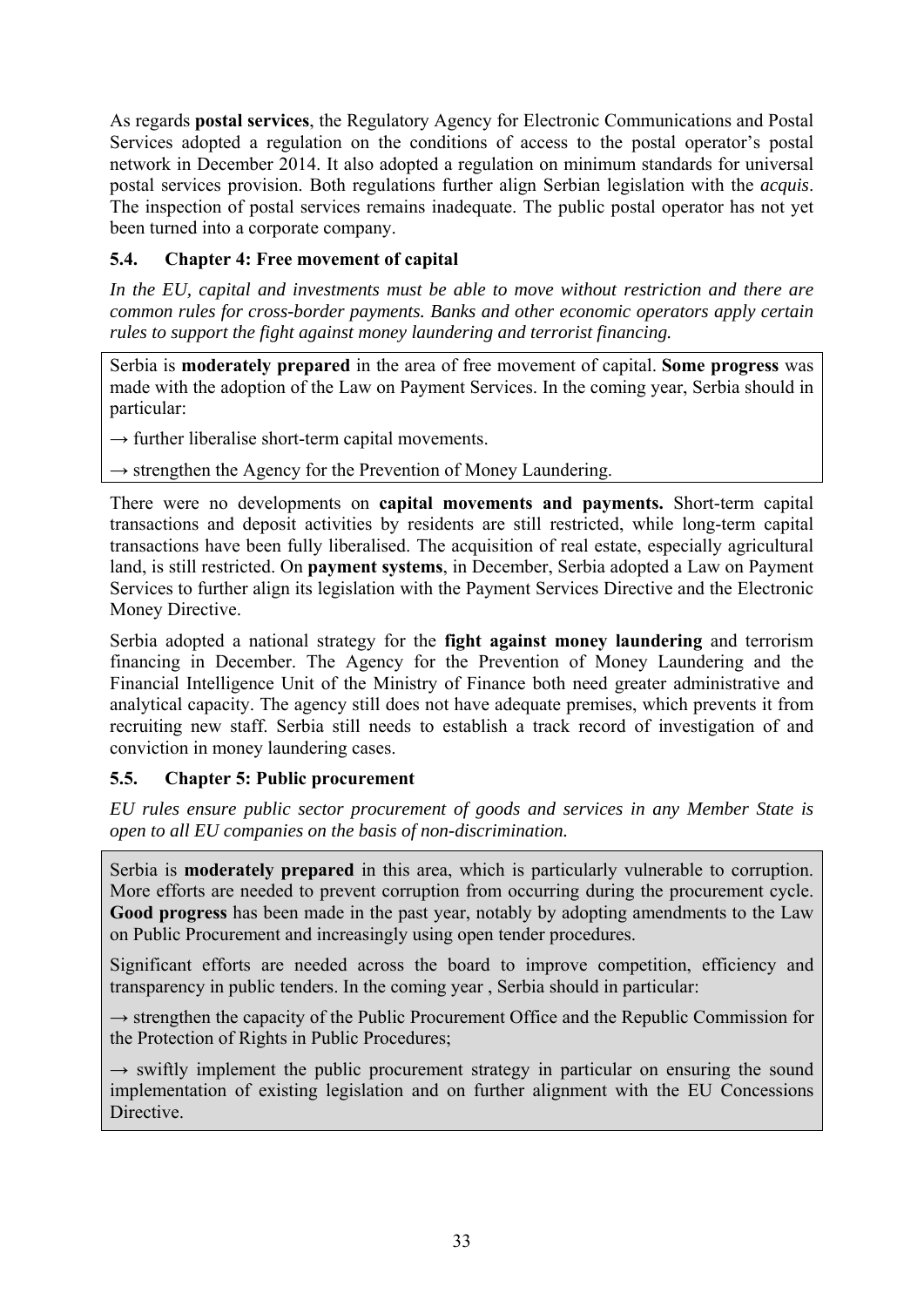As regards **postal services**, the Regulatory Agency for Electronic Communications and Postal Services adopted a regulation on the conditions of access to the postal operator's postal network in December 2014. It also adopted a regulation on minimum standards for universal postal services provision. Both regulations further align Serbian legislation with the *acquis*. The inspection of postal services remains inadequate. The public postal operator has not yet been turned into a corporate company.

### 5.4. Chapter 4: Free movement of capital

*In the EU, capital and investments must be able to move without restriction and there are common rules for cross-border payments. Banks and other economic operators apply certain rules to support the fight against money laundering and terrorist financing.*

Serbia is **moderately prepared** in the area of free movement of capital. **Some progress** was made with the adoption of the Law on Payment Services. In the coming year, Serbia should in particular:

→ further liberalise short-term capital movements.

→ strengthen the Agency for the Prevention of Money Laundering.

There were no developments on **capital movements and payments.** Short-term capital transactions and deposit activities by residents are still restricted, while long-term capital transactions have been fully liberalised. The acquisition of real estate, especially agricultural land, is still restricted. On **payment systems**, in December, Serbia adopted a Law on Payment Services to further align its legislation with the Payment Services Directive and the Electronic Money Directive.

Serbia adopted a national strategy for the **fight against money laundering** and terrorism financing in December. The Agency for the Prevention of Money Laundering and the Financial Intelligence Unit of the Ministry of Finance both need greater administrative and analytical capacity. The agency still does not have adequate premises, which prevents it from recruiting new staff. Serbia still needs to establish a track record of investigation of and conviction in money laundering cases.

### 5.5. Chapter 5: Public procurement

*EU rules ensure public sector procurement of goods and services in any Member State is open to all EU companies on the basis of non-discrimination.*

Serbia is **moderately prepared** in this area, which is particularly vulnerable to corruption. More efforts are needed to prevent corruption from occurring during the procurement cycle. **Good progress** has been made in the past year, notably by adopting amendments to the Law on Public Procurement and increasingly using open tender procedures.

Significant efforts are needed across the board to improve competition, efficiency and transparency in public tenders. In the coming year , Serbia should in particular:

→ strengthen the capacity of the Public Procurement Office and the Republic Commission for the Protection of Rights in Public Procedures;

→ swiftly implement the public procurement strategy in particular on ensuring the sound implementation of existing legislation and on further alignment with the EU Concessions Directive.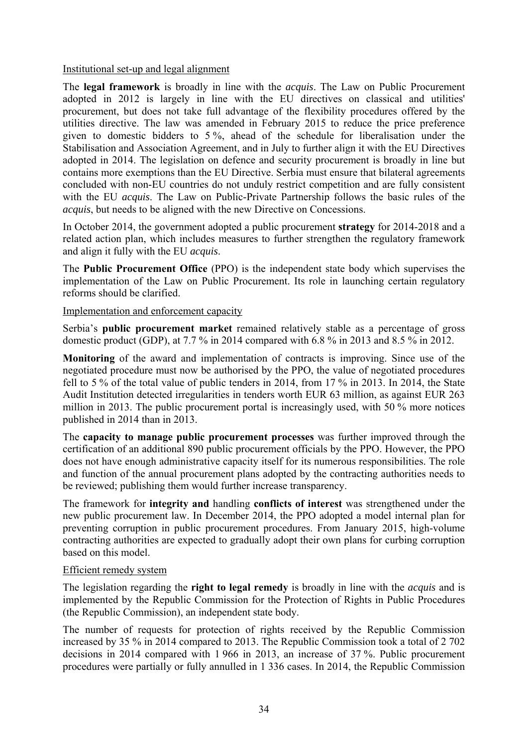Institutional set-up and legal alignment

The **legal framework** is broadly in line with the *acquis*. The Law on Public Procurement adopted in 2012 is largely in line with the EU directives on classical and utilities' procurement, but does not take full advantage of the flexibility procedures offered by the utilities directive. The law was amended in February 2015 to reduce the price preference given to domestic bidders to 5 %, ahead of the schedule for liberalisation under the Stabilisation and Association Agreement, and in July to further align it with the EU Directives adopted in 2014. The legislation on defence and security procurement is broadly in line but contains more exemptions than the EU Directive. Serbia must ensure that bilateral agreements concluded with non-EU countries do not unduly restrict competition and are fully consistent with the EU *acquis*. The Law on Public-Private Partnership follows the basic rules of the *acquis*, but needs to be aligned with the new Directive on Concessions.

In October 2014, the government adopted a public procurement **strategy** for 2014-2018 and a related action plan, which includes measures to further strengthen the regulatory framework and align it fully with the EU *acquis*.

The **Public Procurement Office** (PPO) is the independent state body which supervises the implementation of the Law on Public Procurement. Its role in launching certain regulatory reforms should be clarified.

Implementation and enforcement capacity

Serbia's **public procurement market** remained relatively stable as a percentage of gross domestic product (GDP), at 7.7 % in 2014 compared with 6.8 % in 2013 and 8.5 % in 2012.

**Monitoring** of the award and implementation of contracts is improving. Since use of the negotiated procedure must now be authorised by the PPO, the value of negotiated procedures fell to 5 % of the total value of public tenders in 2014, from 17 % in 2013. In 2014, the State Audit Institution detected irregularities in tenders worth EUR 63 million, as against EUR 263 million in 2013. The public procurement portal is increasingly used, with 50 % more notices published in 2014 than in 2013.

The **capacity to manage public procurement processes** was further improved through the certification of an additional 890 public procurement officials by the PPO. However, the PPO does not have enough administrative capacity itself for its numerous responsibilities. The role and function of the annual procurement plans adopted by the contracting authorities needs to be reviewed; publishing them would further increase transparency.

The framework for **integrity and** handling **conflicts of interest** was strengthened under the new public procurement law. In December 2014, the PPO adopted a model internal plan for preventing corruption in public procurement procedures. From January 2015, high-volume contracting authorities are expected to gradually adopt their own plans for curbing corruption based on this model.

Efficient remedy system

The legislation regarding the **right to legal remedy** is broadly in line with the *acquis* and is implemented by the Republic Commission for the Protection of Rights in Public Procedures (the Republic Commission), an independent state body.

The number of requests for protection of rights received by the Republic Commission increased by 35 % in 2014 compared to 2013. The Republic Commission took a total of 2 702 decisions in 2014 compared with 1 966 in 2013, an increase of 37 %. Public procurement procedures were partially or fully annulled in 1 336 cases. In 2014, the Republic Commission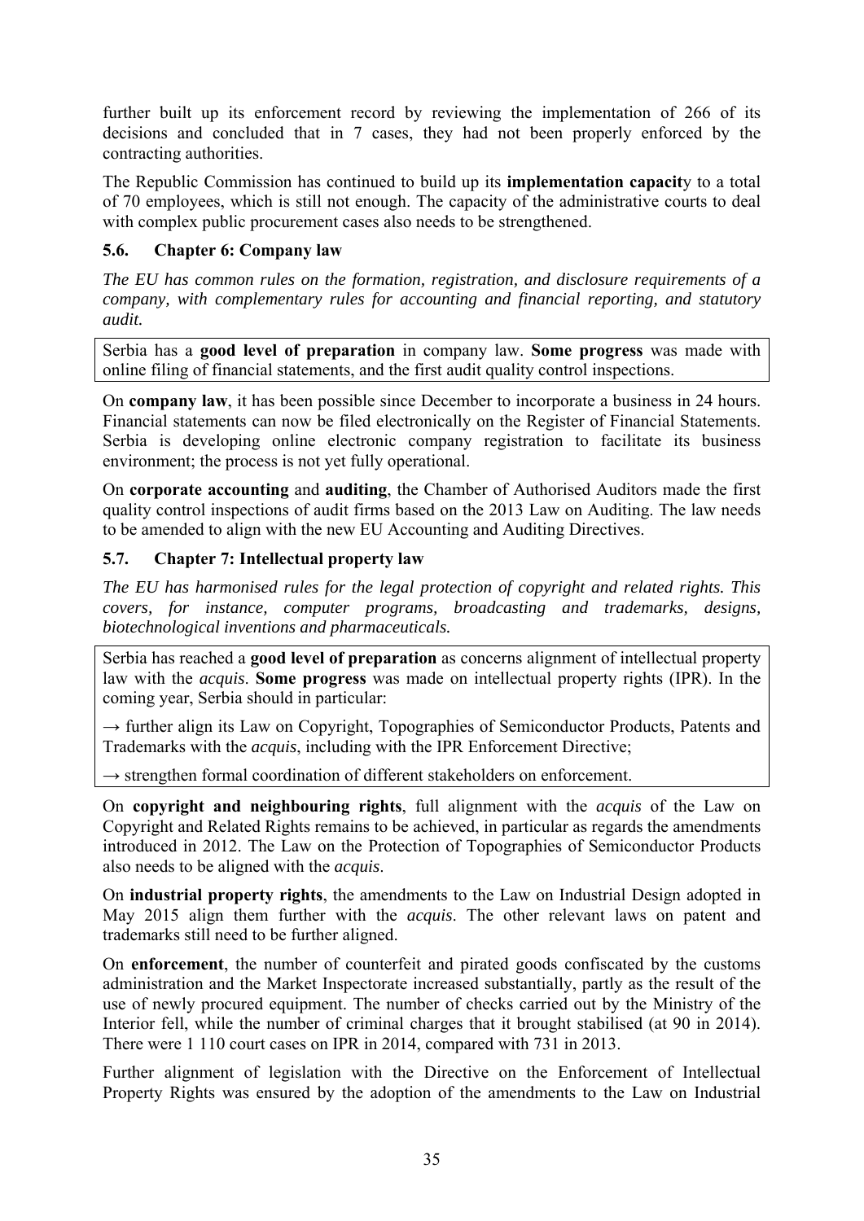further built up its enforcement record by reviewing the implementation of 266 of its decisions and concluded that in 7 cases, they had not been properly enforced by the contracting authorities.

The Republic Commission has continued to build up its **implementation capacit**y to a total of 70 employees, which is still not enough. The capacity of the administrative courts to deal with complex public procurement cases also needs to be strengthened.

### 5.6. Chapter 6: Company law

*The EU has common rules on the formation, registration, and disclosure requirements of a company, with complementary rules for accounting and financial reporting, and statutory audit.*

Serbia has a **good level of preparation** in company law. **Some progress** was made with online filing of financial statements, and the first audit quality control inspections.

On **company law**, it has been possible since December to incorporate a business in 24 hours. Financial statements can now be filed electronically on the Register of Financial Statements. Serbia is developing online electronic company registration to facilitate its business environment; the process is not yet fully operational.

On **corporate accounting** and **auditing**, the Chamber of Authorised Auditors made the first quality control inspections of audit firms based on the 2013 Law on Auditing. The law needs to be amended to align with the new EU Accounting and Auditing Directives.

### 5.7. Chapter 7: Intellectual property law

*The EU has harmonised rules for the legal protection of copyright and related rights. This covers, for instance, computer programs, broadcasting and trademarks, designs, biotechnological inventions and pharmaceuticals.*

Serbia has reached a **good level of preparation** as concerns alignment of intellectual property law with the *acquis*. **Some progress** was made on intellectual property rights (IPR). In the coming year, Serbia should in particular:

→ further align its Law on Copyright, Topographies of Semiconductor Products, Patents and Trademarks with the *acquis*, including with the IPR Enforcement Directive;

→ strengthen formal coordination of different stakeholders on enforcement.

On **copyright and neighbouring rights**, full alignment with the *acquis* of the Law on Copyright and Related Rights remains to be achieved, in particular as regards the amendments introduced in 2012. The Law on the Protection of Topographies of Semiconductor Products also needs to be aligned with the *acquis*.

On **industrial property rights**, the amendments to the Law on Industrial Design adopted in May 2015 align them further with the *acquis*. The other relevant laws on patent and trademarks still need to be further aligned.

On **enforcement**, the number of counterfeit and pirated goods confiscated by the customs administration and the Market Inspectorate increased substantially, partly as the result of the use of newly procured equipment. The number of checks carried out by the Ministry of the Interior fell, while the number of criminal charges that it brought stabilised (at 90 in 2014). There were 1 110 court cases on IPR in 2014, compared with 731 in 2013.

Further alignment of legislation with the Directive on the Enforcement of Intellectual Property Rights was ensured by the adoption of the amendments to the Law on Industrial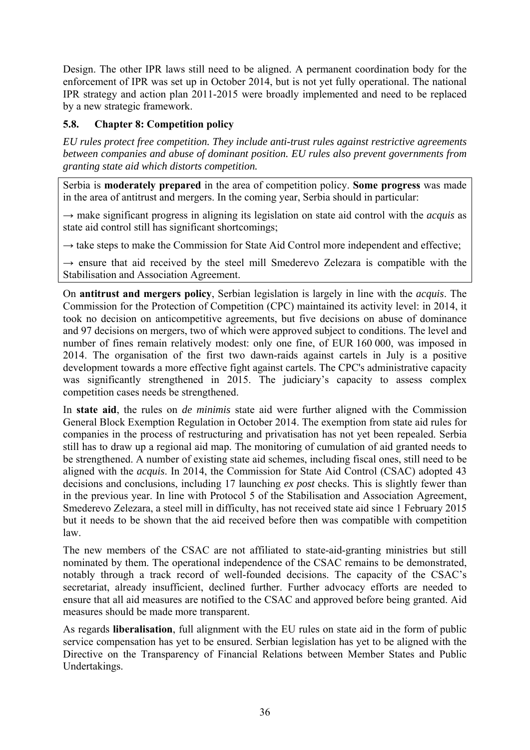Design. The other IPR laws still need to be aligned. A permanent coordination body for the enforcement of IPR was set up in October 2014, but is not yet fully operational. The national IPR strategy and action plan 2011-2015 were broadly implemented and need to be replaced by a new strategic framework.

### 5.8. Chapter 8: Competition policy

*EU rules protect free competition. They include anti-trust rules against restrictive agreements between companies and abuse of dominant position. EU rules also prevent governments from granting state aid which distorts competition.*

Serbia is **moderately prepared** in the area of competition policy. **Some progress** was made in the area of antitrust and mergers. In the coming year, Serbia should in particular:

→ make significant progress in aligning its legislation on state aid control with the *acquis* as state aid control still has significant shortcomings;

→ take steps to make the Commission for State Aid Control more independent and effective;

→ ensure that aid received by the steel mill Smederevo Zelezara is compatible with the Stabilisation and Association Agreement.

On **antitrust and mergers policy**, Serbian legislation is largely in line with the *acquis*. The Commission for the Protection of Competition (CPC) maintained its activity level: in 2014, it took no decision on anticompetitive agreements, but five decisions on abuse of dominance and 97 decisions on mergers, two of which were approved subject to conditions. The level and number of fines remain relatively modest: only one fine, of EUR 160 000, was imposed in 2014. The organisation of the first two dawn-raids against cartels in July is a positive development towards a more effective fight against cartels. The CPC's administrative capacity was significantly strengthened in 2015. The judiciary's capacity to assess complex competition cases needs be strengthened.

In **state aid**, the rules on *de minimis* state aid were further aligned with the Commission General Block Exemption Regulation in October 2014. The exemption from state aid rules for companies in the process of restructuring and privatisation has not yet been repealed. Serbia still has to draw up a regional aid map. The monitoring of cumulation of aid granted needs to be strengthened. A number of existing state aid schemes, including fiscal ones, still need to be aligned with the *acquis*. In 2014, the Commission for State Aid Control (CSAC) adopted 43 decisions and conclusions, including 17 launching *ex post* checks. This is slightly fewer than in the previous year. In line with Protocol 5 of the Stabilisation and Association Agreement, Smederevo Zelezara, a steel mill in difficulty, has not received state aid since 1 February 2015 but it needs to be shown that the aid received before then was compatible with competition law.

The new members of the CSAC are not affiliated to state-aid-granting ministries but still nominated by them. The operational independence of the CSAC remains to be demonstrated, notably through a track record of well-founded decisions. The capacity of the CSAC's secretariat, already insufficient, declined further. Further advocacy efforts are needed to ensure that all aid measures are notified to the CSAC and approved before being granted. Aid measures should be made more transparent.

As regards **liberalisation**, full alignment with the EU rules on state aid in the form of public service compensation has yet to be ensured. Serbian legislation has yet to be aligned with the Directive on the Transparency of Financial Relations between Member States and Public Undertakings.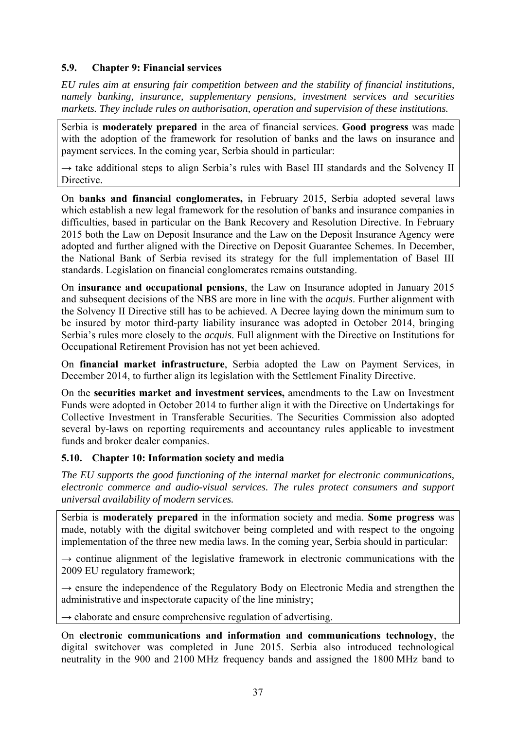### 5.9. Chapter 9: Financial services

*EU rules aim at ensuring fair competition between and the stability of financial institutions, namely banking, insurance, supplementary pensions, investment services and securities markets. They include rules on authorisation, operation and supervision of these institutions.*

Serbia is **moderately prepared** in the area of financial services. **Good progress** was made with the adoption of the framework for resolution of banks and the laws on insurance and payment services. In the coming year, Serbia should in particular:

→ take additional steps to align Serbia's rules with Basel III standards and the Solvency II Directive.

On **banks and financial conglomerates,** in February 2015, Serbia adopted several laws which establish a new legal framework for the resolution of banks and insurance companies in difficulties, based in particular on the Bank Recovery and Resolution Directive. In February 2015 both the Law on Deposit Insurance and the Law on the Deposit Insurance Agency were adopted and further aligned with the Directive on Deposit Guarantee Schemes. In December, the National Bank of Serbia revised its strategy for the full implementation of Basel III standards. Legislation on financial conglomerates remains outstanding.

On **insurance and occupational pensions**, the Law on Insurance adopted in January 2015 and subsequent decisions of the NBS are more in line with the *acquis*. Further alignment with the Solvency II Directive still has to be achieved. A Decree laying down the minimum sum to be insured by motor third-party liability insurance was adopted in October 2014, bringing Serbia's rules more closely to the *acquis*. Full alignment with the Directive on Institutions for Occupational Retirement Provision has not yet been achieved.

On **financial market infrastructure**, Serbia adopted the Law on Payment Services, in December 2014, to further align its legislation with the Settlement Finality Directive.

On the **securities market and investment services,** amendments to the Law on Investment Funds were adopted in October 2014 to further align it with the Directive on Undertakings for Collective Investment in Transferable Securities. The Securities Commission also adopted several by-laws on reporting requirements and accountancy rules applicable to investment funds and broker dealer companies.

### 5.10. Chapter 10: Information society and media

*The EU supports the good functioning of the internal market for electronic communications, electronic commerce and audio-visual services. The rules protect consumers and support universal availability of modern services.*

Serbia is **moderately prepared** in the information society and media. **Some progress** was made, notably with the digital switchover being completed and with respect to the ongoing implementation of the three new media laws. In the coming year, Serbia should in particular:

→ continue alignment of the legislative framework in electronic communications with the 2009 EU regulatory framework;

→ ensure the independence of the Regulatory Body on Electronic Media and strengthen the administrative and inspectorate capacity of the line ministry;

→ elaborate and ensure comprehensive regulation of advertising.

On **electronic communications and information and communications technology**, the digital switchover was completed in June 2015. Serbia also introduced technological neutrality in the 900 and 2100 MHz frequency bands and assigned the 1800 MHz band to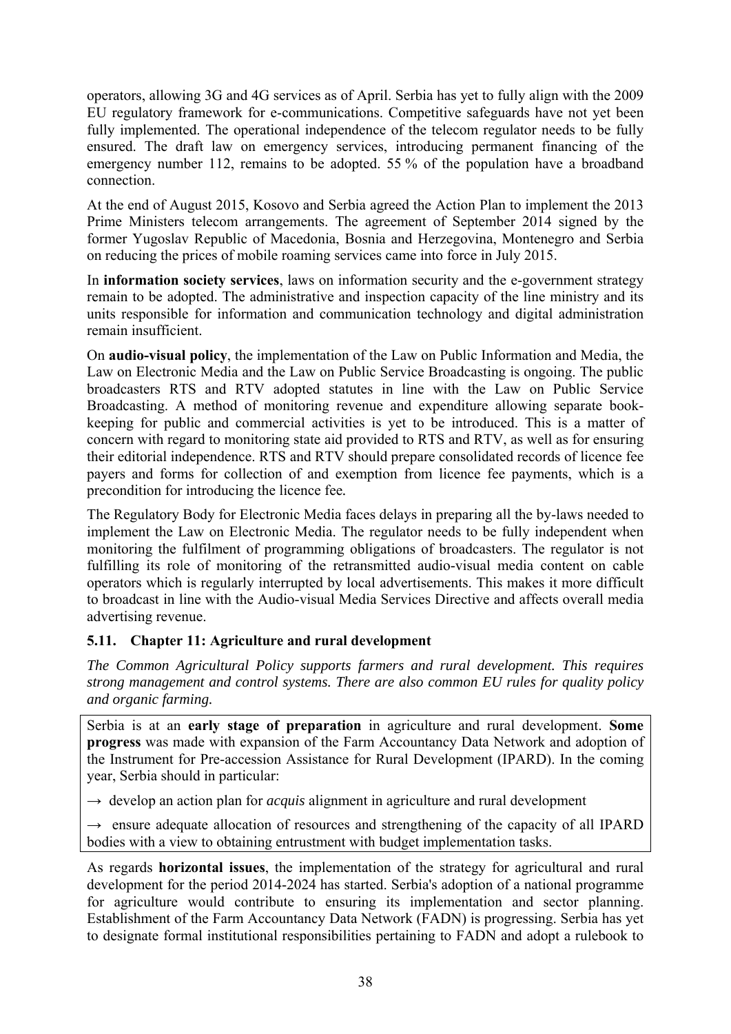operators, allowing 3G and 4G services as of April. Serbia has yet to fully align with the 2009 EU regulatory framework for e-communications. Competitive safeguards have not yet been fully implemented. The operational independence of the telecom regulator needs to be fully ensured. The draft law on emergency services, introducing permanent financing of the emergency number 112, remains to be adopted. 55 % of the population have a broadband connection.

At the end of August 2015, Kosovo and Serbia agreed the Action Plan to implement the 2013 Prime Ministers telecom arrangements. The agreement of September 2014 signed by the former Yugoslav Republic of Macedonia, Bosnia and Herzegovina, Montenegro and Serbia on reducing the prices of mobile roaming services came into force in July 2015.

In **information society services**, laws on information security and the e-government strategy remain to be adopted. The administrative and inspection capacity of the line ministry and its units responsible for information and communication technology and digital administration remain insufficient.

On **audio-visual policy**, the implementation of the Law on Public Information and Media, the Law on Electronic Media and the Law on Public Service Broadcasting is ongoing. The public broadcasters RTS and RTV adopted statutes in line with the Law on Public Service Broadcasting. A method of monitoring revenue and expenditure allowing separate book-keeping for public and commercial activities is yet to be introduced. This is a matter of concern with regard to monitoring state aid provided to RTS and RTV, as well as for ensuring their editorial independence. RTS and RTV should prepare consolidated records of licence fee payers and forms for collection of and exemption from licence fee payments, which is a precondition for introducing the licence fee.

The Regulatory Body for Electronic Media faces delays in preparing all the by-laws needed to implement the Law on Electronic Media. The regulator needs to be fully independent when monitoring the fulfilment of programming obligations of broadcasters. The regulator is not fulfilling its role of monitoring of the retransmitted audio-visual media content on cable operators which is regularly interrupted by local advertisements. This makes it more difficult to broadcast in line with the Audio-visual Media Services Directive and affects overall media advertising revenue.

### 5.11. Chapter 11: Agriculture and rural development

*The Common Agricultural Policy supports farmers and rural development. This requires strong management and control systems. There are also common EU rules for quality policy and organic farming.*

Serbia is at an **early stage of preparation** in agriculture and rural development. **Some progress** was made with expansion of the Farm Accountancy Data Network and adoption of the Instrument for Pre-accession Assistance for Rural Development (IPARD). In the coming year, Serbia should in particular:

→ develop an action plan for *acquis* alignment in agriculture and rural development

→ ensure adequate allocation of resources and strengthening of the capacity of all IPARD bodies with a view to obtaining entrustment with budget implementation tasks.

As regards **horizontal issues**, the implementation of the strategy for agricultural and rural development for the period 2014-2024 has started. Serbia's adoption of a national programme for agriculture would contribute to ensuring its implementation and sector planning. Establishment of the Farm Accountancy Data Network (FADN) is progressing. Serbia has yet to designate formal institutional responsibilities pertaining to FADN and adopt a rulebook to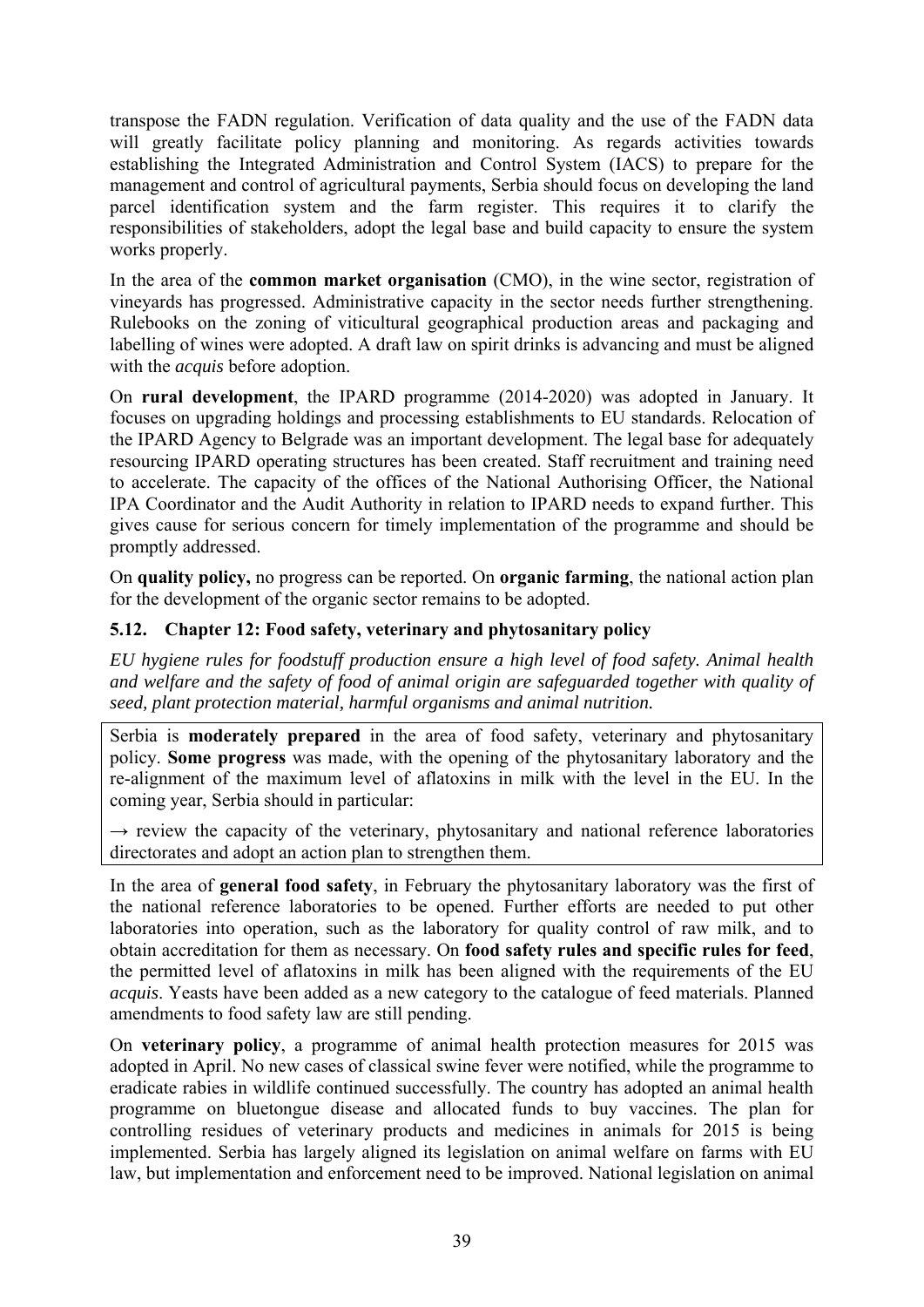transpose the FADN regulation. Verification of data quality and the use of the FADN data will greatly facilitate policy planning and monitoring. As regards activities towards establishing the Integrated Administration and Control System (IACS) to prepare for the management and control of agricultural payments, Serbia should focus on developing the land parcel identification system and the farm register. This requires it to clarify the responsibilities of stakeholders, adopt the legal base and build capacity to ensure the system works properly.

In the area of the **common market organisation** (CMO), in the wine sector, registration of vineyards has progressed. Administrative capacity in the sector needs further strengthening. Rulebooks on the zoning of viticultural geographical production areas and packaging and labelling of wines were adopted. A draft law on spirit drinks is advancing and must be aligned with the *acquis* before adoption.

On **rural development**, the IPARD programme (2014-2020) was adopted in January. It focuses on upgrading holdings and processing establishments to EU standards. Relocation of the IPARD Agency to Belgrade was an important development. The legal base for adequately resourcing IPARD operating structures has been created. Staff recruitment and training need to accelerate. The capacity of the offices of the National Authorising Officer, the National IPA Coordinator and the Audit Authority in relation to IPARD needs to expand further. This gives cause for serious concern for timely implementation of the programme and should be promptly addressed.

On **quality policy,** no progress can be reported. On **organic farming**, the national action plan for the development of the organic sector remains to be adopted.

### 5.12. Chapter 12: Food safety, veterinary and phytosanitary policy

*EU hygiene rules for foodstuff production ensure a high level of food safety. Animal health and welfare and the safety of food of animal origin are safeguarded together with quality of seed, plant protection material, harmful organisms and animal nutrition.*

Serbia is **moderately prepared** in the area of food safety, veterinary and phytosanitary policy. **Some progress** was made, with the opening of the phytosanitary laboratory and the re-alignment of the maximum level of aflatoxins in milk with the level in the EU. In the coming year, Serbia should in particular:

→ review the capacity of the veterinary, phytosanitary and national reference laboratories directorates and adopt an action plan to strengthen them.

In the area of **general food safety**, in February the phytosanitary laboratory was the first of the national reference laboratories to be opened. Further efforts are needed to put other laboratories into operation, such as the laboratory for quality control of raw milk, and to obtain accreditation for them as necessary. On **food safety rules and specific rules for feed**, the permitted level of aflatoxins in milk has been aligned with the requirements of the EU *acquis*. Yeasts have been added as a new category to the catalogue of feed materials. Planned amendments to food safety law are still pending.

On **veterinary policy**, a programme of animal health protection measures for 2015 was adopted in April. No new cases of classical swine fever were notified, while the programme to eradicate rabies in wildlife continued successfully. The country has adopted an animal health programme on bluetongue disease and allocated funds to buy vaccines. The plan for controlling residues of veterinary products and medicines in animals for 2015 is being implemented. Serbia has largely aligned its legislation on animal welfare on farms with EU law, but implementation and enforcement need to be improved. National legislation on animal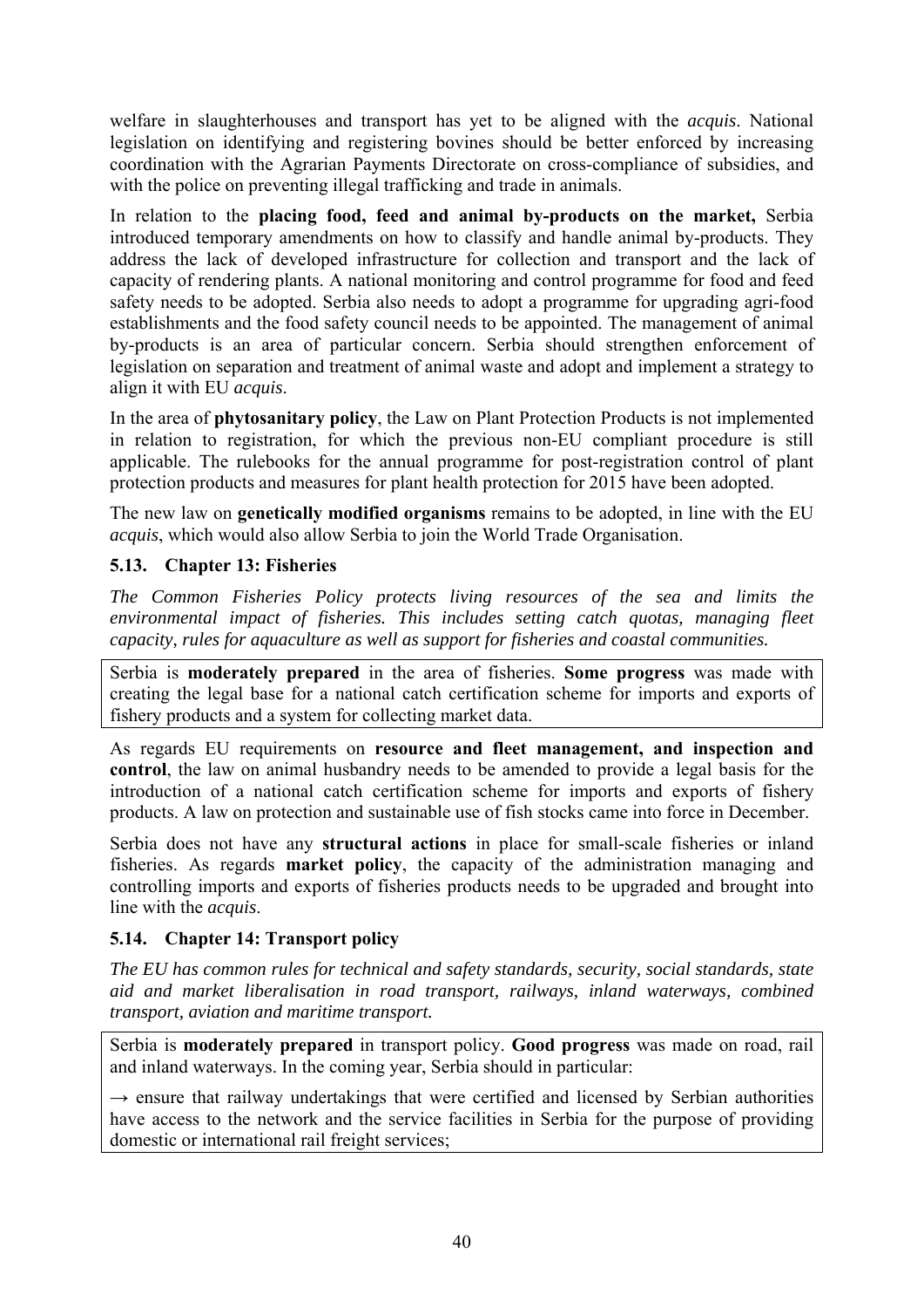welfare in slaughterhouses and transport has yet to be aligned with the *acquis*. National legislation on identifying and registering bovines should be better enforced by increasing coordination with the Agrarian Payments Directorate on cross-compliance of subsidies, and with the police on preventing illegal trafficking and trade in animals.

In relation to the **placing food, feed and animal by-products on the market,** Serbia introduced temporary amendments on how to classify and handle animal by-products. They address the lack of developed infrastructure for collection and transport and the lack of capacity of rendering plants. A national monitoring and control programme for food and feed safety needs to be adopted. Serbia also needs to adopt a programme for upgrading agri-food establishments and the food safety council needs to be appointed. The management of animal by-products is an area of particular concern. Serbia should strengthen enforcement of legislation on separation and treatment of animal waste and adopt and implement a strategy to align it with EU *acquis*.

In the area of **phytosanitary policy**, the Law on Plant Protection Products is not implemented in relation to registration, for which the previous non-EU compliant procedure is still applicable. The rulebooks for the annual programme for post-registration control of plant protection products and measures for plant health protection for 2015 have been adopted.

The new law on **genetically modified organisms** remains to be adopted, in line with the EU *acquis*, which would also allow Serbia to join the World Trade Organisation.

### 5.13. Chapter 13: Fisheries

*The Common Fisheries Policy protects living resources of the sea and limits the environmental impact of fisheries. This includes setting catch quotas, managing fleet capacity, rules for aquaculture as well as support for fisheries and coastal communities.*

Serbia is **moderately prepared** in the area of fisheries. **Some progress** was made with creating the legal base for a national catch certification scheme for imports and exports of fishery products and a system for collecting market data.

As regards EU requirements on **resource and fleet management, and inspection and control**, the law on animal husbandry needs to be amended to provide a legal basis for the introduction of a national catch certification scheme for imports and exports of fishery products. A law on protection and sustainable use of fish stocks came into force in December.

Serbia does not have any **structural actions** in place for small-scale fisheries or inland fisheries. As regards **market policy**, the capacity of the administration managing and controlling imports and exports of fisheries products needs to be upgraded and brought into line with the *acquis*.

### 5.14. Chapter 14: Transport policy

*The EU has common rules for technical and safety standards, security, social standards, state aid and market liberalisation in road transport, railways, inland waterways, combined transport, aviation and maritime transport.*

Serbia is **moderately prepared** in transport policy. **Good progress** was made on road, rail and inland waterways. In the coming year, Serbia should in particular:

→ ensure that railway undertakings that were certified and licensed by Serbian authorities have access to the network and the service facilities in Serbia for the purpose of providing domestic or international rail freight services;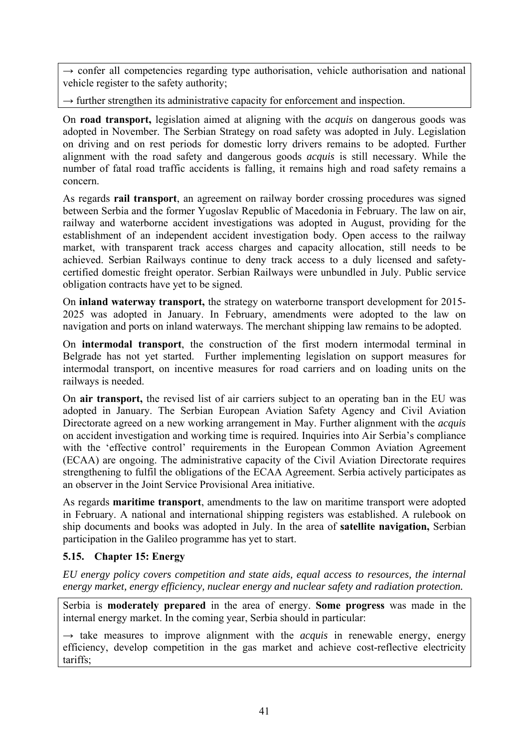→ confer all competencies regarding type authorisation, vehicle authorisation and national vehicle register to the safety authority;

→ further strengthen its administrative capacity for enforcement and inspection.

On **road transport,** legislation aimed at aligning with the *acquis* on dangerous goods was adopted in November. The Serbian Strategy on road safety was adopted in July. Legislation on driving and on rest periods for domestic lorry drivers remains to be adopted. Further alignment with the road safety and dangerous goods *acquis* is still necessary. While the number of fatal road traffic accidents is falling, it remains high and road safety remains a concern.

As regards **rail transport**, an agreement on railway border crossing procedures was signed between Serbia and the former Yugoslav Republic of Macedonia in February. The law on air, railway and waterborne accident investigations was adopted in August, providing for the establishment of an independent accident investigation body. Open access to the railway market, with transparent track access charges and capacity allocation, still needs to be achieved. Serbian Railways continue to deny track access to a duly licensed and safety-certified domestic freight operator. Serbian Railways were unbundled in July. Public service obligation contracts have yet to be signed.

On **inland waterway transport,** the strategy on waterborne transport development for 2015-2025 was adopted in January. In February, amendments were adopted to the law on navigation and ports on inland waterways. The merchant shipping law remains to be adopted.

On **intermodal transport**, the construction of the first modern intermodal terminal in Belgrade has not yet started. Further implementing legislation on support measures for intermodal transport, on incentive measures for road carriers and on loading units on the railways is needed.

On **air transport,** the revised list of air carriers subject to an operating ban in the EU was adopted in January. The Serbian European Aviation Safety Agency and Civil Aviation Directorate agreed on a new working arrangement in May. Further alignment with the *acquis* on accident investigation and working time is required. Inquiries into Air Serbia's compliance with the 'effective control' requirements in the European Common Aviation Agreement (ECAA) are ongoing. The administrative capacity of the Civil Aviation Directorate requires strengthening to fulfil the obligations of the ECAA Agreement. Serbia actively participates as an observer in the Joint Service Provisional Area initiative.

As regards **maritime transport**, amendments to the law on maritime transport were adopted in February. A national and international shipping registers was established. A rulebook on ship documents and books was adopted in July. In the area of **satellite navigation,** Serbian participation in the Galileo programme has yet to start.

### 5.15. Chapter 15: Energy

*EU energy policy covers competition and state aids, equal access to resources, the internal energy market, energy efficiency, nuclear energy and nuclear safety and radiation protection.*

Serbia is **moderately prepared** in the area of energy. **Some progress** was made in the internal energy market. In the coming year, Serbia should in particular:

→ take measures to improve alignment with the *acquis* in renewable energy, energy efficiency, develop competition in the gas market and achieve cost-reflective electricity tariffs;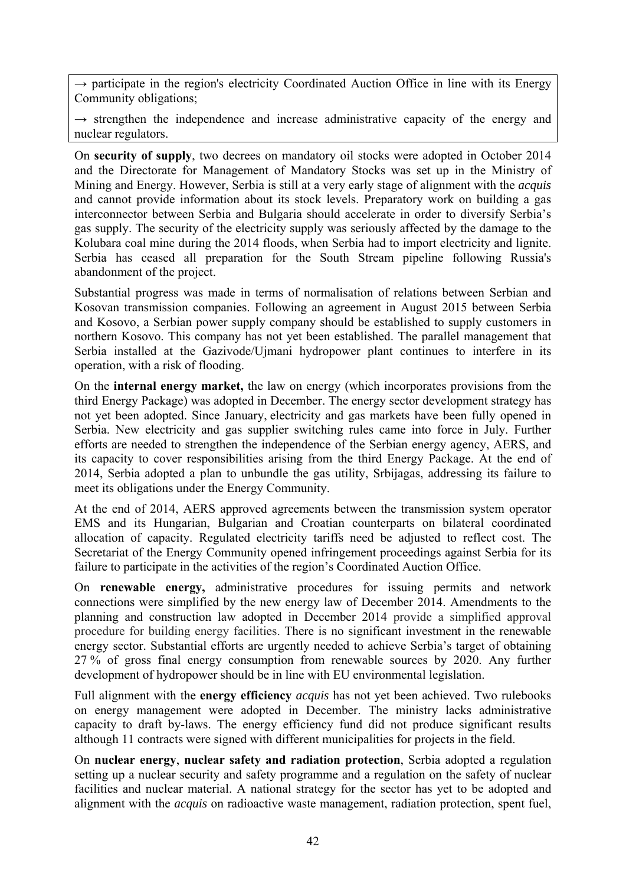→ participate in the region's electricity Coordinated Auction Office in line with its Energy Community obligations;

→ strengthen the independence and increase administrative capacity of the energy and nuclear regulators.

On **security of supply**, two decrees on mandatory oil stocks were adopted in October 2014 and the Directorate for Management of Mandatory Stocks was set up in the Ministry of Mining and Energy. However, Serbia is still at a very early stage of alignment with the *acquis* and cannot provide information about its stock levels. Preparatory work on building a gas interconnector between Serbia and Bulgaria should accelerate in order to diversify Serbia's gas supply. The security of the electricity supply was seriously affected by the damage to the Kolubara coal mine during the 2014 floods, when Serbia had to import electricity and lignite. Serbia has ceased all preparation for the South Stream pipeline following Russia's abandonment of the project.

Substantial progress was made in terms of normalisation of relations between Serbian and Kosovan transmission companies. Following an agreement in August 2015 between Serbia and Kosovo, a Serbian power supply company should be established to supply customers in northern Kosovo. This company has not yet been established. The parallel management that Serbia installed at the Gazivode/Ujmani hydropower plant continues to interfere in its operation, with a risk of flooding.

On the **internal energy market,** the law on energy (which incorporates provisions from the third Energy Package) was adopted in December. The energy sector development strategy has not yet been adopted. Since January, electricity and gas markets have been fully opened in Serbia. New electricity and gas supplier switching rules came into force in July. Further efforts are needed to strengthen the independence of the Serbian energy agency, AERS, and its capacity to cover responsibilities arising from the third Energy Package. At the end of 2014, Serbia adopted a plan to unbundle the gas utility, Srbijagas, addressing its failure to meet its obligations under the Energy Community.

At the end of 2014, AERS approved agreements between the transmission system operator EMS and its Hungarian, Bulgarian and Croatian counterparts on bilateral coordinated allocation of capacity. Regulated electricity tariffs need be adjusted to reflect cost. The Secretariat of the Energy Community opened infringement proceedings against Serbia for its failure to participate in the activities of the region's Coordinated Auction Office.

On **renewable energy,** administrative procedures for issuing permits and network connections were simplified by the new energy law of December 2014. Amendments to the planning and construction law adopted in December 2014 provide a simplified approval procedure for building energy facilities. There is no significant investment in the renewable energy sector. Substantial efforts are urgently needed to achieve Serbia's target of obtaining 27 % of gross final energy consumption from renewable sources by 2020. Any further development of hydropower should be in line with EU environmental legislation.

Full alignment with the **energy efficiency** *acquis* has not yet been achieved. Two rulebooks on energy management were adopted in December. The ministry lacks administrative capacity to draft by-laws. The energy efficiency fund did not produce significant results although 11 contracts were signed with different municipalities for projects in the field.

On **nuclear energy**, **nuclear safety and radiation protection**, Serbia adopted a regulation setting up a nuclear security and safety programme and a regulation on the safety of nuclear facilities and nuclear material. A national strategy for the sector has yet to be adopted and alignment with the *acquis* on radioactive waste management, radiation protection, spent fuel,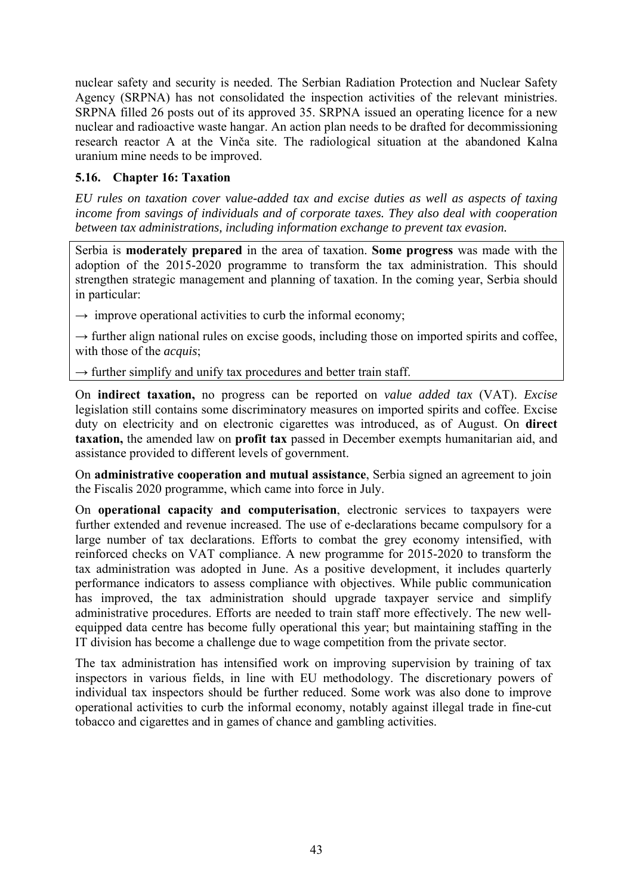nuclear safety and security is needed. The Serbian Radiation Protection and Nuclear Safety Agency (SRPNA) has not consolidated the inspection activities of the relevant ministries. SRPNA filled 26 posts out of its approved 35. SRPNA issued an operating licence for a new nuclear and radioactive waste hangar. An action plan needs to be drafted for decommissioning research reactor A at the Vinča site. The radiological situation at the abandoned Kalna uranium mine needs to be improved.

### 5.16. Chapter 16: Taxation

*EU rules on taxation cover value-added tax and excise duties as well as aspects of taxing income from savings of individuals and of corporate taxes. They also deal with cooperation between tax administrations, including information exchange to prevent tax evasion.*

Serbia is **moderately prepared** in the area of taxation. **Some progress** was made with the adoption of the 2015-2020 programme to transform the tax administration. This should strengthen strategic management and planning of taxation. In the coming year, Serbia should in particular:

→ improve operational activities to curb the informal economy;

→ further align national rules on excise goods, including those on imported spirits and coffee, with those of the *acquis*;

→ further simplify and unify tax procedures and better train staff.

On **indirect taxation,** no progress can be reported on *value added tax* (VAT). *Excise* legislation still contains some discriminatory measures on imported spirits and coffee. Excise duty on electricity and on electronic cigarettes was introduced, as of August. On **direct taxation,** the amended law on **profit tax** passed in December exempts humanitarian aid, and assistance provided to different levels of government.

On **administrative cooperation and mutual assistance**, Serbia signed an agreement to join the Fiscalis 2020 programme, which came into force in July.

On **operational capacity and computerisation**, electronic services to taxpayers were further extended and revenue increased. The use of e-declarations became compulsory for a large number of tax declarations. Efforts to combat the grey economy intensified, with reinforced checks on VAT compliance. A new programme for 2015-2020 to transform the tax administration was adopted in June. As a positive development, it includes quarterly performance indicators to assess compliance with objectives. While public communication has improved, the tax administration should upgrade taxpayer service and simplify administrative procedures. Efforts are needed to train staff more effectively. The new well-equipped data centre has become fully operational this year; but maintaining staffing in the IT division has become a challenge due to wage competition from the private sector.

The tax administration has intensified work on improving supervision by training of tax inspectors in various fields, in line with EU methodology. The discretionary powers of individual tax inspectors should be further reduced. Some work was also done to improve operational activities to curb the informal economy, notably against illegal trade in fine-cut tobacco and cigarettes and in games of chance and gambling activities.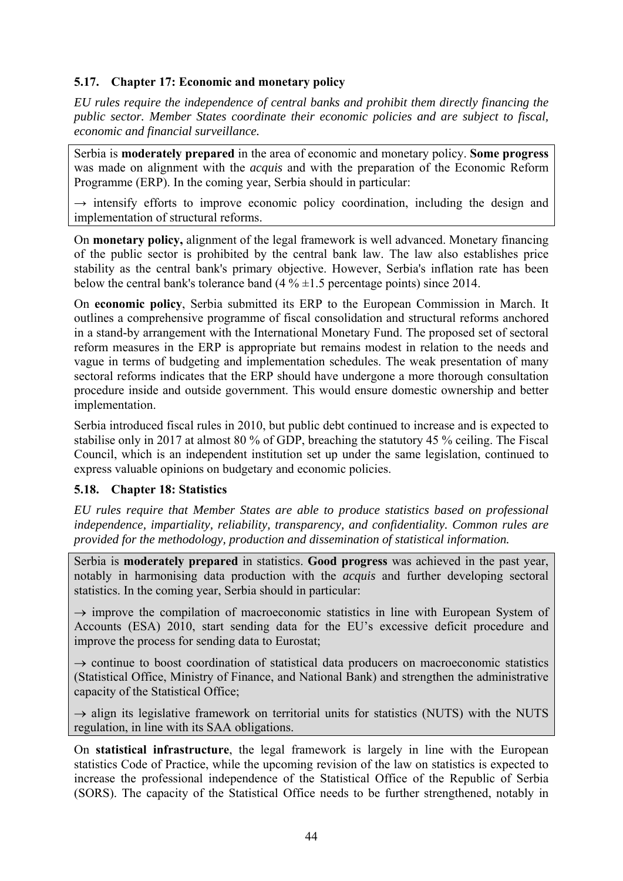### 5.17. Chapter 17: Economic and monetary policy

*EU rules require the independence of central banks and prohibit them directly financing the public sector. Member States coordinate their economic policies and are subject to fiscal, economic and financial surveillance.*

Serbia is **moderately prepared** in the area of economic and monetary policy. **Some progress** was made on alignment with the *acquis* and with the preparation of the Economic Reform Programme (ERP). In the coming year, Serbia should in particular:

→ intensify efforts to improve economic policy coordination, including the design and implementation of structural reforms.

On **monetary policy,** alignment of the legal framework is well advanced. Monetary financing of the public sector is prohibited by the central bank law. The law also establishes price stability as the central bank's primary objective. However, Serbia's inflation rate has been below the central bank's tolerance band (4 % ±1.5 percentage points) since 2014.

On **economic policy**, Serbia submitted its ERP to the European Commission in March. It outlines a comprehensive programme of fiscal consolidation and structural reforms anchored in a stand-by arrangement with the International Monetary Fund. The proposed set of sectoral reform measures in the ERP is appropriate but remains modest in relation to the needs and vague in terms of budgeting and implementation schedules. The weak presentation of many sectoral reforms indicates that the ERP should have undergone a more thorough consultation procedure inside and outside government. This would ensure domestic ownership and better implementation.

Serbia introduced fiscal rules in 2010, but public debt continued to increase and is expected to stabilise only in 2017 at almost 80 % of GDP, breaching the statutory 45 % ceiling. The Fiscal Council, which is an independent institution set up under the same legislation, continued to express valuable opinions on budgetary and economic policies.

### 5.18. Chapter 18: Statistics

*EU rules require that Member States are able to produce statistics based on professional independence, impartiality, reliability, transparency, and confidentiality. Common rules are provided for the methodology, production and dissemination of statistical information.*

Serbia is **moderately prepared** in statistics. **Good progress** was achieved in the past year, notably in harmonising data production with the *acquis* and further developing sectoral statistics. In the coming year, Serbia should in particular:

→ improve the compilation of macroeconomic statistics in line with European System of Accounts (ESA) 2010, start sending data for the EU's excessive deficit procedure and improve the process for sending data to Eurostat;

→ continue to boost coordination of statistical data producers on macroeconomic statistics (Statistical Office, Ministry of Finance, and National Bank) and strengthen the administrative capacity of the Statistical Office;

→ align its legislative framework on territorial units for statistics (NUTS) with the NUTS regulation, in line with its SAA obligations.

On **statistical infrastructure**, the legal framework is largely in line with the European statistics Code of Practice, while the upcoming revision of the law on statistics is expected to increase the professional independence of the Statistical Office of the Republic of Serbia (SORS). The capacity of the Statistical Office needs to be further strengthened, notably in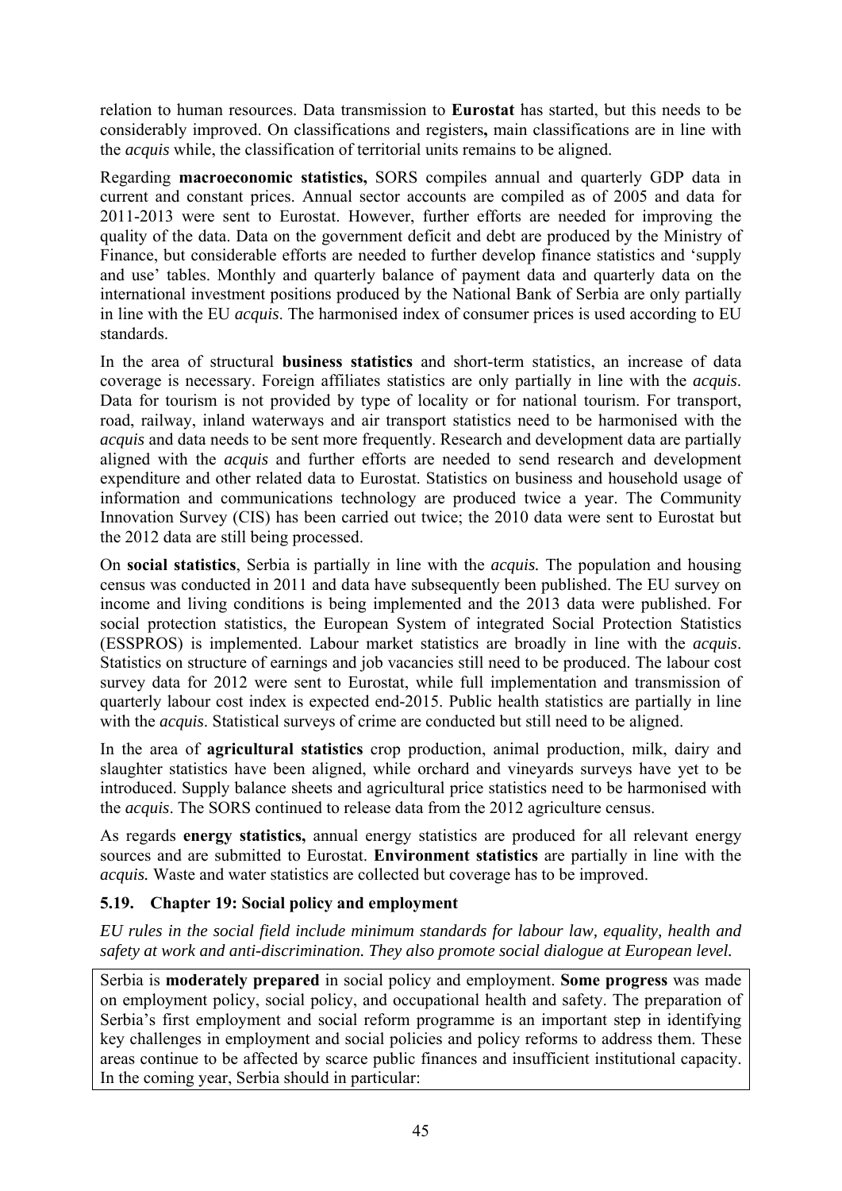relation to human resources. Data transmission to **Eurostat** has started, but this needs to be considerably improved. On classifications and registers**,** main classifications are in line with the *acquis* while, the classification of territorial units remains to be aligned.

Regarding **macroeconomic statistics,** SORS compiles annual and quarterly GDP data in current and constant prices. Annual sector accounts are compiled as of 2005 and data for 2011-2013 were sent to Eurostat. However, further efforts are needed for improving the quality of the data. Data on the government deficit and debt are produced by the Ministry of Finance, but considerable efforts are needed to further develop finance statistics and 'supply and use' tables. Monthly and quarterly balance of payment data and quarterly data on the international investment positions produced by the National Bank of Serbia are only partially in line with the EU *acquis*. The harmonised index of consumer prices is used according to EU standards.

In the area of structural **business statistics** and short-term statistics, an increase of data coverage is necessary. Foreign affiliates statistics are only partially in line with the *acquis*. Data for tourism is not provided by type of locality or for national tourism. For transport, road, railway, inland waterways and air transport statistics need to be harmonised with the *acquis* and data needs to be sent more frequently. Research and development data are partially aligned with the *acquis* and further efforts are needed to send research and development expenditure and other related data to Eurostat. Statistics on business and household usage of information and communications technology are produced twice a year. The Community Innovation Survey (CIS) has been carried out twice; the 2010 data were sent to Eurostat but the 2012 data are still being processed.

On **social statistics**, Serbia is partially in line with the *acquis.* The population and housing census was conducted in 2011 and data have subsequently been published. The EU survey on income and living conditions is being implemented and the 2013 data were published. For social protection statistics, the European System of integrated Social Protection Statistics (ESSPROS) is implemented. Labour market statistics are broadly in line with the *acquis*. Statistics on structure of earnings and job vacancies still need to be produced. The labour cost survey data for 2012 were sent to Eurostat, while full implementation and transmission of quarterly labour cost index is expected end-2015. Public health statistics are partially in line with the *acquis*. Statistical surveys of crime are conducted but still need to be aligned.

In the area of **agricultural statistics** crop production, animal production, milk, dairy and slaughter statistics have been aligned, while orchard and vineyards surveys have yet to be introduced. Supply balance sheets and agricultural price statistics need to be harmonised with the *acquis*. The SORS continued to release data from the 2012 agriculture census.

As regards **energy statistics,** annual energy statistics are produced for all relevant energy sources and are submitted to Eurostat. **Environment statistics** are partially in line with the *acquis.* Waste and water statistics are collected but coverage has to be improved.

### 5.19. Chapter 19: Social policy and employment

*EU rules in the social field include minimum standards for labour law, equality, health and safety at work and anti-discrimination. They also promote social dialogue at European level.*

Serbia is **moderately prepared** in social policy and employment. **Some progress** was made on employment policy, social policy, and occupational health and safety. The preparation of Serbia's first employment and social reform programme is an important step in identifying key challenges in employment and social policies and policy reforms to address them. These areas continue to be affected by scarce public finances and insufficient institutional capacity. In the coming year, Serbia should in particular: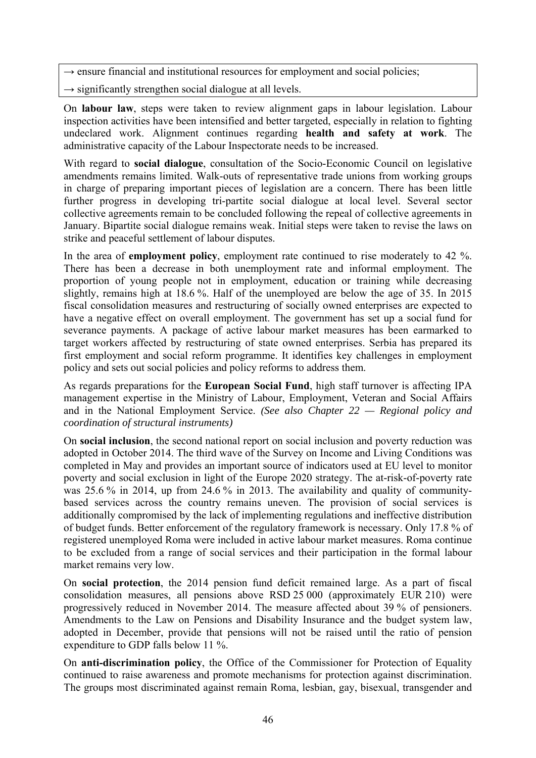→ ensure financial and institutional resources for employment and social policies;

→ significantly strengthen social dialogue at all levels.

On **labour law**, steps were taken to review alignment gaps in labour legislation. Labour inspection activities have been intensified and better targeted, especially in relation to fighting undeclared work. Alignment continues regarding **health and safety at work**. The administrative capacity of the Labour Inspectorate needs to be increased.

With regard to **social dialogue**, consultation of the Socio-Economic Council on legislative amendments remains limited. Walk-outs of representative trade unions from working groups in charge of preparing important pieces of legislation are a concern. There has been little further progress in developing tri-partite social dialogue at local level. Several sector collective agreements remain to be concluded following the repeal of collective agreements in January. Bipartite social dialogue remains weak. Initial steps were taken to revise the laws on strike and peaceful settlement of labour disputes.

In the area of **employment policy**, employment rate continued to rise moderately to 42 %. There has been a decrease in both unemployment rate and informal employment. The proportion of young people not in employment, education or training while decreasing slightly, remains high at 18.6 %. Half of the unemployed are below the age of 35. In 2015 fiscal consolidation measures and restructuring of socially owned enterprises are expected to have a negative effect on overall employment. The government has set up a social fund for severance payments. A package of active labour market measures has been earmarked to target workers affected by restructuring of state owned enterprises. Serbia has prepared its first employment and social reform programme. It identifies key challenges in employment policy and sets out social policies and policy reforms to address them.

As regards preparations for the **European Social Fund**, high staff turnover is affecting IPA management expertise in the Ministry of Labour, Employment, Veteran and Social Affairs and in the National Employment Service. *(See also Chapter 22 — Regional policy and coordination of structural instruments)*

On **social inclusion**, the second national report on social inclusion and poverty reduction was adopted in October 2014. The third wave of the Survey on Income and Living Conditions was completed in May and provides an important source of indicators used at EU level to monitor poverty and social exclusion in light of the Europe 2020 strategy. The at-risk-of-poverty rate was 25.6 % in 2014, up from 24.6 % in 2013. The availability and quality of community-based services across the country remains uneven. The provision of social services is additionally compromised by the lack of implementing regulations and ineffective distribution of budget funds. Better enforcement of the regulatory framework is necessary. Only 17.8 % of registered unemployed Roma were included in active labour market measures. Roma continue to be excluded from a range of social services and their participation in the formal labour market remains very low.

On **social protection**, the 2014 pension fund deficit remained large. As a part of fiscal consolidation measures, all pensions above RSD 25 000 (approximately EUR 210) were progressively reduced in November 2014. The measure affected about 39 % of pensioners. Amendments to the Law on Pensions and Disability Insurance and the budget system law, adopted in December, provide that pensions will not be raised until the ratio of pension expenditure to GDP falls below 11 %.

On **anti-discrimination policy**, the Office of the Commissioner for Protection of Equality continued to raise awareness and promote mechanisms for protection against discrimination. The groups most discriminated against remain Roma, lesbian, gay, bisexual, transgender and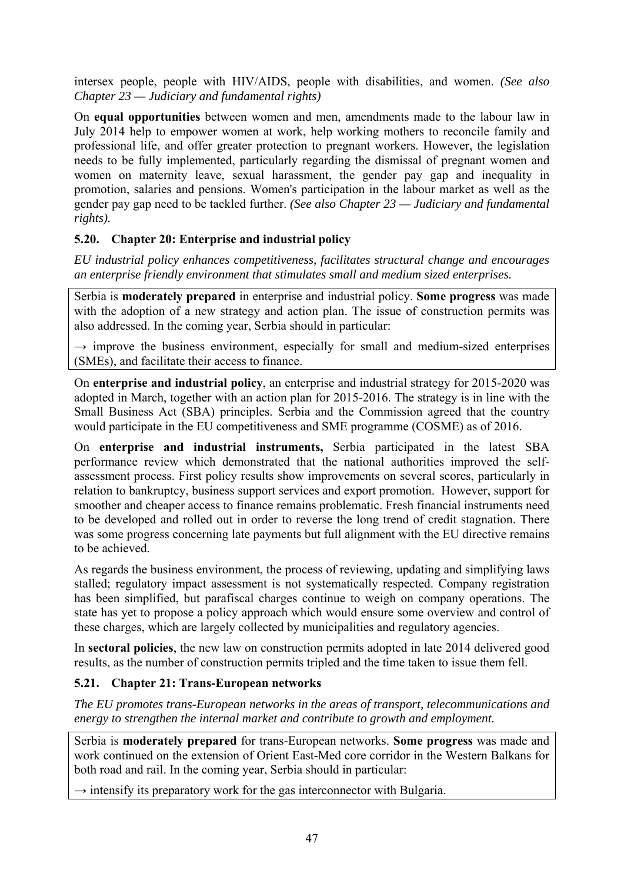intersex people, people with HIV/AIDS, people with disabilities, and women. *(See also Chapter 23 — Judiciary and fundamental rights)*

On **equal opportunities** between women and men, amendments made to the labour law in July 2014 help to empower women at work, help working mothers to reconcile family and professional life, and offer greater protection to pregnant workers. However, the legislation needs to be fully implemented, particularly regarding the dismissal of pregnant women and women on maternity leave, sexual harassment, the gender pay gap and inequality in promotion, salaries and pensions. Women's participation in the labour market as well as the gender pay gap need to be tackled further. *(See also Chapter 23 — Judiciary and fundamental rights).*

### 5.20. Chapter 20: Enterprise and industrial policy

*EU industrial policy enhances competitiveness, facilitates structural change and encourages an enterprise friendly environment that stimulates small and medium sized enterprises.*

Serbia is **moderately prepared** in enterprise and industrial policy. **Some progress** was made with the adoption of a new strategy and action plan. The issue of construction permits was also addressed. In the coming year, Serbia should in particular:

→ improve the business environment, especially for small and medium-sized enterprises (SMEs), and facilitate their access to finance.

On **enterprise and industrial policy**, an enterprise and industrial strategy for 2015-2020 was adopted in March, together with an action plan for 2015-2016. The strategy is in line with the Small Business Act (SBA) principles. Serbia and the Commission agreed that the country would participate in the EU competitiveness and SME programme (COSME) as of 2016.

On **enterprise and industrial instruments,** Serbia participated in the latest SBA performance review which demonstrated that the national authorities improved the self-assessment process. First policy results show improvements on several scores, particularly in relation to bankruptcy, business support services and export promotion. However, support for smoother and cheaper access to finance remains problematic. Fresh financial instruments need to be developed and rolled out in order to reverse the long trend of credit stagnation. There was some progress concerning late payments but full alignment with the EU directive remains to be achieved.

As regards the business environment, the process of reviewing, updating and simplifying laws stalled; regulatory impact assessment is not systematically respected. Company registration has been simplified, but parafiscal charges continue to weigh on company operations. The state has yet to propose a policy approach which would ensure some overview and control of these charges, which are largely collected by municipalities and regulatory agencies.

In **sectoral policies**, the new law on construction permits adopted in late 2014 delivered good results, as the number of construction permits tripled and the time taken to issue them fell.

### 5.21. Chapter 21: Trans-European networks

*The EU promotes trans-European networks in the areas of transport, telecommunications and energy to strengthen the internal market and contribute to growth and employment.*

Serbia is **moderately prepared** for trans-European networks. **Some progress** was made and work continued on the extension of Orient East-Med core corridor in the Western Balkans for both road and rail. In the coming year, Serbia should in particular:

→ intensify its preparatory work for the gas interconnector with Bulgaria.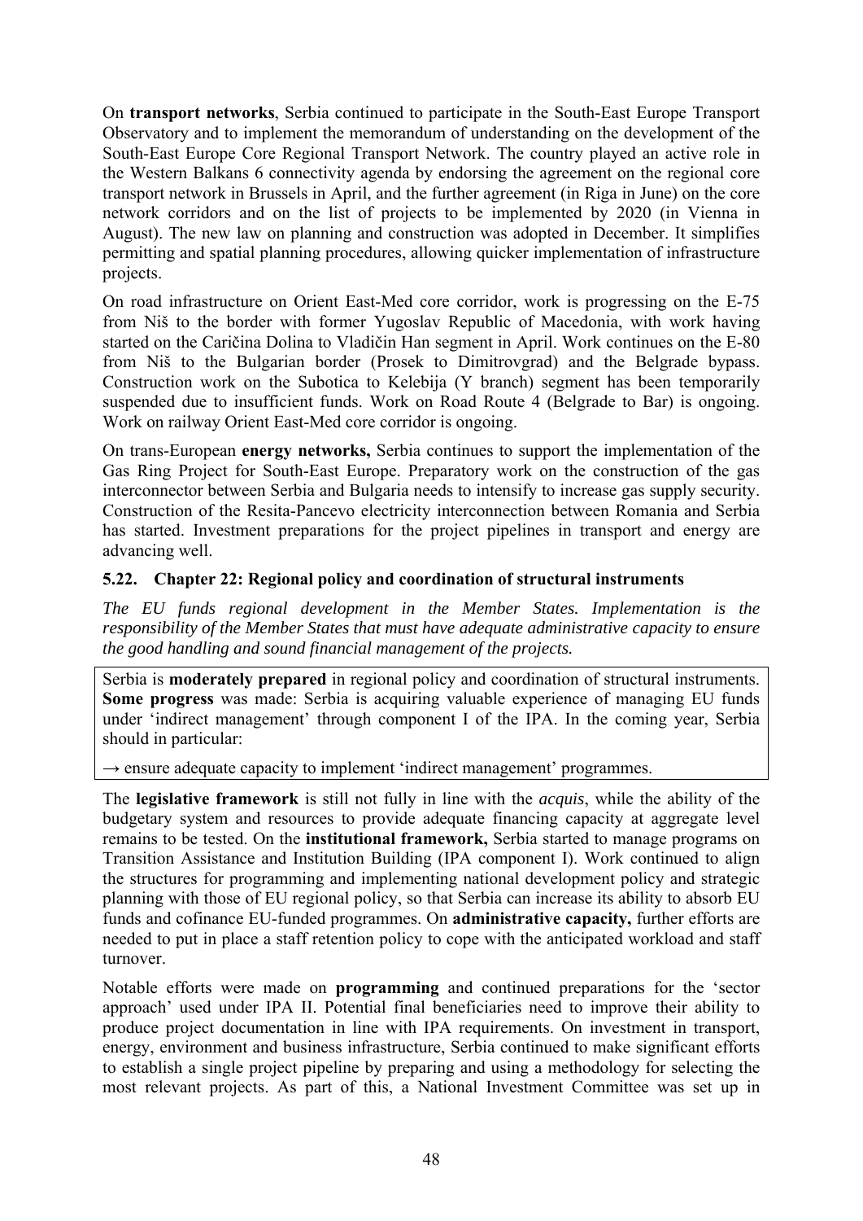On **transport networks**, Serbia continued to participate in the South-East Europe Transport Observatory and to implement the memorandum of understanding on the development of the South-East Europe Core Regional Transport Network. The country played an active role in the Western Balkans 6 connectivity agenda by endorsing the agreement on the regional core transport network in Brussels in April, and the further agreement (in Riga in June) on the core network corridors and on the list of projects to be implemented by 2020 (in Vienna in August). The new law on planning and construction was adopted in December. It simplifies permitting and spatial planning procedures, allowing quicker implementation of infrastructure projects.

On road infrastructure on Orient East-Med core corridor, work is progressing on the E-75 from Niš to the border with former Yugoslav Republic of Macedonia, with work having started on the Caričina Dolina to Vladičin Han segment in April. Work continues on the E-80 from Niš to the Bulgarian border (Prosek to Dimitrovgrad) and the Belgrade bypass. Construction work on the Subotica to Kelebija (Y branch) segment has been temporarily suspended due to insufficient funds. Work on Road Route 4 (Belgrade to Bar) is ongoing. Work on railway Orient East-Med core corridor is ongoing.

On trans-European **energy networks,** Serbia continues to support the implementation of the Gas Ring Project for South-East Europe. Preparatory work on the construction of the gas interconnector between Serbia and Bulgaria needs to intensify to increase gas supply security. Construction of the Resita-Pancevo electricity interconnection between Romania and Serbia has started. Investment preparations for the project pipelines in transport and energy are advancing well.

### 5.22. Chapter 22: Regional policy and coordination of structural instruments

***The EU funds regional development in the Member States. Implementation is the responsibility of the Member States that must have adequate administrative capacity to ensure the good handling and sound financial management of the projects.***

Serbia is **moderately prepared** in regional policy and coordination of structural instruments. **Some progress** was made: Serbia is acquiring valuable experience of managing EU funds under 'indirect management' through component I of the IPA. In the coming year, Serbia should in particular:

→ ensure adequate capacity to implement 'indirect management' programmes.

The **legislative framework** is still not fully in line with the *acquis*, while the ability of the budgetary system and resources to provide adequate financing capacity at aggregate level remains to be tested. On the **institutional framework,** Serbia started to manage programs on Transition Assistance and Institution Building (IPA component I). Work continued to align the structures for programming and implementing national development policy and strategic planning with those of EU regional policy, so that Serbia can increase its ability to absorb EU funds and cofinance EU-funded programmes. On **administrative capacity,** further efforts are needed to put in place a staff retention policy to cope with the anticipated workload and staff turnover.

Notable efforts were made on **programming** and continued preparations for the 'sector approach' used under IPA II. Potential final beneficiaries need to improve their ability to produce project documentation in line with IPA requirements. On investment in transport, energy, environment and business infrastructure, Serbia continued to make significant efforts to establish a single project pipeline by preparing and using a methodology for selecting the most relevant projects. As part of this, a National Investment Committee was set up in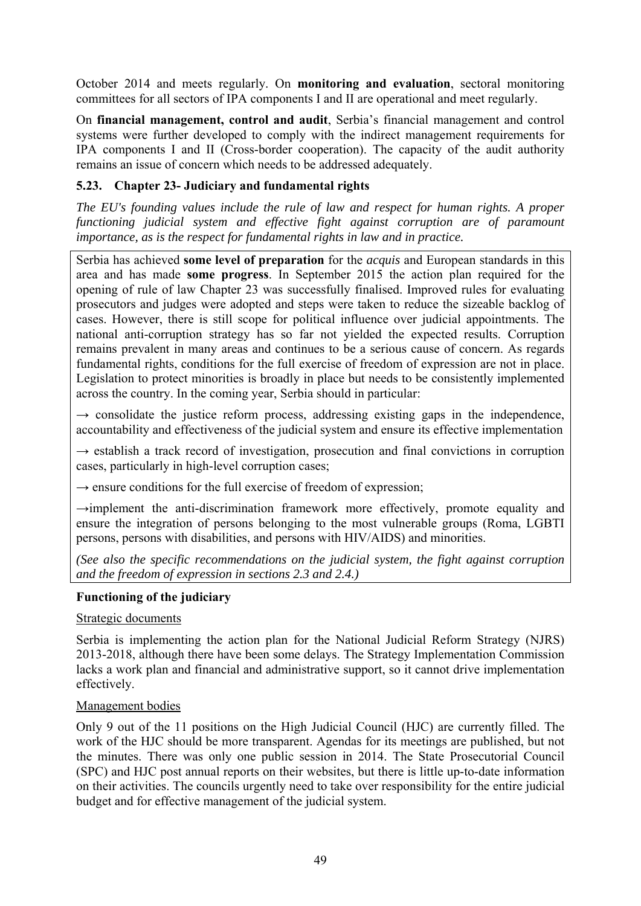October 2014 and meets regularly. On **monitoring and evaluation**, sectoral monitoring committees for all sectors of IPA components I and II are operational and meet regularly.

On **financial management, control and audit**, Serbia's financial management and control systems were further developed to comply with the indirect management requirements for IPA components I and II (Cross-border cooperation). The capacity of the audit authority remains an issue of concern which needs to be addressed adequately.

### 5.23. Chapter 23- Judiciary and fundamental rights

*The EU's founding values include the rule of law and respect for human rights. A proper functioning judicial system and effective fight against corruption are of paramount importance, as is the respect for fundamental rights in law and in practice.*

Serbia has achieved **some level of preparation** for the *acquis* and European standards in this area and has made **some progress**. In September 2015 the action plan required for the opening of rule of law Chapter 23 was successfully finalised. Improved rules for evaluating prosecutors and judges were adopted and steps were taken to reduce the sizeable backlog of cases. However, there is still scope for political influence over judicial appointments. The national anti-corruption strategy has so far not yielded the expected results. Corruption remains prevalent in many areas and continues to be a serious cause of concern. As regards fundamental rights, conditions for the full exercise of freedom of expression are not in place. Legislation to protect minorities is broadly in place but needs to be consistently implemented across the country. In the coming year, Serbia should in particular:

→ consolidate the justice reform process, addressing existing gaps in the independence, accountability and effectiveness of the judicial system and ensure its effective implementation

→ establish a track record of investigation, prosecution and final convictions in corruption cases, particularly in high-level corruption cases;

→ ensure conditions for the full exercise of freedom of expression;

→implement the anti-discrimination framework more effectively, promote equality and ensure the integration of persons belonging to the most vulnerable groups (Roma, LGBTI persons, persons with disabilities, and persons with HIV/AIDS) and minorities.

*(See also the specific recommendations on the judicial system, the fight against corruption and the freedom of expression in sections 2.3 and 2.4.)*

#### Functioning of the judiciary

Strategic documents

Serbia is implementing the action plan for the National Judicial Reform Strategy (NJRS) 2013-2018, although there have been some delays. The Strategy Implementation Commission lacks a work plan and financial and administrative support, so it cannot drive implementation effectively.

Management bodies

Only 9 out of the 11 positions on the High Judicial Council (HJC) are currently filled. The work of the HJC should be more transparent. Agendas for its meetings are published, but not the minutes. There was only one public session in 2014. The State Prosecutorial Council (SPC) and HJC post annual reports on their websites, but there is little up-to-date information on their activities. The councils urgently need to take over responsibility for the entire judicial budget and for effective management of the judicial system.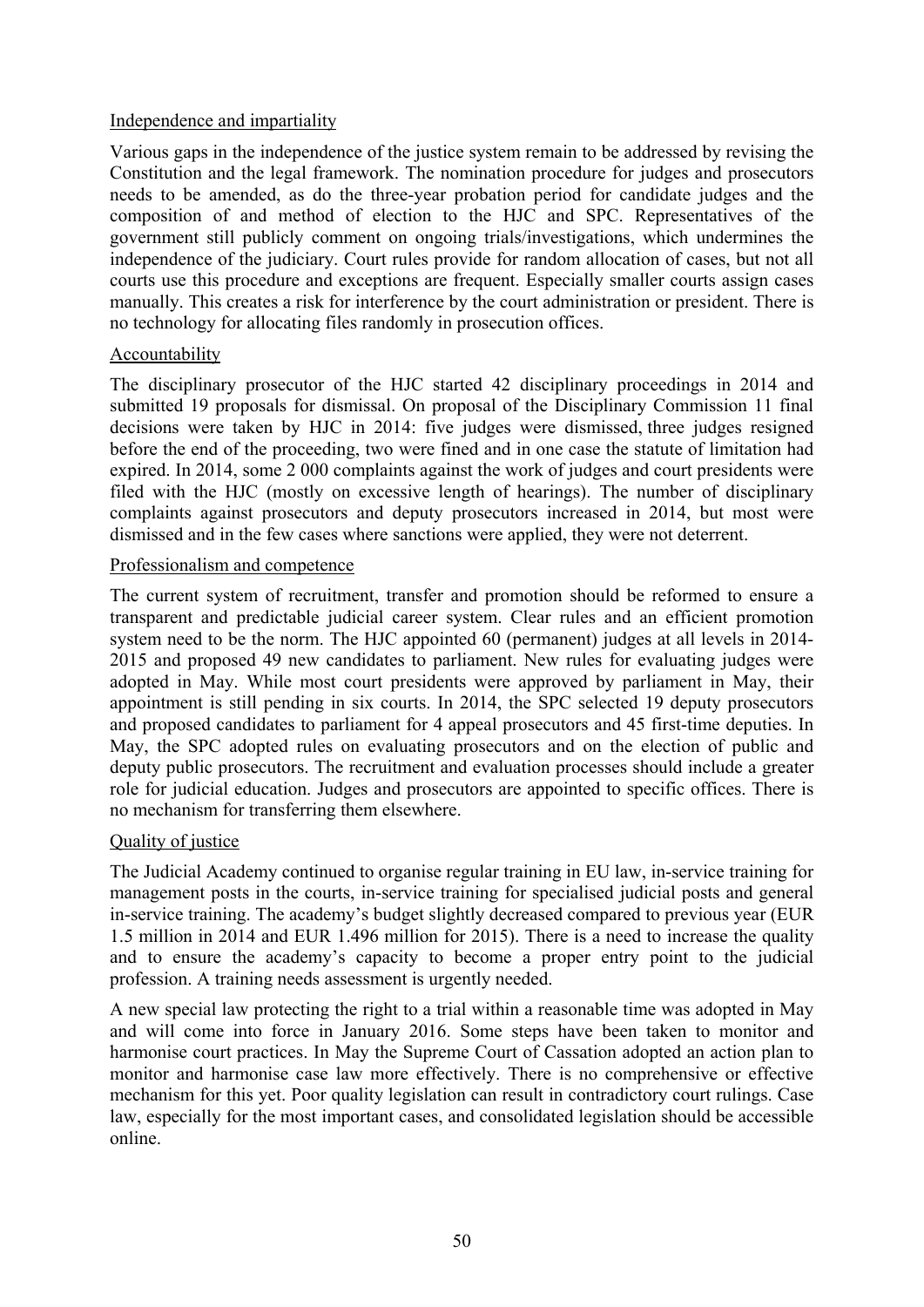Independence and impartiality

Various gaps in the independence of the justice system remain to be addressed by revising the Constitution and the legal framework. The nomination procedure for judges and prosecutors needs to be amended, as do the three-year probation period for candidate judges and the composition of and method of election to the HJC and SPC. Representatives of the government still publicly comment on ongoing trials/investigations, which undermines the independence of the judiciary. Court rules provide for random allocation of cases, but not all courts use this procedure and exceptions are frequent. Especially smaller courts assign cases manually. This creates a risk for interference by the court administration or president. There is no technology for allocating files randomly in prosecution offices.

Accountability

The disciplinary prosecutor of the HJC started 42 disciplinary proceedings in 2014 and submitted 19 proposals for dismissal. On proposal of the Disciplinary Commission 11 final decisions were taken by HJC in 2014: five judges were dismissed, three judges resigned before the end of the proceeding, two were fined and in one case the statute of limitation had expired. In 2014, some 2 000 complaints against the work of judges and court presidents were filed with the HJC (mostly on excessive length of hearings). The number of disciplinary complaints against prosecutors and deputy prosecutors increased in 2014, but most were dismissed and in the few cases where sanctions were applied, they were not deterrent.

Professionalism and competence

The current system of recruitment, transfer and promotion should be reformed to ensure a transparent and predictable judicial career system. Clear rules and an efficient promotion system need to be the norm. The HJC appointed 60 (permanent) judges at all levels in 2014-2015 and proposed 49 new candidates to parliament. New rules for evaluating judges were adopted in May. While most court presidents were approved by parliament in May, their appointment is still pending in six courts. In 2014, the SPC selected 19 deputy prosecutors and proposed candidates to parliament for 4 appeal prosecutors and 45 first-time deputies. In May, the SPC adopted rules on evaluating prosecutors and on the election of public and deputy public prosecutors. The recruitment and evaluation processes should include a greater role for judicial education. Judges and prosecutors are appointed to specific offices. There is no mechanism for transferring them elsewhere.

Quality of justice

The Judicial Academy continued to organise regular training in EU law, in-service training for management posts in the courts, in-service training for specialised judicial posts and general in-service training. The academy's budget slightly decreased compared to previous year (EUR 1.5 million in 2014 and EUR 1.496 million for 2015). There is a need to increase the quality and to ensure the academy's capacity to become a proper entry point to the judicial profession. A training needs assessment is urgently needed.

A new special law protecting the right to a trial within a reasonable time was adopted in May and will come into force in January 2016. Some steps have been taken to monitor and harmonise court practices. In May the Supreme Court of Cassation adopted an action plan to monitor and harmonise case law more effectively. There is no comprehensive or effective mechanism for this yet. Poor quality legislation can result in contradictory court rulings. Case law, especially for the most important cases, and consolidated legislation should be accessible online.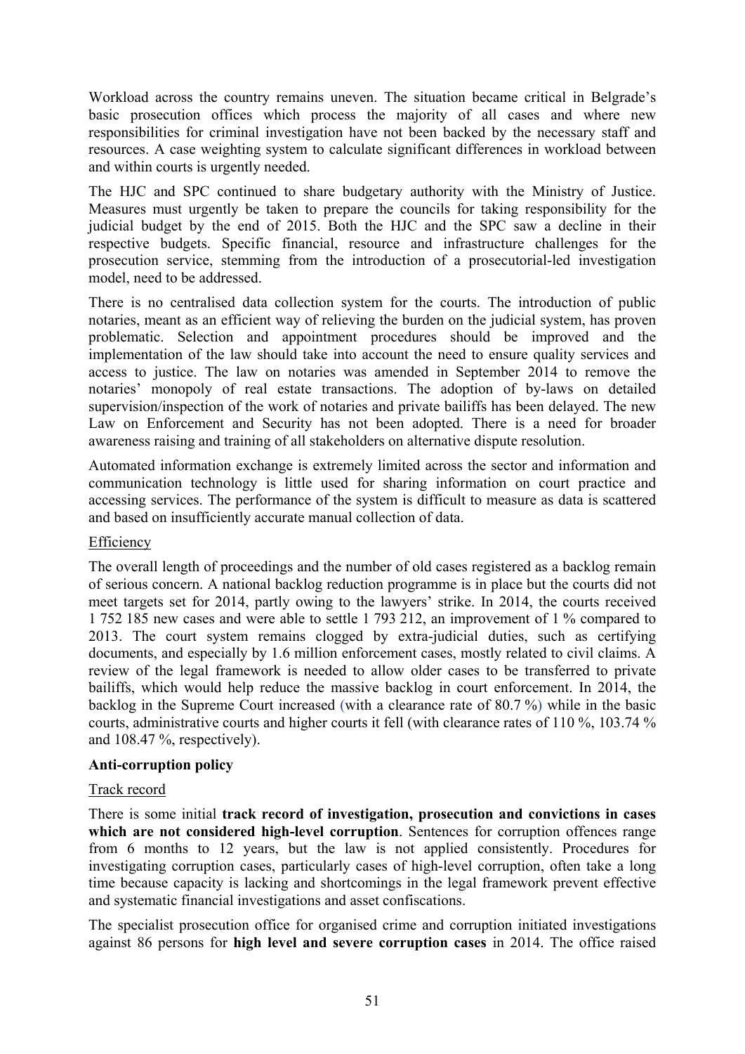Workload across the country remains uneven. The situation became critical in Belgrade's basic prosecution offices which process the majority of all cases and where new responsibilities for criminal investigation have not been backed by the necessary staff and resources. A case weighting system to calculate significant differences in workload between and within courts is urgently needed.

The HJC and SPC continued to share budgetary authority with the Ministry of Justice. Measures must urgently be taken to prepare the councils for taking responsibility for the judicial budget by the end of 2015. Both the HJC and the SPC saw a decline in their respective budgets. Specific financial, resource and infrastructure challenges for the prosecution service, stemming from the introduction of a prosecutorial-led investigation model, need to be addressed.

There is no centralised data collection system for the courts. The introduction of public notaries, meant as an efficient way of relieving the burden on the judicial system, has proven problematic. Selection and appointment procedures should be improved and the implementation of the law should take into account the need to ensure quality services and access to justice. The law on notaries was amended in September 2014 to remove the notaries' monopoly of real estate transactions. The adoption of by-laws on detailed supervision/inspection of the work of notaries and private bailiffs has been delayed. The new Law on Enforcement and Security has not been adopted. There is a need for broader awareness raising and training of all stakeholders on alternative dispute resolution.

Automated information exchange is extremely limited across the sector and information and communication technology is little used for sharing information on court practice and accessing services. The performance of the system is difficult to measure as data is scattered and based on insufficiently accurate manual collection of data.

<u>Efficiency</u>

The overall length of proceedings and the number of old cases registered as a backlog remain of serious concern. A national backlog reduction programme is in place but the courts did not meet targets set for 2014, partly owing to the lawyers' strike. In 2014, the courts received 1 752 185 new cases and were able to settle 1 793 212, an improvement of 1 % compared to 2013. The court system remains clogged by extra-judicial duties, such as certifying documents, and especially by 1.6 million enforcement cases, mostly related to civil claims. A review of the legal framework is needed to allow older cases to be transferred to private bailiffs, which would help reduce the massive backlog in court enforcement. In 2014, the backlog in the Supreme Court increased (with a clearance rate of 80.7 %) while in the basic courts, administrative courts and higher courts it fell (with clearance rates of 110 %, 103.74 % and 108.47 %, respectively).

**Anti-corruption policy**

<u>Track record</u>

There is some initial **track record of investigation, prosecution and convictions in cases which are not considered high-level corruption**. Sentences for corruption offences range from 6 months to 12 years, but the law is not applied consistently. Procedures for investigating corruption cases, particularly cases of high-level corruption, often take a long time because capacity is lacking and shortcomings in the legal framework prevent effective and systematic financial investigations and asset confiscations.

The specialist prosecution office for organised crime and corruption initiated investigations against 86 persons for **high level and severe corruption cases** in 2014. The office raised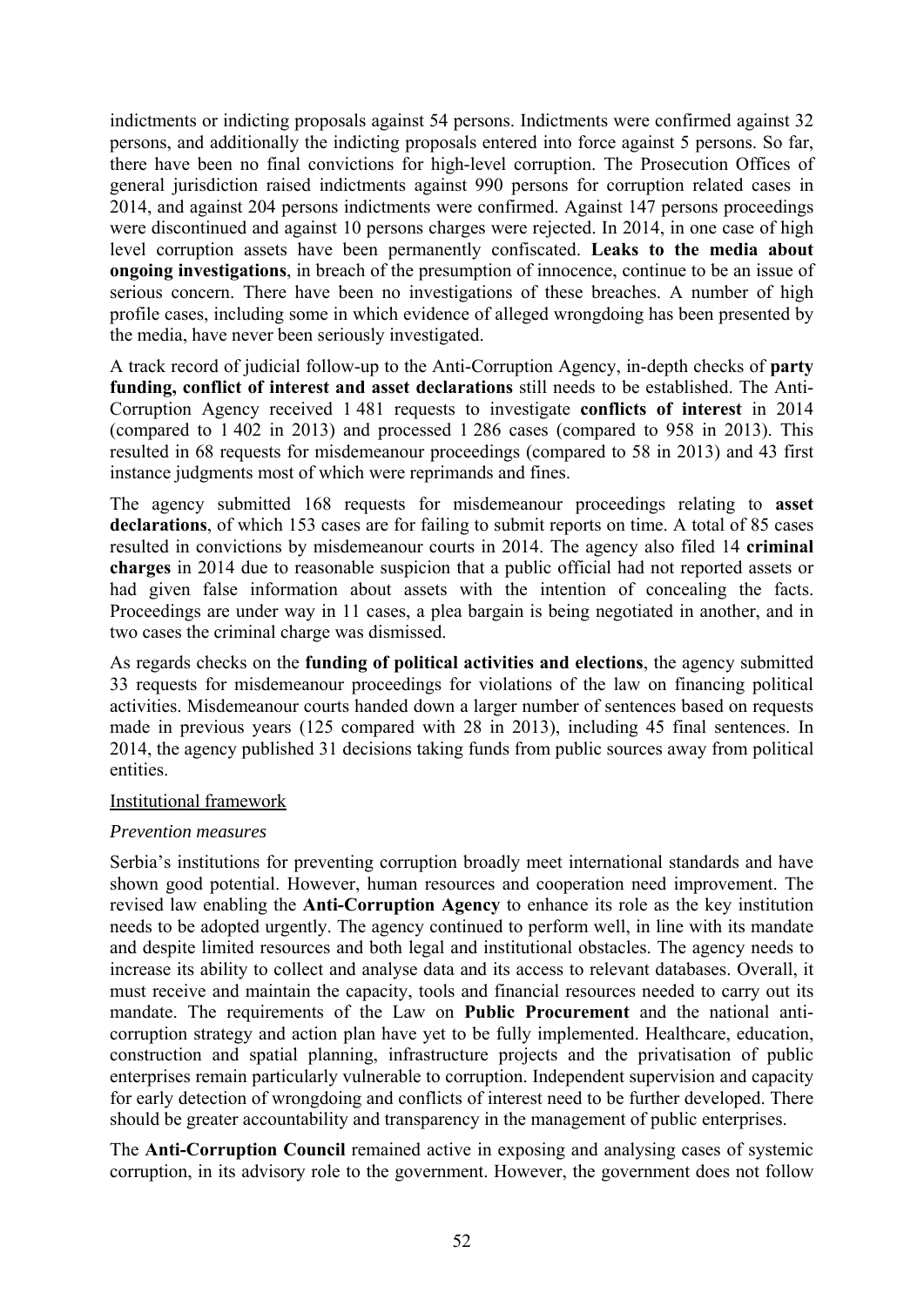indictments or indicting proposals against 54 persons. Indictments were confirmed against 32 persons, and additionally the indicting proposals entered into force against 5 persons. So far, there have been no final convictions for high-level corruption. The Prosecution Offices of general jurisdiction raised indictments against 990 persons for corruption related cases in 2014, and against 204 persons indictments were confirmed. Against 147 persons proceedings were discontinued and against 10 persons charges were rejected. In 2014, in one case of high level corruption assets have been permanently confiscated. **Leaks to the media about ongoing investigations**, in breach of the presumption of innocence, continue to be an issue of serious concern. There have been no investigations of these breaches. A number of high profile cases, including some in which evidence of alleged wrongdoing has been presented by the media, have never been seriously investigated.

A track record of judicial follow-up to the Anti-Corruption Agency, in-depth checks of **party funding, conflict of interest and asset declarations** still needs to be established. The Anti-Corruption Agency received 1 481 requests to investigate **conflicts of interest** in 2014 (compared to 1 402 in 2013) and processed 1 286 cases (compared to 958 in 2013). This resulted in 68 requests for misdemeanour proceedings (compared to 58 in 2013) and 43 first instance judgments most of which were reprimands and fines.

The agency submitted 168 requests for misdemeanour proceedings relating to **asset declarations**, of which 153 cases are for failing to submit reports on time. A total of 85 cases resulted in convictions by misdemeanour courts in 2014. The agency also filed 14 **criminal charges** in 2014 due to reasonable suspicion that a public official had not reported assets or had given false information about assets with the intention of concealing the facts. Proceedings are under way in 11 cases, a plea bargain is being negotiated in another, and in two cases the criminal charge was dismissed.

As regards checks on the **funding of political activities and elections**, the agency submitted 33 requests for misdemeanour proceedings for violations of the law on financing political activities. Misdemeanour courts handed down a larger number of sentences based on requests made in previous years (125 compared with 28 in 2013), including 45 final sentences. In 2014, the agency published 31 decisions taking funds from public sources away from political entities.

<u>Institutional framework</u>

*Prevention measures*

Serbia's institutions for preventing corruption broadly meet international standards and have shown good potential. However, human resources and cooperation need improvement. The revised law enabling the **Anti-Corruption Agency** to enhance its role as the key institution needs to be adopted urgently. The agency continued to perform well, in line with its mandate and despite limited resources and both legal and institutional obstacles. The agency needs to increase its ability to collect and analyse data and its access to relevant databases. Overall, it must receive and maintain the capacity, tools and financial resources needed to carry out its mandate. The requirements of the Law on **Public Procurement** and the national anti-corruption strategy and action plan have yet to be fully implemented. Healthcare, education, construction and spatial planning, infrastructure projects and the privatisation of public enterprises remain particularly vulnerable to corruption. Independent supervision and capacity for early detection of wrongdoing and conflicts of interest need to be further developed. There should be greater accountability and transparency in the management of public enterprises.

The **Anti-Corruption Council** remained active in exposing and analysing cases of systemic corruption, in its advisory role to the government. However, the government does not follow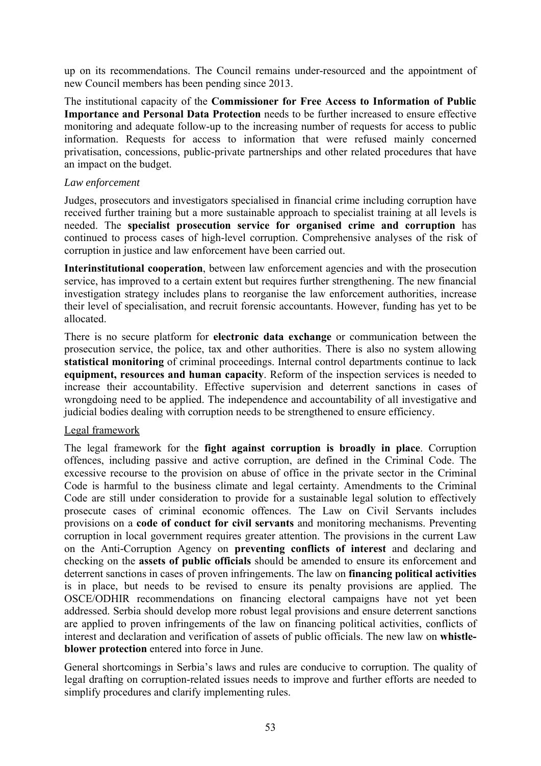up on its recommendations. The Council remains under-resourced and the appointment of new Council members has been pending since 2013.

The institutional capacity of the **Commissioner for Free Access to Information of Public Importance and Personal Data Protection** needs to be further increased to ensure effective monitoring and adequate follow-up to the increasing number of requests for access to public information. Requests for access to information that were refused mainly concerned privatisation, concessions, public-private partnerships and other related procedures that have an impact on the budget.

*Law enforcement*

Judges, prosecutors and investigators specialised in financial crime including corruption have received further training but a more sustainable approach to specialist training at all levels is needed. The **specialist prosecution service for organised crime and corruption** has continued to process cases of high-level corruption. Comprehensive analyses of the risk of corruption in justice and law enforcement have been carried out.

**Interinstitutional cooperation**, between law enforcement agencies and with the prosecution service, has improved to a certain extent but requires further strengthening. The new financial investigation strategy includes plans to reorganise the law enforcement authorities, increase their level of specialisation, and recruit forensic accountants. However, funding has yet to be allocated.

There is no secure platform for **electronic data exchange** or communication between the prosecution service, the police, tax and other authorities. There is also no system allowing **statistical monitoring** of criminal proceedings. Internal control departments continue to lack **equipment, resources and human capacity**. Reform of the inspection services is needed to increase their accountability. Effective supervision and deterrent sanctions in cases of wrongdoing need to be applied. The independence and accountability of all investigative and judicial bodies dealing with corruption needs to be strengthened to ensure efficiency.

Legal framework

The legal framework for the **fight against corruption is broadly in place**. Corruption offences, including passive and active corruption, are defined in the Criminal Code. The excessive recourse to the provision on abuse of office in the private sector in the Criminal Code is harmful to the business climate and legal certainty. Amendments to the Criminal Code are still under consideration to provide for a sustainable legal solution to effectively prosecute cases of criminal economic offences. The Law on Civil Servants includes provisions on a **code of conduct for civil servants** and monitoring mechanisms. Preventing corruption in local government requires greater attention. The provisions in the current Law on the Anti-Corruption Agency on **preventing conflicts of interest** and declaring and checking on the **assets of public officials** should be amended to ensure its enforcement and deterrent sanctions in cases of proven infringements. The law on **financing political activities** is in place, but needs to be revised to ensure its penalty provisions are applied. The OSCE/ODHIR recommendations on financing electoral campaigns have not yet been addressed. Serbia should develop more robust legal provisions and ensure deterrent sanctions are applied to proven infringements of the law on financing political activities, conflicts of interest and declaration and verification of assets of public officials. The new law on **whistle-blower protection** entered into force in June.

General shortcomings in Serbia's laws and rules are conducive to corruption. The quality of legal drafting on corruption-related issues needs to improve and further efforts are needed to simplify procedures and clarify implementing rules.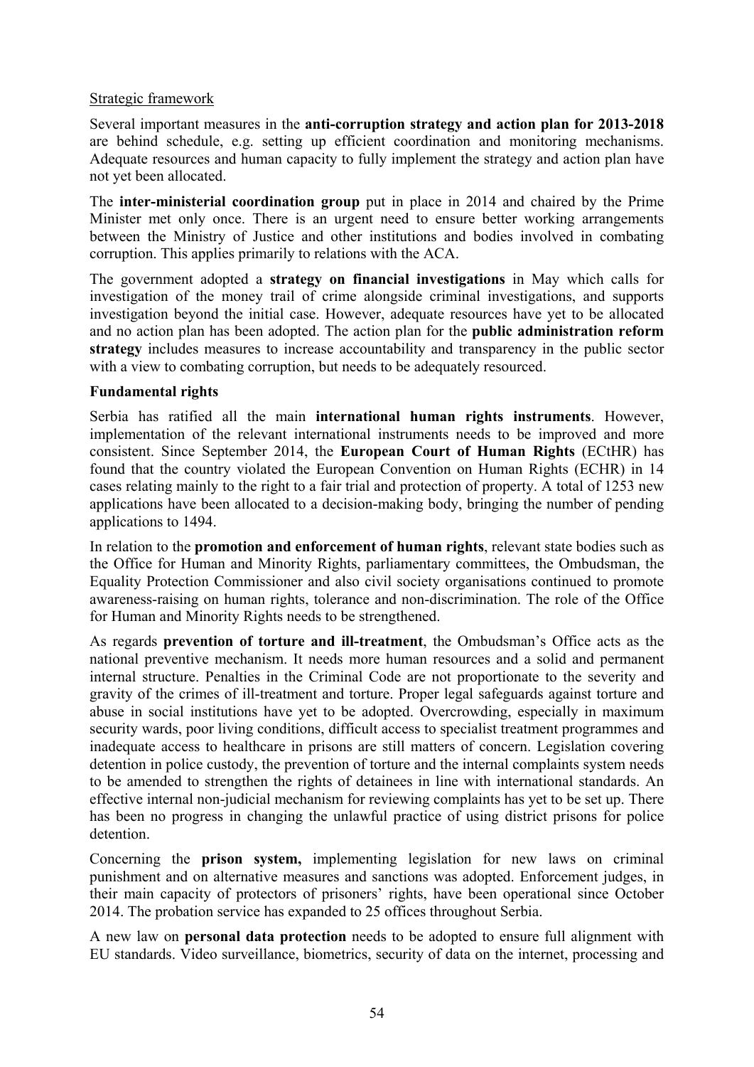Strategic framework

Several important measures in the **anti-corruption strategy and action plan for 2013-2018** are behind schedule, e.g. setting up efficient coordination and monitoring mechanisms. Adequate resources and human capacity to fully implement the strategy and action plan have not yet been allocated.

The **inter-ministerial coordination group** put in place in 2014 and chaired by the Prime Minister met only once. There is an urgent need to ensure better working arrangements between the Ministry of Justice and other institutions and bodies involved in combating corruption. This applies primarily to relations with the ACA.

The government adopted a **strategy on financial investigations** in May which calls for investigation of the money trail of crime alongside criminal investigations, and supports investigation beyond the initial case. However, adequate resources have yet to be allocated and no action plan has been adopted. The action plan for the **public administration reform strategy** includes measures to increase accountability and transparency in the public sector with a view to combating corruption, but needs to be adequately resourced.

**Fundamental rights**

Serbia has ratified all the main **international human rights instruments**. However, implementation of the relevant international instruments needs to be improved and more consistent. Since September 2014, the **European Court of Human Rights** (ECtHR) has found that the country violated the European Convention on Human Rights (ECHR) in 14 cases relating mainly to the right to a fair trial and protection of property. A total of 1253 new applications have been allocated to a decision-making body, bringing the number of pending applications to 1494.

In relation to the **promotion and enforcement of human rights**, relevant state bodies such as the Office for Human and Minority Rights, parliamentary committees, the Ombudsman, the Equality Protection Commissioner and also civil society organisations continued to promote awareness-raising on human rights, tolerance and non-discrimination. The role of the Office for Human and Minority Rights needs to be strengthened.

As regards **prevention of torture and ill-treatment**, the Ombudsman's Office acts as the national preventive mechanism. It needs more human resources and a solid and permanent internal structure. Penalties in the Criminal Code are not proportionate to the severity and gravity of the crimes of ill-treatment and torture. Proper legal safeguards against torture and abuse in social institutions have yet to be adopted. Overcrowding, especially in maximum security wards, poor living conditions, difficult access to specialist treatment programmes and inadequate access to healthcare in prisons are still matters of concern. Legislation covering detention in police custody, the prevention of torture and the internal complaints system needs to be amended to strengthen the rights of detainees in line with international standards. An effective internal non-judicial mechanism for reviewing complaints has yet to be set up. There has been no progress in changing the unlawful practice of using district prisons for police detention.

Concerning the **prison system,** implementing legislation for new laws on criminal punishment and on alternative measures and sanctions was adopted. Enforcement judges, in their main capacity of protectors of prisoners' rights, have been operational since October 2014. The probation service has expanded to 25 offices throughout Serbia.

A new law on **personal data protection** needs to be adopted to ensure full alignment with EU standards. Video surveillance, biometrics, security of data on the internet, processing and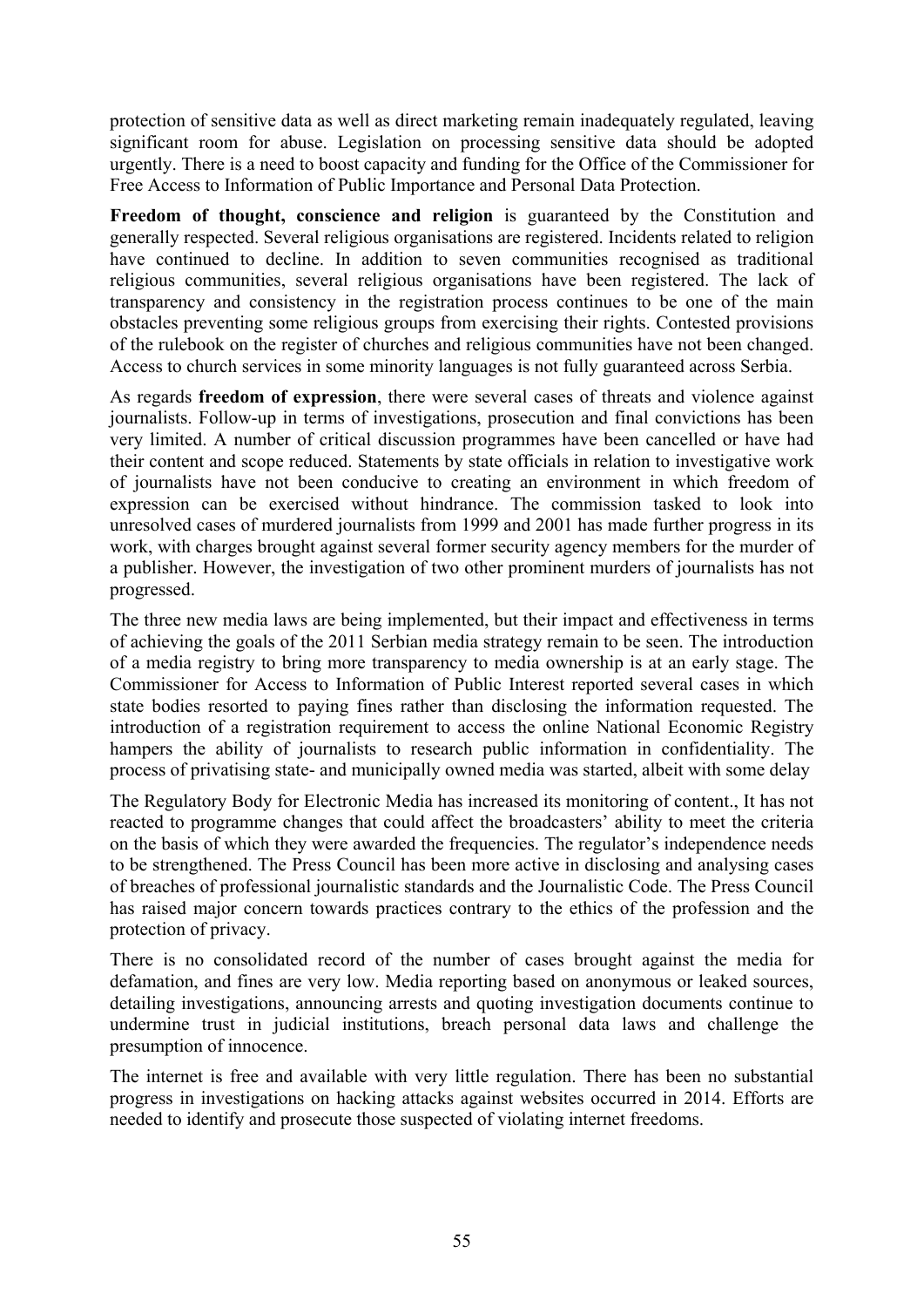protection of sensitive data as well as direct marketing remain inadequately regulated, leaving significant room for abuse. Legislation on processing sensitive data should be adopted urgently. There is a need to boost capacity and funding for the Office of the Commissioner for Free Access to Information of Public Importance and Personal Data Protection.

**Freedom of thought, conscience and religion** is guaranteed by the Constitution and generally respected. Several religious organisations are registered. Incidents related to religion have continued to decline. In addition to seven communities recognised as traditional religious communities, several religious organisations have been registered. The lack of transparency and consistency in the registration process continues to be one of the main obstacles preventing some religious groups from exercising their rights. Contested provisions of the rulebook on the register of churches and religious communities have not been changed. Access to church services in some minority languages is not fully guaranteed across Serbia.

As regards **freedom of expression**, there were several cases of threats and violence against journalists. Follow-up in terms of investigations, prosecution and final convictions has been very limited. A number of critical discussion programmes have been cancelled or have had their content and scope reduced. Statements by state officials in relation to investigative work of journalists have not been conducive to creating an environment in which freedom of expression can be exercised without hindrance. The commission tasked to look into unresolved cases of murdered journalists from 1999 and 2001 has made further progress in its work, with charges brought against several former security agency members for the murder of a publisher. However, the investigation of two other prominent murders of journalists has not progressed.

The three new media laws are being implemented, but their impact and effectiveness in terms of achieving the goals of the 2011 Serbian media strategy remain to be seen. The introduction of a media registry to bring more transparency to media ownership is at an early stage. The Commissioner for Access to Information of Public Interest reported several cases in which state bodies resorted to paying fines rather than disclosing the information requested. The introduction of a registration requirement to access the online National Economic Registry hampers the ability of journalists to research public information in confidentiality. The process of privatising state- and municipally owned media was started, albeit with some delay

The Regulatory Body for Electronic Media has increased its monitoring of content., It has not reacted to programme changes that could affect the broadcasters' ability to meet the criteria on the basis of which they were awarded the frequencies. The regulator's independence needs to be strengthened. The Press Council has been more active in disclosing and analysing cases of breaches of professional journalistic standards and the Journalistic Code. The Press Council has raised major concern towards practices contrary to the ethics of the profession and the protection of privacy.

There is no consolidated record of the number of cases brought against the media for defamation, and fines are very low. Media reporting based on anonymous or leaked sources, detailing investigations, announcing arrests and quoting investigation documents continue to undermine trust in judicial institutions, breach personal data laws and challenge the presumption of innocence.

The internet is free and available with very little regulation. There has been no substantial progress in investigations on hacking attacks against websites occurred in 2014. Efforts are needed to identify and prosecute those suspected of violating internet freedoms.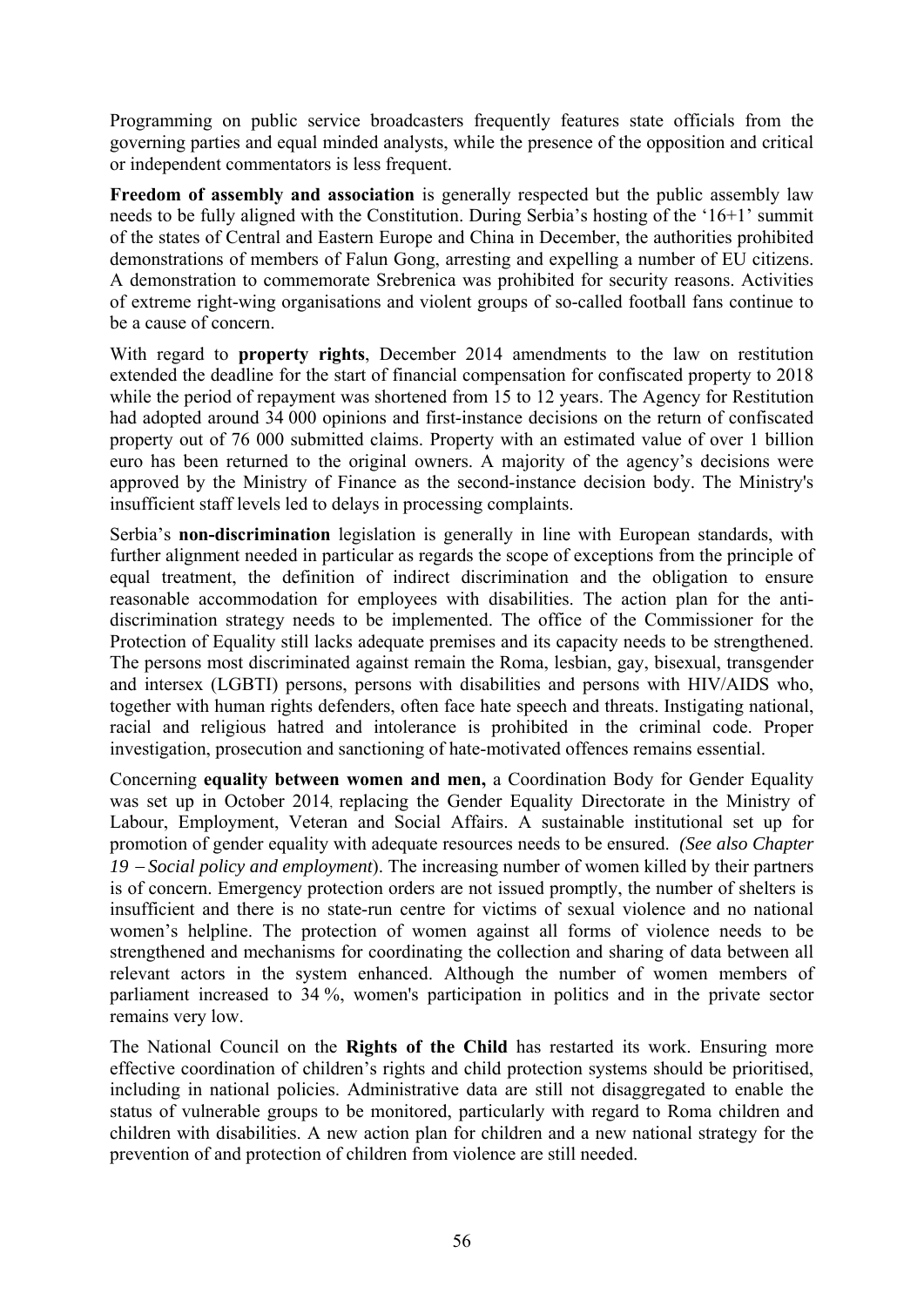Programming on public service broadcasters frequently features state officials from the governing parties and equal minded analysts, while the presence of the opposition and critical or independent commentators is less frequent.

**Freedom of assembly and association** is generally respected but the public assembly law needs to be fully aligned with the Constitution. During Serbia's hosting of the '16+1' summit of the states of Central and Eastern Europe and China in December, the authorities prohibited demonstrations of members of Falun Gong, arresting and expelling a number of EU citizens. A demonstration to commemorate Srebrenica was prohibited for security reasons. Activities of extreme right-wing organisations and violent groups of so-called football fans continue to be a cause of concern.

With regard to **property rights**, December 2014 amendments to the law on restitution extended the deadline for the start of financial compensation for confiscated property to 2018 while the period of repayment was shortened from 15 to 12 years. The Agency for Restitution had adopted around 34 000 opinions and first-instance decisions on the return of confiscated property out of 76 000 submitted claims. Property with an estimated value of over 1 billion euro has been returned to the original owners. A majority of the agency's decisions were approved by the Ministry of Finance as the second-instance decision body. The Ministry's insufficient staff levels led to delays in processing complaints.

Serbia's **non-discrimination** legislation is generally in line with European standards, with further alignment needed in particular as regards the scope of exceptions from the principle of equal treatment, the definition of indirect discrimination and the obligation to ensure reasonable accommodation for employees with disabilities. The action plan for the anti-discrimination strategy needs to be implemented. The office of the Commissioner for the Protection of Equality still lacks adequate premises and its capacity needs to be strengthened. The persons most discriminated against remain the Roma, lesbian, gay, bisexual, transgender and intersex (LGBTI) persons, persons with disabilities and persons with HIV/AIDS who, together with human rights defenders, often face hate speech and threats. Instigating national, racial and religious hatred and intolerance is prohibited in the criminal code. Proper investigation, prosecution and sanctioning of hate-motivated offences remains essential.

Concerning **equality between women and men,** a Coordination Body for Gender Equality was set up in October 2014, replacing the Gender Equality Directorate in the Ministry of Labour, Employment, Veteran and Social Affairs. A sustainable institutional set up for promotion of gender equality with adequate resources needs to be ensured. *(See also Chapter 19 – Social policy and employment*). The increasing number of women killed by their partners is of concern. Emergency protection orders are not issued promptly, the number of shelters is insufficient and there is no state-run centre for victims of sexual violence and no national women's helpline. The protection of women against all forms of violence needs to be strengthened and mechanisms for coordinating the collection and sharing of data between all relevant actors in the system enhanced. Although the number of women members of parliament increased to 34 %, women's participation in politics and in the private sector remains very low.

The National Council on the **Rights of the Child** has restarted its work. Ensuring more effective coordination of children's rights and child protection systems should be prioritised, including in national policies. Administrative data are still not disaggregated to enable the status of vulnerable groups to be monitored, particularly with regard to Roma children and children with disabilities. A new action plan for children and a new national strategy for the prevention of and protection of children from violence are still needed.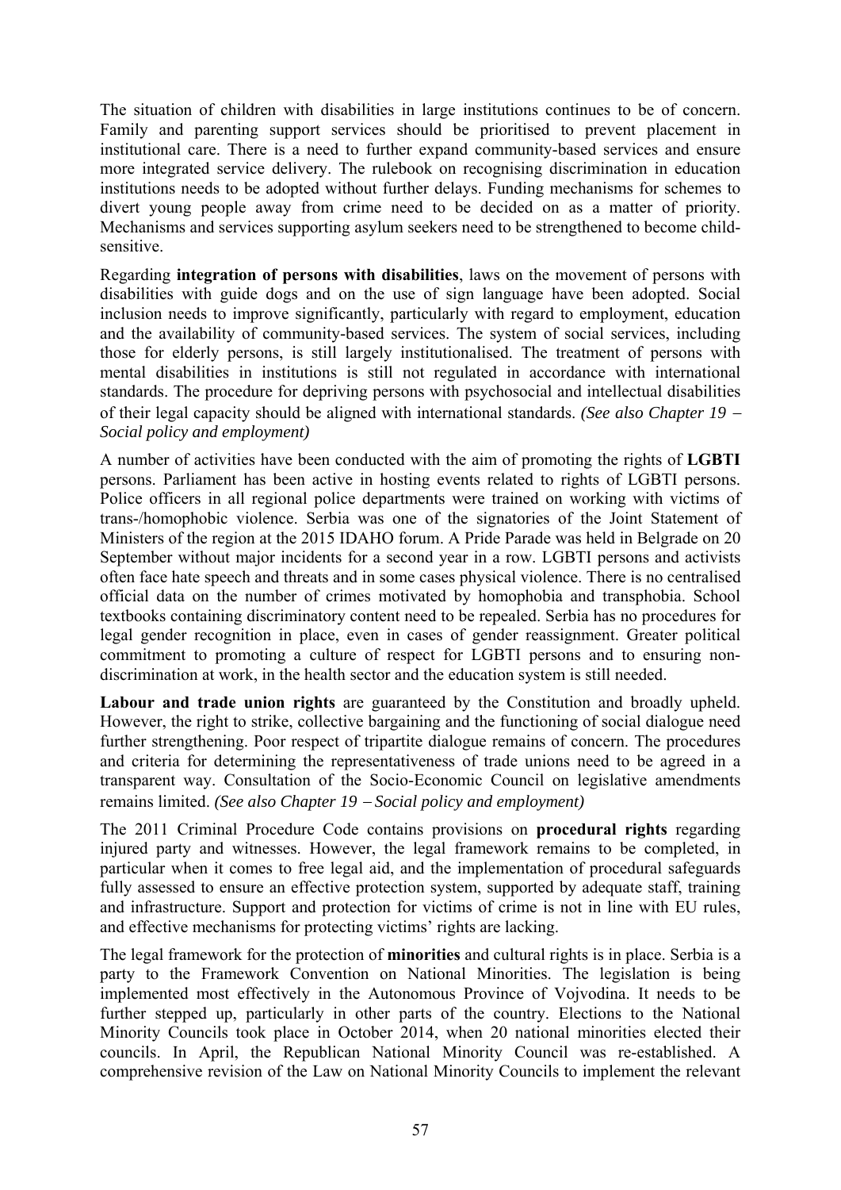The situation of children with disabilities in large institutions continues to be of concern. Family and parenting support services should be prioritised to prevent placement in institutional care. There is a need to further expand community-based services and ensure more integrated service delivery. The rulebook on recognising discrimination in education institutions needs to be adopted without further delays. Funding mechanisms for schemes to divert young people away from crime need to be decided on as a matter of priority. Mechanisms and services supporting asylum seekers need to be strengthened to become child-sensitive.

Regarding **integration of persons with disabilities**, laws on the movement of persons with disabilities with guide dogs and on the use of sign language have been adopted. Social inclusion needs to improve significantly, particularly with regard to employment, education and the availability of community-based services. The system of social services, including those for elderly persons, is still largely institutionalised. The treatment of persons with mental disabilities in institutions is still not regulated in accordance with international standards. The procedure for depriving persons with psychosocial and intellectual disabilities of their legal capacity should be aligned with international standards. *(See also Chapter 19 – Social policy and employment)*

A number of activities have been conducted with the aim of promoting the rights of **LGBTI** persons. Parliament has been active in hosting events related to rights of LGBTI persons. Police officers in all regional police departments were trained on working with victims of trans-/homophobic violence. Serbia was one of the signatories of the Joint Statement of Ministers of the region at the 2015 IDAHO forum. A Pride Parade was held in Belgrade on 20 September without major incidents for a second year in a row. LGBTI persons and activists often face hate speech and threats and in some cases physical violence. There is no centralised official data on the number of crimes motivated by homophobia and transphobia. School textbooks containing discriminatory content need to be repealed. Serbia has no procedures for legal gender recognition in place, even in cases of gender reassignment. Greater political commitment to promoting a culture of respect for LGBTI persons and to ensuring non-discrimination at work, in the health sector and the education system is still needed.

**Labour and trade union rights** are guaranteed by the Constitution and broadly upheld. However, the right to strike, collective bargaining and the functioning of social dialogue need further strengthening. Poor respect of tripartite dialogue remains of concern. The procedures and criteria for determining the representativeness of trade unions need to be agreed in a transparent way. Consultation of the Socio-Economic Council on legislative amendments remains limited. *(See also Chapter 19 – Social policy and employment)*

The 2011 Criminal Procedure Code contains provisions on **procedural rights** regarding injured party and witnesses. However, the legal framework remains to be completed, in particular when it comes to free legal aid, and the implementation of procedural safeguards fully assessed to ensure an effective protection system, supported by adequate staff, training and infrastructure. Support and protection for victims of crime is not in line with EU rules, and effective mechanisms for protecting victims' rights are lacking.

The legal framework for the protection of **minorities** and cultural rights is in place. Serbia is a party to the Framework Convention on National Minorities. The legislation is being implemented most effectively in the Autonomous Province of Vojvodina. It needs to be further stepped up, particularly in other parts of the country. Elections to the National Minority Councils took place in October 2014, when 20 national minorities elected their councils. In April, the Republican National Minority Council was re-established. A comprehensive revision of the Law on National Minority Councils to implement the relevant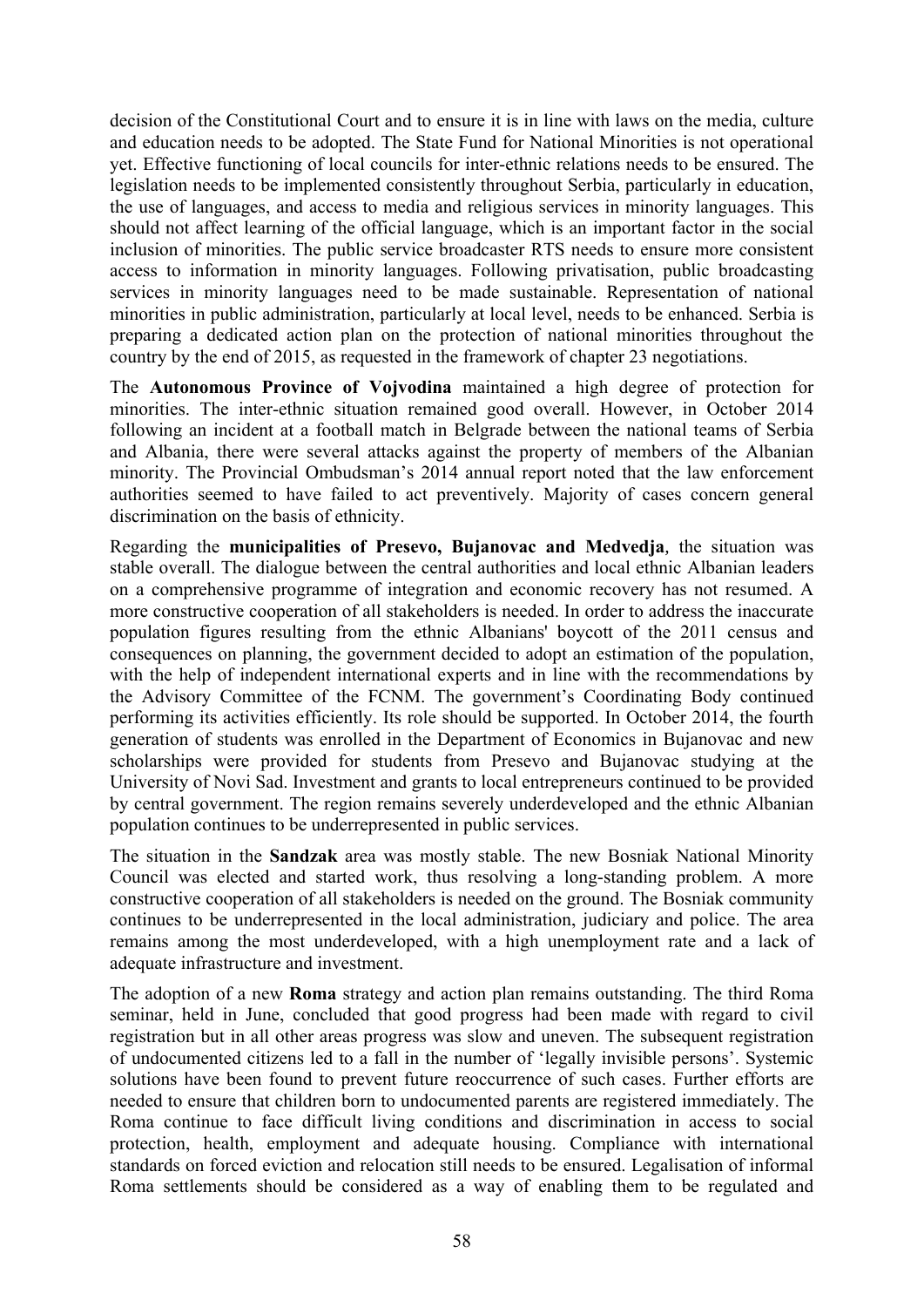decision of the Constitutional Court and to ensure it is in line with laws on the media, culture and education needs to be adopted. The State Fund for National Minorities is not operational yet. Effective functioning of local councils for inter-ethnic relations needs to be ensured. The legislation needs to be implemented consistently throughout Serbia, particularly in education, the use of languages, and access to media and religious services in minority languages. This should not affect learning of the official language, which is an important factor in the social inclusion of minorities. The public service broadcaster RTS needs to ensure more consistent access to information in minority languages. Following privatisation, public broadcasting services in minority languages need to be made sustainable. Representation of national minorities in public administration, particularly at local level, needs to be enhanced. Serbia is preparing a dedicated action plan on the protection of national minorities throughout the country by the end of 2015, as requested in the framework of chapter 23 negotiations.

The **Autonomous Province of Vojvodina** maintained a high degree of protection for minorities. The inter-ethnic situation remained good overall. However, in October 2014 following an incident at a football match in Belgrade between the national teams of Serbia and Albania, there were several attacks against the property of members of the Albanian minority. The Provincial Ombudsman's 2014 annual report noted that the law enforcement authorities seemed to have failed to act preventively. Majority of cases concern general discrimination on the basis of ethnicity.

Regarding the **municipalities of Presevo, Bujanovac and Medvedja**, the situation was stable overall. The dialogue between the central authorities and local ethnic Albanian leaders on a comprehensive programme of integration and economic recovery has not resumed. A more constructive cooperation of all stakeholders is needed. In order to address the inaccurate population figures resulting from the ethnic Albanians' boycott of the 2011 census and consequences on planning, the government decided to adopt an estimation of the population, with the help of independent international experts and in line with the recommendations by the Advisory Committee of the FCNM. The government's Coordinating Body continued performing its activities efficiently. Its role should be supported. In October 2014, the fourth generation of students was enrolled in the Department of Economics in Bujanovac and new scholarships were provided for students from Presevo and Bujanovac studying at the University of Novi Sad. Investment and grants to local entrepreneurs continued to be provided by central government. The region remains severely underdeveloped and the ethnic Albanian population continues to be underrepresented in public services.

The situation in the **Sandzak** area was mostly stable. The new Bosniak National Minority Council was elected and started work, thus resolving a long-standing problem. A more constructive cooperation of all stakeholders is needed on the ground. The Bosniak community continues to be underrepresented in the local administration, judiciary and police. The area remains among the most underdeveloped, with a high unemployment rate and a lack of adequate infrastructure and investment.

The adoption of a new **Roma** strategy and action plan remains outstanding. The third Roma seminar, held in June, concluded that good progress had been made with regard to civil registration but in all other areas progress was slow and uneven. The subsequent registration of undocumented citizens led to a fall in the number of 'legally invisible persons'. Systemic solutions have been found to prevent future reoccurrence of such cases. Further efforts are needed to ensure that children born to undocumented parents are registered immediately. The Roma continue to face difficult living conditions and discrimination in access to social protection, health, employment and adequate housing. Compliance with international standards on forced eviction and relocation still needs to be ensured. Legalisation of informal Roma settlements should be considered as a way of enabling them to be regulated and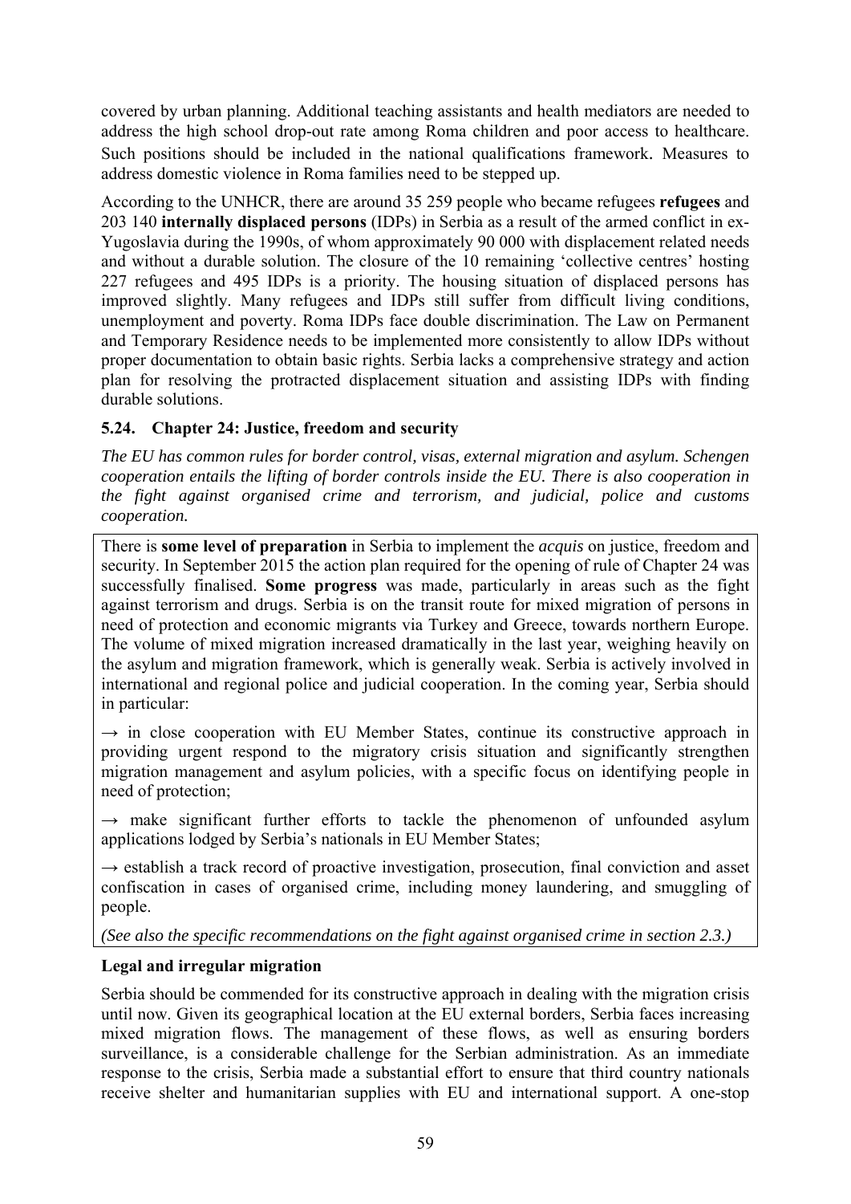covered by urban planning. Additional teaching assistants and health mediators are needed to address the high school drop-out rate among Roma children and poor access to healthcare. Such positions should be included in the national qualifications framework. Measures to address domestic violence in Roma families need to be stepped up.

According to the UNHCR, there are around 35 259 people who became refugees **refugees** and 203 140 **internally displaced persons** (IDPs) in Serbia as a result of the armed conflict in ex-Yugoslavia during the 1990s, of whom approximately 90 000 with displacement related needs and without a durable solution. The closure of the 10 remaining 'collective centres' hosting 227 refugees and 495 IDPs is a priority. The housing situation of displaced persons has improved slightly. Many refugees and IDPs still suffer from difficult living conditions, unemployment and poverty. Roma IDPs face double discrimination. The Law on Permanent and Temporary Residence needs to be implemented more consistently to allow IDPs without proper documentation to obtain basic rights. Serbia lacks a comprehensive strategy and action plan for resolving the protracted displacement situation and assisting IDPs with finding durable solutions.

### 5.24. Chapter 24: Justice, freedom and security

*The EU has common rules for border control, visas, external migration and asylum. Schengen cooperation entails the lifting of border controls inside the EU. There is also cooperation in the fight against organised crime and terrorism, and judicial, police and customs cooperation.*

There is **some level of preparation** in Serbia to implement the *acquis* on justice, freedom and security. In September 2015 the action plan required for the opening of rule of Chapter 24 was successfully finalised. **Some progress** was made, particularly in areas such as the fight against terrorism and drugs. Serbia is on the transit route for mixed migration of persons in need of protection and economic migrants via Turkey and Greece, towards northern Europe. The volume of mixed migration increased dramatically in the last year, weighing heavily on the asylum and migration framework, which is generally weak. Serbia is actively involved in international and regional police and judicial cooperation. In the coming year, Serbia should in particular:

→ in close cooperation with EU Member States, continue its constructive approach in providing urgent respond to the migratory crisis situation and significantly strengthen migration management and asylum policies, with a specific focus on identifying people in need of protection;

→ make significant further efforts to tackle the phenomenon of unfounded asylum applications lodged by Serbia's nationals in EU Member States;

→ establish a track record of proactive investigation, prosecution, final conviction and asset confiscation in cases of organised crime, including money laundering, and smuggling of people.

*(See also the specific recommendations on the fight against organised crime in section 2.3.)*

**Legal and irregular migration**

Serbia should be commended for its constructive approach in dealing with the migration crisis until now. Given its geographical location at the EU external borders, Serbia faces increasing mixed migration flows. The management of these flows, as well as ensuring borders surveillance, is a considerable challenge for the Serbian administration. As an immediate response to the crisis, Serbia made a substantial effort to ensure that third country nationals receive shelter and humanitarian supplies with EU and international support. A one-stop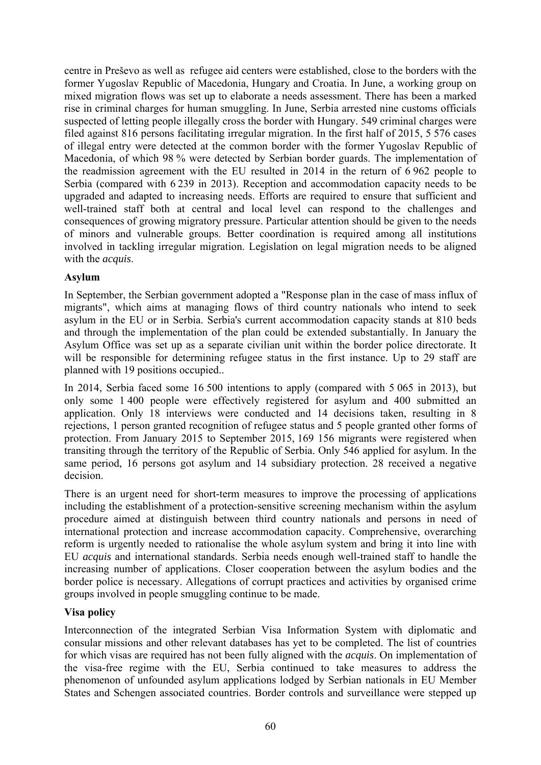centre in Preševo as well as refugee aid centers were established, close to the borders with the former Yugoslav Republic of Macedonia, Hungary and Croatia. In June, a working group on mixed migration flows was set up to elaborate a needs assessment. There has been a marked rise in criminal charges for human smuggling. In June, Serbia arrested nine customs officials suspected of letting people illegally cross the border with Hungary. 549 criminal charges were filed against 816 persons facilitating irregular migration. In the first half of 2015, 5 576 cases of illegal entry were detected at the common border with the former Yugoslav Republic of Macedonia, of which 98 % were detected by Serbian border guards. The implementation of the readmission agreement with the EU resulted in 2014 in the return of 6 962 people to Serbia (compared with 6 239 in 2013). Reception and accommodation capacity needs to be upgraded and adapted to increasing needs. Efforts are required to ensure that sufficient and well-trained staff both at central and local level can respond to the challenges and consequences of growing migratory pressure. Particular attention should be given to the needs of minors and vulnerable groups. Better coordination is required among all institutions involved in tackling irregular migration. Legislation on legal migration needs to be aligned with the *acquis*.

**Asylum**

In September, the Serbian government adopted a "Response plan in the case of mass influx of migrants", which aims at managing flows of third country nationals who intend to seek asylum in the EU or in Serbia. Serbia's current accommodation capacity stands at 810 beds and through the implementation of the plan could be extended substantially. In January the Asylum Office was set up as a separate civilian unit within the border police directorate. It will be responsible for determining refugee status in the first instance. Up to 29 staff are planned with 19 positions occupied..

In 2014, Serbia faced some 16 500 intentions to apply (compared with 5 065 in 2013), but only some 1 400 people were effectively registered for asylum and 400 submitted an application. Only 18 interviews were conducted and 14 decisions taken, resulting in 8 rejections, 1 person granted recognition of refugee status and 5 people granted other forms of protection. From January 2015 to September 2015, 169 156 migrants were registered when transiting through the territory of the Republic of Serbia. Only 546 applied for asylum. In the same period, 16 persons got asylum and 14 subsidiary protection. 28 received a negative decision.

There is an urgent need for short-term measures to improve the processing of applications including the establishment of a protection-sensitive screening mechanism within the asylum procedure aimed at distinguish between third country nationals and persons in need of international protection and increase accommodation capacity. Comprehensive, overarching reform is urgently needed to rationalise the whole asylum system and bring it into line with EU *acquis* and international standards. Serbia needs enough well-trained staff to handle the increasing number of applications. Closer cooperation between the asylum bodies and the border police is necessary. Allegations of corrupt practices and activities by organised crime groups involved in people smuggling continue to be made.

**Visa policy**

Interconnection of the integrated Serbian Visa Information System with diplomatic and consular missions and other relevant databases has yet to be completed. The list of countries for which visas are required has not been fully aligned with the *acquis*. On implementation of the visa-free regime with the EU, Serbia continued to take measures to address the phenomenon of unfounded asylum applications lodged by Serbian nationals in EU Member States and Schengen associated countries. Border controls and surveillance were stepped up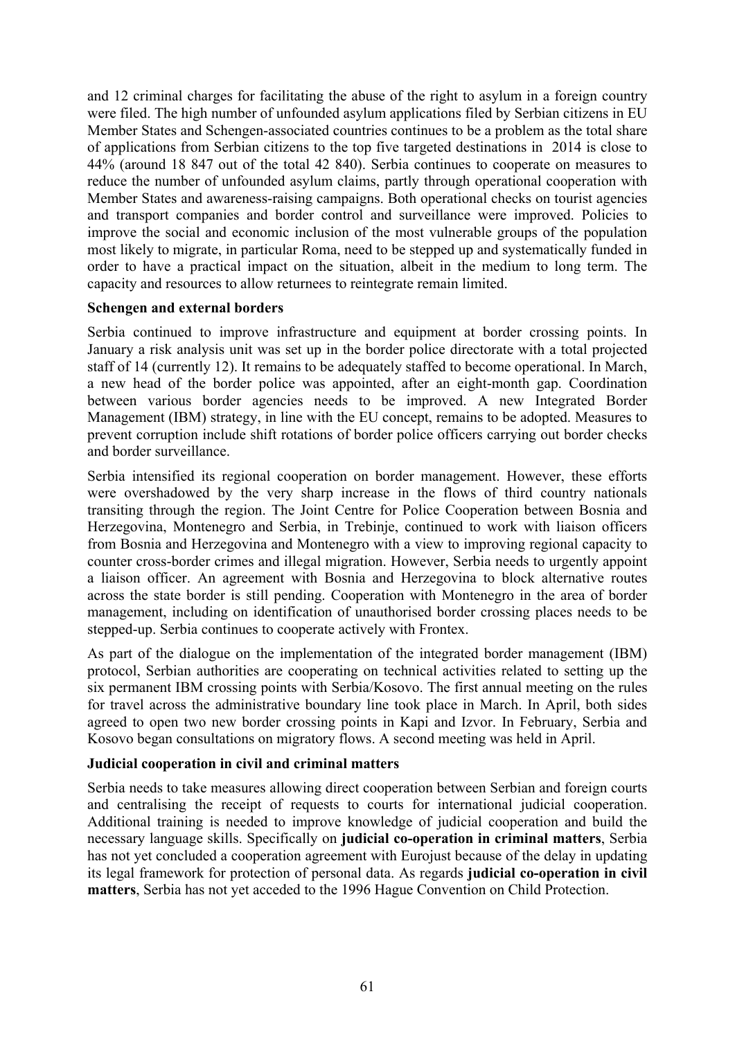and 12 criminal charges for facilitating the abuse of the right to asylum in a foreign country were filed. The high number of unfounded asylum applications filed by Serbian citizens in EU Member States and Schengen-associated countries continues to be a problem as the total share of applications from Serbian citizens to the top five targeted destinations in 2014 is close to 44% (around 18 847 out of the total 42 840). Serbia continues to cooperate on measures to reduce the number of unfounded asylum claims, partly through operational cooperation with Member States and awareness-raising campaigns. Both operational checks on tourist agencies and transport companies and border control and surveillance were improved. Policies to improve the social and economic inclusion of the most vulnerable groups of the population most likely to migrate, in particular Roma, need to be stepped up and systematically funded in order to have a practical impact on the situation, albeit in the medium to long term. The capacity and resources to allow returnees to reintegrate remain limited.

**Schengen and external borders**

Serbia continued to improve infrastructure and equipment at border crossing points. In January a risk analysis unit was set up in the border police directorate with a total projected staff of 14 (currently 12). It remains to be adequately staffed to become operational. In March, a new head of the border police was appointed, after an eight-month gap. Coordination between various border agencies needs to be improved. A new Integrated Border Management (IBM) strategy, in line with the EU concept, remains to be adopted. Measures to prevent corruption include shift rotations of border police officers carrying out border checks and border surveillance.

Serbia intensified its regional cooperation on border management. However, these efforts were overshadowed by the very sharp increase in the flows of third country nationals transiting through the region. The Joint Centre for Police Cooperation between Bosnia and Herzegovina, Montenegro and Serbia, in Trebinje, continued to work with liaison officers from Bosnia and Herzegovina and Montenegro with a view to improving regional capacity to counter cross-border crimes and illegal migration. However, Serbia needs to urgently appoint a liaison officer. An agreement with Bosnia and Herzegovina to block alternative routes across the state border is still pending. Cooperation with Montenegro in the area of border management, including on identification of unauthorised border crossing places needs to be stepped-up. Serbia continues to cooperate actively with Frontex.

As part of the dialogue on the implementation of the integrated border management (IBM) protocol, Serbian authorities are cooperating on technical activities related to setting up the six permanent IBM crossing points with Serbia/Kosovo. The first annual meeting on the rules for travel across the administrative boundary line took place in March. In April, both sides agreed to open two new border crossing points in Kapi and Izvor. In February, Serbia and Kosovo began consultations on migratory flows. A second meeting was held in April.

**Judicial cooperation in civil and criminal matters**

Serbia needs to take measures allowing direct cooperation between Serbian and foreign courts and centralising the receipt of requests to courts for international judicial cooperation. Additional training is needed to improve knowledge of judicial cooperation and build the necessary language skills. Specifically on **judicial co-operation in criminal matters**, Serbia has not yet concluded a cooperation agreement with Eurojust because of the delay in updating its legal framework for protection of personal data. As regards **judicial co-operation in civil matters**, Serbia has not yet acceded to the 1996 Hague Convention on Child Protection.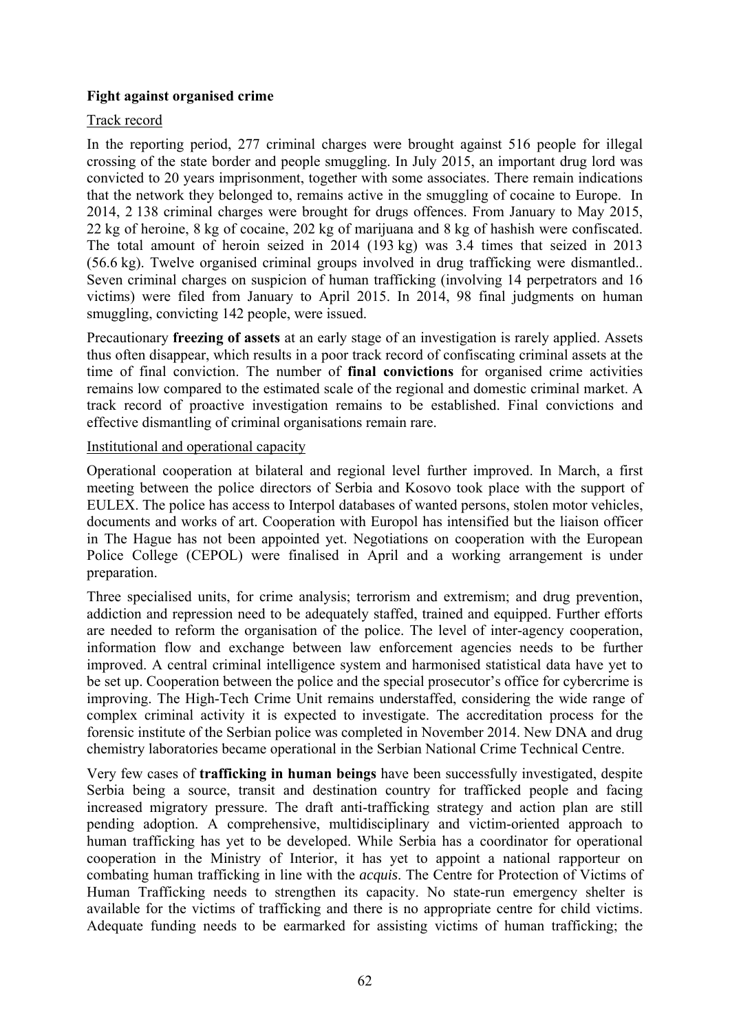**Fight against organised crime**

Track record

In the reporting period, 277 criminal charges were brought against 516 people for illegal crossing of the state border and people smuggling. In July 2015, an important drug lord was convicted to 20 years imprisonment, together with some associates. There remain indications that the network they belonged to, remains active in the smuggling of cocaine to Europe. In 2014, 2 138 criminal charges were brought for drugs offences. From January to May 2015, 22 kg of heroine, 8 kg of cocaine, 202 kg of marijuana and 8 kg of hashish were confiscated. The total amount of heroin seized in 2014 (193 kg) was 3.4 times that seized in 2013 (56.6 kg). Twelve organised criminal groups involved in drug trafficking were dismantled.. Seven criminal charges on suspicion of human trafficking (involving 14 perpetrators and 16 victims) were filed from January to April 2015. In 2014, 98 final judgments on human smuggling, convicting 142 people, were issued.

Precautionary **freezing of assets** at an early stage of an investigation is rarely applied. Assets thus often disappear, which results in a poor track record of confiscating criminal assets at the time of final conviction. The number of **final convictions** for organised crime activities remains low compared to the estimated scale of the regional and domestic criminal market. A track record of proactive investigation remains to be established. Final convictions and effective dismantling of criminal organisations remain rare.

Institutional and operational capacity

Operational cooperation at bilateral and regional level further improved. In March, a first meeting between the police directors of Serbia and Kosovo took place with the support of EULEX. The police has access to Interpol databases of wanted persons, stolen motor vehicles, documents and works of art. Cooperation with Europol has intensified but the liaison officer in The Hague has not been appointed yet. Negotiations on cooperation with the European Police College (CEPOL) were finalised in April and a working arrangement is under preparation.

Three specialised units, for crime analysis; terrorism and extremism; and drug prevention, addiction and repression need to be adequately staffed, trained and equipped. Further efforts are needed to reform the organisation of the police. The level of inter-agency cooperation, information flow and exchange between law enforcement agencies needs to be further improved. A central criminal intelligence system and harmonised statistical data have yet to be set up. Cooperation between the police and the special prosecutor's office for cybercrime is improving. The High-Tech Crime Unit remains understaffed, considering the wide range of complex criminal activity it is expected to investigate. The accreditation process for the forensic institute of the Serbian police was completed in November 2014. New DNA and drug chemistry laboratories became operational in the Serbian National Crime Technical Centre.

Very few cases of **trafficking in human beings** have been successfully investigated, despite Serbia being a source, transit and destination country for trafficked people and facing increased migratory pressure. The draft anti-trafficking strategy and action plan are still pending adoption. A comprehensive, multidisciplinary and victim-oriented approach to human trafficking has yet to be developed. While Serbia has a coordinator for operational cooperation in the Ministry of Interior, it has yet to appoint a national rapporteur on combating human trafficking in line with the *acquis*. The Centre for Protection of Victims of Human Trafficking needs to strengthen its capacity. No state-run emergency shelter is available for the victims of trafficking and there is no appropriate centre for child victims. Adequate funding needs to be earmarked for assisting victims of human trafficking; the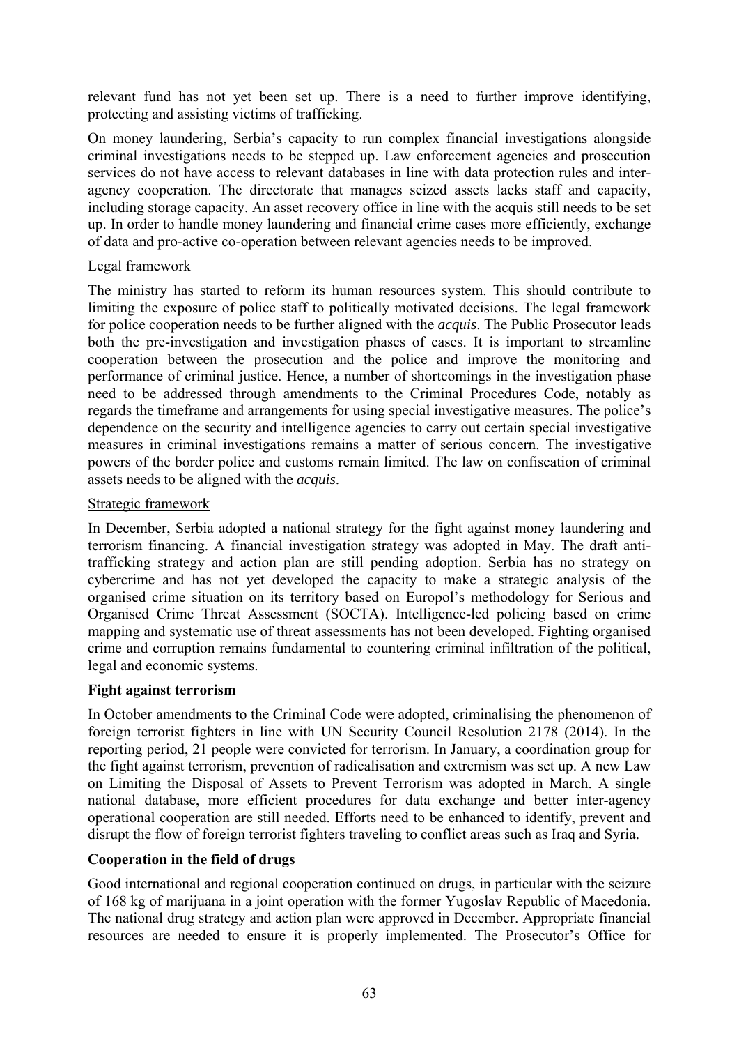relevant fund has not yet been set up. There is a need to further improve identifying, protecting and assisting victims of trafficking.

On money laundering, Serbia's capacity to run complex financial investigations alongside criminal investigations needs to be stepped up. Law enforcement agencies and prosecution services do not have access to relevant databases in line with data protection rules and inter-agency cooperation. The directorate that manages seized assets lacks staff and capacity, including storage capacity. An asset recovery office in line with the acquis still needs to be set up. In order to handle money laundering and financial crime cases more efficiently, exchange of data and pro-active co-operation between relevant agencies needs to be improved.

Legal framework

The ministry has started to reform its human resources system. This should contribute to limiting the exposure of police staff to politically motivated decisions. The legal framework for police cooperation needs to be further aligned with the *acquis*. The Public Prosecutor leads both the pre-investigation and investigation phases of cases. It is important to streamline cooperation between the prosecution and the police and improve the monitoring and performance of criminal justice. Hence, a number of shortcomings in the investigation phase need to be addressed through amendments to the Criminal Procedures Code, notably as regards the timeframe and arrangements for using special investigative measures. The police's dependence on the security and intelligence agencies to carry out certain special investigative measures in criminal investigations remains a matter of serious concern. The investigative powers of the border police and customs remain limited. The law on confiscation of criminal assets needs to be aligned with the *acquis*.

Strategic framework

In December, Serbia adopted a national strategy for the fight against money laundering and terrorism financing. A financial investigation strategy was adopted in May. The draft anti-trafficking strategy and action plan are still pending adoption. Serbia has no strategy on cybercrime and has not yet developed the capacity to make a strategic analysis of the organised crime situation on its territory based on Europol's methodology for Serious and Organised Crime Threat Assessment (SOCTA). Intelligence-led policing based on crime mapping and systematic use of threat assessments has not been developed. Fighting organised crime and corruption remains fundamental to countering criminal infiltration of the political, legal and economic systems.

**Fight against terrorism**

In October amendments to the Criminal Code were adopted, criminalising the phenomenon of foreign terrorist fighters in line with UN Security Council Resolution 2178 (2014). In the reporting period, 21 people were convicted for terrorism. In January, a coordination group for the fight against terrorism, prevention of radicalisation and extremism was set up. A new Law on Limiting the Disposal of Assets to Prevent Terrorism was adopted in March. A single national database, more efficient procedures for data exchange and better inter-agency operational cooperation are still needed. Efforts need to be enhanced to identify, prevent and disrupt the flow of foreign terrorist fighters traveling to conflict areas such as Iraq and Syria.

**Cooperation in the field of drugs**

Good international and regional cooperation continued on drugs, in particular with the seizure of 168 kg of marijuana in a joint operation with the former Yugoslav Republic of Macedonia. The national drug strategy and action plan were approved in December. Appropriate financial resources are needed to ensure it is properly implemented. The Prosecutor's Office for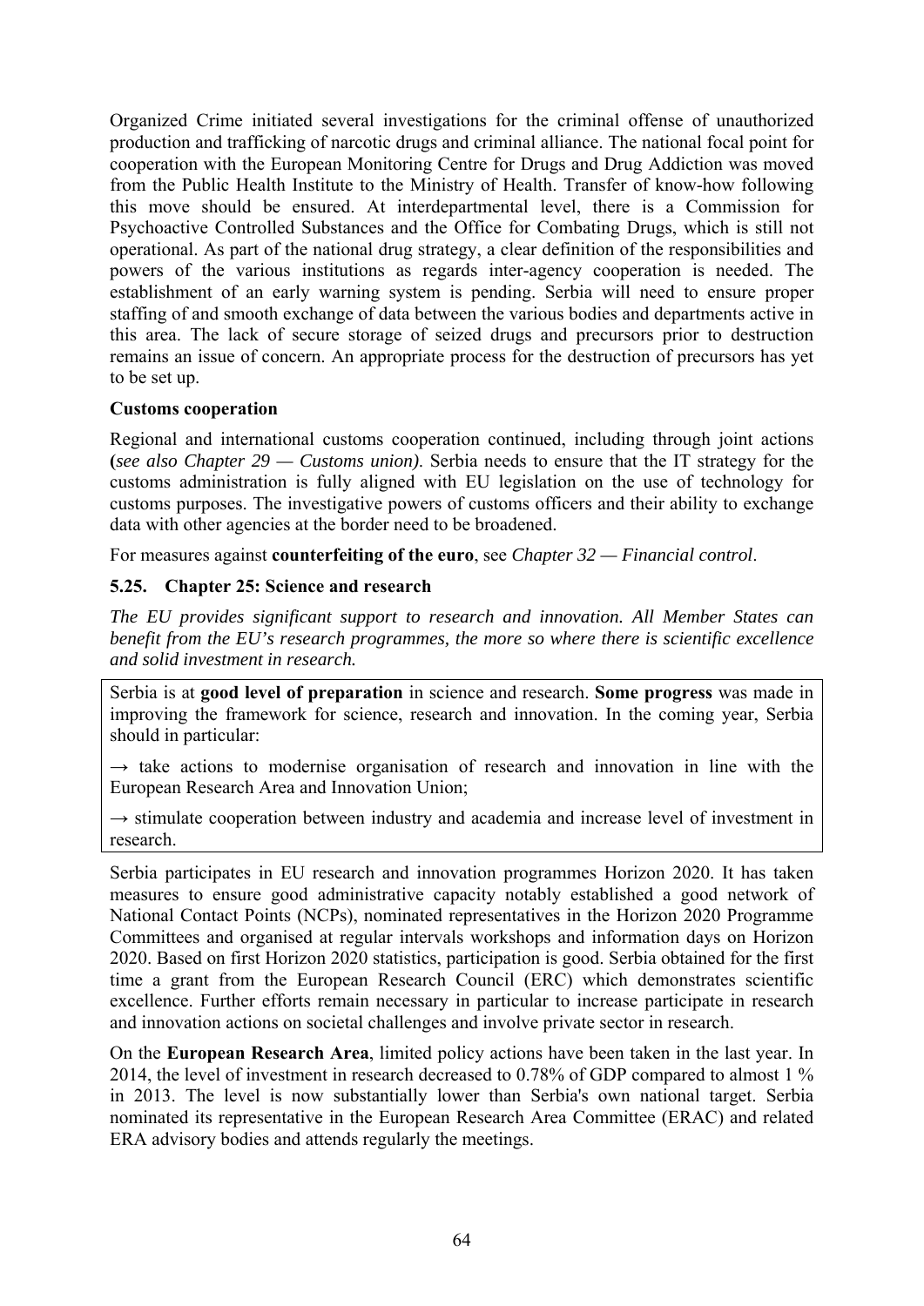Organized Crime initiated several investigations for the criminal offense of unauthorized production and trafficking of narcotic drugs and criminal alliance. The national focal point for cooperation with the European Monitoring Centre for Drugs and Drug Addiction was moved from the Public Health Institute to the Ministry of Health. Transfer of know-how following this move should be ensured. At interdepartmental level, there is a Commission for Psychoactive Controlled Substances and the Office for Combating Drugs, which is still not operational. As part of the national drug strategy, a clear definition of the responsibilities and powers of the various institutions as regards inter-agency cooperation is needed. The establishment of an early warning system is pending. Serbia will need to ensure proper staffing of and smooth exchange of data between the various bodies and departments active in this area. The lack of secure storage of seized drugs and precursors prior to destruction remains an issue of concern. An appropriate process for the destruction of precursors has yet to be set up.

**Customs cooperation**

Regional and international customs cooperation continued, including through joint actions **(***see also Chapter 29 — Customs union).* Serbia needs to ensure that the IT strategy for the customs administration is fully aligned with EU legislation on the use of technology for customs purposes. The investigative powers of customs officers and their ability to exchange data with other agencies at the border need to be broadened.

For measures against **counterfeiting of the euro**, see *Chapter 32 — Financial control*.

### 5.25. Chapter 25: Science and research

*The EU provides significant support to research and innovation. All Member States can benefit from the EU's research programmes, the more so where there is scientific excellence and solid investment in research.*

Serbia is at **good level of preparation** in science and research. **Some progress** was made in improving the framework for science, research and innovation. In the coming year, Serbia should in particular:

→ take actions to modernise organisation of research and innovation in line with the European Research Area and Innovation Union;

→ stimulate cooperation between industry and academia and increase level of investment in research.

Serbia participates in EU research and innovation programmes Horizon 2020. It has taken measures to ensure good administrative capacity notably established a good network of National Contact Points (NCPs), nominated representatives in the Horizon 2020 Programme Committees and organised at regular intervals workshops and information days on Horizon 2020. Based on first Horizon 2020 statistics, participation is good. Serbia obtained for the first time a grant from the European Research Council (ERC) which demonstrates scientific excellence. Further efforts remain necessary in particular to increase participate in research and innovation actions on societal challenges and involve private sector in research.

On the **European Research Area**, limited policy actions have been taken in the last year. In 2014, the level of investment in research decreased to 0.78% of GDP compared to almost 1 % in 2013. The level is now substantially lower than Serbia's own national target. Serbia nominated its representative in the European Research Area Committee (ERAC) and related ERA advisory bodies and attends regularly the meetings.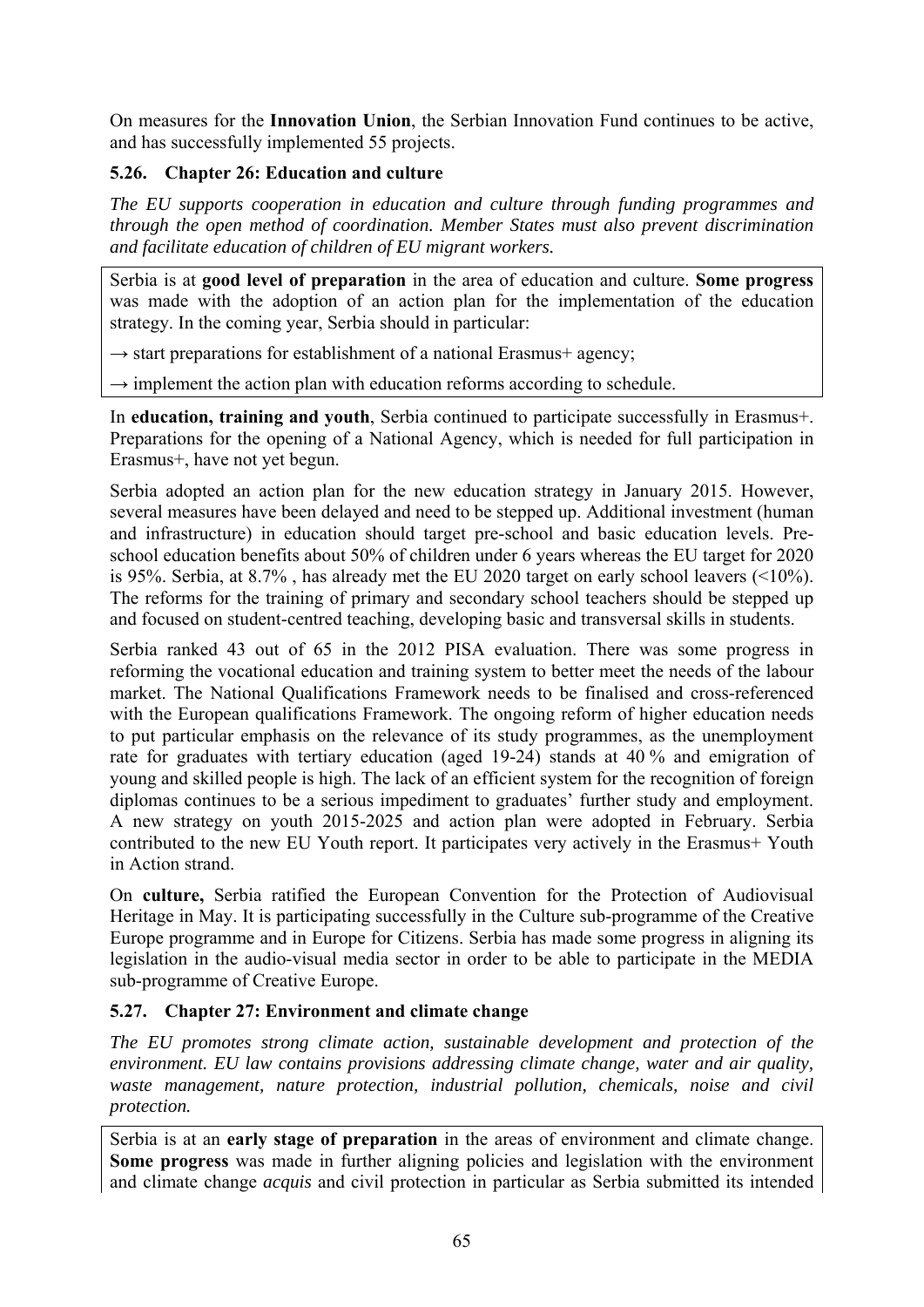On measures for the **Innovation Union**, the Serbian Innovation Fund continues to be active, and has successfully implemented 55 projects.

### 5.26. Chapter 26: Education and culture

*The EU supports cooperation in education and culture through funding programmes and through the open method of coordination. Member States must also prevent discrimination and facilitate education of children of EU migrant workers.*

Serbia is at **good level of preparation** in the area of education and culture. **Some progress** was made with the adoption of an action plan for the implementation of the education strategy. In the coming year, Serbia should in particular:

→ start preparations for establishment of a national Erasmus+ agency;

→ implement the action plan with education reforms according to schedule.

In **education, training and youth**, Serbia continued to participate successfully in Erasmus+. Preparations for the opening of a National Agency, which is needed for full participation in Erasmus+, have not yet begun.

Serbia adopted an action plan for the new education strategy in January 2015. However, several measures have been delayed and need to be stepped up. Additional investment (human and infrastructure) in education should target pre-school and basic education levels. Pre-school education benefits about 50% of children under 6 years whereas the EU target for 2020 is 95%. Serbia, at 8.7% , has already met the EU 2020 target on early school leavers (<10%). The reforms for the training of primary and secondary school teachers should be stepped up and focused on student-centred teaching, developing basic and transversal skills in students.

Serbia ranked 43 out of 65 in the 2012 PISA evaluation. There was some progress in reforming the vocational education and training system to better meet the needs of the labour market. The National Qualifications Framework needs to be finalised and cross-referenced with the European qualifications Framework. The ongoing reform of higher education needs to put particular emphasis on the relevance of its study programmes, as the unemployment rate for graduates with tertiary education (aged 19-24) stands at 40 % and emigration of young and skilled people is high. The lack of an efficient system for the recognition of foreign diplomas continues to be a serious impediment to graduates' further study and employment. A new strategy on youth 2015-2025 and action plan were adopted in February. Serbia contributed to the new EU Youth report. It participates very actively in the Erasmus+ Youth in Action strand.

On **culture,** Serbia ratified the European Convention for the Protection of Audiovisual Heritage in May. It is participating successfully in the Culture sub-programme of the Creative Europe programme and in Europe for Citizens. Serbia has made some progress in aligning its legislation in the audio-visual media sector in order to be able to participate in the MEDIA sub-programme of Creative Europe.

### 5.27. Chapter 27: Environment and climate change

*The EU promotes strong climate action, sustainable development and protection of the environment. EU law contains provisions addressing climate change, water and air quality, waste management, nature protection, industrial pollution, chemicals, noise and civil protection.*

Serbia is at an **early stage of preparation** in the areas of environment and climate change. **Some progress** was made in further aligning policies and legislation with the environment and climate change *acquis* and civil protection in particular as Serbia submitted its intended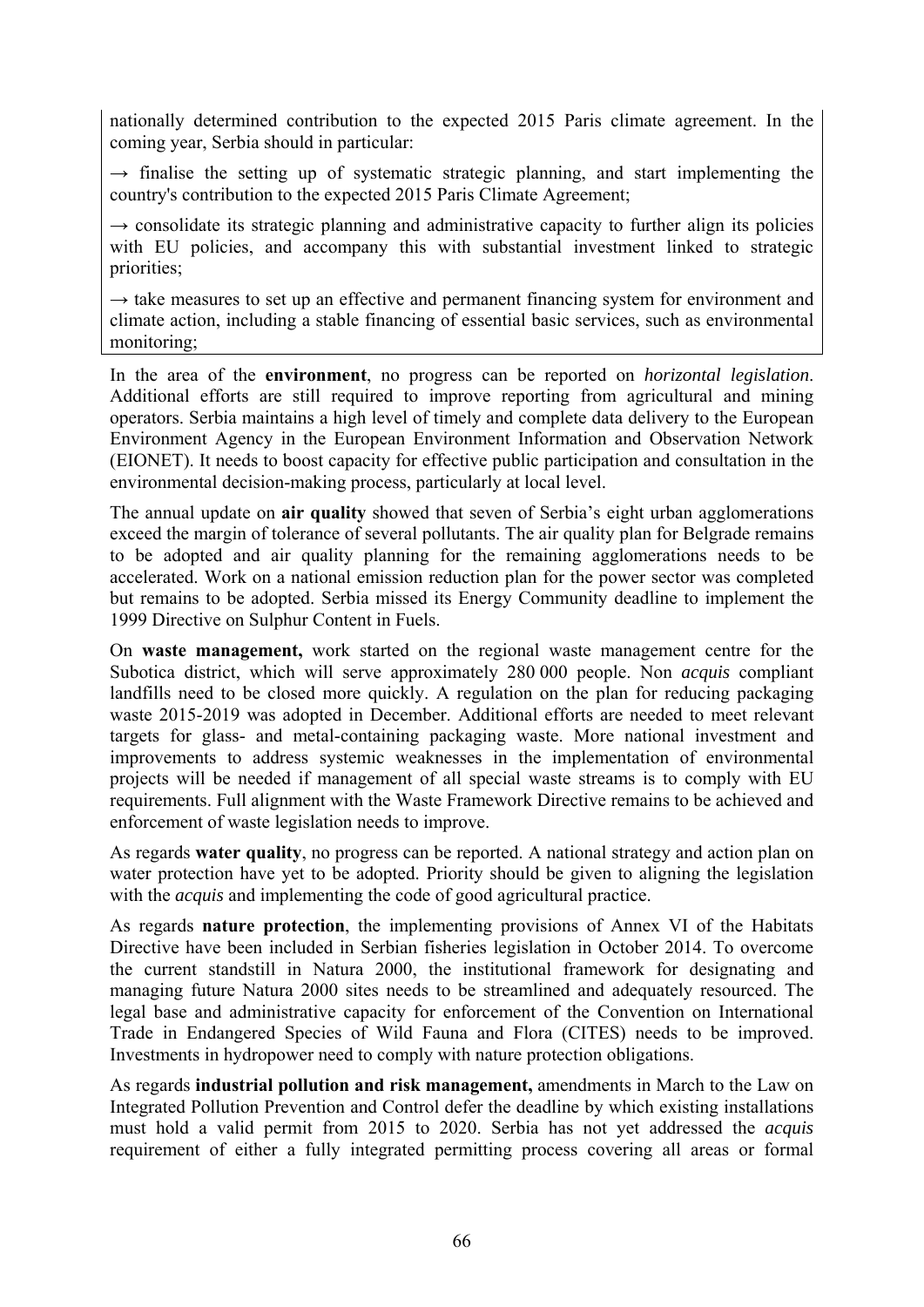nationally determined contribution to the expected 2015 Paris climate agreement. In the coming year, Serbia should in particular:

→ finalise the setting up of systematic strategic planning, and start implementing the country's contribution to the expected 2015 Paris Climate Agreement;

→ consolidate its strategic planning and administrative capacity to further align its policies with EU policies, and accompany this with substantial investment linked to strategic priorities;

→ take measures to set up an effective and permanent financing system for environment and climate action, including a stable financing of essential basic services, such as environmental monitoring;

In the area of the **environment**, no progress can be reported on *horizontal legislation*. Additional efforts are still required to improve reporting from agricultural and mining operators. Serbia maintains a high level of timely and complete data delivery to the European Environment Agency in the European Environment Information and Observation Network (EIONET). It needs to boost capacity for effective public participation and consultation in the environmental decision-making process, particularly at local level.

The annual update on **air quality** showed that seven of Serbia's eight urban agglomerations exceed the margin of tolerance of several pollutants. The air quality plan for Belgrade remains to be adopted and air quality planning for the remaining agglomerations needs to be accelerated. Work on a national emission reduction plan for the power sector was completed but remains to be adopted. Serbia missed its Energy Community deadline to implement the 1999 Directive on Sulphur Content in Fuels.

On **waste management,** work started on the regional waste management centre for the Subotica district, which will serve approximately 280 000 people. Non *acquis* compliant landfills need to be closed more quickly. A regulation on the plan for reducing packaging waste 2015-2019 was adopted in December. Additional efforts are needed to meet relevant targets for glass- and metal-containing packaging waste. More national investment and improvements to address systemic weaknesses in the implementation of environmental projects will be needed if management of all special waste streams is to comply with EU requirements. Full alignment with the Waste Framework Directive remains to be achieved and enforcement of waste legislation needs to improve.

As regards **water quality**, no progress can be reported. A national strategy and action plan on water protection have yet to be adopted. Priority should be given to aligning the legislation with the *acquis* and implementing the code of good agricultural practice.

As regards **nature protection**, the implementing provisions of Annex VI of the Habitats Directive have been included in Serbian fisheries legislation in October 2014. To overcome the current standstill in Natura 2000, the institutional framework for designating and managing future Natura 2000 sites needs to be streamlined and adequately resourced. The legal base and administrative capacity for enforcement of the Convention on International Trade in Endangered Species of Wild Fauna and Flora (CITES) needs to be improved. Investments in hydropower need to comply with nature protection obligations.

As regards **industrial pollution and risk management,** amendments in March to the Law on Integrated Pollution Prevention and Control defer the deadline by which existing installations must hold a valid permit from 2015 to 2020. Serbia has not yet addressed the *acquis* requirement of either a fully integrated permitting process covering all areas or formal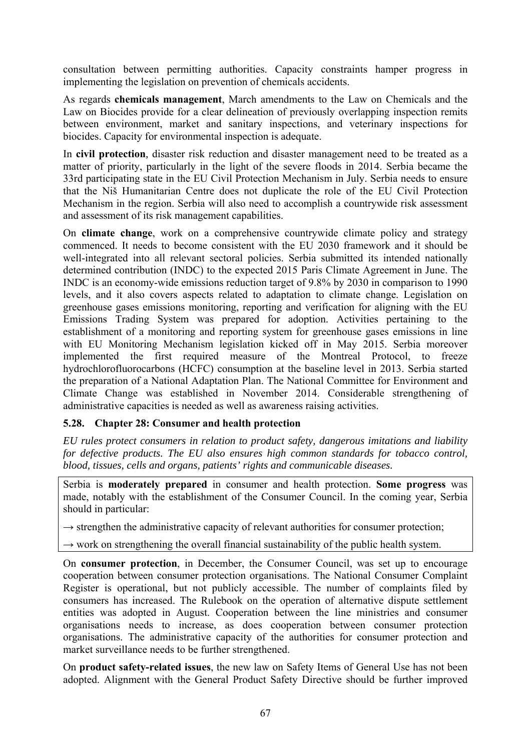consultation between permitting authorities. Capacity constraints hamper progress in implementing the legislation on prevention of chemicals accidents.

As regards **chemicals management**, March amendments to the Law on Chemicals and the Law on Biocides provide for a clear delineation of previously overlapping inspection remits between environment, market and sanitary inspections, and veterinary inspections for biocides. Capacity for environmental inspection is adequate.

In **civil protection**, disaster risk reduction and disaster management need to be treated as a matter of priority, particularly in the light of the severe floods in 2014. Serbia became the 33rd participating state in the EU Civil Protection Mechanism in July. Serbia needs to ensure that the Niš Humanitarian Centre does not duplicate the role of the EU Civil Protection Mechanism in the region. Serbia will also need to accomplish a countrywide risk assessment and assessment of its risk management capabilities.

On **climate change**, work on a comprehensive countrywide climate policy and strategy commenced. It needs to become consistent with the EU 2030 framework and it should be well-integrated into all relevant sectoral policies. Serbia submitted its intended nationally determined contribution (INDC) to the expected 2015 Paris Climate Agreement in June. The INDC is an economy-wide emissions reduction target of 9.8% by 2030 in comparison to 1990 levels, and it also covers aspects related to adaptation to climate change. Legislation on greenhouse gases emissions monitoring, reporting and verification for aligning with the EU Emissions Trading System was prepared for adoption. Activities pertaining to the establishment of a monitoring and reporting system for greenhouse gases emissions in line with EU Monitoring Mechanism legislation kicked off in May 2015. Serbia moreover implemented the first required measure of the Montreal Protocol, to freeze hydrochlorofluorocarbons (HCFC) consumption at the baseline level in 2013. Serbia started the preparation of a National Adaptation Plan. The National Committee for Environment and Climate Change was established in November 2014. Considerable strengthening of administrative capacities is needed as well as awareness raising activities.

### 5.28. Chapter 28: Consumer and health protection

*EU rules protect consumers in relation to product safety, dangerous imitations and liability for defective products. The EU also ensures high common standards for tobacco control, blood, tissues, cells and organs, patients' rights and communicable diseases.*

Serbia is **moderately prepared** in consumer and health protection. **Some progress** was made, notably with the establishment of the Consumer Council. In the coming year, Serbia should in particular:

→ strengthen the administrative capacity of relevant authorities for consumer protection;

→ work on strengthening the overall financial sustainability of the public health system.

On **consumer protection**, in December, the Consumer Council, was set up to encourage cooperation between consumer protection organisations. The National Consumer Complaint Register is operational, but not publicly accessible. The number of complaints filed by consumers has increased. The Rulebook on the operation of alternative dispute settlement entities was adopted in August. Cooperation between the line ministries and consumer organisations needs to increase, as does cooperation between consumer protection organisations. The administrative capacity of the authorities for consumer protection and market surveillance needs to be further strengthened.

On **product safety-related issues**, the new law on Safety Items of General Use has not been adopted. Alignment with the General Product Safety Directive should be further improved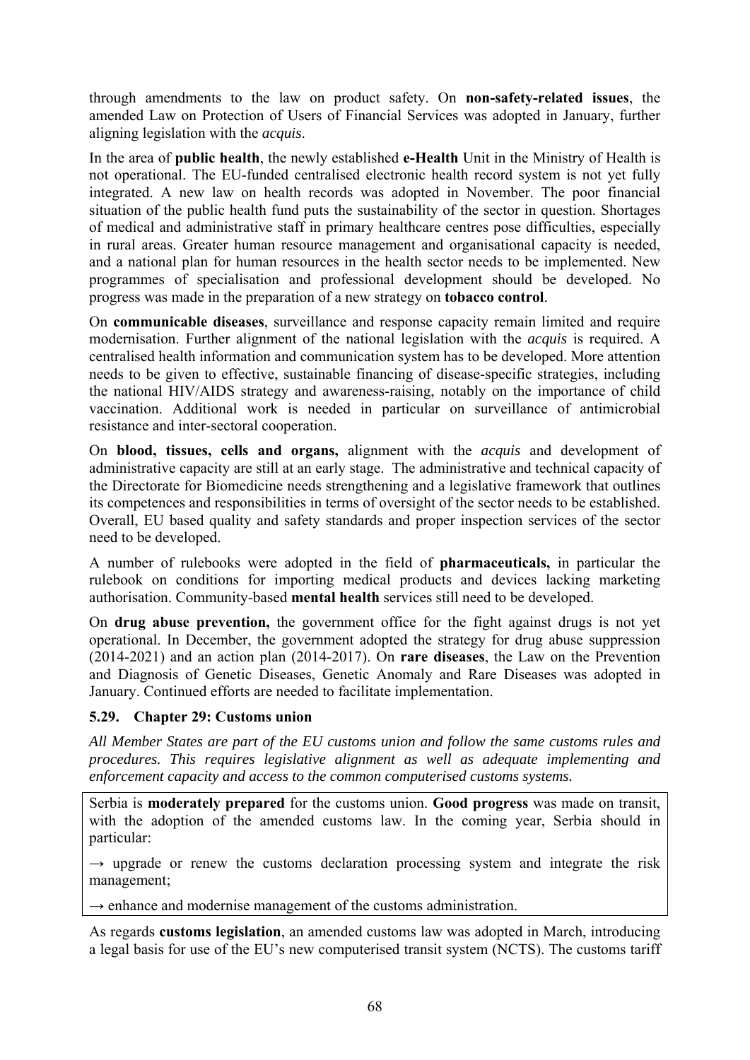through amendments to the law on product safety. On **non-safety-related issues**, the amended Law on Protection of Users of Financial Services was adopted in January, further aligning legislation with the *acquis*.

In the area of **public health**, the newly established **e-Health** Unit in the Ministry of Health is not operational. The EU-funded centralised electronic health record system is not yet fully integrated. A new law on health records was adopted in November. The poor financial situation of the public health fund puts the sustainability of the sector in question. Shortages of medical and administrative staff in primary healthcare centres pose difficulties, especially in rural areas. Greater human resource management and organisational capacity is needed, and a national plan for human resources in the health sector needs to be implemented. New programmes of specialisation and professional development should be developed. No progress was made in the preparation of a new strategy on **tobacco control**.

On **communicable diseases**, surveillance and response capacity remain limited and require modernisation. Further alignment of the national legislation with the *acquis* is required. A centralised health information and communication system has to be developed. More attention needs to be given to effective, sustainable financing of disease-specific strategies, including the national HIV/AIDS strategy and awareness-raising, notably on the importance of child vaccination. Additional work is needed in particular on surveillance of antimicrobial resistance and inter-sectoral cooperation.

On **blood, tissues, cells and organs,** alignment with the *acquis* and development of administrative capacity are still at an early stage. The administrative and technical capacity of the Directorate for Biomedicine needs strengthening and a legislative framework that outlines its competences and responsibilities in terms of oversight of the sector needs to be established. Overall, EU based quality and safety standards and proper inspection services of the sector need to be developed.

A number of rulebooks were adopted in the field of **pharmaceuticals,** in particular the rulebook on conditions for importing medical products and devices lacking marketing authorisation. Community-based **mental health** services still need to be developed.

On **drug abuse prevention,** the government office for the fight against drugs is not yet operational. In December, the government adopted the strategy for drug abuse suppression (2014-2021) and an action plan (2014-2017). On **rare diseases**, the Law on the Prevention and Diagnosis of Genetic Diseases, Genetic Anomaly and Rare Diseases was adopted in January. Continued efforts are needed to facilitate implementation.

### 5.29. Chapter 29: Customs union

*All Member States are part of the EU customs union and follow the same customs rules and procedures. This requires legislative alignment as well as adequate implementing and enforcement capacity and access to the common computerised customs systems.*

Serbia is **moderately prepared** for the customs union. **Good progress** was made on transit, with the adoption of the amended customs law. In the coming year, Serbia should in particular:

→ upgrade or renew the customs declaration processing system and integrate the risk management;

→ enhance and modernise management of the customs administration.

As regards **customs legislation**, an amended customs law was adopted in March, introducing a legal basis for use of the EU's new computerised transit system (NCTS). The customs tariff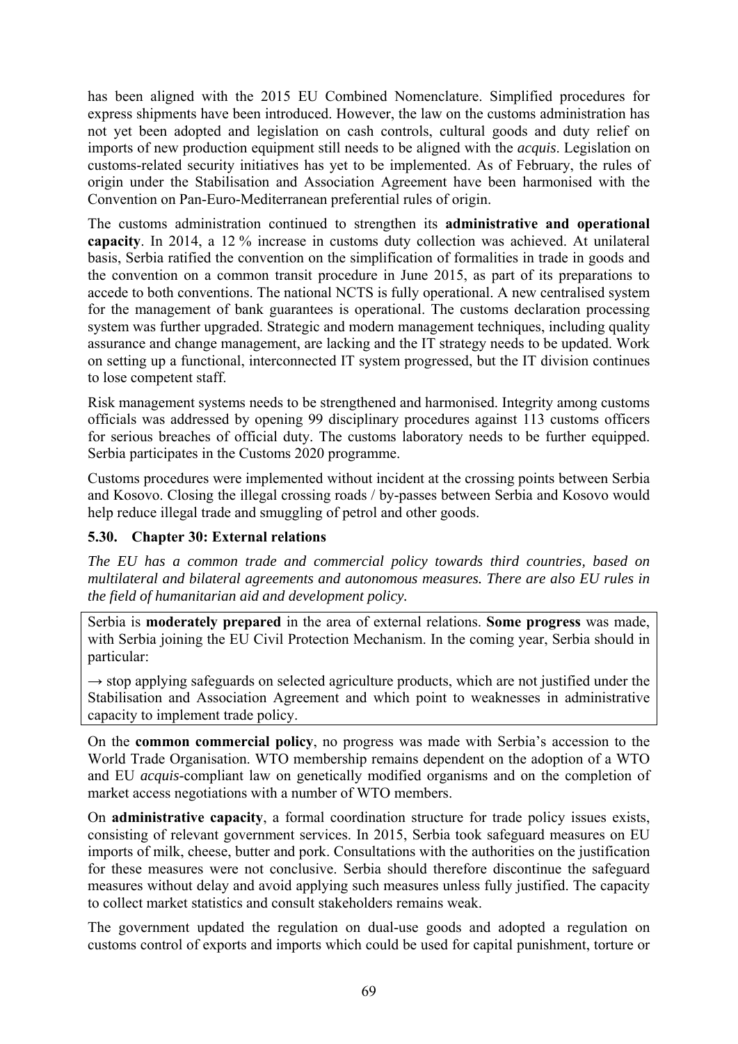has been aligned with the 2015 EU Combined Nomenclature. Simplified procedures for express shipments have been introduced. However, the law on the customs administration has not yet been adopted and legislation on cash controls, cultural goods and duty relief on imports of new production equipment still needs to be aligned with the *acquis*. Legislation on customs-related security initiatives has yet to be implemented. As of February, the rules of origin under the Stabilisation and Association Agreement have been harmonised with the Convention on Pan-Euro-Mediterranean preferential rules of origin.

The customs administration continued to strengthen its **administrative and operational capacity**. In 2014, a 12 % increase in customs duty collection was achieved. At unilateral basis, Serbia ratified the convention on the simplification of formalities in trade in goods and the convention on a common transit procedure in June 2015, as part of its preparations to accede to both conventions. The national NCTS is fully operational. A new centralised system for the management of bank guarantees is operational. The customs declaration processing system was further upgraded. Strategic and modern management techniques, including quality assurance and change management, are lacking and the IT strategy needs to be updated. Work on setting up a functional, interconnected IT system progressed, but the IT division continues to lose competent staff.

Risk management systems needs to be strengthened and harmonised. Integrity among customs officials was addressed by opening 99 disciplinary procedures against 113 customs officers for serious breaches of official duty. The customs laboratory needs to be further equipped. Serbia participates in the Customs 2020 programme.

Customs procedures were implemented without incident at the crossing points between Serbia and Kosovo. Closing the illegal crossing roads / by-passes between Serbia and Kosovo would help reduce illegal trade and smuggling of petrol and other goods.

### 5.30. Chapter 30: External relations

*The EU has a common trade and commercial policy towards third countries, based on multilateral and bilateral agreements and autonomous measures. There are also EU rules in the field of humanitarian aid and development policy.*

Serbia is **moderately prepared** in the area of external relations. **Some progress** was made, with Serbia joining the EU Civil Protection Mechanism. In the coming year, Serbia should in particular:

→ stop applying safeguards on selected agriculture products, which are not justified under the Stabilisation and Association Agreement and which point to weaknesses in administrative capacity to implement trade policy.

On the **common commercial policy**, no progress was made with Serbia's accession to the World Trade Organisation. WTO membership remains dependent on the adoption of a WTO and EU *acquis*-compliant law on genetically modified organisms and on the completion of market access negotiations with a number of WTO members.

On **administrative capacity**, a formal coordination structure for trade policy issues exists, consisting of relevant government services. In 2015, Serbia took safeguard measures on EU imports of milk, cheese, butter and pork. Consultations with the authorities on the justification for these measures were not conclusive. Serbia should therefore discontinue the safeguard measures without delay and avoid applying such measures unless fully justified. The capacity to collect market statistics and consult stakeholders remains weak.

The government updated the regulation on dual-use goods and adopted a regulation on customs control of exports and imports which could be used for capital punishment, torture or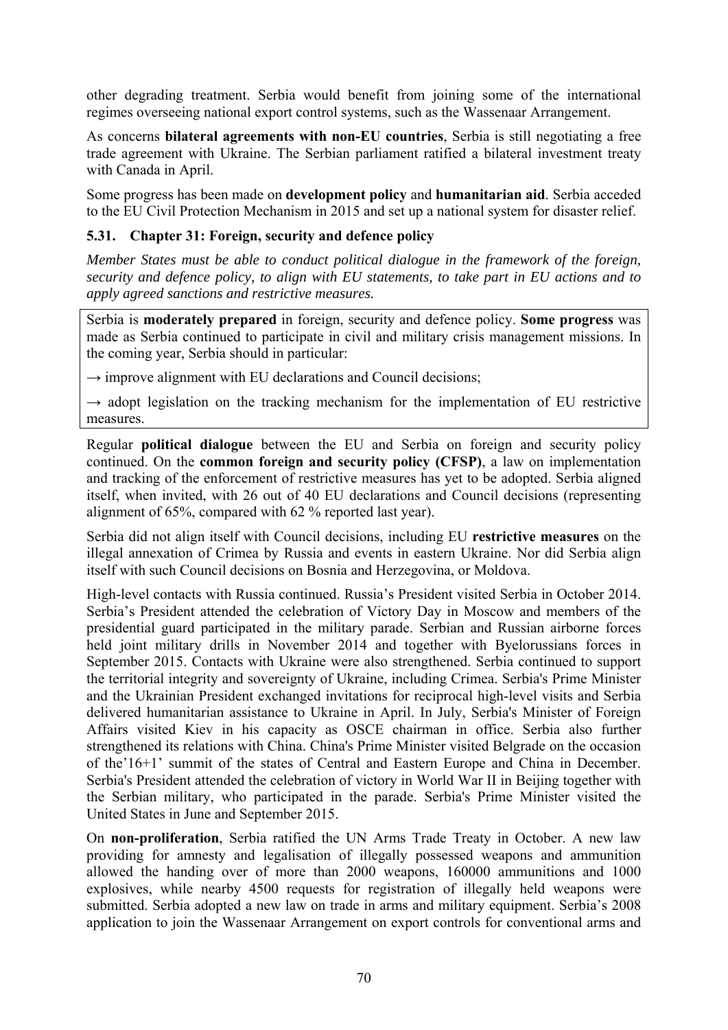other degrading treatment. Serbia would benefit from joining some of the international regimes overseeing national export control systems, such as the Wassenaar Arrangement.

As concerns **bilateral agreements with non-EU countries**, Serbia is still negotiating a free trade agreement with Ukraine. The Serbian parliament ratified a bilateral investment treaty with Canada in April.

Some progress has been made on **development policy** and **humanitarian aid**. Serbia acceded to the EU Civil Protection Mechanism in 2015 and set up a national system for disaster relief.

### 5.31. Chapter 31: Foreign, security and defence policy

*Member States must be able to conduct political dialogue in the framework of the foreign, security and defence policy, to align with EU statements, to take part in EU actions and to apply agreed sanctions and restrictive measures.*

Serbia is **moderately prepared** in foreign, security and defence policy. **Some progress** was made as Serbia continued to participate in civil and military crisis management missions. In the coming year, Serbia should in particular:

→ improve alignment with EU declarations and Council decisions;

→ adopt legislation on the tracking mechanism for the implementation of EU restrictive measures.

Regular **political dialogue** between the EU and Serbia on foreign and security policy continued. On the **common foreign and security policy (CFSP)**, a law on implementation and tracking of the enforcement of restrictive measures has yet to be adopted. Serbia aligned itself, when invited, with 26 out of 40 EU declarations and Council decisions (representing alignment of 65%, compared with 62 % reported last year).

Serbia did not align itself with Council decisions, including EU **restrictive measures** on the illegal annexation of Crimea by Russia and events in eastern Ukraine. Nor did Serbia align itself with such Council decisions on Bosnia and Herzegovina, or Moldova.

High-level contacts with Russia continued. Russia's President visited Serbia in October 2014. Serbia's President attended the celebration of Victory Day in Moscow and members of the presidential guard participated in the military parade. Serbian and Russian airborne forces held joint military drills in November 2014 and together with Byelorussians forces in September 2015. Contacts with Ukraine were also strengthened. Serbia continued to support the territorial integrity and sovereignty of Ukraine, including Crimea. Serbia's Prime Minister and the Ukrainian President exchanged invitations for reciprocal high-level visits and Serbia delivered humanitarian assistance to Ukraine in April. In July, Serbia's Minister of Foreign Affairs visited Kiev in his capacity as OSCE chairman in office. Serbia also further strengthened its relations with China. China's Prime Minister visited Belgrade on the occasion of the'16+1' summit of the states of Central and Eastern Europe and China in December. Serbia's President attended the celebration of victory in World War II in Beijing together with the Serbian military, who participated in the parade. Serbia's Prime Minister visited the United States in June and September 2015.

On **non-proliferation**, Serbia ratified the UN Arms Trade Treaty in October. A new law providing for amnesty and legalisation of illegally possessed weapons and ammunition allowed the handing over of more than 2000 weapons, 160000 ammunitions and 1000 explosives, while nearby 4500 requests for registration of illegally held weapons were submitted. Serbia adopted a new law on trade in arms and military equipment. Serbia's 2008 application to join the Wassenaar Arrangement on export controls for conventional arms and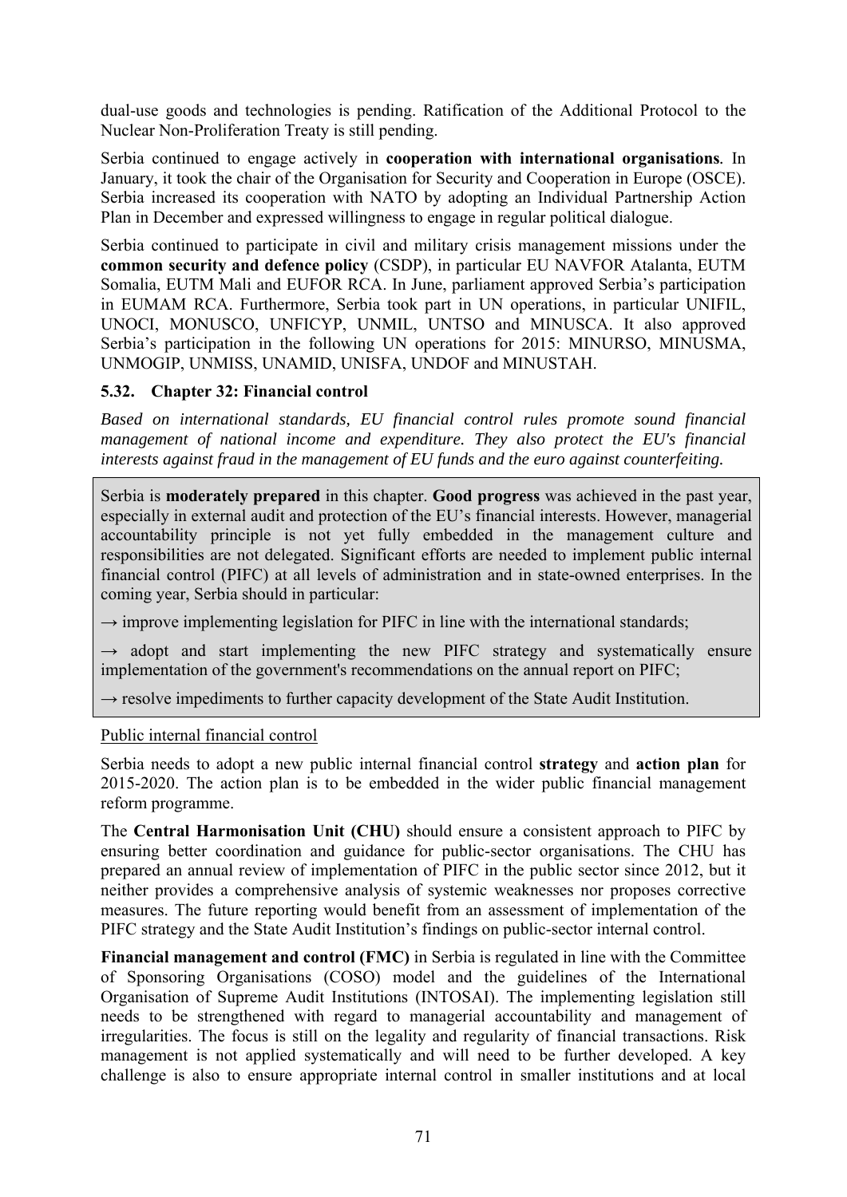dual-use goods and technologies is pending. Ratification of the Additional Protocol to the Nuclear Non-Proliferation Treaty is still pending.

Serbia continued to engage actively in **cooperation with international organisations**. In January, it took the chair of the Organisation for Security and Cooperation in Europe (OSCE). Serbia increased its cooperation with NATO by adopting an Individual Partnership Action Plan in December and expressed willingness to engage in regular political dialogue.

Serbia continued to participate in civil and military crisis management missions under the **common security and defence policy** (CSDP), in particular EU NAVFOR Atalanta, EUTM Somalia, EUTM Mali and EUFOR RCA. In June, parliament approved Serbia's participation in EUMAM RCA. Furthermore, Serbia took part in UN operations, in particular UNIFIL, UNOCI, MONUSCO, UNFICYP, UNMIL, UNTSO and MINUSCA. It also approved Serbia's participation in the following UN operations for 2015: MINURSO, MINUSMA, UNMOGIP, UNMISS, UNAMID, UNISFA, UNDOF and MINUSTAH.

### 5.32. Chapter 32: Financial control

*Based on international standards, EU financial control rules promote sound financial management of national income and expenditure. They also protect the EU's financial interests against fraud in the management of EU funds and the euro against counterfeiting.*

Serbia is **moderately prepared** in this chapter. **Good progress** was achieved in the past year, especially in external audit and protection of the EU's financial interests. However, managerial accountability principle is not yet fully embedded in the management culture and responsibilities are not delegated. Significant efforts are needed to implement public internal financial control (PIFC) at all levels of administration and in state-owned enterprises. In the coming year, Serbia should in particular:

→ improve implementing legislation for PIFC in line with the international standards;

→ adopt and start implementing the new PIFC strategy and systematically ensure implementation of the government's recommendations on the annual report on PIFC;

→ resolve impediments to further capacity development of the State Audit Institution.

Public internal financial control

Serbia needs to adopt a new public internal financial control **strategy** and **action plan** for 2015-2020. The action plan is to be embedded in the wider public financial management reform programme.

The **Central Harmonisation Unit (CHU)** should ensure a consistent approach to PIFC by ensuring better coordination and guidance for public-sector organisations. The CHU has prepared an annual review of implementation of PIFC in the public sector since 2012, but it neither provides a comprehensive analysis of systemic weaknesses nor proposes corrective measures. The future reporting would benefit from an assessment of implementation of the PIFC strategy and the State Audit Institution's findings on public-sector internal control.

**Financial management and control (FMC)** in Serbia is regulated in line with the Committee of Sponsoring Organisations (COSO) model and the guidelines of the International Organisation of Supreme Audit Institutions (INTOSAI). The implementing legislation still needs to be strengthened with regard to managerial accountability and management of irregularities. The focus is still on the legality and regularity of financial transactions. Risk management is not applied systematically and will need to be further developed. A key challenge is also to ensure appropriate internal control in smaller institutions and at local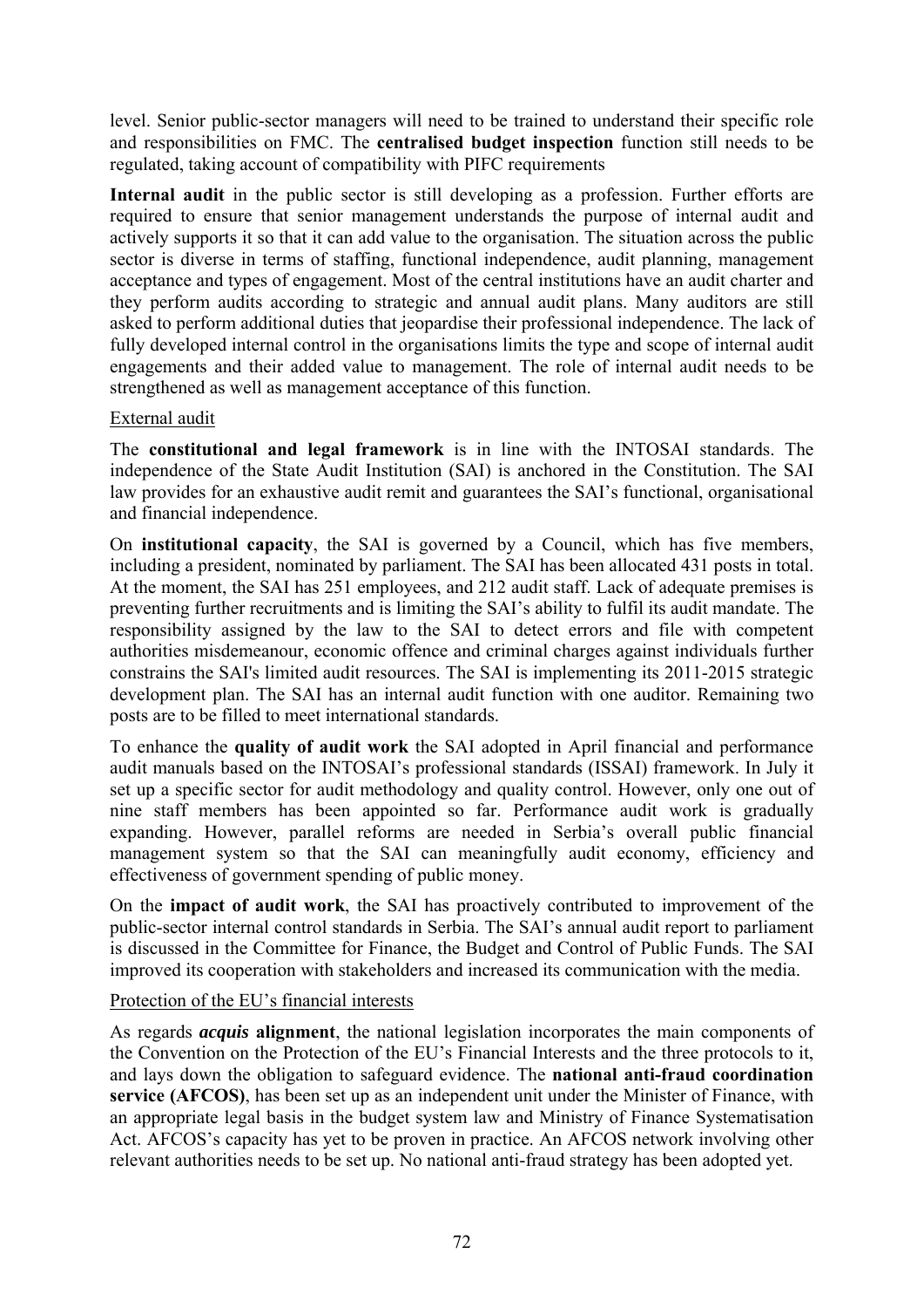level. Senior public-sector managers will need to be trained to understand their specific role and responsibilities on FMC. The **centralised budget inspection** function still needs to be regulated, taking account of compatibility with PIFC requirements

**Internal audit** in the public sector is still developing as a profession. Further efforts are required to ensure that senior management understands the purpose of internal audit and actively supports it so that it can add value to the organisation. The situation across the public sector is diverse in terms of staffing, functional independence, audit planning, management acceptance and types of engagement. Most of the central institutions have an audit charter and they perform audits according to strategic and annual audit plans. Many auditors are still asked to perform additional duties that jeopardise their professional independence. The lack of fully developed internal control in the organisations limits the type and scope of internal audit engagements and their added value to management. The role of internal audit needs to be strengthened as well as management acceptance of this function.

External audit

The **constitutional and legal framework** is in line with the INTOSAI standards. The independence of the State Audit Institution (SAI) is anchored in the Constitution. The SAI law provides for an exhaustive audit remit and guarantees the SAI's functional, organisational and financial independence.

On **institutional capacity**, the SAI is governed by a Council, which has five members, including a president, nominated by parliament. The SAI has been allocated 431 posts in total. At the moment, the SAI has 251 employees, and 212 audit staff. Lack of adequate premises is preventing further recruitments and is limiting the SAI's ability to fulfil its audit mandate. The responsibility assigned by the law to the SAI to detect errors and file with competent authorities misdemeanour, economic offence and criminal charges against individuals further constrains the SAI's limited audit resources. The SAI is implementing its 2011-2015 strategic development plan. The SAI has an internal audit function with one auditor. Remaining two posts are to be filled to meet international standards.

To enhance the **quality of audit work** the SAI adopted in April financial and performance audit manuals based on the INTOSAI's professional standards (ISSAI) framework. In July it set up a specific sector for audit methodology and quality control. However, only one out of nine staff members has been appointed so far. Performance audit work is gradually expanding. However, parallel reforms are needed in Serbia's overall public financial management system so that the SAI can meaningfully audit economy, efficiency and effectiveness of government spending of public money.

On the **impact of audit work**, the SAI has proactively contributed to improvement of the public-sector internal control standards in Serbia. The SAI's annual audit report to parliament is discussed in the Committee for Finance, the Budget and Control of Public Funds. The SAI improved its cooperation with stakeholders and increased its communication with the media.

Protection of the EU's financial interests

As regards ***acquis* alignment**, the national legislation incorporates the main components of the Convention on the Protection of the EU's Financial Interests and the three protocols to it, and lays down the obligation to safeguard evidence. The **national anti-fraud coordination service (AFCOS)**, has been set up as an independent unit under the Minister of Finance, with an appropriate legal basis in the budget system law and Ministry of Finance Systematisation Act. AFCOS's capacity has yet to be proven in practice. An AFCOS network involving other relevant authorities needs to be set up. No national anti-fraud strategy has been adopted yet.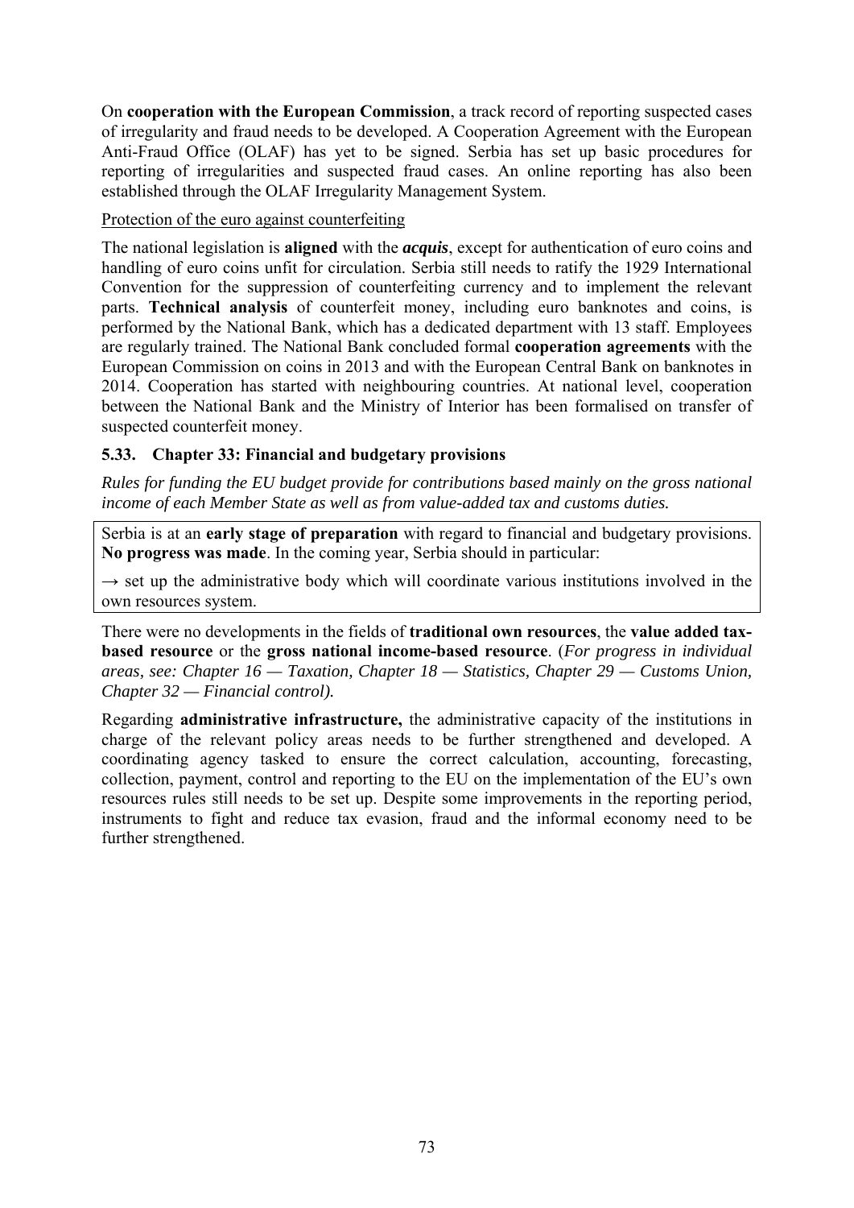On **cooperation with the European Commission**, a track record of reporting suspected cases of irregularity and fraud needs to be developed. A Cooperation Agreement with the European Anti-Fraud Office (OLAF) has yet to be signed. Serbia has set up basic procedures for reporting of irregularities and suspected fraud cases. An online reporting has also been established through the OLAF Irregularity Management System.

<u>Protection of the euro against counterfeiting</u>

The national legislation is **aligned** with the ***acquis***, except for authentication of euro coins and handling of euro coins unfit for circulation. Serbia still needs to ratify the 1929 International Convention for the suppression of counterfeiting currency and to implement the relevant parts. **Technical analysis** of counterfeit money, including euro banknotes and coins, is performed by the National Bank, which has a dedicated department with 13 staff. Employees are regularly trained. The National Bank concluded formal **cooperation agreements** with the European Commission on coins in 2013 and with the European Central Bank on banknotes in 2014. Cooperation has started with neighbouring countries. At national level, cooperation between the National Bank and the Ministry of Interior has been formalised on transfer of suspected counterfeit money.

### 5.33. Chapter 33: Financial and budgetary provisions

*Rules for funding the EU budget provide for contributions based mainly on the gross national income of each Member State as well as from value-added tax and customs duties.*

Serbia is at an **early stage of preparation** with regard to financial and budgetary provisions. **No progress was made**. In the coming year, Serbia should in particular:

→ set up the administrative body which will coordinate various institutions involved in the own resources system.

There were no developments in the fields of **traditional own resources**, the **value added tax-based resource** or the **gross national income-based resource**. (*For progress in individual areas, see: Chapter 16 — Taxation, Chapter 18 — Statistics, Chapter 29 — Customs Union, Chapter 32 — Financial control).*

Regarding **administrative infrastructure,** the administrative capacity of the institutions in charge of the relevant policy areas needs to be further strengthened and developed. A coordinating agency tasked to ensure the correct calculation, accounting, forecasting, collection, payment, control and reporting to the EU on the implementation of the EU's own resources rules still needs to be set up. Despite some improvements in the reporting period, instruments to fight and reduce tax evasion, fraud and the informal economy need to be further strengthened.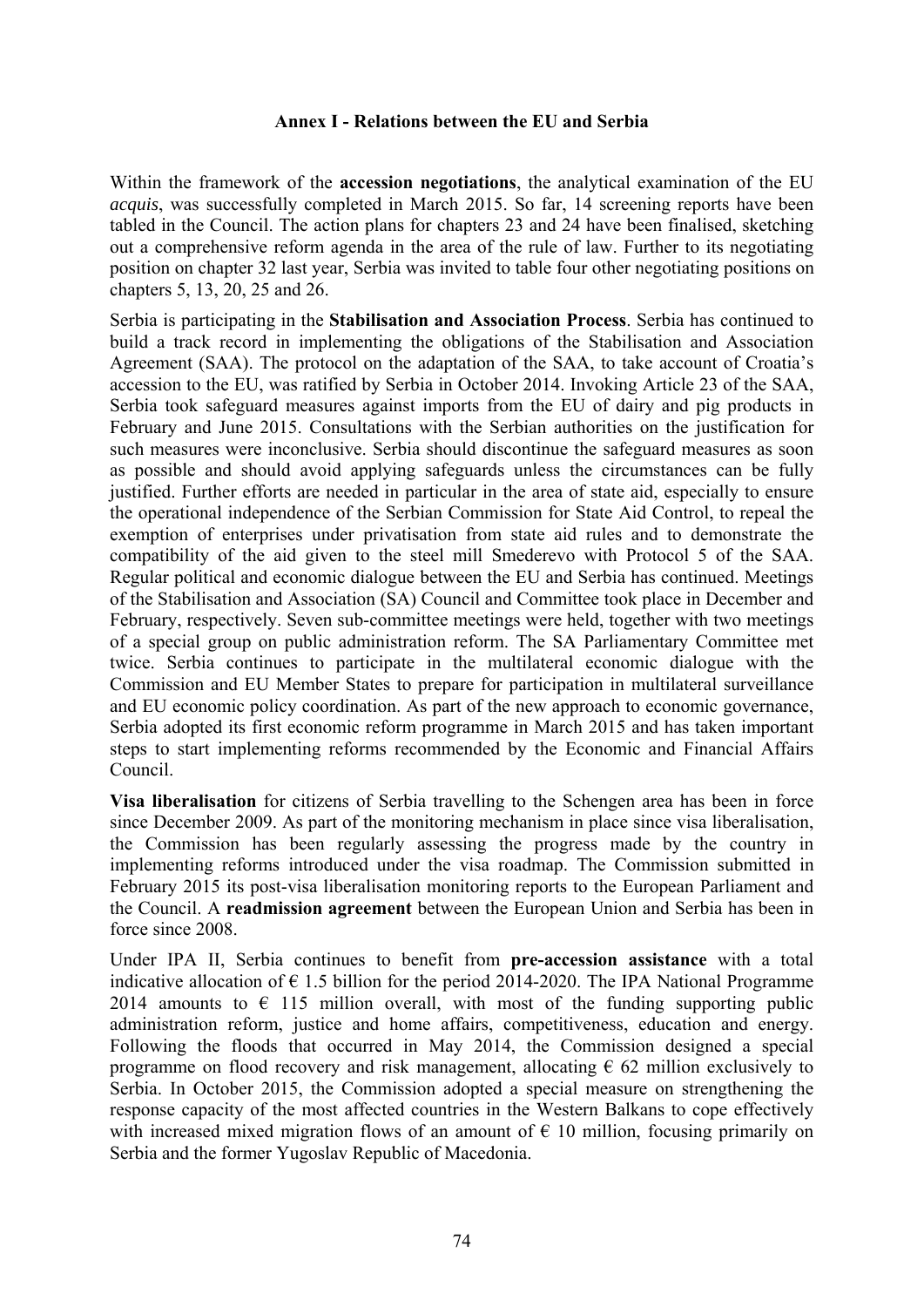**Annex I - Relations between the EU and Serbia**

Within the framework of the **accession negotiations**, the analytical examination of the EU *acquis*, was successfully completed in March 2015. So far, 14 screening reports have been tabled in the Council. The action plans for chapters 23 and 24 have been finalised, sketching out a comprehensive reform agenda in the area of the rule of law. Further to its negotiating position on chapter 32 last year, Serbia was invited to table four other negotiating positions on chapters 5, 13, 20, 25 and 26.

Serbia is participating in the **Stabilisation and Association Process**. Serbia has continued to build a track record in implementing the obligations of the Stabilisation and Association Agreement (SAA). The protocol on the adaptation of the SAA, to take account of Croatia's accession to the EU, was ratified by Serbia in October 2014. Invoking Article 23 of the SAA, Serbia took safeguard measures against imports from the EU of dairy and pig products in February and June 2015. Consultations with the Serbian authorities on the justification for such measures were inconclusive. Serbia should discontinue the safeguard measures as soon as possible and should avoid applying safeguards unless the circumstances can be fully justified. Further efforts are needed in particular in the area of state aid, especially to ensure the operational independence of the Serbian Commission for State Aid Control, to repeal the exemption of enterprises under privatisation from state aid rules and to demonstrate the compatibility of the aid given to the steel mill Smederevo with Protocol 5 of the SAA. Regular political and economic dialogue between the EU and Serbia has continued. Meetings of the Stabilisation and Association (SA) Council and Committee took place in December and February, respectively. Seven sub-committee meetings were held, together with two meetings of a special group on public administration reform. The SA Parliamentary Committee met twice. Serbia continues to participate in the multilateral economic dialogue with the Commission and EU Member States to prepare for participation in multilateral surveillance and EU economic policy coordination. As part of the new approach to economic governance, Serbia adopted its first economic reform programme in March 2015 and has taken important steps to start implementing reforms recommended by the Economic and Financial Affairs Council.

**Visa liberalisation** for citizens of Serbia travelling to the Schengen area has been in force since December 2009. As part of the monitoring mechanism in place since visa liberalisation, the Commission has been regularly assessing the progress made by the country in implementing reforms introduced under the visa roadmap. The Commission submitted in February 2015 its post-visa liberalisation monitoring reports to the European Parliament and the Council. A **readmission agreement** between the European Union and Serbia has been in force since 2008.

Under IPA II, Serbia continues to benefit from **pre-accession assistance** with a total indicative allocation of € 1.5 billion for the period 2014-2020. The IPA National Programme 2014 amounts to € 115 million overall, with most of the funding supporting public administration reform, justice and home affairs, competitiveness, education and energy. Following the floods that occurred in May 2014, the Commission designed a special programme on flood recovery and risk management, allocating € 62 million exclusively to Serbia. In October 2015, the Commission adopted a special measure on strengthening the response capacity of the most affected countries in the Western Balkans to cope effectively with increased mixed migration flows of an amount of € 10 million, focusing primarily on Serbia and the former Yugoslav Republic of Macedonia.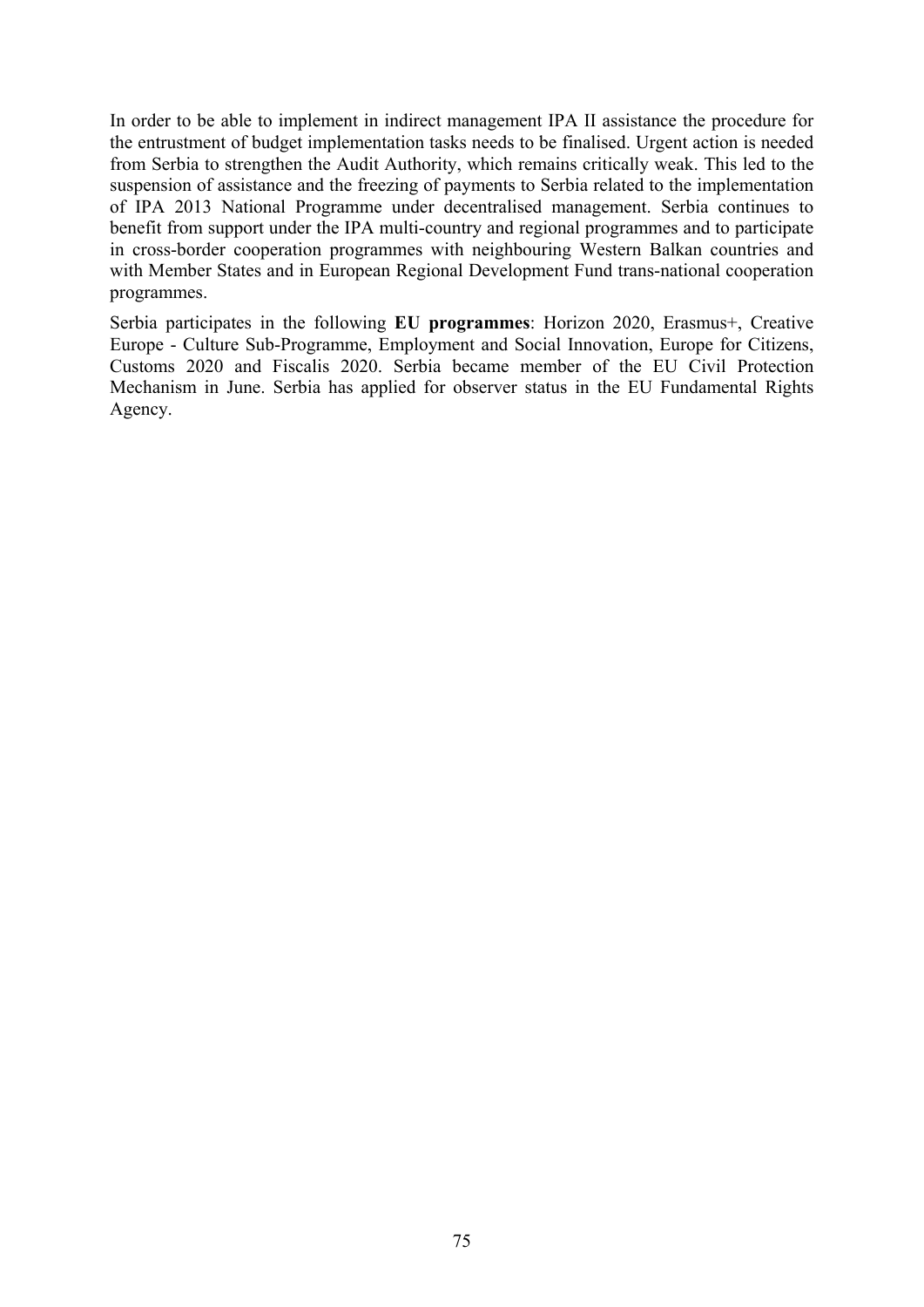In order to be able to implement in indirect management IPA II assistance the procedure for the entrustment of budget implementation tasks needs to be finalised. Urgent action is needed from Serbia to strengthen the Audit Authority, which remains critically weak. This led to the suspension of assistance and the freezing of payments to Serbia related to the implementation of IPA 2013 National Programme under decentralised management. Serbia continues to benefit from support under the IPA multi-country and regional programmes and to participate in cross-border cooperation programmes with neighbouring Western Balkan countries and with Member States and in European Regional Development Fund trans-national cooperation programmes.

Serbia participates in the following **EU programmes**: Horizon 2020, Erasmus+, Creative Europe - Culture Sub-Programme, Employment and Social Innovation, Europe for Citizens, Customs 2020 and Fiscalis 2020. Serbia became member of the EU Civil Protection Mechanism in June. Serbia has applied for observer status in the EU Fundamental Rights Agency.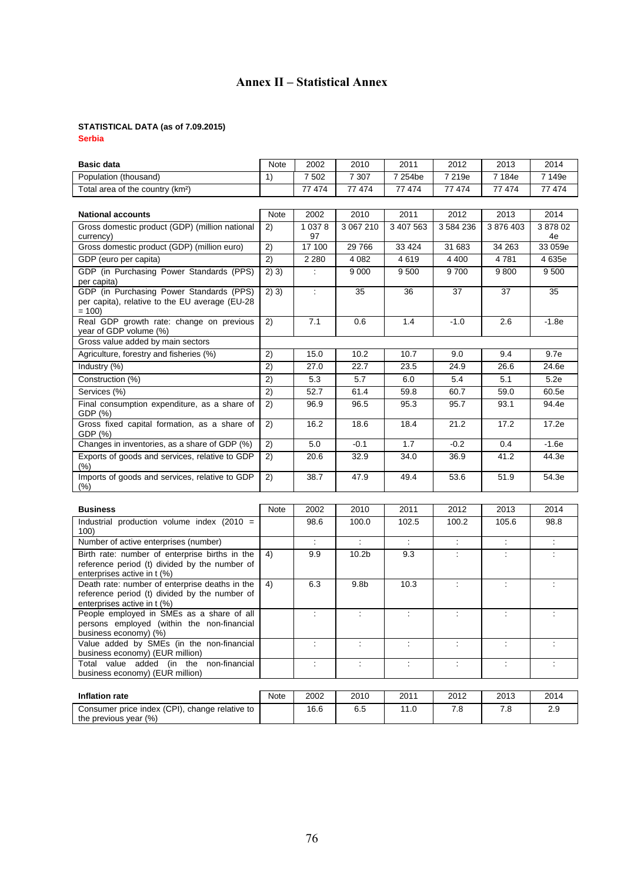# Annex II – Statistical Annex

**STATISTICAL DATA (as of 7.09.2015)**

**Serbia**

| Basic data | Note | 2002 | 2010 | 2011 | 2012 | 2013 | 2014 |
|---|---|---|---|---|---|---|---|
| Population (thousand) | 1) | 7 502 | 7 307 | 7 254be | 7 219e | 7 184e | 7 149e |
| Total area of the country (km²) | | 77 474 | 77 474 | 77 474 | 77 474 | 77 474 | 77 474 |

| National accounts | Note | 2002 | 2010 | 2011 | 2012 | 2013 | 2014 |
|---|---|---|---|---|---|---|---|
| Gross domestic product (GDP) (million national currency) | 2) | 1 037 897 | 3 067 210 | 3 407 563 | 3 584 236 | 3 876 403 | 3 878 024e |
| Gross domestic product (GDP) (million euro) | 2) | 17 100 | 29 766 | 33 424 | 31 683 | 34 263 | 33 059e |
| GDP (euro per capita) | 2) | 2 280 | 4 082 | 4 619 | 4 400 | 4 781 | 4 635e |
| GDP (in Purchasing Power Standards (PPS) per capita) | 2) 3) | : | 9 000 | 9 500 | 9 700 | 9 800 | 9 500 |
| GDP (in Purchasing Power Standards (PPS) per capita), relative to the EU average (EU-28 = 100) | 2) 3) | : | 35 | 36 | 37 | 37 | 35 |
| Real GDP growth rate: change on previous year of GDP volume (%) | 2) | 7.1 | 0.6 | 1.4 | -1.0 | 2.6 | -1.8e |
| Gross value added by main sectors | | | | | | | |
| Agriculture, forestry and fisheries (%) | 2) | 15.0 | 10.2 | 10.7 | 9.0 | 9.4 | 9.7e |
| Industry (%) | 2) | 27.0 | 22.7 | 23.5 | 24.9 | 26.6 | 24.6e |
| Construction (%) | 2) | 5.3 | 5.7 | 6.0 | 5.4 | 5.1 | 5.2e |
| Services (%) | 2) | 52.7 | 61.4 | 59.8 | 60.7 | 59.0 | 60.5e |
| Final consumption expenditure, as a share of GDP (%) | 2) | 96.9 | 96.5 | 95.3 | 95.7 | 93.1 | 94.4e |
| Gross fixed capital formation, as a share of GDP (%) | 2) | 16.2 | 18.6 | 18.4 | 21.2 | 17.2 | 17.2e |
| Changes in inventories, as a share of GDP (%) | 2) | 5.0 | -0.1 | 1.7 | -0.2 | 0.4 | -1.6e |
| Exports of goods and services, relative to GDP (%) | 2) | 20.6 | 32.9 | 34.0 | 36.9 | 41.2 | 44.3e |
| Imports of goods and services, relative to GDP (%) | 2) | 38.7 | 47.9 | 49.4 | 53.6 | 51.9 | 54.3e |

| Business | Note | 2002 | 2010 | 2011 | 2012 | 2013 | 2014 |
|---|---|---|---|---|---|---|---|
| Industrial production volume index (2010 = 100) | | 98.6 | 100.0 | 102.5 | 100.2 | 105.6 | 98.8 |
| Number of active enterprises (number) | | : | : | : | : | : | : |
| Birth rate: number of enterprise births in the reference period (t) divided by the number of enterprises active in t (%) | 4) | 9.9 | 10.2b | 9.3 | : | : | : |
| Death rate: number of enterprise deaths in the reference period (t) divided by the number of enterprises active in t (%) | 4) | 6.3 | 9.8b | 10.3 | : | : | : |
| People employed in SMEs as a share of all persons employed (within the non-financial business economy) (%) | | : | : | : | : | : | : |
| Value added by SMEs (in the non-financial business economy) (EUR million) | | : | : | : | : | : | : |
| Total value added (in the non-financial business economy) (EUR million) | | : | : | : | : | : | : |

| Inflation rate | Note | 2002 | 2010 | 2011 | 2012 | 2013 | 2014 |
|---|---|---|---|---|---|---|---|
| Consumer price index (CPI), change relative to the previous year (%) | | 16.6 | 6.5 | 11.0 | 7.8 | 7.8 | 2.9 |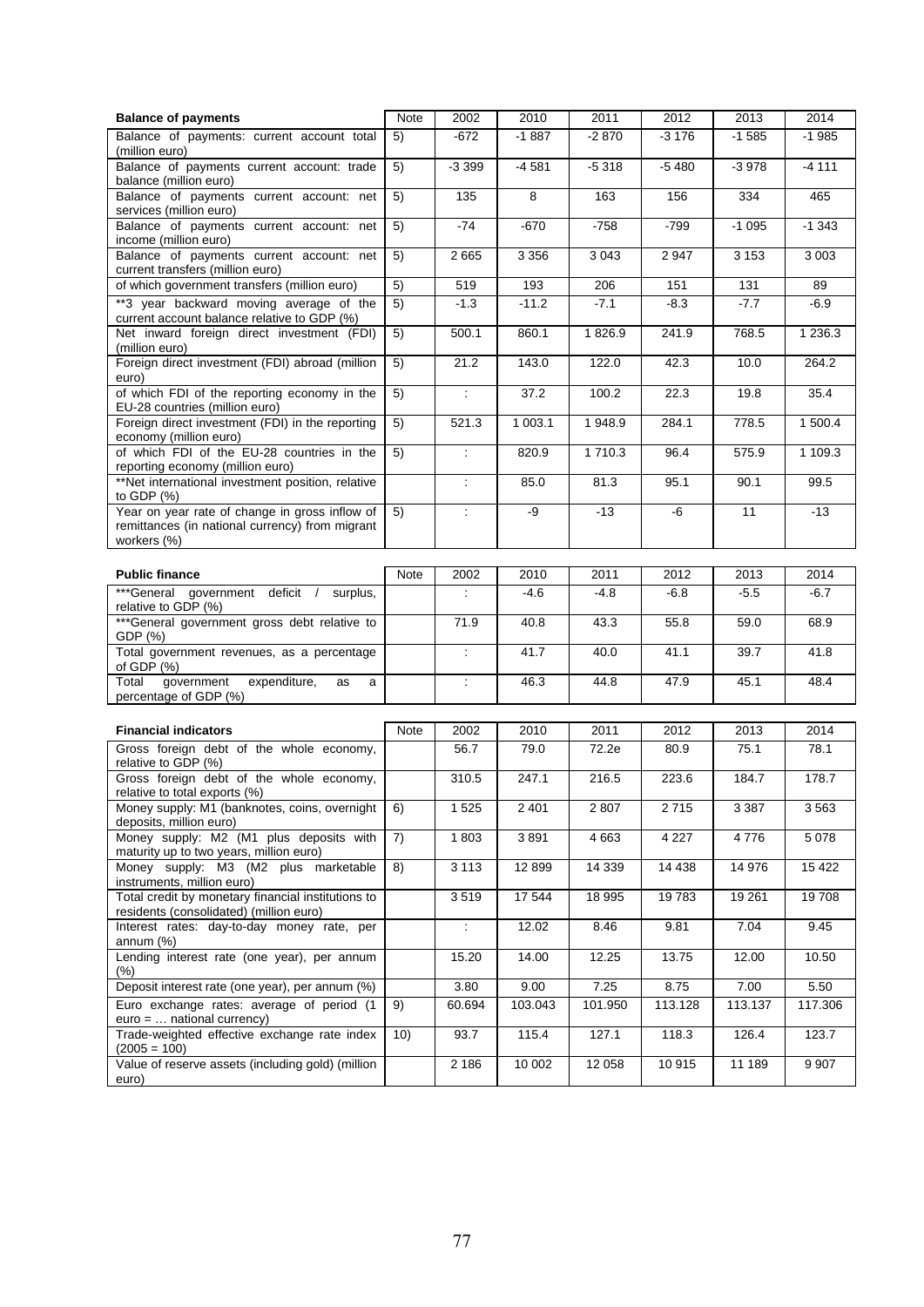| Balance of payments | Note | 2002 | 2010 | 2011 | 2012 | 2013 | 2014 |
|---|---|---|---|---|---|---|---|
| Balance of payments: current account total (million euro) | 5) | -672 | -1 887 | -2 870 | -3 176 | -1 585 | -1 985 |
| Balance of payments current account: trade balance (million euro) | 5) | -3 399 | -4 581 | -5 318 | -5 480 | -3 978 | -4 111 |
| Balance of payments current account: net services (million euro) | 5) | 135 | 8 | 163 | 156 | 334 | 465 |
| Balance of payments current account: net income (million euro) | 5) | -74 | -670 | -758 | -799 | -1 095 | -1 343 |
| Balance of payments current account: net current transfers (million euro) | 5) | 2 665 | 3 356 | 3 043 | 2 947 | 3 153 | 3 003 |
| of which government transfers (million euro) | 5) | 519 | 193 | 206 | 151 | 131 | 89 |
| **3 year backward moving average of the current account balance relative to GDP (%) | 5) | -1.3 | -11.2 | -7.1 | -8.3 | -7.7 | -6.9 |
| Net inward foreign direct investment (FDI) (million euro) | 5) | 500.1 | 860.1 | 1 826.9 | 241.9 | 768.5 | 1 236.3 |
| Foreign direct investment (FDI) abroad (million euro) | 5) | 21.2 | 143.0 | 122.0 | 42.3 | 10.0 | 264.2 |
| of which FDI of the reporting economy in the EU-28 countries (million euro) | 5) | : | 37.2 | 100.2 | 22.3 | 19.8 | 35.4 |
| Foreign direct investment (FDI) in the reporting economy (million euro) | 5) | 521.3 | 1 003.1 | 1 948.9 | 284.1 | 778.5 | 1 500.4 |
| of which FDI of the EU-28 countries in the reporting economy (million euro) | 5) | : | 820.9 | 1 710.3 | 96.4 | 575.9 | 1 109.3 |
| **Net international investment position, relative to GDP (%) | | : | 85.0 | 81.3 | 95.1 | 90.1 | 99.5 |
| Year on year rate of change in gross inflow of remittances (in national currency) from migrant workers (%) | 5) | : | -9 | -13 | -6 | 11 | -13 |

| Public finance | Note | 2002 | 2010 | 2011 | 2012 | 2013 | 2014 |
|---|---|---|---|---|---|---|---|
| ***General government deficit / surplus, relative to GDP (%) | | : | -4.6 | -4.8 | -6.8 | -5.5 | -6.7 |
| ***General government gross debt relative to GDP (%) | | 71.9 | 40.8 | 43.3 | 55.8 | 59.0 | 68.9 |
| Total government revenues, as a percentage of GDP (%) | | : | 41.7 | 40.0 | 41.1 | 39.7 | 41.8 |
| Total government expenditure, as a percentage of GDP (%) | | : | 46.3 | 44.8 | 47.9 | 45.1 | 48.4 |

| Financial indicators | Note | 2002 | 2010 | 2011 | 2012 | 2013 | 2014 |
|---|---|---|---|---|---|---|---|
| Gross foreign debt of the whole economy, relative to GDP (%) | | 56.7 | 79.0 | 72.2e | 80.9 | 75.1 | 78.1 |
| Gross foreign debt of the whole economy, relative to total exports (%) | | 310.5 | 247.1 | 216.5 | 223.6 | 184.7 | 178.7 |
| Money supply: M1 (banknotes, coins, overnight deposits, million euro) | 6) | 1 525 | 2 401 | 2 807 | 2 715 | 3 387 | 3 563 |
| Money supply: M2 (M1 plus deposits with maturity up to two years, million euro) | 7) | 1 803 | 3 891 | 4 663 | 4 227 | 4 776 | 5 078 |
| Money supply: M3 (M2 plus marketable instruments, million euro) | 8) | 3 113 | 12 899 | 14 339 | 14 438 | 14 976 | 15 422 |
| Total credit by monetary financial institutions to residents (consolidated) (million euro) | | 3 519 | 17 544 | 18 995 | 19 783 | 19 261 | 19 708 |
| Interest rates: day-to-day money rate, per annum (%) | | : | 12.02 | 8.46 | 9.81 | 7.04 | 9.45 |
| Lending interest rate (one year), per annum (%) | | 15.20 | 14.00 | 12.25 | 13.75 | 12.00 | 10.50 |
| Deposit interest rate (one year), per annum (%) | | 3.80 | 9.00 | 7.25 | 8.75 | 7.00 | 5.50 |
| Euro exchange rates: average of period (1 euro = … national currency) | 9) | 60.694 | 103.043 | 101.950 | 113.128 | 113.137 | 117.306 |
| Trade-weighted effective exchange rate index (2005 = 100) | 10) | 93.7 | 115.4 | 127.1 | 118.3 | 126.4 | 123.7 |
| Value of reserve assets (including gold) (million euro) | | 2 186 | 10 002 | 12 058 | 10 915 | 11 189 | 9 907 |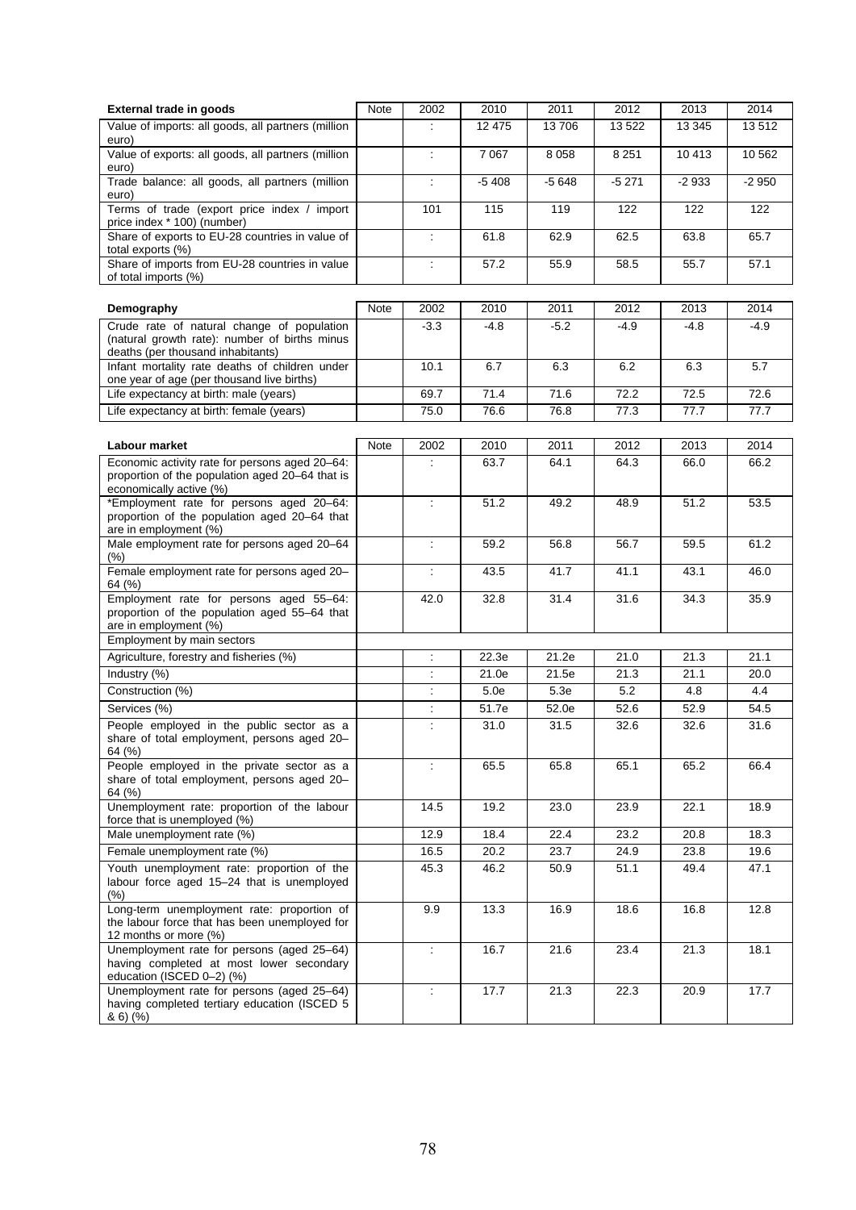| External trade in goods | Note | 2002 | 2010 | 2011 | 2012 | 2013 | 2014 |
|---|---|---|---|---|---|---|---|
| Value of imports: all goods, all partners (million euro) | | : | 12 475 | 13 706 | 13 522 | 13 345 | 13 512 |
| Value of exports: all goods, all partners (million euro) | | : | 7 067 | 8 058 | 8 251 | 10 413 | 10 562 |
| Trade balance: all goods, all partners (million euro) | | : | -5 408 | -5 648 | -5 271 | -2 933 | -2 950 |
| Terms of trade (export price index / import price index * 100) (number) | | 101 | 115 | 119 | 122 | 122 | 122 |
| Share of exports to EU-28 countries in value of total exports (%) | | : | 61.8 | 62.9 | 62.5 | 63.8 | 65.7 |
| Share of imports from EU-28 countries in value of total imports (%) | | : | 57.2 | 55.9 | 58.5 | 55.7 | 57.1 |

| Demography | Note | 2002 | 2010 | 2011 | 2012 | 2013 | 2014 |
|---|---|---|---|---|---|---|---|
| Crude rate of natural change of population (natural growth rate): number of births minus deaths (per thousand inhabitants) | | -3.3 | -4.8 | -5.2 | -4.9 | -4.8 | -4.9 |
| Infant mortality rate deaths of children under one year of age (per thousand live births) | | 10.1 | 6.7 | 6.3 | 6.2 | 6.3 | 5.7 |
| Life expectancy at birth: male (years) | | 69.7 | 71.4 | 71.6 | 72.2 | 72.5 | 72.6 |
| Life expectancy at birth: female (years) | | 75.0 | 76.6 | 76.8 | 77.3 | 77.7 | 77.7 |

| Labour market | Note | 2002 | 2010 | 2011 | 2012 | 2013 | 2014 |
|---|---|---|---|---|---|---|---|
| Economic activity rate for persons aged 20–64: proportion of the population aged 20–64 that is economically active (%) | | : | 63.7 | 64.1 | 64.3 | 66.0 | 66.2 |
| *Employment rate for persons aged 20–64: proportion of the population aged 20–64 that are in employment (%) | | : | 51.2 | 49.2 | 48.9 | 51.2 | 53.5 |
| Male employment rate for persons aged 20–64 (%) | | : | 59.2 | 56.8 | 56.7 | 59.5 | 61.2 |
| Female employment rate for persons aged 20–64 (%) | | : | 43.5 | 41.7 | 41.1 | 43.1 | 46.0 |
| Employment rate for persons aged 55–64: proportion of the population aged 55–64 that are in employment (%) | | 42.0 | 32.8 | 31.4 | 31.6 | 34.3 | 35.9 |
| Employment by main sectors | | | | | | | |
| Agriculture, forestry and fisheries (%) | | : | 22.3e | 21.2e | 21.0 | 21.3 | 21.1 |
| Industry (%) | | : | 21.0e | 21.5e | 21.3 | 21.1 | 20.0 |
| Construction (%) | | : | 5.0e | 5.3e | 5.2 | 4.8 | 4.4 |
| Services (%) | | : | 51.7e | 52.0e | 52.6 | 52.9 | 54.5 |
| People employed in the public sector as a share of total employment, persons aged 20–64 (%) | | : | 31.0 | 31.5 | 32.6 | 32.6 | 31.6 |
| People employed in the private sector as a share of total employment, persons aged 20–64 (%) | | : | 65.5 | 65.8 | 65.1 | 65.2 | 66.4 |
| Unemployment rate: proportion of the labour force that is unemployed (%) | | 14.5 | 19.2 | 23.0 | 23.9 | 22.1 | 18.9 |
| Male unemployment rate (%) | | 12.9 | 18.4 | 22.4 | 23.2 | 20.8 | 18.3 |
| Female unemployment rate (%) | | 16.5 | 20.2 | 23.7 | 24.9 | 23.8 | 19.6 |
| Youth unemployment rate: proportion of the labour force aged 15–24 that is unemployed (%) | | 45.3 | 46.2 | 50.9 | 51.1 | 49.4 | 47.1 |
| Long-term unemployment rate: proportion of the labour force that has been unemployed for 12 months or more (%) | | 9.9 | 13.3 | 16.9 | 18.6 | 16.8 | 12.8 |
| Unemployment rate for persons (aged 25–64) having completed at most lower secondary education (ISCED 0–2) (%) | | : | 16.7 | 21.6 | 23.4 | 21.3 | 18.1 |
| Unemployment rate for persons (aged 25–64) having completed tertiary education (ISCED 5 & 6) (%) | | : | 17.7 | 21.3 | 22.3 | 20.9 | 17.7 |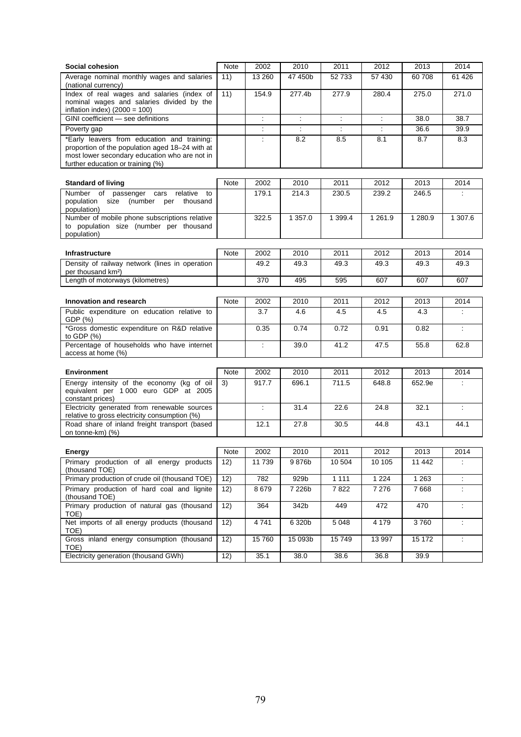| Social cohesion | Note | 2002 | 2010 | 2011 | 2012 | 2013 | 2014 |
|---|---|---|---|---|---|---|---|
| Average nominal monthly wages and salaries (national currency) | 11) | 13 260 | 47 450b | 52 733 | 57 430 | 60 708 | 61 426 |
| Index of real wages and salaries (index of nominal wages and salaries divided by the inflation index) (2000 = 100) | 11) | 154.9 | 277.4b | 277.9 | 280.4 | 275.0 | 271.0 |
| GINI coefficient — see definitions | | : | : | : | : | 38.0 | 38.7 |
| Poverty gap | | : | : | : | : | 36.6 | 39.9 |
| *Early leavers from education and training: proportion of the population aged 18–24 with at most lower secondary education who are not in further education or training (%) | | : | 8.2 | 8.5 | 8.1 | 8.7 | 8.3 |

| Standard of living | Note | 2002 | 2010 | 2011 | 2012 | 2013 | 2014 |
|---|---|---|---|---|---|---|---|
| Number of passenger cars relative to population size (number per thousand population) | | 179.1 | 214.3 | 230.5 | 239.2 | 246.5 | : |
| Number of mobile phone subscriptions relative to population size (number per thousand population) | | 322.5 | 1 357.0 | 1 399.4 | 1 261.9 | 1 280.9 | 1 307.6 |

| Infrastructure | Note | 2002 | 2010 | 2011 | 2012 | 2013 | 2014 |
|---|---|---|---|---|---|---|---|
| Density of railway network (lines in operation per thousand km²) | | 49.2 | 49.3 | 49.3 | 49.3 | 49.3 | 49.3 |
| Length of motorways (kilometres) | | 370 | 495 | 595 | 607 | 607 | 607 |

| Innovation and research | Note | 2002 | 2010 | 2011 | 2012 | 2013 | 2014 |
|---|---|---|---|---|---|---|---|
| Public expenditure on education relative to GDP (%) | | 3.7 | 4.6 | 4.5 | 4.5 | 4.3 | : |
| *Gross domestic expenditure on R&D relative to GDP (%) | | 0.35 | 0.74 | 0.72 | 0.91 | 0.82 | : |
| Percentage of households who have internet access at home (%) | | : | 39.0 | 41.2 | 47.5 | 55.8 | 62.8 |

| Environment | Note | 2002 | 2010 | 2011 | 2012 | 2013 | 2014 |
|---|---|---|---|---|---|---|---|
| Energy intensity of the economy (kg of oil equivalent per 1 000 euro GDP at 2005 constant prices) | 3) | 917.7 | 696.1 | 711.5 | 648.8 | 652.9e | : |
| Electricity generated from renewable sources relative to gross electricity consumption (%) | | : | 31.4 | 22.6 | 24.8 | 32.1 | : |
| Road share of inland freight transport (based on tonne-km) (%) | | 12.1 | 27.8 | 30.5 | 44.8 | 43.1 | 44.1 |

| Energy | Note | 2002 | 2010 | 2011 | 2012 | 2013 | 2014 |
|---|---|---|---|---|---|---|---|
| Primary production of all energy products (thousand TOE) | 12) | 11 739 | 9 876b | 10 504 | 10 105 | 11 442 | : |
| Primary production of crude oil (thousand TOE) | 12) | 782 | 929b | 1 111 | 1 224 | 1 263 | : |
| Primary production of hard coal and lignite (thousand TOE) | 12) | 8 679 | 7 226b | 7 822 | 7 276 | 7 668 | : |
| Primary production of natural gas (thousand TOE) | 12) | 364 | 342b | 449 | 472 | 470 | : |
| Net imports of all energy products (thousand TOE) | 12) | 4 741 | 6 320b | 5 048 | 4 179 | 3 760 | : |
| Gross inland energy consumption (thousand TOE) | 12) | 15 760 | 15 093b | 15 749 | 13 997 | 15 172 | : |
| Electricity generation (thousand GWh) | 12) | 35.1 | 38.0 | 38.6 | 36.8 | 39.9 | |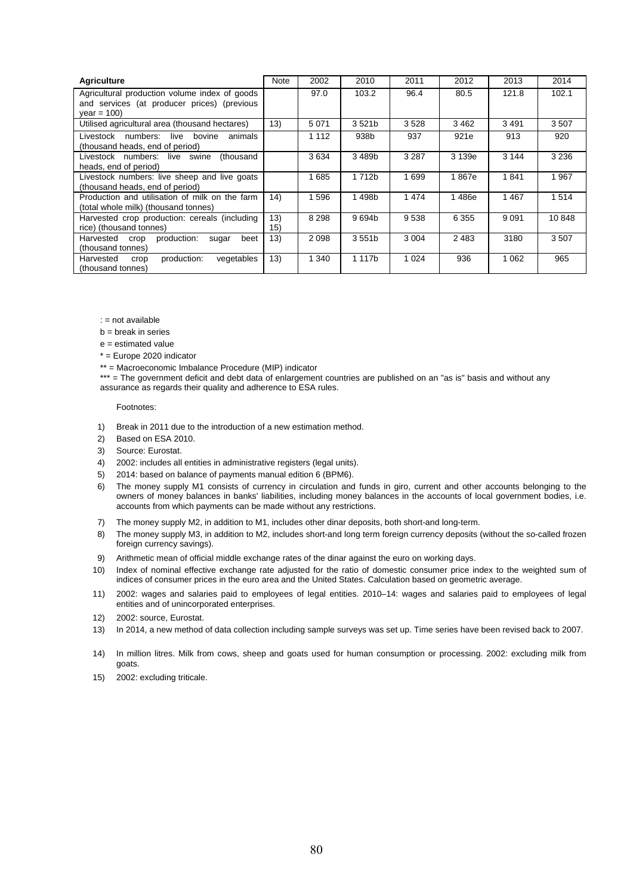| Agriculture | Note | 2002 | 2010 | 2011 | 2012 | 2013 | 2014 |
|---|---|---|---|---|---|---|---|
| Agricultural production volume index of goods and services (at producer prices) (previous year = 100) | | 97.0 | 103.2 | 96.4 | 80.5 | 121.8 | 102.1 |
| Utilised agricultural area (thousand hectares) | 13) | 5 071 | 3 521b | 3 528 | 3 462 | 3 491 | 3 507 |
| Livestock numbers: live bovine animals (thousand heads, end of period) | | 1 112 | 938b | 937 | 921e | 913 | 920 |
| Livestock numbers: live swine (thousand heads, end of period) | | 3 634 | 3 489b | 3 287 | 3 139e | 3 144 | 3 236 |
| Livestock numbers: live sheep and live goats (thousand heads, end of period) | | 1 685 | 1 712b | 1 699 | 1 867e | 1 841 | 1 967 |
| Production and utilisation of milk on the farm (total whole milk) (thousand tonnes) | 14) | 1 596 | 1 498b | 1 474 | 1 486e | 1 467 | 1 514 |
| Harvested crop production: cereals (including rice) (thousand tonnes) | 13) 15) | 8 298 | 9 694b | 9 538 | 6 355 | 9 091 | 10 848 |
| Harvested crop production: sugar beet (thousand tonnes) | 13) | 2 098 | 3 551b | 3 004 | 2 483 | 3180 | 3 507 |
| Harvested crop production: vegetables (thousand tonnes) | 13) | 1 340 | 1 117b | 1 024 | 936 | 1 062 | 965 |

: = not available

b = break in series

e = estimated value

* = Europe 2020 indicator

** = Macroeconomic Imbalance Procedure (MIP) indicator

*** = The government deficit and debt data of enlargement countries are published on an "as is" basis and without any assurance as regards their quality and adherence to ESA rules.

Footnotes:

1) Break in 2011 due to the introduction of a new estimation method.
2) Based on ESA 2010.
3) Source: Eurostat.
4) 2002: includes all entities in administrative registers (legal units).
5) 2014: based on balance of payments manual edition 6 (BPM6).
6) The money supply M1 consists of currency in circulation and funds in giro, current and other accounts belonging to the owners of money balances in banks' liabilities, including money balances in the accounts of local government bodies, i.e. accounts from which payments can be made without any restrictions.
7) The money supply M2, in addition to M1, includes other dinar deposits, both short-and long-term.
8) The money supply M3, in addition to M2, includes short-and long term foreign currency deposits (without the so-called frozen foreign currency savings).
9) Arithmetic mean of official middle exchange rates of the dinar against the euro on working days.
10) Index of nominal effective exchange rate adjusted for the ratio of domestic consumer price index to the weighted sum of indices of consumer prices in the euro area and the United States. Calculation based on geometric average.
11) 2002: wages and salaries paid to employees of legal entities. 2010–14: wages and salaries paid to employees of legal entities and of unincorporated enterprises.
12) 2002: source, Eurostat.
13) In 2014, a new method of data collection including sample surveys was set up. Time series have been revised back to 2007.
14) In million litres. Milk from cows, sheep and goats used for human consumption or processing. 2002: excluding milk from goats.
15) 2002: excluding triticale.